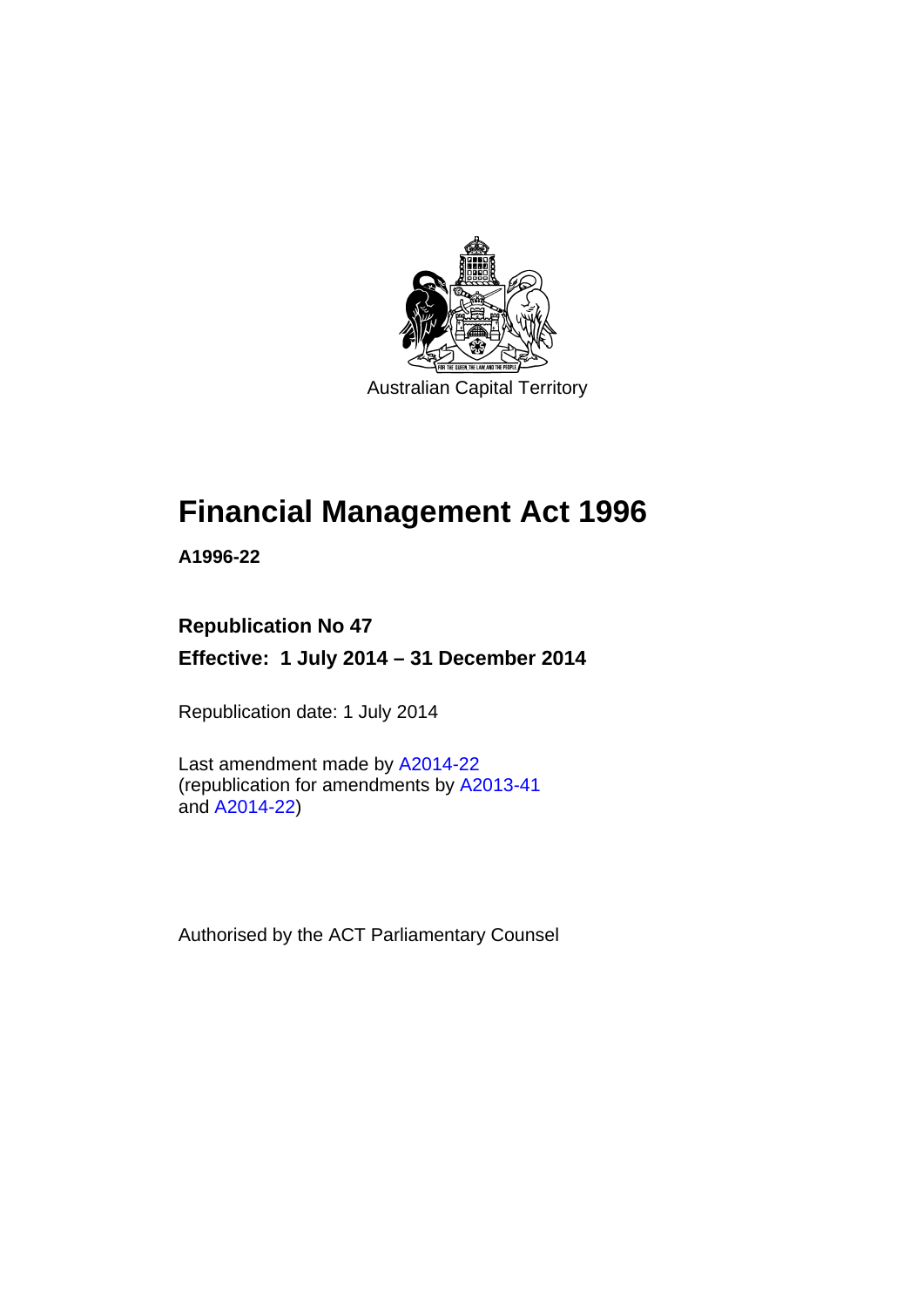Australian Capital Territory

# Financial Management Act 1996

**A1996-22**

**Republication No 47**

**Effective: 1 July 2014 – 31 December 2014**

Republication date: 1 July 2014

Last amendment made by A2014-22
(republication for amendments by A2013-41
and A2014-22)

Authorised by the ACT Parliamentary Counsel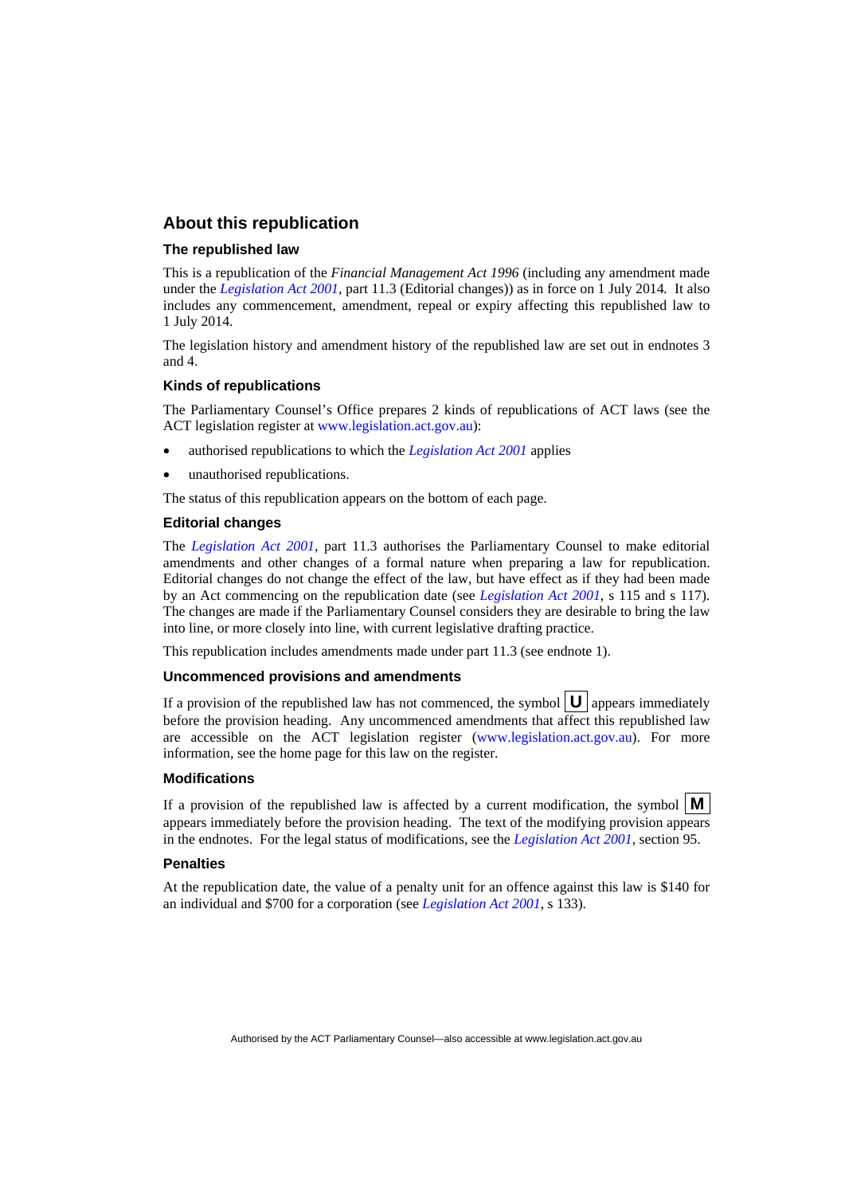## About this republication

### The republished law

This is a republication of the *Financial Management Act 1996* (including any amendment made under the *Legislation Act 2001*, part 11.3 (Editorial changes)) as in force on 1 July 2014*.* It also includes any commencement, amendment, repeal or expiry affecting this republished law to 1 July 2014.

The legislation history and amendment history of the republished law are set out in endnotes 3 and 4.

### Kinds of republications

The Parliamentary Counsel's Office prepares 2 kinds of republications of ACT laws (see the ACT legislation register at www.legislation.act.gov.au):

- authorised republications to which the *Legislation Act 2001* applies
- unauthorised republications.

The status of this republication appears on the bottom of each page.

### Editorial changes

The *Legislation Act 2001*, part 11.3 authorises the Parliamentary Counsel to make editorial amendments and other changes of a formal nature when preparing a law for republication. Editorial changes do not change the effect of the law, but have effect as if they had been made by an Act commencing on the republication date (see *Legislation Act 2001*, s 115 and s 117). The changes are made if the Parliamentary Counsel considers they are desirable to bring the law into line, or more closely into line, with current legislative drafting practice.

This republication includes amendments made under part 11.3 (see endnote 1).

### Uncommenced provisions and amendments

If a provision of the republished law has not commenced, the symbol **U** appears immediately before the provision heading. Any uncommenced amendments that affect this republished law are accessible on the ACT legislation register (www.legislation.act.gov.au). For more information, see the home page for this law on the register.

### Modifications

If a provision of the republished law is affected by a current modification, the symbol **M** appears immediately before the provision heading. The text of the modifying provision appears in the endnotes. For the legal status of modifications, see the *Legislation Act 2001*, section 95.

### Penalties

At the republication date, the value of a penalty unit for an offence against this law is $140 for an individual and $700 for a corporation (see *Legislation Act 2001*, s 133).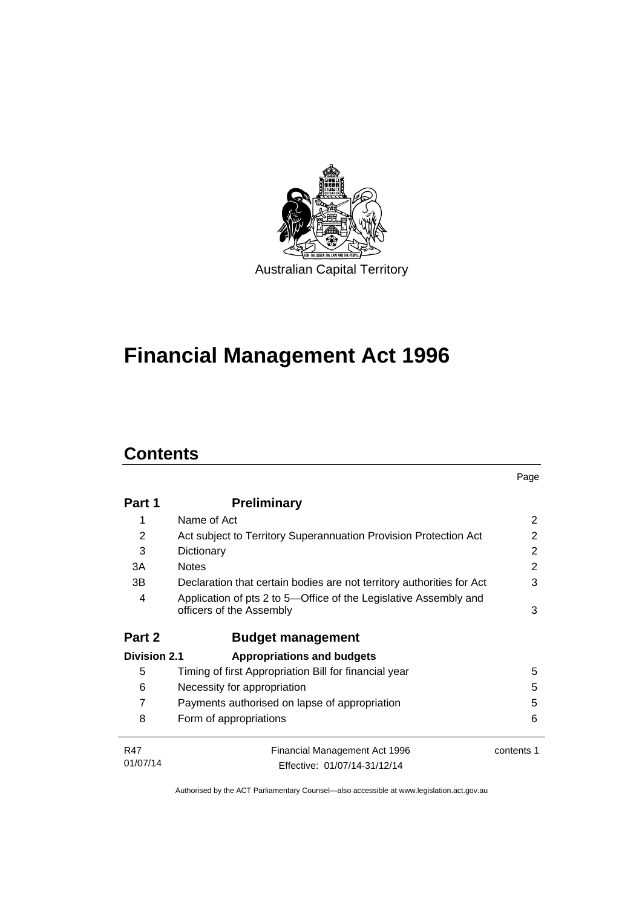Australian Capital Territory

# Financial Management Act 1996

## Contents

| | | Page |
|---|---|---|
| **Part 1** | **Preliminary** | |
| 1 | Name of Act | 2 |
| 2 | Act subject to Territory Superannuation Provision Protection Act | 2 |
| 3 | Dictionary | 2 |
| 3A | Notes | 2 |
| 3B | Declaration that certain bodies are not territory authorities for Act | 3 |
| 4 | Application of pts 2 to 5—Office of the Legislative Assembly and officers of the Assembly | 3 |
| **Part 2** | **Budget management** | |
| **Division 2.1** | **Appropriations and budgets** | |
| 5 | Timing of first Appropriation Bill for financial year | 5 |
| 6 | Necessity for appropriation | 5 |
| 7 | Payments authorised on lapse of appropriation | 5 |
| 8 | Form of appropriations | 6 |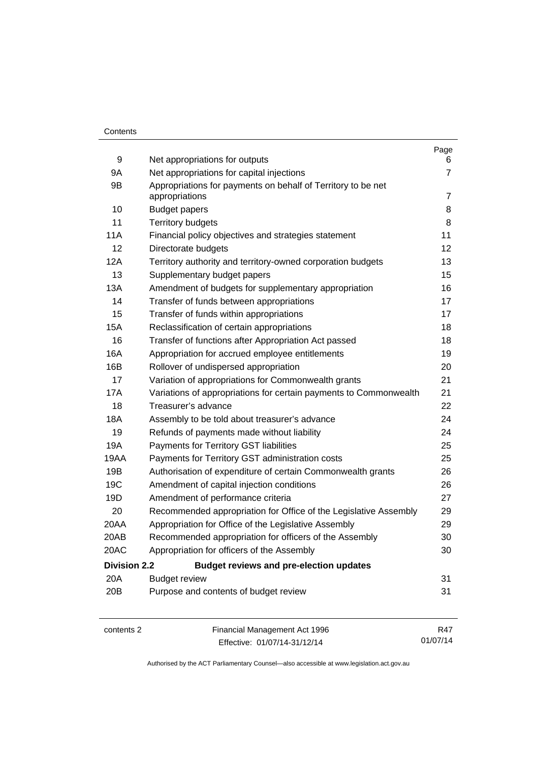| | | Page |
|---|---|---|
| 9 | Net appropriations for outputs | 6 |
| 9A | Net appropriations for capital injections | 7 |
| 9B | Appropriations for payments on behalf of Territory to be net appropriations | 7 |
| 10 | Budget papers | 8 |
| 11 | Territory budgets | 8 |
| 11A | Financial policy objectives and strategies statement | 11 |
| 12 | Directorate budgets | 12 |
| 12A | Territory authority and territory-owned corporation budgets | 13 |
| 13 | Supplementary budget papers | 15 |
| 13A | Amendment of budgets for supplementary appropriation | 16 |
| 14 | Transfer of funds between appropriations | 17 |
| 15 | Transfer of funds within appropriations | 17 |
| 15A | Reclassification of certain appropriations | 18 |
| 16 | Transfer of functions after Appropriation Act passed | 18 |
| 16A | Appropriation for accrued employee entitlements | 19 |
| 16B | Rollover of undisbursed appropriation | 20 |
| 17 | Variation of appropriations for Commonwealth grants | 21 |
| 17A | Variations of appropriations for certain payments to Commonwealth | 21 |
| 18 | Treasurer's advance | 22 |
| 18A | Assembly to be told about treasurer's advance | 24 |
| 19 | Refunds of payments made without liability | 24 |
| 19A | Payments for Territory GST liabilities | 25 |
| 19AA | Payments for Territory GST administration costs | 25 |
| 19B | Authorisation of expenditure of certain Commonwealth grants | 26 |
| 19C | Amendment of capital injection conditions | 26 |
| 19D | Amendment of performance criteria | 27 |
| 20 | Recommended appropriation for Office of the Legislative Assembly | 29 |
| 20AA | Appropriation for Office of the Legislative Assembly | 29 |
| 20AB | Recommended appropriation for officers of the Assembly | 30 |
| 20AC | Appropriation for officers of the Assembly | 30 |
| **Division 2.2** | **Budget reviews and pre-election updates** | |
| 20A | Budget review | 31 |
| 20B | Purpose and contents of budget review | 31 |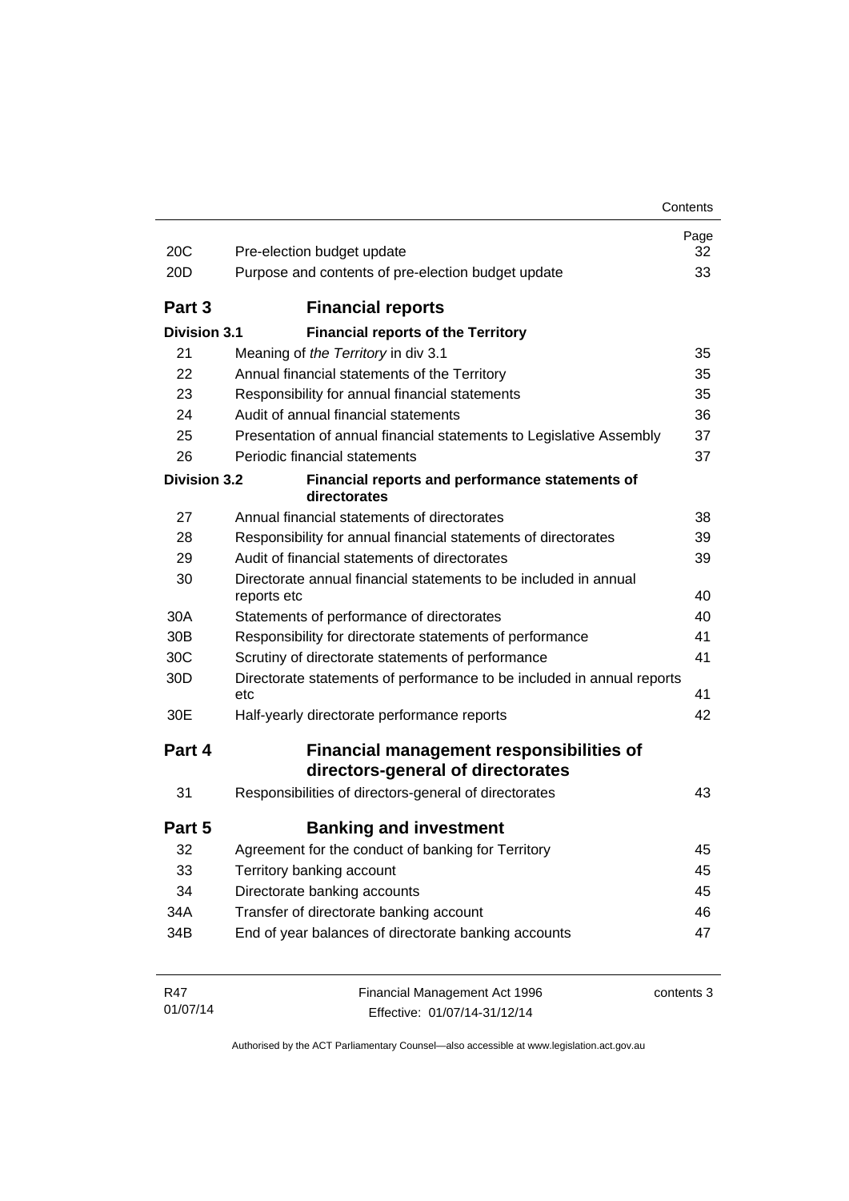| | | Page |
|---|---|---|
| 20C | Pre-election budget update | 32 |
| 20D | Purpose and contents of pre-election budget update | 33 |

## Part 3 Financial reports

**Division 3.1 Financial reports of the Territory**

| | | |
|---|---|---|
| 21 | Meaning of *the Territory* in div 3.1 | 35 |
| 22 | Annual financial statements of the Territory | 35 |
| 23 | Responsibility for annual financial statements | 35 |
| 24 | Audit of annual financial statements | 36 |
| 25 | Presentation of annual financial statements to Legislative Assembly | 37 |
| 26 | Periodic financial statements | 37 |

**Division 3.2 Financial reports and performance statements of directorates**

| | | |
|---|---|---|
| 27 | Annual financial statements of directorates | 38 |
| 28 | Responsibility for annual financial statements of directorates | 39 |
| 29 | Audit of financial statements of directorates | 39 |
| 30 | Directorate annual financial statements to be included in annual reports etc | 40 |
| 30A | Statements of performance of directorates | 40 |
| 30B | Responsibility for directorate statements of performance | 41 |
| 30C | Scrutiny of directorate statements of performance | 41 |
| 30D | Directorate statements of performance to be included in annual reports etc | 41 |
| 30E | Half-yearly directorate performance reports | 42 |

## Part 4 Financial management responsibilities of directors-general of directorates

| | | |
|---|---|---|
| 31 | Responsibilities of directors-general of directorates | 43 |

## Part 5 Banking and investment

| | | |
|---|---|---|
| 32 | Agreement for the conduct of banking for Territory | 45 |
| 33 | Territory banking account | 45 |
| 34 | Directorate banking accounts | 45 |
| 34A | Transfer of directorate banking account | 46 |
| 34B | End of year balances of directorate banking accounts | 47 |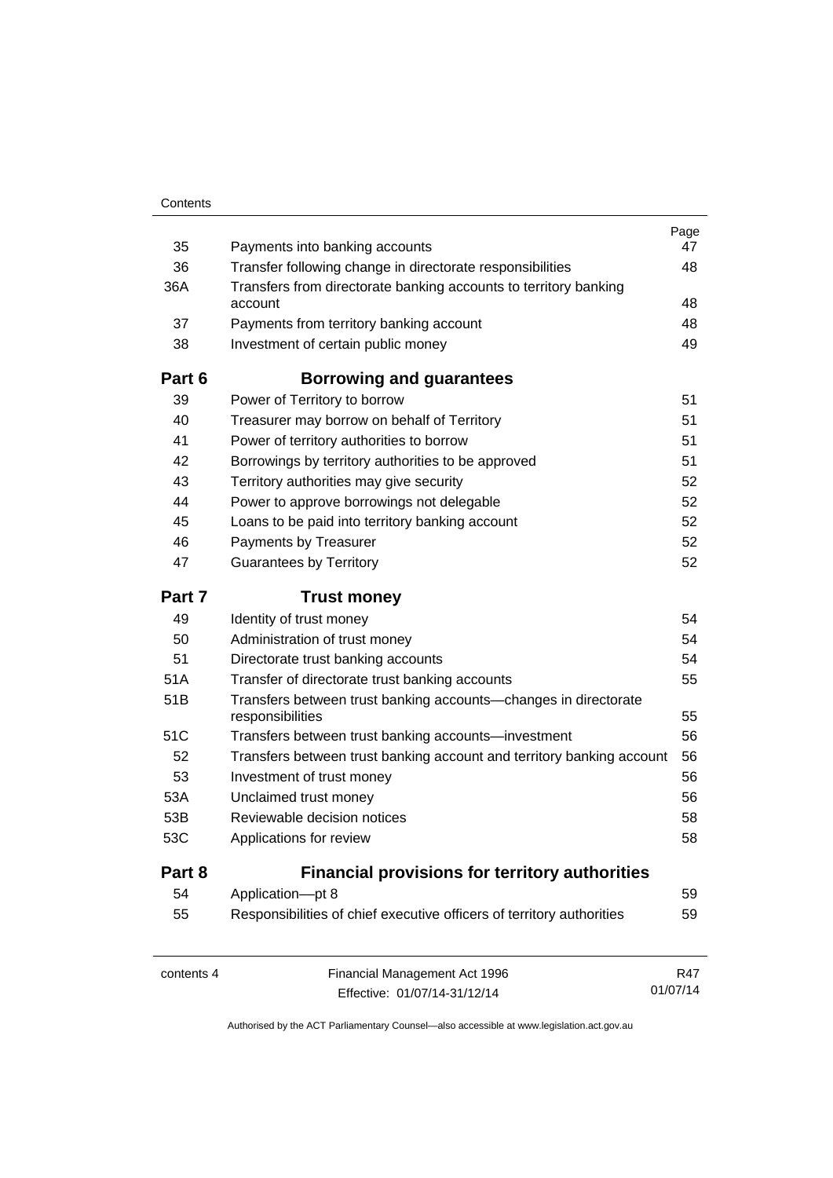| | | Page |
|---|---|---|
| 35 | Payments into banking accounts | 47 |
| 36 | Transfer following change in directorate responsibilities | 48 |
| 36A | Transfers from directorate banking accounts to territory banking account | 48 |
| 37 | Payments from territory banking account | 48 |
| 38 | Investment of certain public money | 49 |

## Part 6 Borrowing and guarantees

| | | |
|---|---|---|
| 39 | Power of Territory to borrow | 51 |
| 40 | Treasurer may borrow on behalf of Territory | 51 |
| 41 | Power of territory authorities to borrow | 51 |
| 42 | Borrowings by territory authorities to be approved | 51 |
| 43 | Territory authorities may give security | 52 |
| 44 | Power to approve borrowings not delegable | 52 |
| 45 | Loans to be paid into territory banking account | 52 |
| 46 | Payments by Treasurer | 52 |
| 47 | Guarantees by Territory | 52 |

## Part 7 Trust money

| | | |
|---|---|---|
| 49 | Identity of trust money | 54 |
| 50 | Administration of trust money | 54 |
| 51 | Directorate trust banking accounts | 54 |
| 51A | Transfer of directorate trust banking accounts | 55 |
| 51B | Transfers between trust banking accounts—changes in directorate responsibilities | 55 |
| 51C | Transfers between trust banking accounts—investment | 56 |
| 52 | Transfers between trust banking account and territory banking account | 56 |
| 53 | Investment of trust money | 56 |
| 53A | Unclaimed trust money | 56 |
| 53B | Reviewable decision notices | 58 |
| 53C | Applications for review | 58 |

## Part 8 Financial provisions for territory authorities

| | | |
|---|---|---|
| 54 | Application—pt 8 | 59 |
| 55 | Responsibilities of chief executive officers of territory authorities | 59 |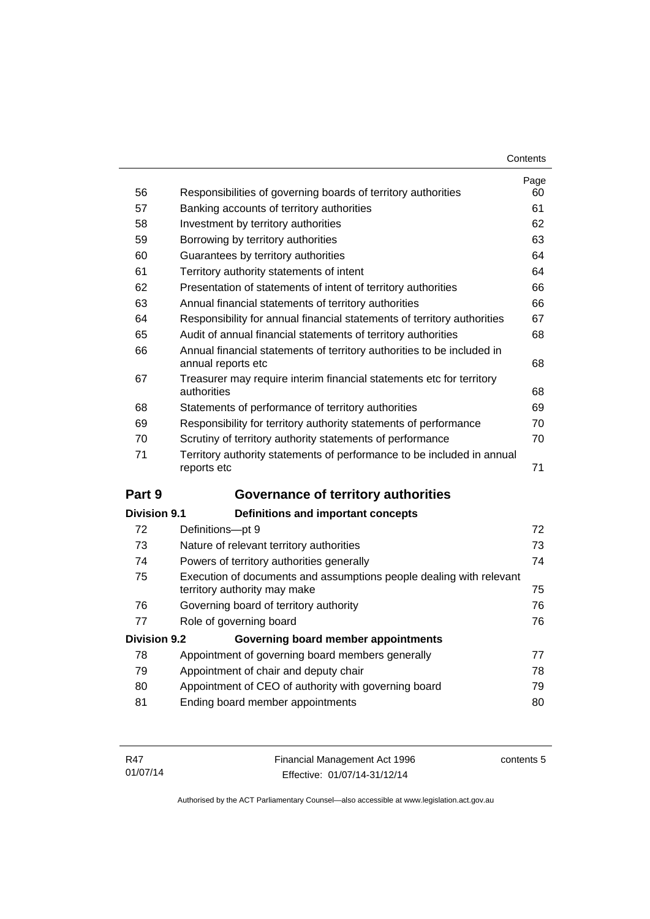| | | Page |
|---|---|---|
| 56 | Responsibilities of governing boards of territory authorities | 60 |
| 57 | Banking accounts of territory authorities | 61 |
| 58 | Investment by territory authorities | 62 |
| 59 | Borrowing by territory authorities | 63 |
| 60 | Guarantees by territory authorities | 64 |
| 61 | Territory authority statements of intent | 64 |
| 62 | Presentation of statements of intent of territory authorities | 66 |
| 63 | Annual financial statements of territory authorities | 66 |
| 64 | Responsibility for annual financial statements of territory authorities | 67 |
| 65 | Audit of annual financial statements of territory authorities | 68 |
| 66 | Annual financial statements of territory authorities to be included in annual reports etc | 68 |
| 67 | Treasurer may require interim financial statements etc for territory authorities | 68 |
| 68 | Statements of performance of territory authorities | 69 |
| 69 | Responsibility for territory authority statements of performance | 70 |
| 70 | Scrutiny of territory authority statements of performance | 70 |
| 71 | Territory authority statements of performance to be included in annual reports etc | 71 |

## Part 9 Governance of territory authorities

### Division 9.1 Definitions and important concepts

| | | |
|---|---|---|
| 72 | Definitions—pt 9 | 72 |
| 73 | Nature of relevant territory authorities | 73 |
| 74 | Powers of territory authorities generally | 74 |
| 75 | Execution of documents and assumptions people dealing with relevant territory authority may make | 75 |
| 76 | Governing board of territory authority | 76 |
| 77 | Role of governing board | 76 |

### Division 9.2 Governing board member appointments

| | | |
|---|---|---|
| 78 | Appointment of governing board members generally | 77 |
| 79 | Appointment of chair and deputy chair | 78 |
| 80 | Appointment of CEO of authority with governing board | 79 |
| 81 | Ending board member appointments | 80 |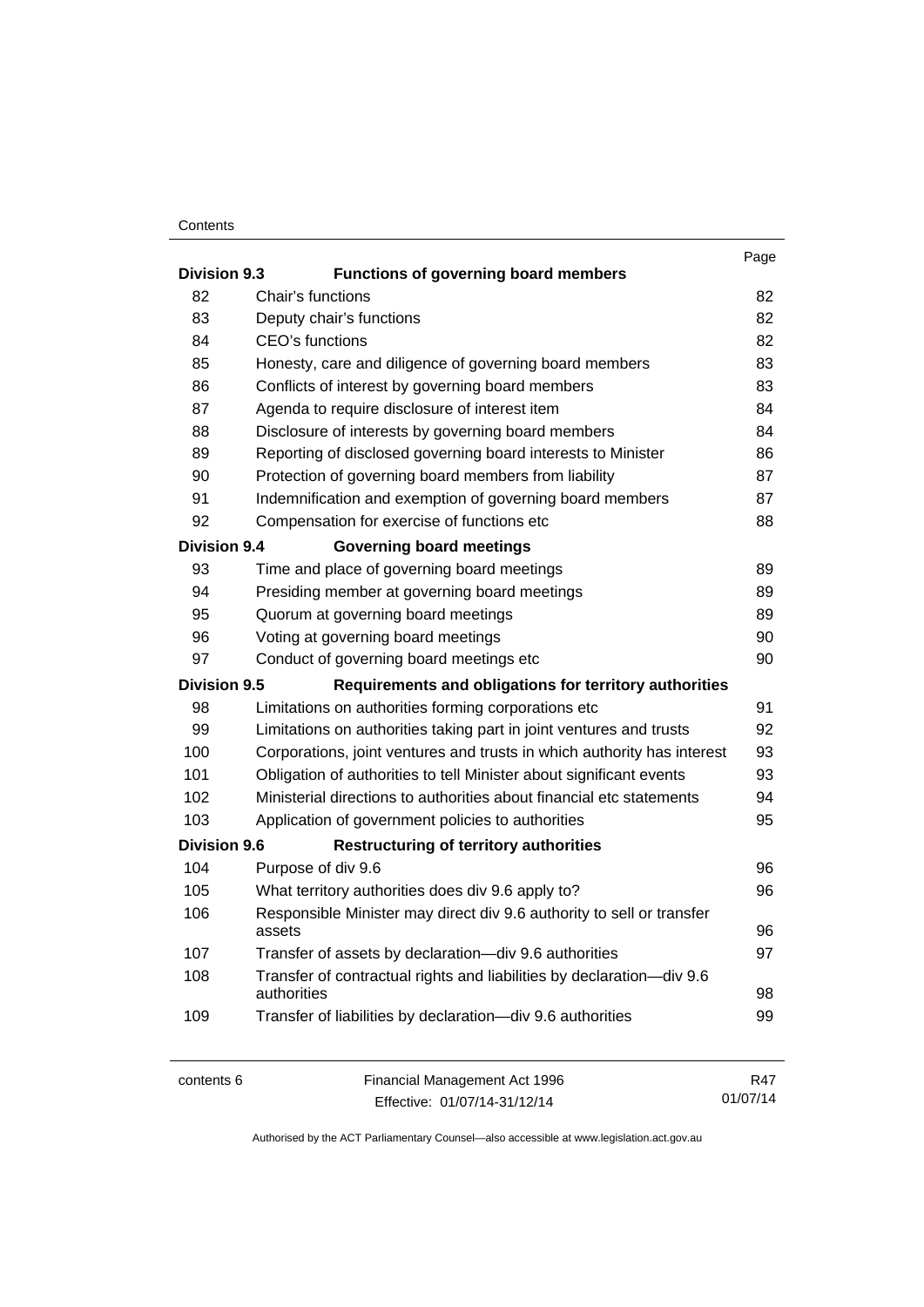| | | Page |
|---|---|---|
| **Division 9.3** | **Functions of governing board members** | |
| 82 | Chair's functions | 82 |
| 83 | Deputy chair's functions | 82 |
| 84 | CEO's functions | 82 |
| 85 | Honesty, care and diligence of governing board members | 83 |
| 86 | Conflicts of interest by governing board members | 83 |
| 87 | Agenda to require disclosure of interest item | 84 |
| 88 | Disclosure of interests by governing board members | 84 |
| 89 | Reporting of disclosed governing board interests to Minister | 86 |
| 90 | Protection of governing board members from liability | 87 |
| 91 | Indemnification and exemption of governing board members | 87 |
| 92 | Compensation for exercise of functions etc | 88 |
| **Division 9.4** | **Governing board meetings** | |
| 93 | Time and place of governing board meetings | 89 |
| 94 | Presiding member at governing board meetings | 89 |
| 95 | Quorum at governing board meetings | 89 |
| 96 | Voting at governing board meetings | 90 |
| 97 | Conduct of governing board meetings etc | 90 |
| **Division 9.5** | **Requirements and obligations for territory authorities** | |
| 98 | Limitations on authorities forming corporations etc | 91 |
| 99 | Limitations on authorities taking part in joint ventures and trusts | 92 |
| 100 | Corporations, joint ventures and trusts in which authority has interest | 93 |
| 101 | Obligation of authorities to tell Minister about significant events | 93 |
| 102 | Ministerial directions to authorities about financial etc statements | 94 |
| 103 | Application of government policies to authorities | 95 |
| **Division 9.6** | **Restructuring of territory authorities** | |
| 104 | Purpose of div 9.6 | 96 |
| 105 | What territory authorities does div 9.6 apply to? | 96 |
| 106 | Responsible Minister may direct div 9.6 authority to sell or transfer assets | 96 |
| 107 | Transfer of assets by declaration—div 9.6 authorities | 97 |
| 108 | Transfer of contractual rights and liabilities by declaration—div 9.6 authorities | 98 |
| 109 | Transfer of liabilities by declaration—div 9.6 authorities | 99 |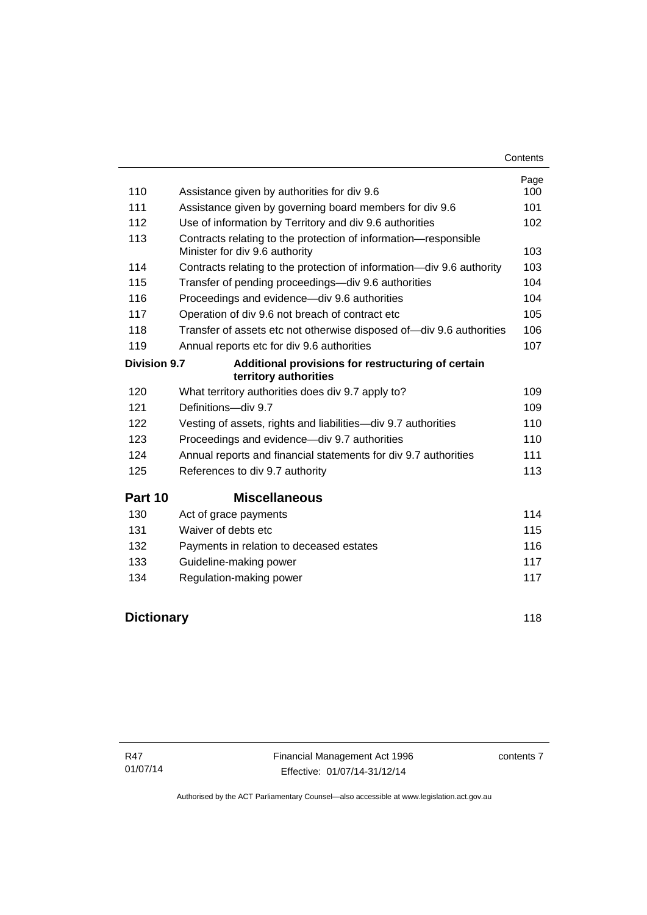| | | Page |
|---|---|---|
| 110 | Assistance given by authorities for div 9.6 | 100 |
| 111 | Assistance given by governing board members for div 9.6 | 101 |
| 112 | Use of information by Territory and div 9.6 authorities | 102 |
| 113 | Contracts relating to the protection of information—responsible Minister for div 9.6 authority | 103 |
| 114 | Contracts relating to the protection of information—div 9.6 authority | 103 |
| 115 | Transfer of pending proceedings—div 9.6 authorities | 104 |
| 116 | Proceedings and evidence—div 9.6 authorities | 104 |
| 117 | Operation of div 9.6 not breach of contract etc | 105 |
| 118 | Transfer of assets etc not otherwise disposed of—div 9.6 authorities | 106 |
| 119 | Annual reports etc for div 9.6 authorities | 107 |
| **Division 9.7** | **Additional provisions for restructuring of certain territory authorities** | |
| 120 | What territory authorities does div 9.7 apply to? | 109 |
| 121 | Definitions—div 9.7 | 109 |
| 122 | Vesting of assets, rights and liabilities—div 9.7 authorities | 110 |
| 123 | Proceedings and evidence—div 9.7 authorities | 110 |
| 124 | Annual reports and financial statements for div 9.7 authorities | 111 |
| 125 | References to div 9.7 authority | 113 |
| **Part 10** | **Miscellaneous** | |
| 130 | Act of grace payments | 114 |
| 131 | Waiver of debts etc | 115 |
| 132 | Payments in relation to deceased estates | 116 |
| 133 | Guideline-making power | 117 |
| 134 | Regulation-making power | 117 |
| **Dictionary** | | 118 |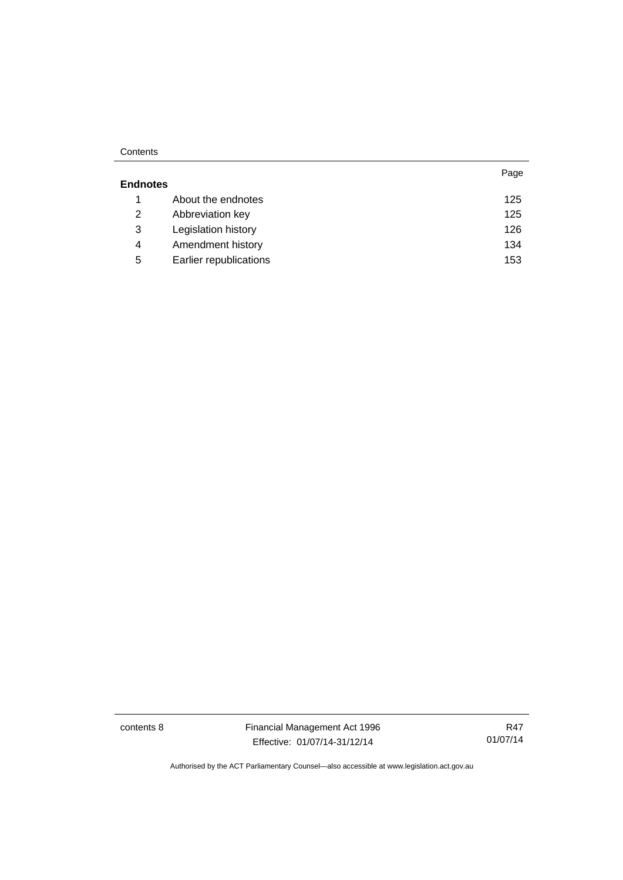| | | Page |
|---|---|---|
| **Endnotes** | | |
| 1 | About the endnotes | 125 |
| 2 | Abbreviation key | 125 |
| 3 | Legislation history | 126 |
| 4 | Amendment history | 134 |
| 5 | Earlier republications | 153 |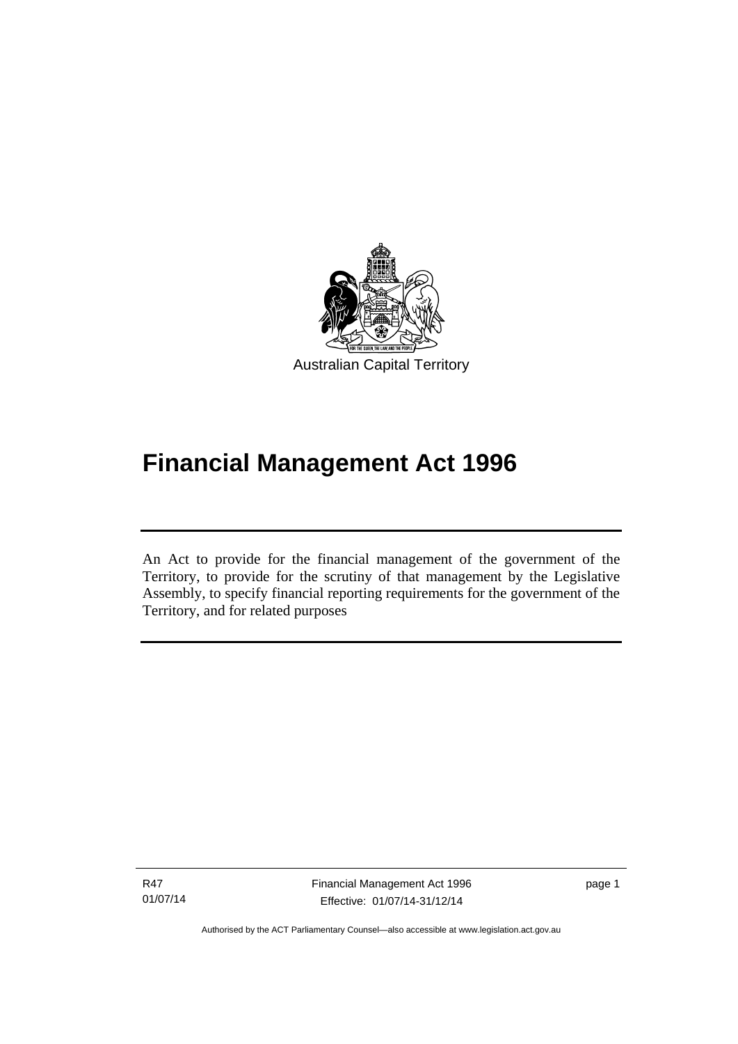Australian Capital Territory

# Financial Management Act 1996

An Act to provide for the financial management of the government of the Territory, to provide for the scrutiny of that management by the Legislative Assembly, to specify financial reporting requirements for the government of the Territory, and for related purposes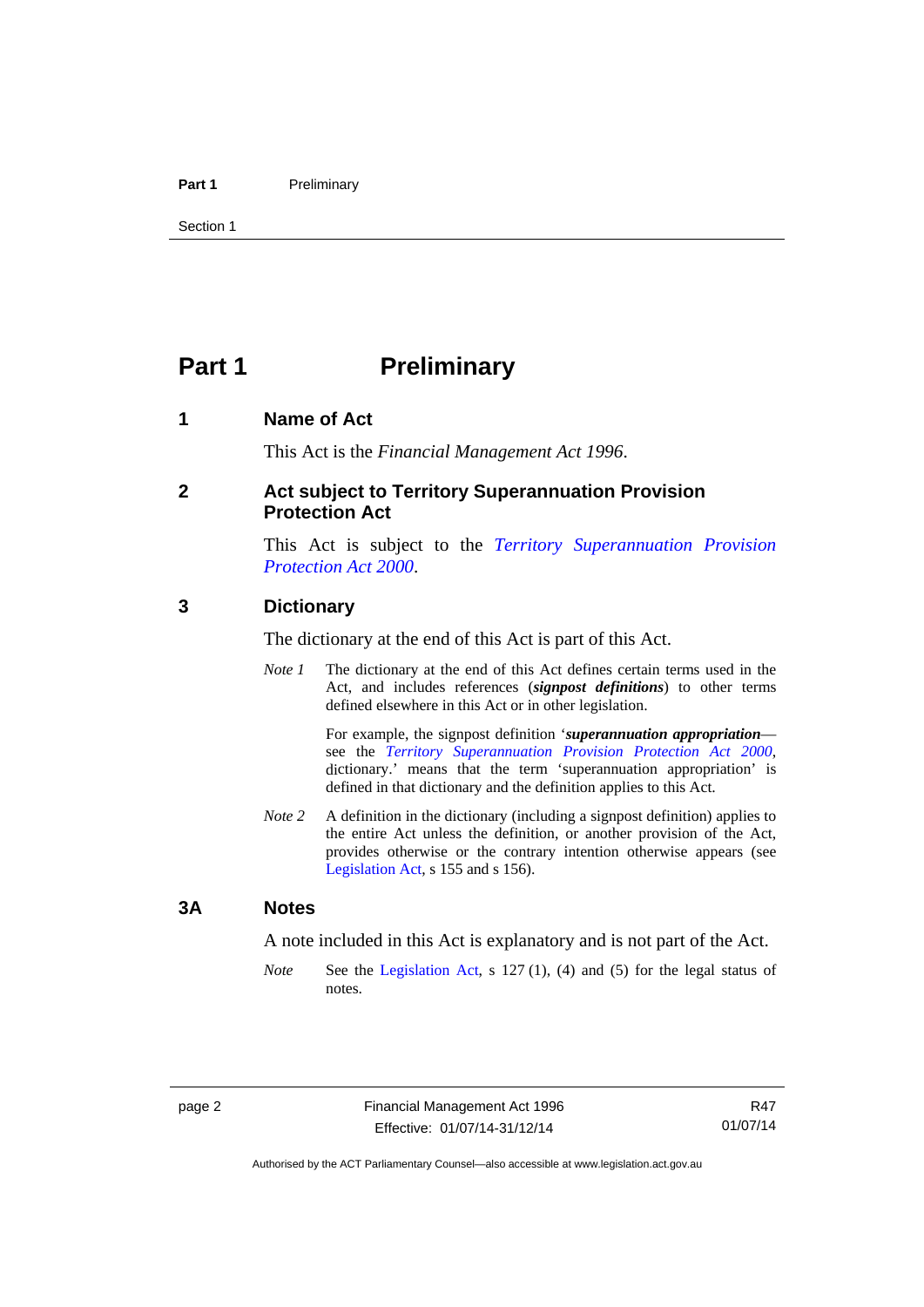# Part 1 Preliminary

## 1 Name of Act

This Act is the *Financial Management Act 1996*.

## 2 Act subject to Territory Superannuation Provision Protection Act

This Act is subject to the *Territory Superannuation Provision Protection Act 2000*.

## 3 Dictionary

The dictionary at the end of this Act is part of this Act.

*Note 1* The dictionary at the end of this Act defines certain terms used in the Act, and includes references (***signpost definitions***) to other terms defined elsewhere in this Act or in other legislation.

For example, the signpost definition '***superannuation appropriation***—see the *Territory Superannuation Provision Protection Act 2000*, dictionary.' means that the term 'superannuation appropriation' is defined in that dictionary and the definition applies to this Act.

*Note 2* A definition in the dictionary (including a signpost definition) applies to the entire Act unless the definition, or another provision of the Act, provides otherwise or the contrary intention otherwise appears (see Legislation Act, s 155 and s 156).

## 3A Notes

A note included in this Act is explanatory and is not part of the Act.

*Note* See the Legislation Act, s 127 (1), (4) and (5) for the legal status of notes.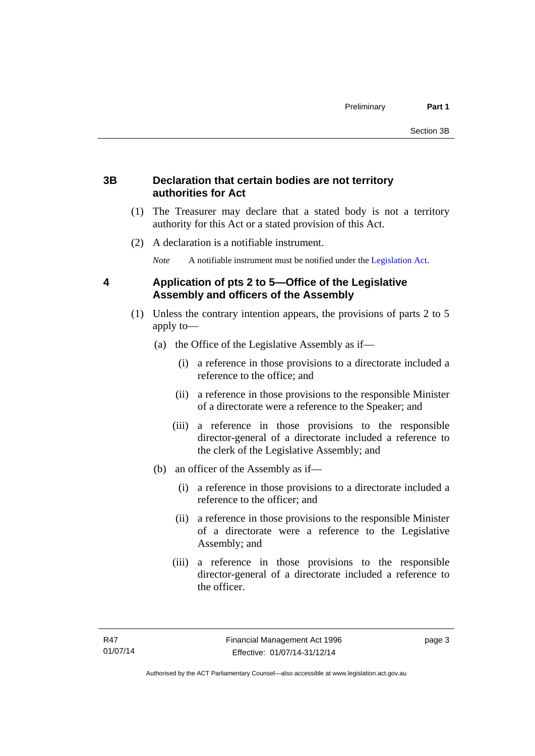### 3B Declaration that certain bodies are not territory authorities for Act

(1) The Treasurer may declare that a stated body is not a territory authority for this Act or a stated provision of this Act.

(2) A declaration is a notifiable instrument.

*Note* A notifiable instrument must be notified under the Legislation Act.

### 4 Application of pts 2 to 5—Office of the Legislative Assembly and officers of the Assembly

(1) Unless the contrary intention appears, the provisions of parts 2 to 5 apply to—

(a) the Office of the Legislative Assembly as if—

(i) a reference in those provisions to a directorate included a reference to the office; and

(ii) a reference in those provisions to the responsible Minister of a directorate were a reference to the Speaker; and

(iii) a reference in those provisions to the responsible director-general of a directorate included a reference to the clerk of the Legislative Assembly; and

(b) an officer of the Assembly as if—

(i) a reference in those provisions to a directorate included a reference to the officer; and

(ii) a reference in those provisions to the responsible Minister of a directorate were a reference to the Legislative Assembly; and

(iii) a reference in those provisions to the responsible director-general of a directorate included a reference to the officer.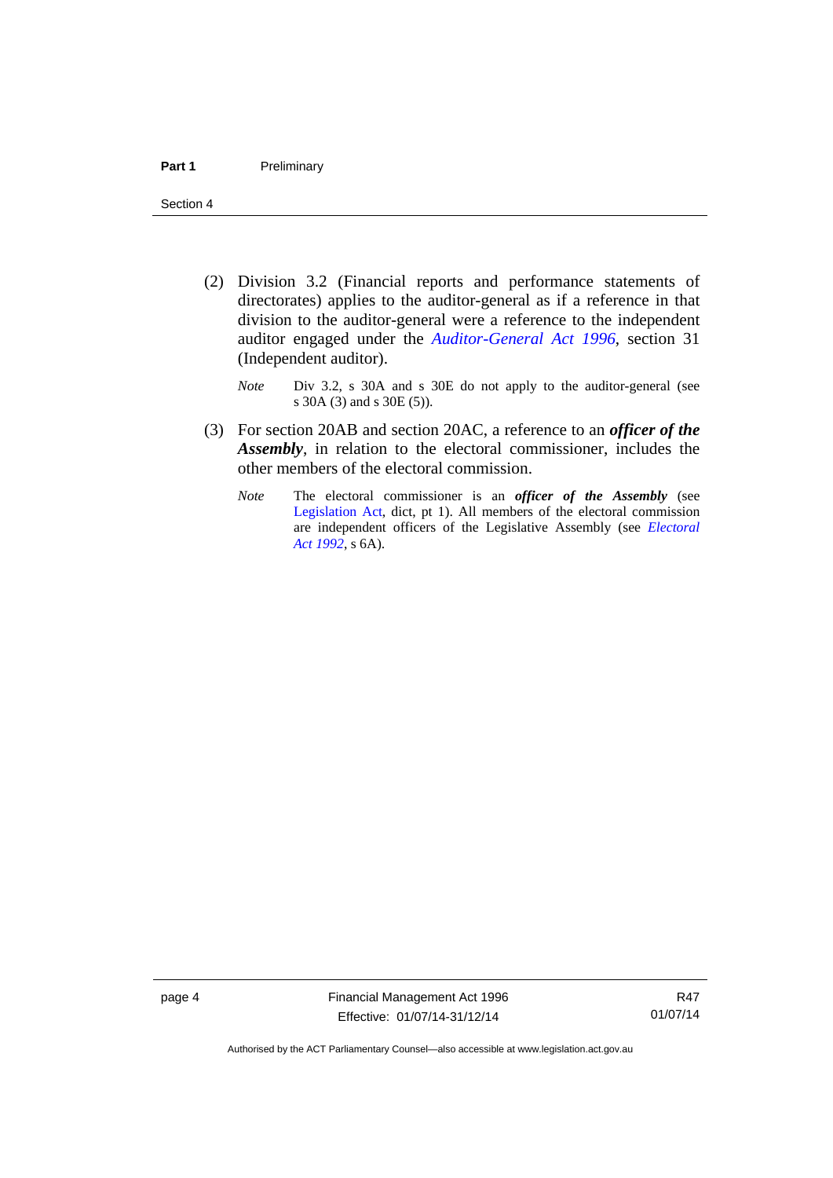(2) Division 3.2 (Financial reports and performance statements of directorates) applies to the auditor-general as if a reference in that division to the auditor-general were a reference to the independent auditor engaged under the *Auditor-General Act 1996*, section 31 (Independent auditor).

*Note* Div 3.2, s 30A and s 30E do not apply to the auditor-general (see s 30A (3) and s 30E (5)).

(3) For section 20AB and section 20AC, a reference to an ***officer of the Assembly***, in relation to the electoral commissioner, includes the other members of the electoral commission.

*Note* The electoral commissioner is an ***officer of the Assembly*** (see Legislation Act, dict, pt 1). All members of the electoral commission are independent officers of the Legislative Assembly (see *Electoral Act 1992*, s 6A).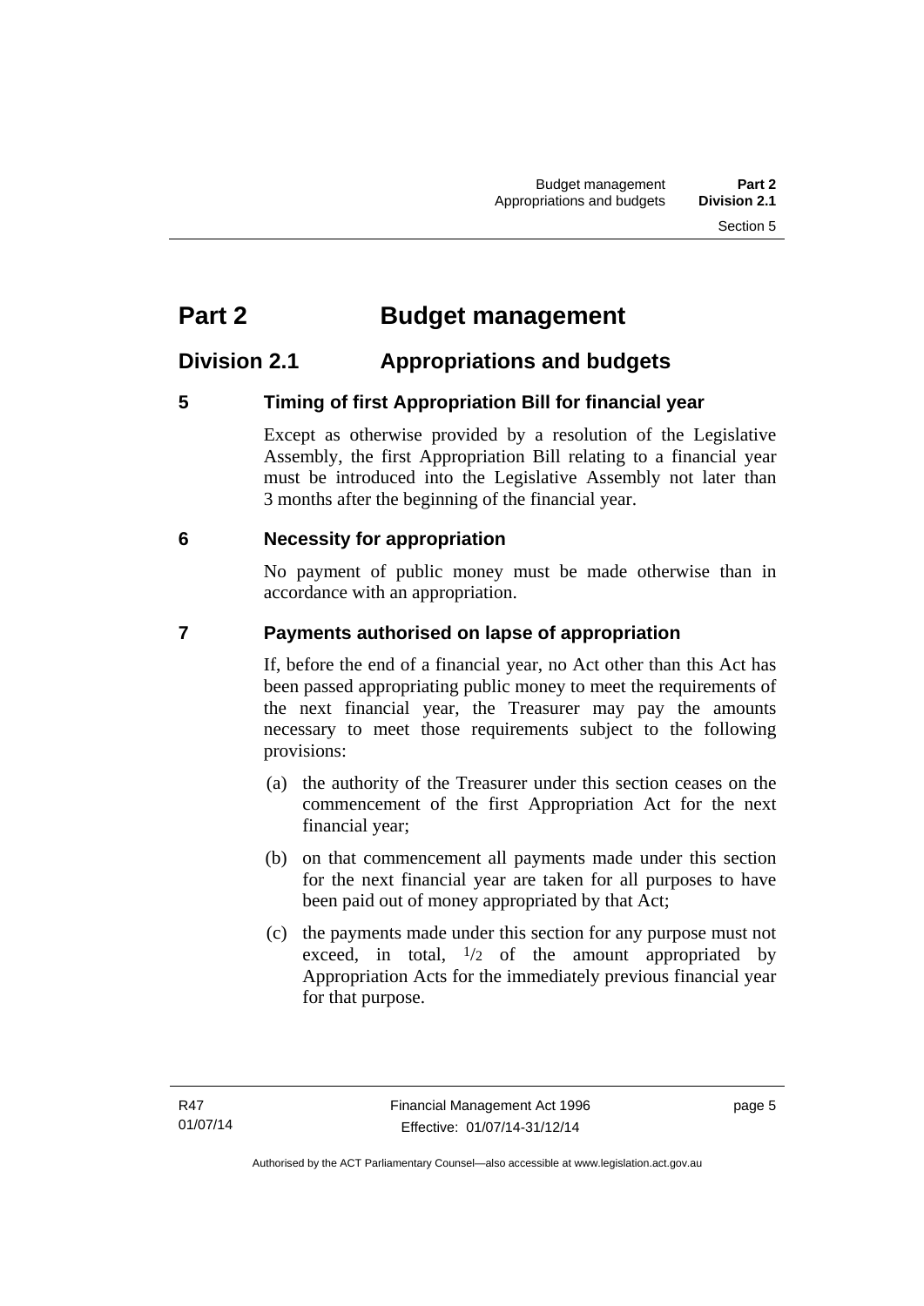# Part 2 Budget management

## Division 2.1 Appropriations and budgets

### 5 Timing of first Appropriation Bill for financial year

Except as otherwise provided by a resolution of the Legislative Assembly, the first Appropriation Bill relating to a financial year must be introduced into the Legislative Assembly not later than 3 months after the beginning of the financial year.

### 6 Necessity for appropriation

No payment of public money must be made otherwise than in accordance with an appropriation.

### 7 Payments authorised on lapse of appropriation

If, before the end of a financial year, no Act other than this Act has been passed appropriating public money to meet the requirements of the next financial year, the Treasurer may pay the amounts necessary to meet those requirements subject to the following provisions:

(a) the authority of the Treasurer under this section ceases on the commencement of the first Appropriation Act for the next financial year;

(b) on that commencement all payments made under this section for the next financial year are taken for all purposes to have been paid out of money appropriated by that Act;

(c) the payments made under this section for any purpose must not exceed, in total, $^{1}/_{2}$ of the amount appropriated by Appropriation Acts for the immediately previous financial year for that purpose.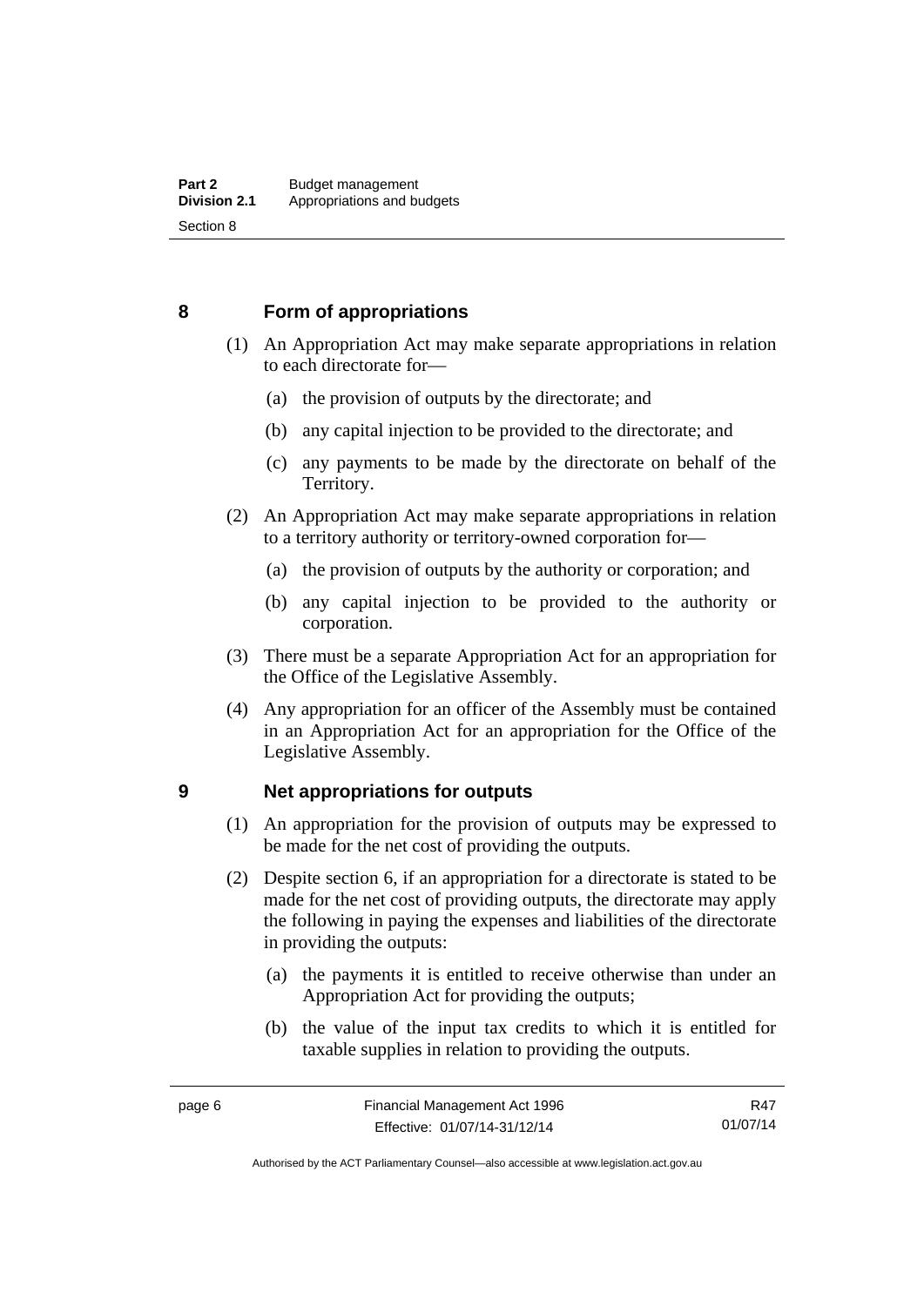## 8 Form of appropriations

(1) An Appropriation Act may make separate appropriations in relation to each directorate for—

(a) the provision of outputs by the directorate; and

(b) any capital injection to be provided to the directorate; and

(c) any payments to be made by the directorate on behalf of the Territory.

(2) An Appropriation Act may make separate appropriations in relation to a territory authority or territory-owned corporation for—

(a) the provision of outputs by the authority or corporation; and

(b) any capital injection to be provided to the authority or corporation.

(3) There must be a separate Appropriation Act for an appropriation for the Office of the Legislative Assembly.

(4) Any appropriation for an officer of the Assembly must be contained in an Appropriation Act for an appropriation for the Office of the Legislative Assembly.

## 9 Net appropriations for outputs

(1) An appropriation for the provision of outputs may be expressed to be made for the net cost of providing the outputs.

(2) Despite section 6, if an appropriation for a directorate is stated to be made for the net cost of providing outputs, the directorate may apply the following in paying the expenses and liabilities of the directorate in providing the outputs:

(a) the payments it is entitled to receive otherwise than under an Appropriation Act for providing the outputs;

(b) the value of the input tax credits to which it is entitled for taxable supplies in relation to providing the outputs.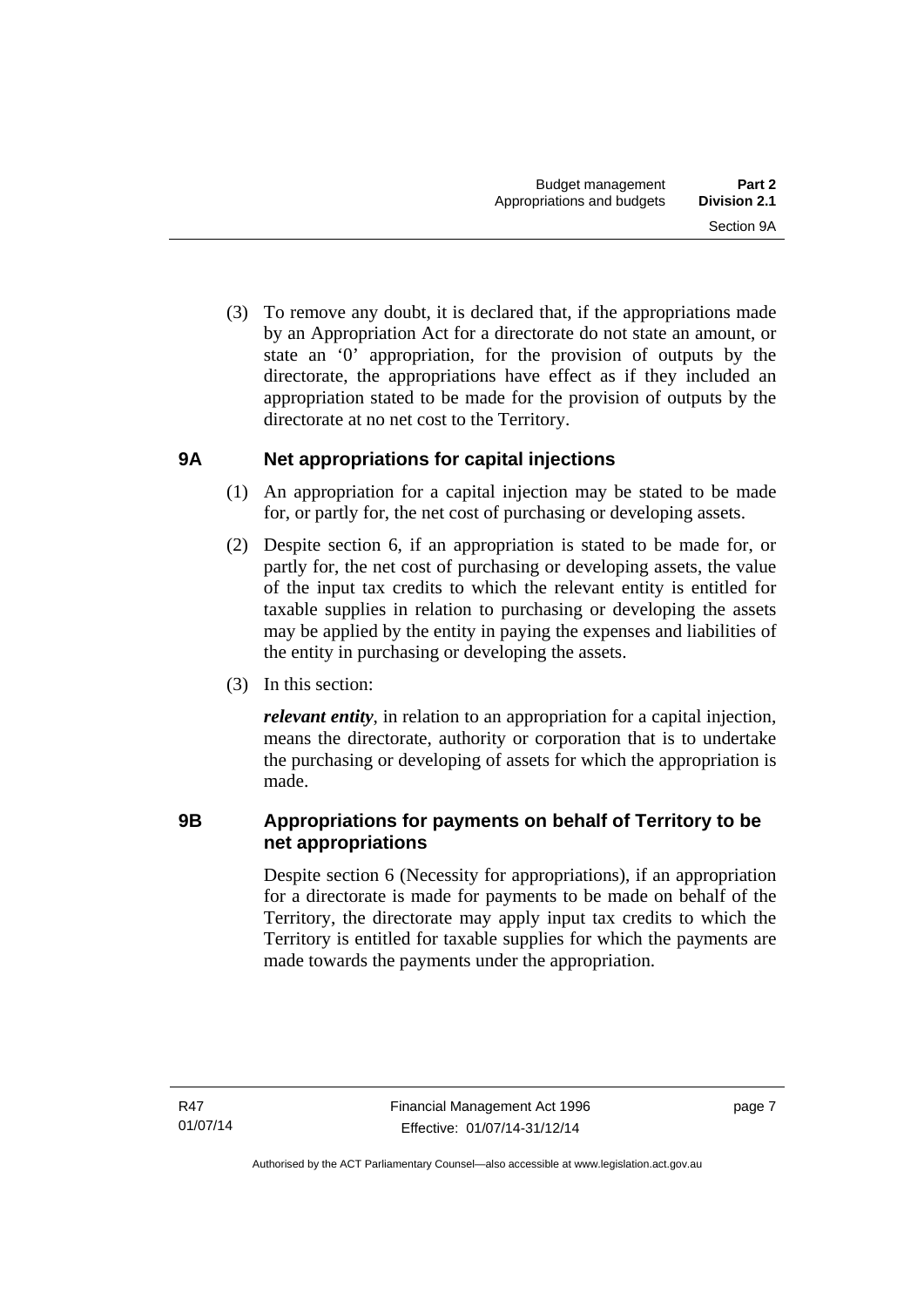(3) To remove any doubt, it is declared that, if the appropriations made by an Appropriation Act for a directorate do not state an amount, or state an '0' appropriation, for the provision of outputs by the directorate, the appropriations have effect as if they included an appropriation stated to be made for the provision of outputs by the directorate at no net cost to the Territory.

## 9A Net appropriations for capital injections

(1) An appropriation for a capital injection may be stated to be made for, or partly for, the net cost of purchasing or developing assets.

(2) Despite section 6, if an appropriation is stated to be made for, or partly for, the net cost of purchasing or developing assets, the value of the input tax credits to which the relevant entity is entitled for taxable supplies in relation to purchasing or developing the assets may be applied by the entity in paying the expenses and liabilities of the entity in purchasing or developing the assets.

(3) In this section:

***relevant entity***, in relation to an appropriation for a capital injection, means the directorate, authority or corporation that is to undertake the purchasing or developing of assets for which the appropriation is made.

## 9B Appropriations for payments on behalf of Territory to be net appropriations

Despite section 6 (Necessity for appropriations), if an appropriation for a directorate is made for payments to be made on behalf of the Territory, the directorate may apply input tax credits to which the Territory is entitled for taxable supplies for which the payments are made towards the payments under the appropriation.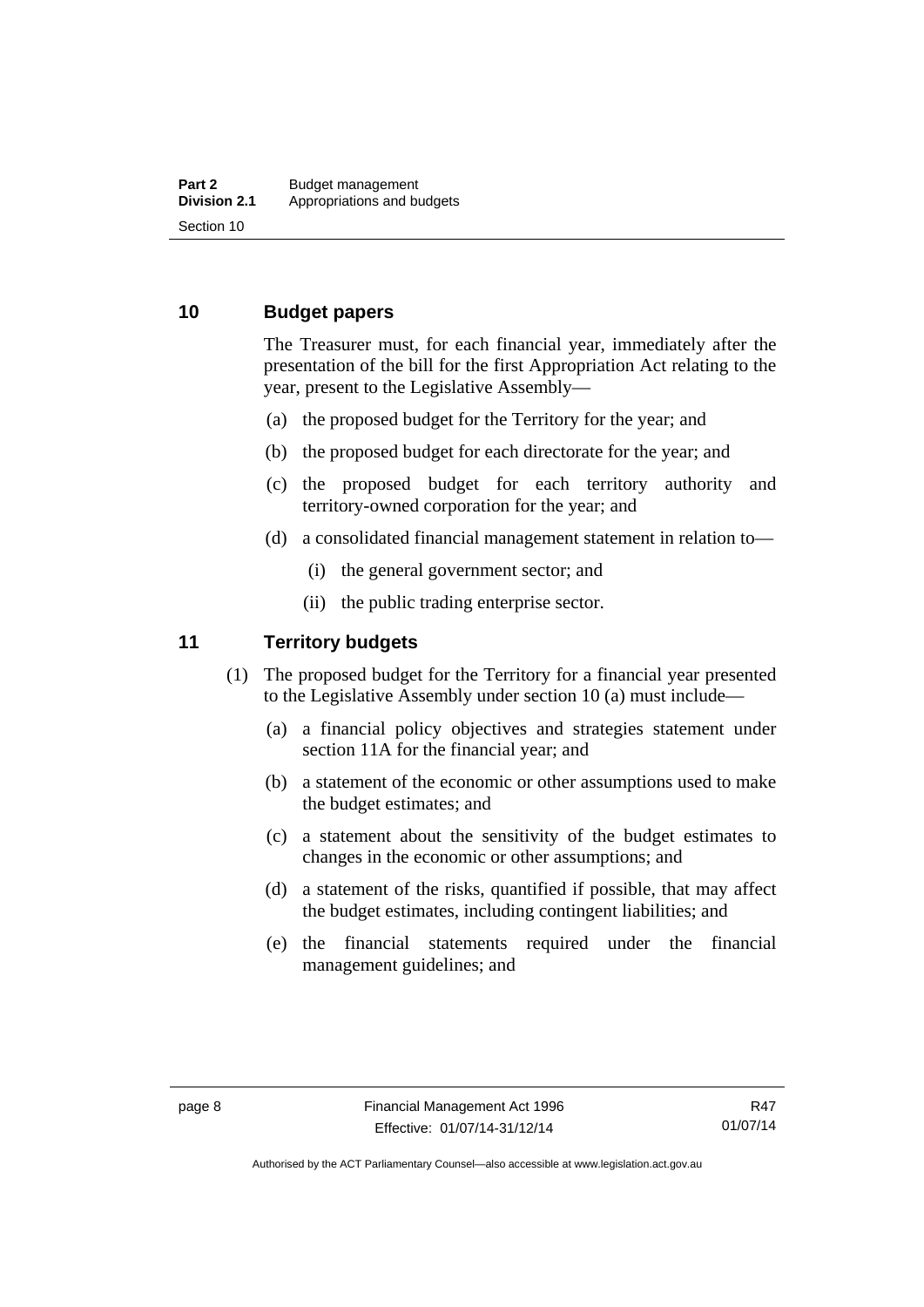## 10 Budget papers

The Treasurer must, for each financial year, immediately after the presentation of the bill for the first Appropriation Act relating to the year, present to the Legislative Assembly—

(a) the proposed budget for the Territory for the year; and

(b) the proposed budget for each directorate for the year; and

(c) the proposed budget for each territory authority and territory-owned corporation for the year; and

(d) a consolidated financial management statement in relation to—

(i) the general government sector; and

(ii) the public trading enterprise sector.

## 11 Territory budgets

(1) The proposed budget for the Territory for a financial year presented to the Legislative Assembly under section 10 (a) must include—

(a) a financial policy objectives and strategies statement under section 11A for the financial year; and

(b) a statement of the economic or other assumptions used to make the budget estimates; and

(c) a statement about the sensitivity of the budget estimates to changes in the economic or other assumptions; and

(d) a statement of the risks, quantified if possible, that may affect the budget estimates, including contingent liabilities; and

(e) the financial statements required under the financial management guidelines; and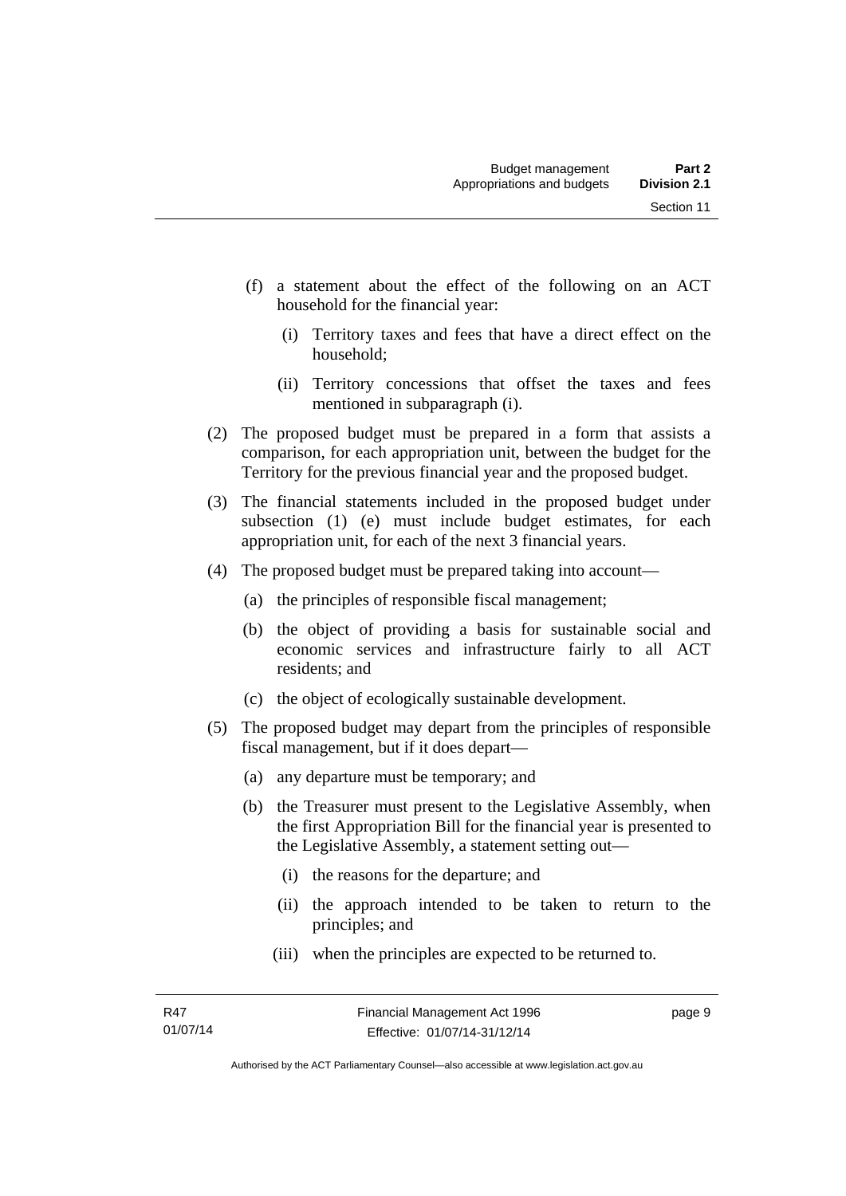(f) a statement about the effect of the following on an ACT household for the financial year:

   (i) Territory taxes and fees that have a direct effect on the household;

   (ii) Territory concessions that offset the taxes and fees mentioned in subparagraph (i).

(2) The proposed budget must be prepared in a form that assists a comparison, for each appropriation unit, between the budget for the Territory for the previous financial year and the proposed budget.

(3) The financial statements included in the proposed budget under subsection (1) (e) must include budget estimates, for each appropriation unit, for each of the next 3 financial years.

(4) The proposed budget must be prepared taking into account—

   (a) the principles of responsible fiscal management;

   (b) the object of providing a basis for sustainable social and economic services and infrastructure fairly to all ACT residents; and

   (c) the object of ecologically sustainable development.

(5) The proposed budget may depart from the principles of responsible fiscal management, but if it does depart—

   (a) any departure must be temporary; and

   (b) the Treasurer must present to the Legislative Assembly, when the first Appropriation Bill for the financial year is presented to the Legislative Assembly, a statement setting out—

      (i) the reasons for the departure; and

      (ii) the approach intended to be taken to return to the principles; and

      (iii) when the principles are expected to be returned to.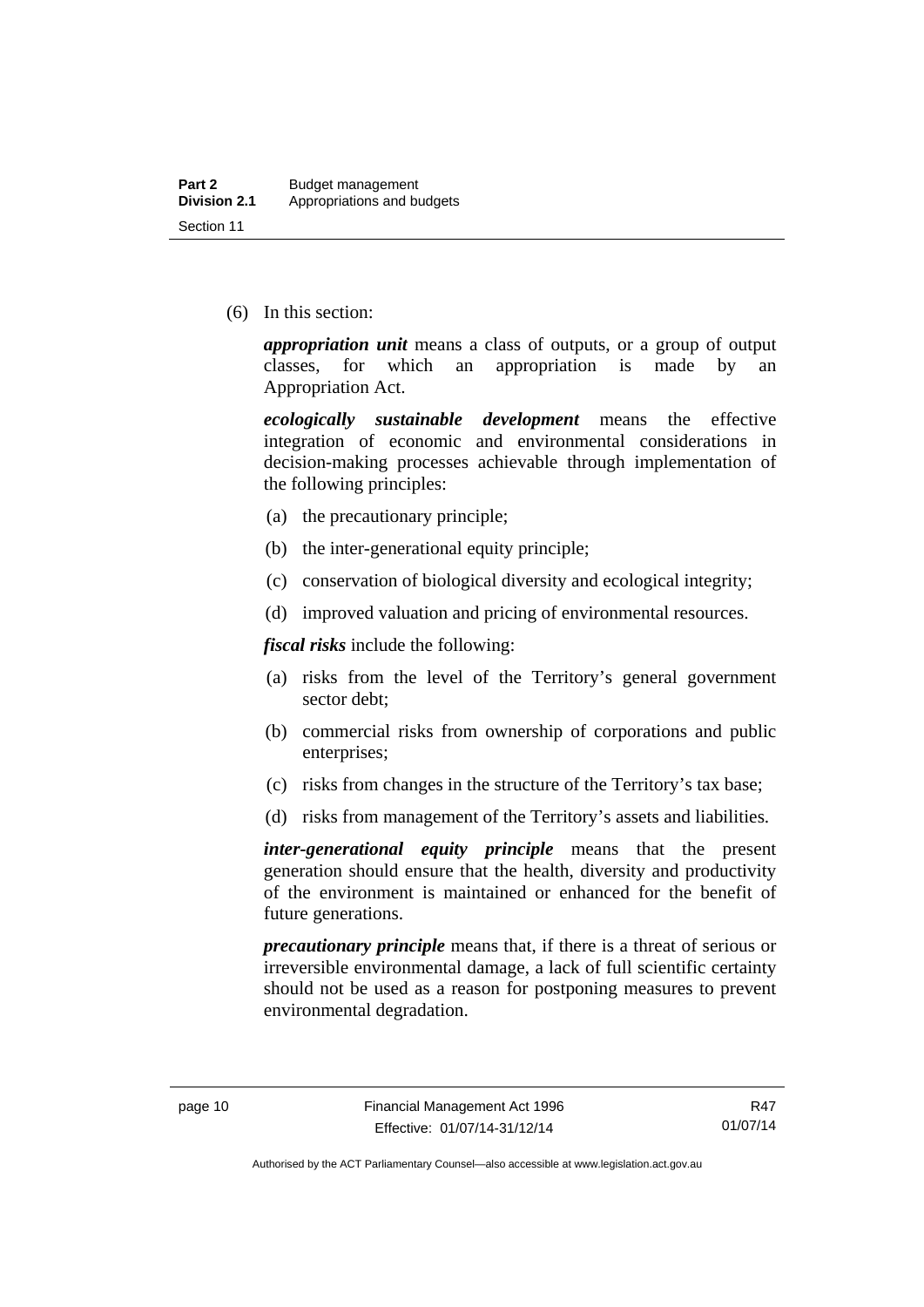(6) In this section:

***appropriation unit*** means a class of outputs, or a group of output classes, for which an appropriation is made by an Appropriation Act.

***ecologically sustainable development*** means the effective integration of economic and environmental considerations in decision-making processes achievable through implementation of the following principles:

(a) the precautionary principle;

(b) the inter-generational equity principle;

(c) conservation of biological diversity and ecological integrity;

(d) improved valuation and pricing of environmental resources.

***fiscal risks*** include the following:

(a) risks from the level of the Territory's general government sector debt;

(b) commercial risks from ownership of corporations and public enterprises;

(c) risks from changes in the structure of the Territory's tax base;

(d) risks from management of the Territory's assets and liabilities.

***inter-generational equity principle*** means that the present generation should ensure that the health, diversity and productivity of the environment is maintained or enhanced for the benefit of future generations.

***precautionary principle*** means that, if there is a threat of serious or irreversible environmental damage, a lack of full scientific certainty should not be used as a reason for postponing measures to prevent environmental degradation.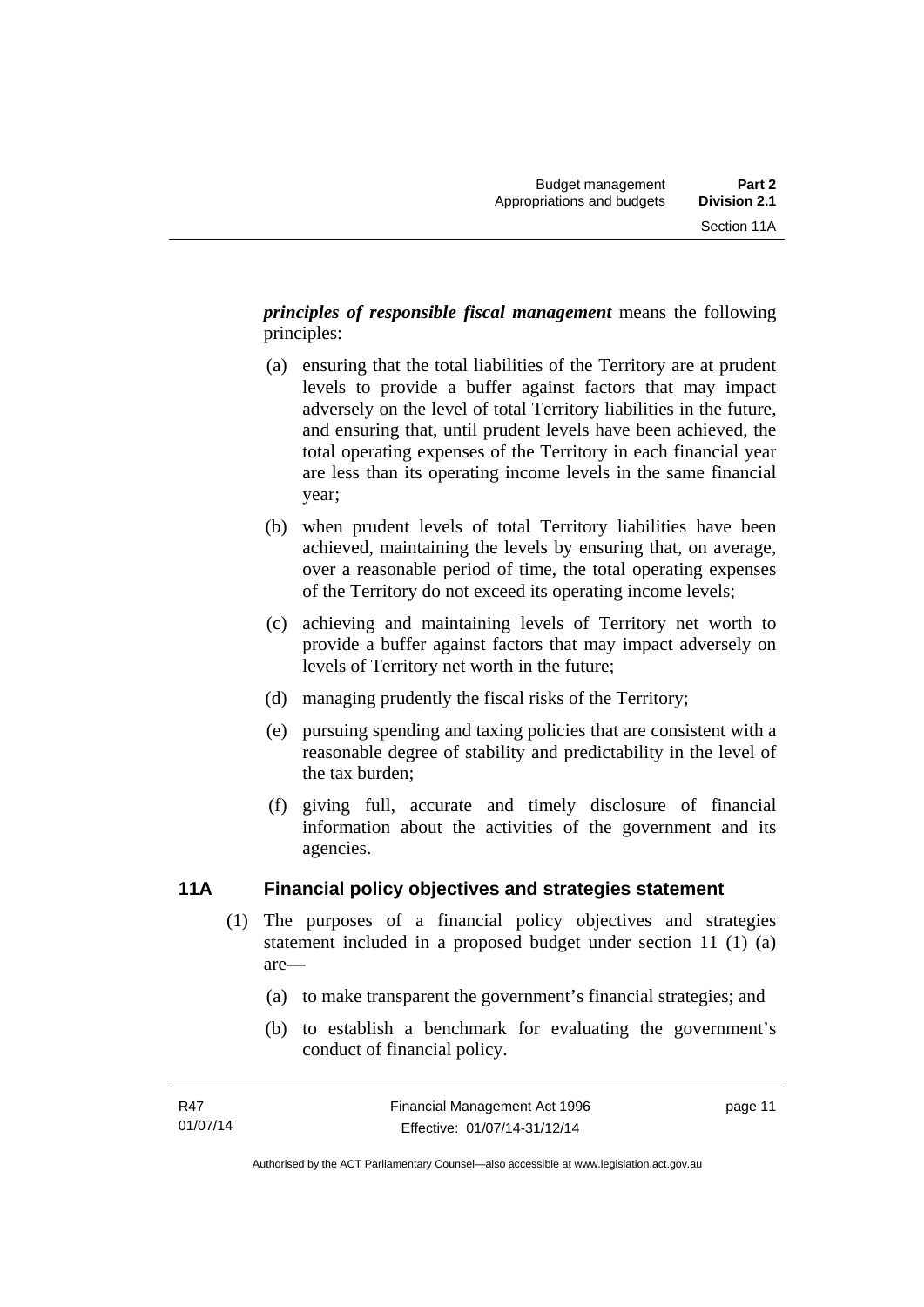***principles of responsible fiscal management*** means the following principles:

(a) ensuring that the total liabilities of the Territory are at prudent levels to provide a buffer against factors that may impact adversely on the level of total Territory liabilities in the future, and ensuring that, until prudent levels have been achieved, the total operating expenses of the Territory in each financial year are less than its operating income levels in the same financial year;

(b) when prudent levels of total Territory liabilities have been achieved, maintaining the levels by ensuring that, on average, over a reasonable period of time, the total operating expenses of the Territory do not exceed its operating income levels;

(c) achieving and maintaining levels of Territory net worth to provide a buffer against factors that may impact adversely on levels of Territory net worth in the future;

(d) managing prudently the fiscal risks of the Territory;

(e) pursuing spending and taxing policies that are consistent with a reasonable degree of stability and predictability in the level of the tax burden;

(f) giving full, accurate and timely disclosure of financial information about the activities of the government and its agencies.

## 11A Financial policy objectives and strategies statement

(1) The purposes of a financial policy objectives and strategies statement included in a proposed budget under section 11 (1) (a) are—

(a) to make transparent the government's financial strategies; and

(b) to establish a benchmark for evaluating the government's conduct of financial policy.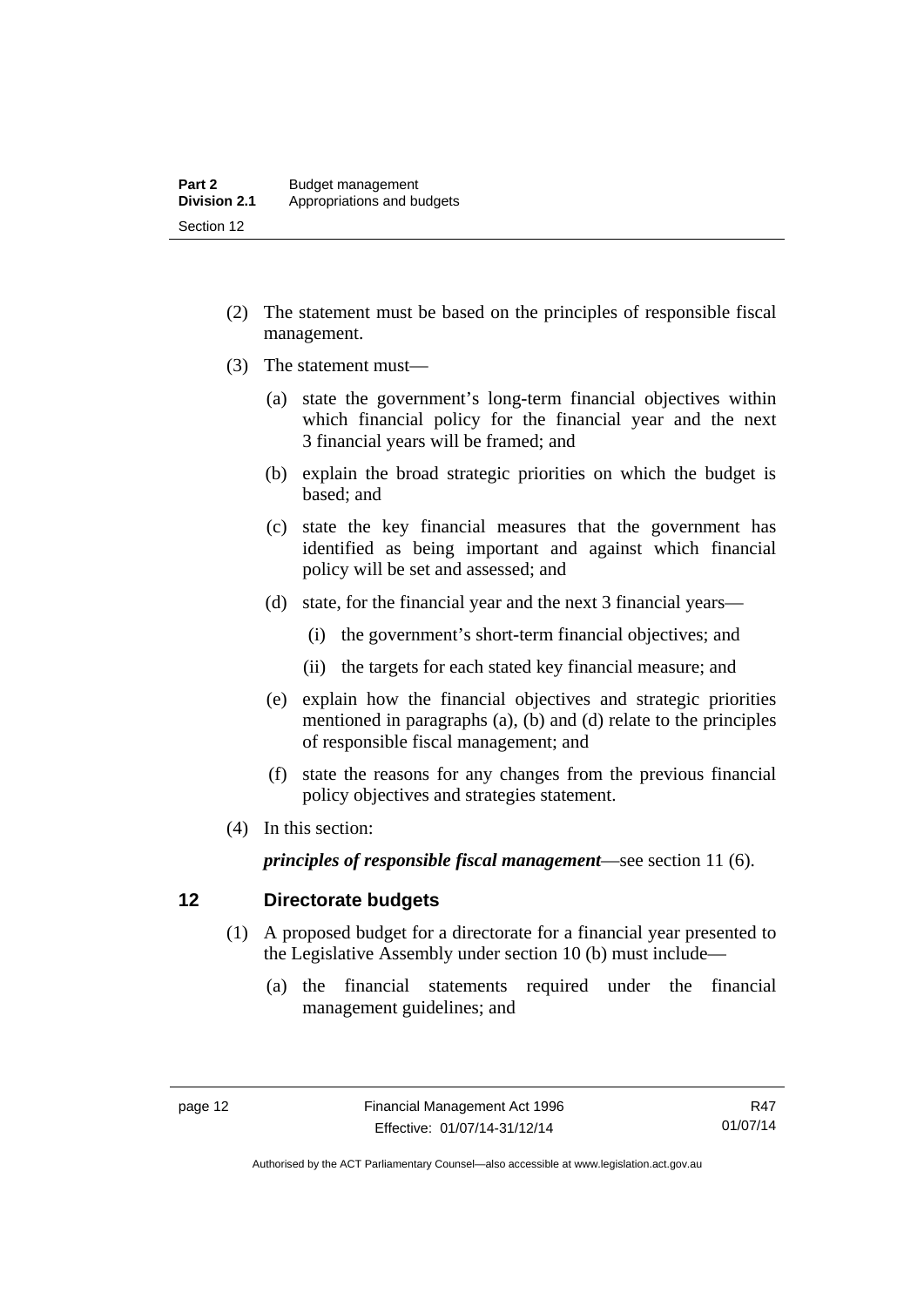(2) The statement must be based on the principles of responsible fiscal management.

(3) The statement must—

(a) state the government's long-term financial objectives within which financial policy for the financial year and the next 3 financial years will be framed; and

(b) explain the broad strategic priorities on which the budget is based; and

(c) state the key financial measures that the government has identified as being important and against which financial policy will be set and assessed; and

(d) state, for the financial year and the next 3 financial years—

(i) the government's short-term financial objectives; and

(ii) the targets for each stated key financial measure; and

(e) explain how the financial objectives and strategic priorities mentioned in paragraphs (a), (b) and (d) relate to the principles of responsible fiscal management; and

(f) state the reasons for any changes from the previous financial policy objectives and strategies statement.

(4) In this section:

***principles of responsible fiscal management***—see section 11 (6).

## 12 Directorate budgets

(1) A proposed budget for a directorate for a financial year presented to the Legislative Assembly under section 10 (b) must include—

(a) the financial statements required under the financial management guidelines; and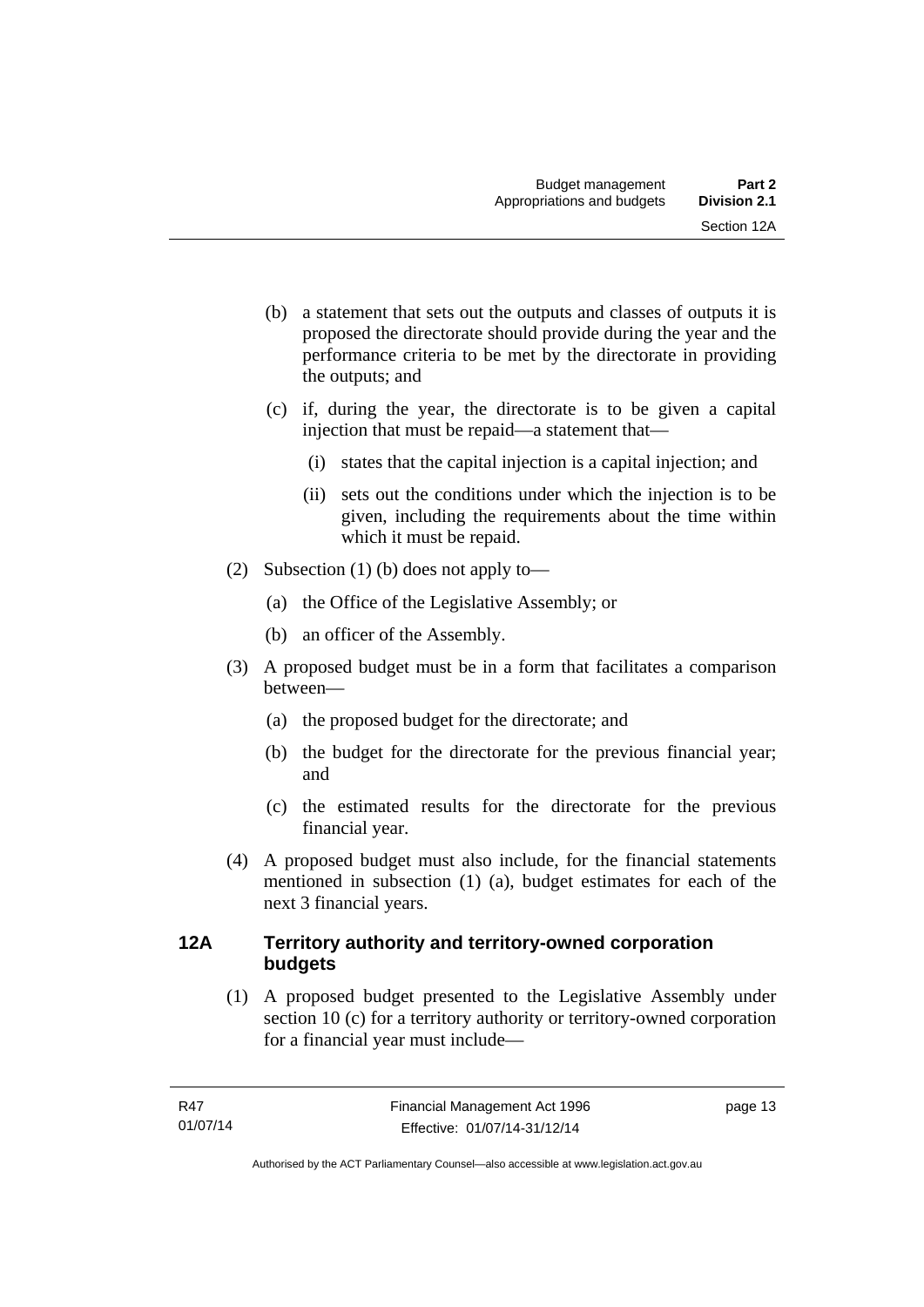(b) a statement that sets out the outputs and classes of outputs it is proposed the directorate should provide during the year and the performance criteria to be met by the directorate in providing the outputs; and

(c) if, during the year, the directorate is to be given a capital injection that must be repaid—a statement that—

(i) states that the capital injection is a capital injection; and

(ii) sets out the conditions under which the injection is to be given, including the requirements about the time within which it must be repaid.

(2) Subsection (1) (b) does not apply to—

(a) the Office of the Legislative Assembly; or

(b) an officer of the Assembly.

(3) A proposed budget must be in a form that facilitates a comparison between—

(a) the proposed budget for the directorate; and

(b) the budget for the directorate for the previous financial year; and

(c) the estimated results for the directorate for the previous financial year.

(4) A proposed budget must also include, for the financial statements mentioned in subsection (1) (a), budget estimates for each of the next 3 financial years.

### 12A Territory authority and territory-owned corporation budgets

(1) A proposed budget presented to the Legislative Assembly under section 10 (c) for a territory authority or territory-owned corporation for a financial year must include—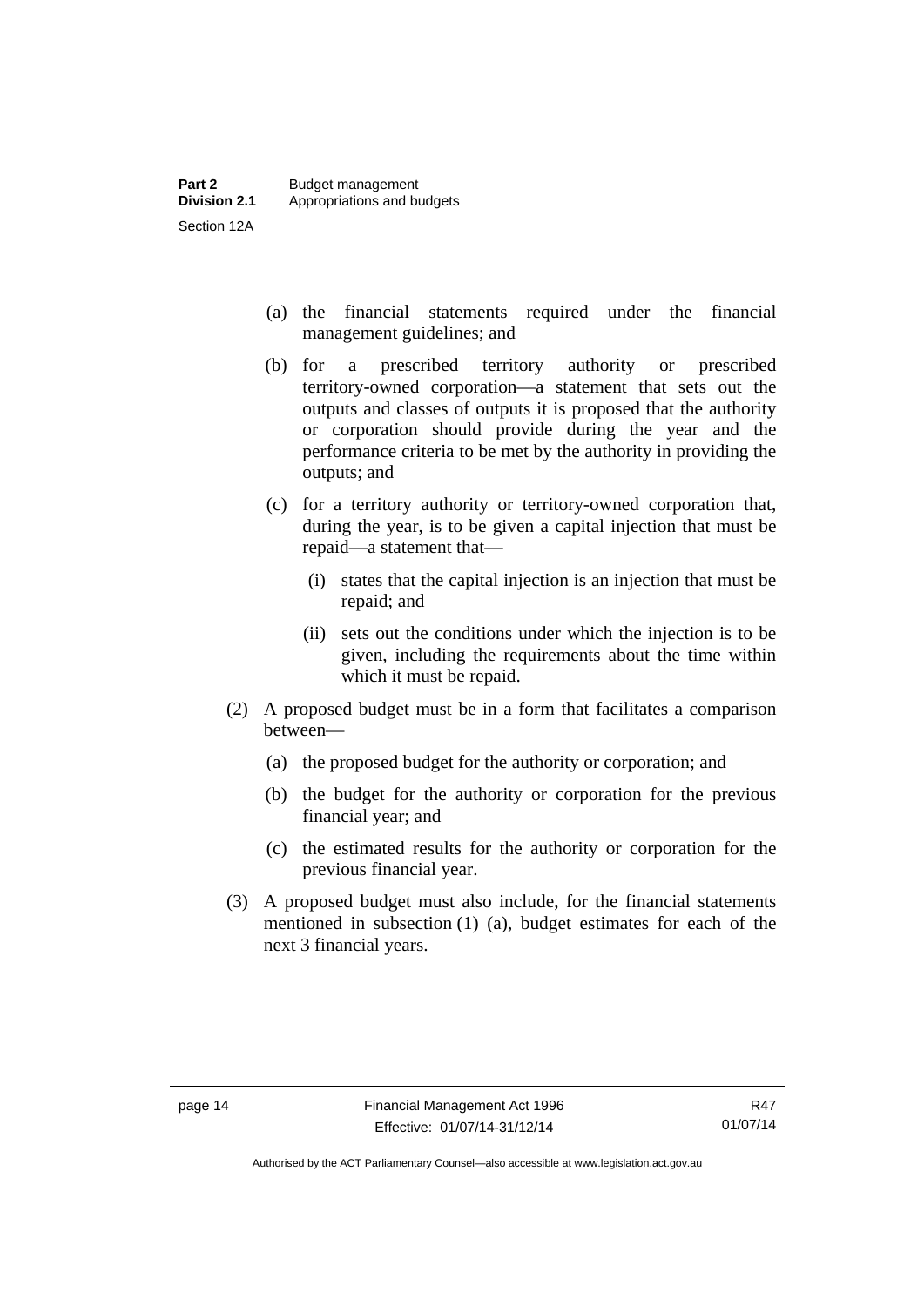(a) the financial statements required under the financial management guidelines; and

(b) for a prescribed territory authority or prescribed territory-owned corporation—a statement that sets out the outputs and classes of outputs it is proposed that the authority or corporation should provide during the year and the performance criteria to be met by the authority in providing the outputs; and

(c) for a territory authority or territory-owned corporation that, during the year, is to be given a capital injection that must be repaid—a statement that—

(i) states that the capital injection is an injection that must be repaid; and

(ii) sets out the conditions under which the injection is to be given, including the requirements about the time within which it must be repaid.

(2) A proposed budget must be in a form that facilitates a comparison between—

(a) the proposed budget for the authority or corporation; and

(b) the budget for the authority or corporation for the previous financial year; and

(c) the estimated results for the authority or corporation for the previous financial year.

(3) A proposed budget must also include, for the financial statements mentioned in subsection (1) (a), budget estimates for each of the next 3 financial years.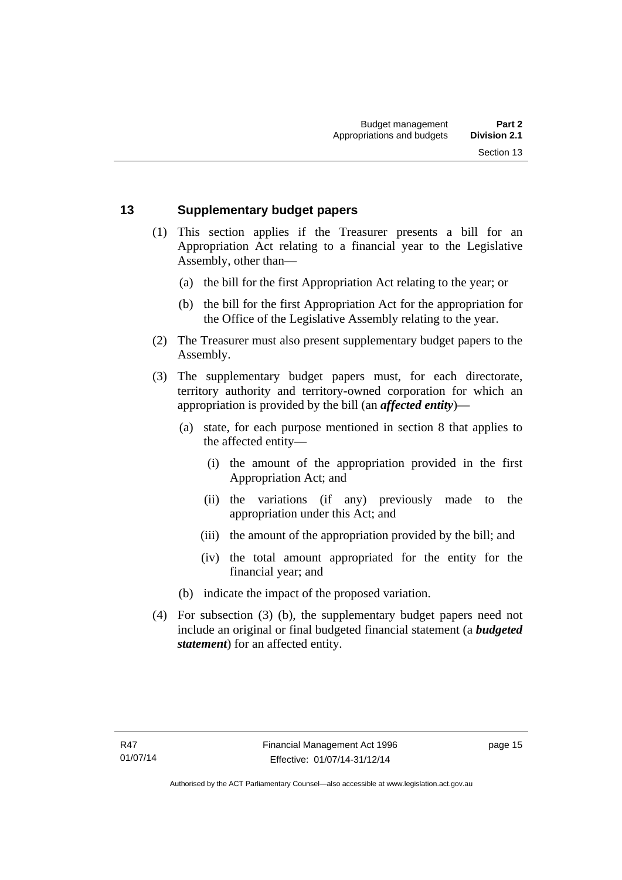## 13 Supplementary budget papers

(1) This section applies if the Treasurer presents a bill for an Appropriation Act relating to a financial year to the Legislative Assembly, other than—

(a) the bill for the first Appropriation Act relating to the year; or

(b) the bill for the first Appropriation Act for the appropriation for the Office of the Legislative Assembly relating to the year.

(2) The Treasurer must also present supplementary budget papers to the Assembly.

(3) The supplementary budget papers must, for each directorate, territory authority and territory-owned corporation for which an appropriation is provided by the bill (an ***affected entity***)—

(a) state, for each purpose mentioned in section 8 that applies to the affected entity—

(i) the amount of the appropriation provided in the first Appropriation Act; and

(ii) the variations (if any) previously made to the appropriation under this Act; and

(iii) the amount of the appropriation provided by the bill; and

(iv) the total amount appropriated for the entity for the financial year; and

(b) indicate the impact of the proposed variation.

(4) For subsection (3) (b), the supplementary budget papers need not include an original or final budgeted financial statement (a ***budgeted statement***) for an affected entity.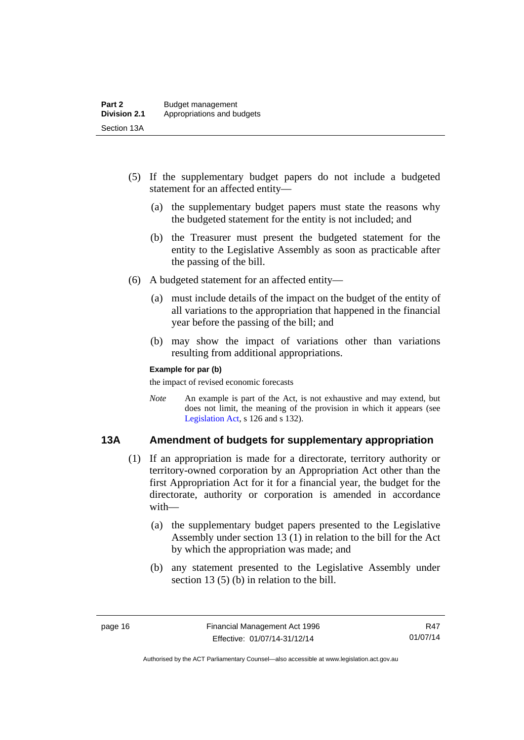(5) If the supplementary budget papers do not include a budgeted statement for an affected entity—

(a) the supplementary budget papers must state the reasons why the budgeted statement for the entity is not included; and

(b) the Treasurer must present the budgeted statement for the entity to the Legislative Assembly as soon as practicable after the passing of the bill.

(6) A budgeted statement for an affected entity—

(a) must include details of the impact on the budget of the entity of all variations to the appropriation that happened in the financial year before the passing of the bill; and

(b) may show the impact of variations other than variations resulting from additional appropriations.

**Example for par (b)**

the impact of revised economic forecasts

*Note* An example is part of the Act, is not exhaustive and may extend, but does not limit, the meaning of the provision in which it appears (see Legislation Act, s 126 and s 132).

### 13A Amendment of budgets for supplementary appropriation

(1) If an appropriation is made for a directorate, territory authority or territory-owned corporation by an Appropriation Act other than the first Appropriation Act for it for a financial year, the budget for the directorate, authority or corporation is amended in accordance with—

(a) the supplementary budget papers presented to the Legislative Assembly under section 13 (1) in relation to the bill for the Act by which the appropriation was made; and

(b) any statement presented to the Legislative Assembly under section 13 (5) (b) in relation to the bill.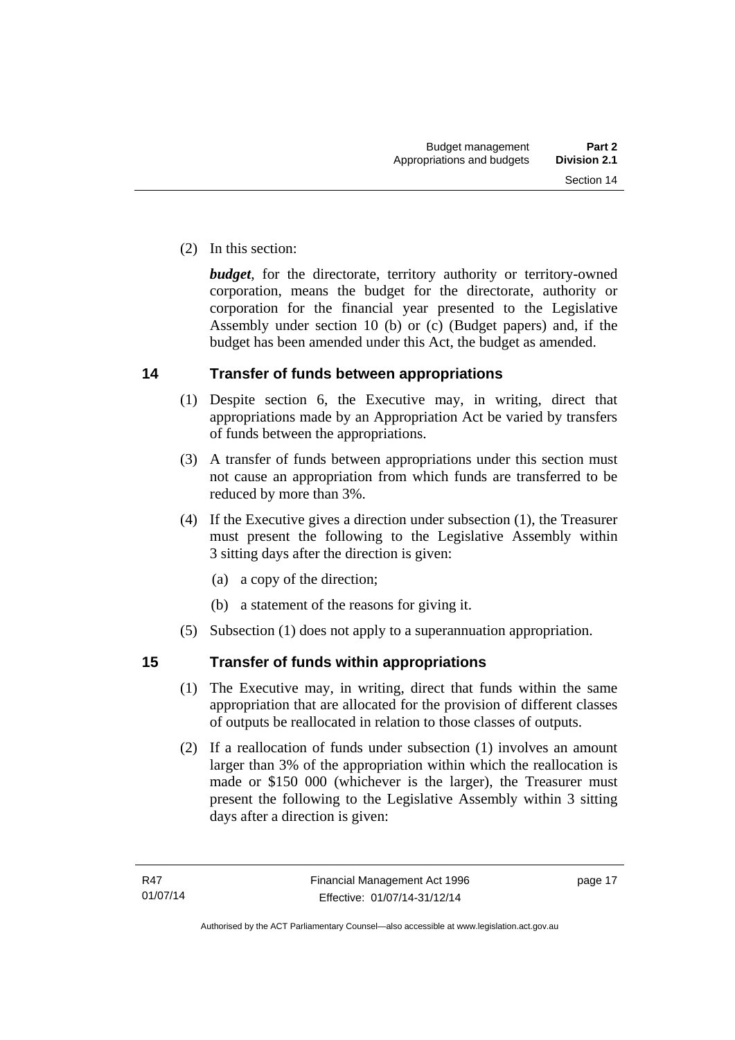(2) In this section:

***budget***, for the directorate, territory authority or territory-owned corporation, means the budget for the directorate, authority or corporation for the financial year presented to the Legislative Assembly under section 10 (b) or (c) (Budget papers) and, if the budget has been amended under this Act, the budget as amended.

## 14 Transfer of funds between appropriations

(1) Despite section 6, the Executive may, in writing, direct that appropriations made by an Appropriation Act be varied by transfers of funds between the appropriations.

(3) A transfer of funds between appropriations under this section must not cause an appropriation from which funds are transferred to be reduced by more than 3%.

(4) If the Executive gives a direction under subsection (1), the Treasurer must present the following to the Legislative Assembly within 3 sitting days after the direction is given:

(a) a copy of the direction;

(b) a statement of the reasons for giving it.

(5) Subsection (1) does not apply to a superannuation appropriation.

## 15 Transfer of funds within appropriations

(1) The Executive may, in writing, direct that funds within the same appropriation that are allocated for the provision of different classes of outputs be reallocated in relation to those classes of outputs.

(2) If a reallocation of funds under subsection (1) involves an amount larger than 3% of the appropriation within which the reallocation is made or $150 000 (whichever is the larger), the Treasurer must present the following to the Legislative Assembly within 3 sitting days after a direction is given: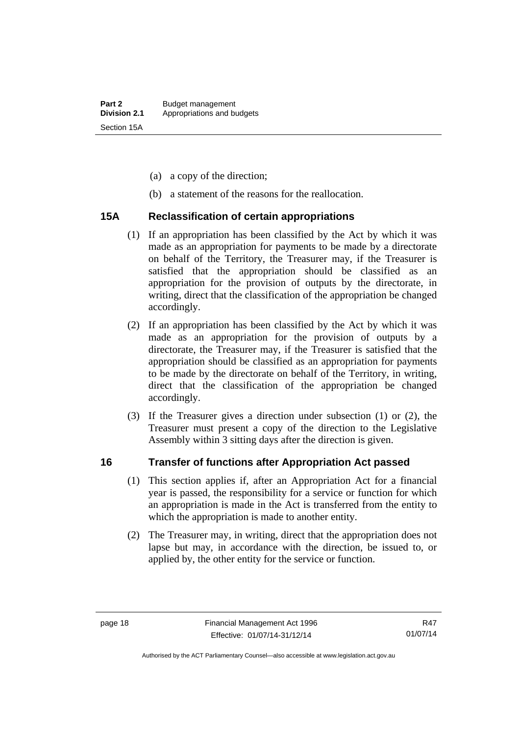(a) a copy of the direction;

(b) a statement of the reasons for the reallocation.

## 15A Reclassification of certain appropriations

(1) If an appropriation has been classified by the Act by which it was made as an appropriation for payments to be made by a directorate on behalf of the Territory, the Treasurer may, if the Treasurer is satisfied that the appropriation should be classified as an appropriation for the provision of outputs by the directorate, in writing, direct that the classification of the appropriation be changed accordingly.

(2) If an appropriation has been classified by the Act by which it was made as an appropriation for the provision of outputs by a directorate, the Treasurer may, if the Treasurer is satisfied that the appropriation should be classified as an appropriation for payments to be made by the directorate on behalf of the Territory, in writing, direct that the classification of the appropriation be changed accordingly.

(3) If the Treasurer gives a direction under subsection (1) or (2), the Treasurer must present a copy of the direction to the Legislative Assembly within 3 sitting days after the direction is given.

## 16 Transfer of functions after Appropriation Act passed

(1) This section applies if, after an Appropriation Act for a financial year is passed, the responsibility for a service or function for which an appropriation is made in the Act is transferred from the entity to which the appropriation is made to another entity.

(2) The Treasurer may, in writing, direct that the appropriation does not lapse but may, in accordance with the direction, be issued to, or applied by, the other entity for the service or function.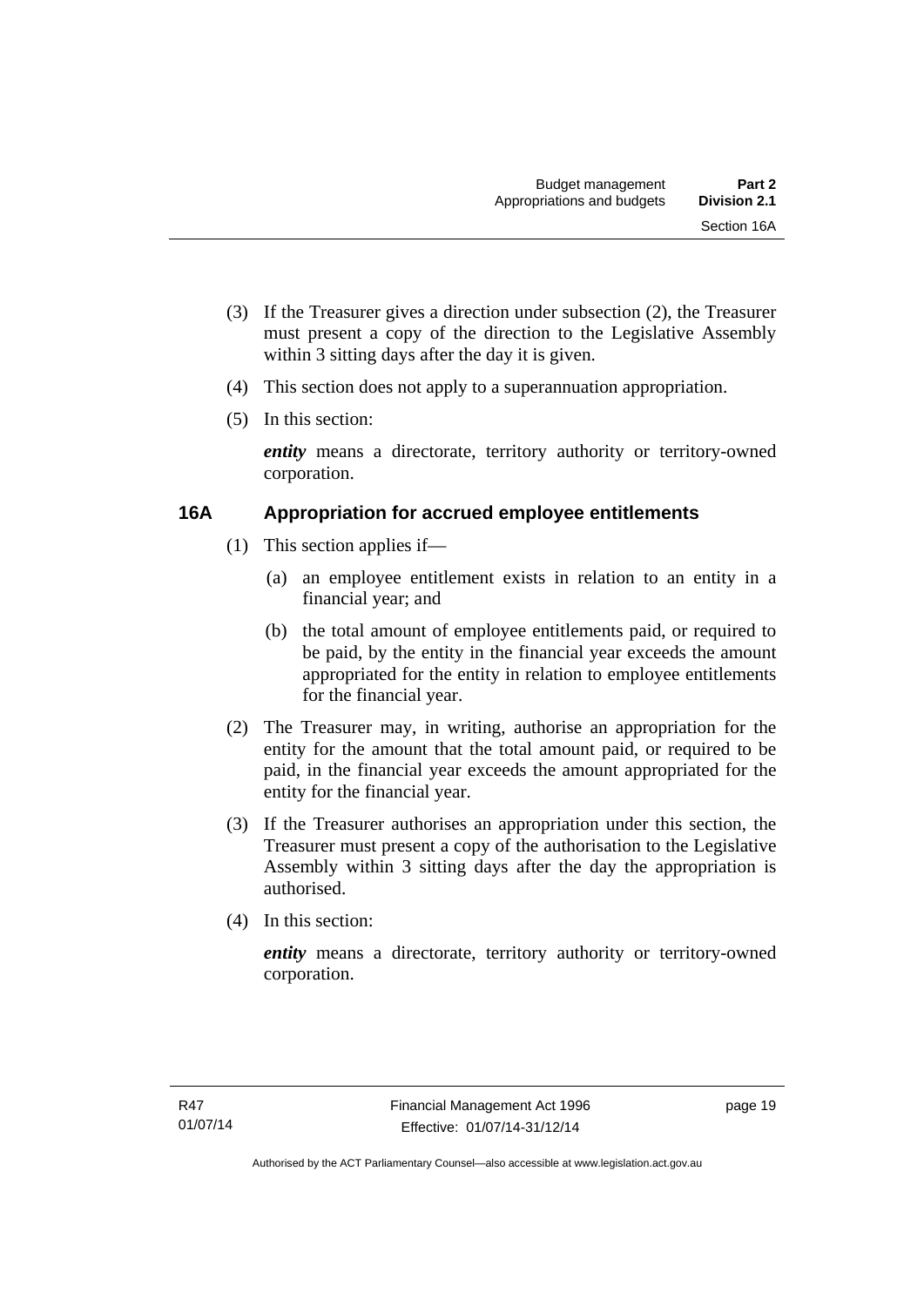(3) If the Treasurer gives a direction under subsection (2), the Treasurer must present a copy of the direction to the Legislative Assembly within 3 sitting days after the day it is given.

(4) This section does not apply to a superannuation appropriation.

(5) In this section:

***entity*** means a directorate, territory authority or territory-owned corporation.

## 16A Appropriation for accrued employee entitlements

(1) This section applies if—

(a) an employee entitlement exists in relation to an entity in a financial year; and

(b) the total amount of employee entitlements paid, or required to be paid, by the entity in the financial year exceeds the amount appropriated for the entity in relation to employee entitlements for the financial year.

(2) The Treasurer may, in writing, authorise an appropriation for the entity for the amount that the total amount paid, or required to be paid, in the financial year exceeds the amount appropriated for the entity for the financial year.

(3) If the Treasurer authorises an appropriation under this section, the Treasurer must present a copy of the authorisation to the Legislative Assembly within 3 sitting days after the day the appropriation is authorised.

(4) In this section:

***entity*** means a directorate, territory authority or territory-owned corporation.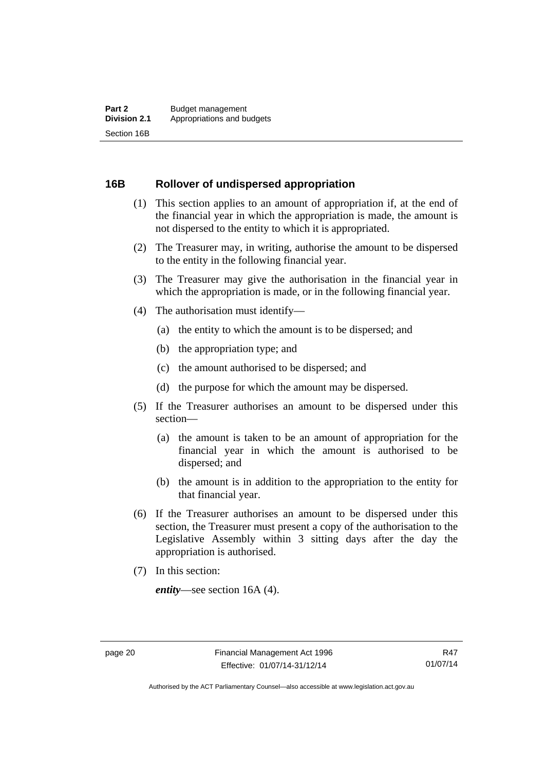## 16B Rollover of undispersed appropriation

(1) This section applies to an amount of appropriation if, at the end of the financial year in which the appropriation is made, the amount is not dispersed to the entity to which it is appropriated.

(2) The Treasurer may, in writing, authorise the amount to be dispersed to the entity in the following financial year.

(3) The Treasurer may give the authorisation in the financial year in which the appropriation is made, or in the following financial year.

(4) The authorisation must identify—

- (a) the entity to which the amount is to be dispersed; and
- (b) the appropriation type; and
- (c) the amount authorised to be dispersed; and
- (d) the purpose for which the amount may be dispersed.

(5) If the Treasurer authorises an amount to be dispersed under this section—

- (a) the amount is taken to be an amount of appropriation for the financial year in which the amount is authorised to be dispersed; and
- (b) the amount is in addition to the appropriation to the entity for that financial year.

(6) If the Treasurer authorises an amount to be dispersed under this section, the Treasurer must present a copy of the authorisation to the Legislative Assembly within 3 sitting days after the day the appropriation is authorised.

(7) In this section:

***entity***—see section 16A (4).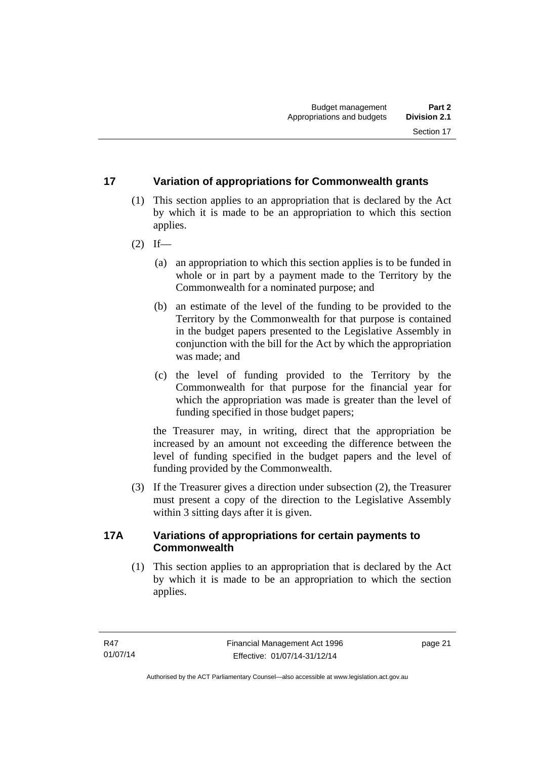## 17 Variation of appropriations for Commonwealth grants

(1) This section applies to an appropriation that is declared by the Act by which it is made to be an appropriation to which this section applies.

(2) If—

(a) an appropriation to which this section applies is to be funded in whole or in part by a payment made to the Territory by the Commonwealth for a nominated purpose; and

(b) an estimate of the level of the funding to be provided to the Territory by the Commonwealth for that purpose is contained in the budget papers presented to the Legislative Assembly in conjunction with the bill for the Act by which the appropriation was made; and

(c) the level of funding provided to the Territory by the Commonwealth for that purpose for the financial year for which the appropriation was made is greater than the level of funding specified in those budget papers;

the Treasurer may, in writing, direct that the appropriation be increased by an amount not exceeding the difference between the level of funding specified in the budget papers and the level of funding provided by the Commonwealth.

(3) If the Treasurer gives a direction under subsection (2), the Treasurer must present a copy of the direction to the Legislative Assembly within 3 sitting days after it is given.

## 17A Variations of appropriations for certain payments to Commonwealth

(1) This section applies to an appropriation that is declared by the Act by which it is made to be an appropriation to which the section applies.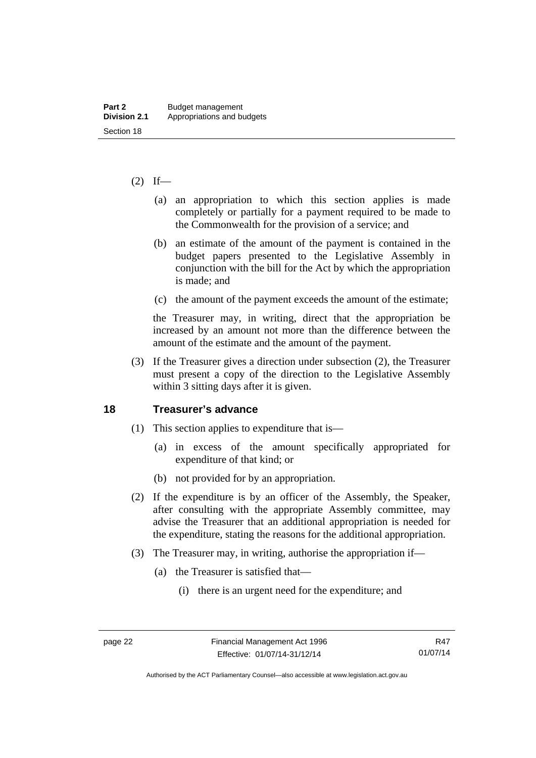(2) If—

 (a) an appropriation to which this section applies is made completely or partially for a payment required to be made to the Commonwealth for the provision of a service; and

 (b) an estimate of the amount of the payment is contained in the budget papers presented to the Legislative Assembly in conjunction with the bill for the Act by which the appropriation is made; and

 (c) the amount of the payment exceeds the amount of the estimate;

the Treasurer may, in writing, direct that the appropriation be increased by an amount not more than the difference between the amount of the estimate and the amount of the payment.

(3) If the Treasurer gives a direction under subsection (2), the Treasurer must present a copy of the direction to the Legislative Assembly within 3 sitting days after it is given.

## 18 Treasurer's advance

(1) This section applies to expenditure that is—

 (a) in excess of the amount specifically appropriated for expenditure of that kind; or

 (b) not provided for by an appropriation.

(2) If the expenditure is by an officer of the Assembly, the Speaker, after consulting with the appropriate Assembly committee, may advise the Treasurer that an additional appropriation is needed for the expenditure, stating the reasons for the additional appropriation.

(3) The Treasurer may, in writing, authorise the appropriation if—

 (a) the Treasurer is satisfied that—

  (i) there is an urgent need for the expenditure; and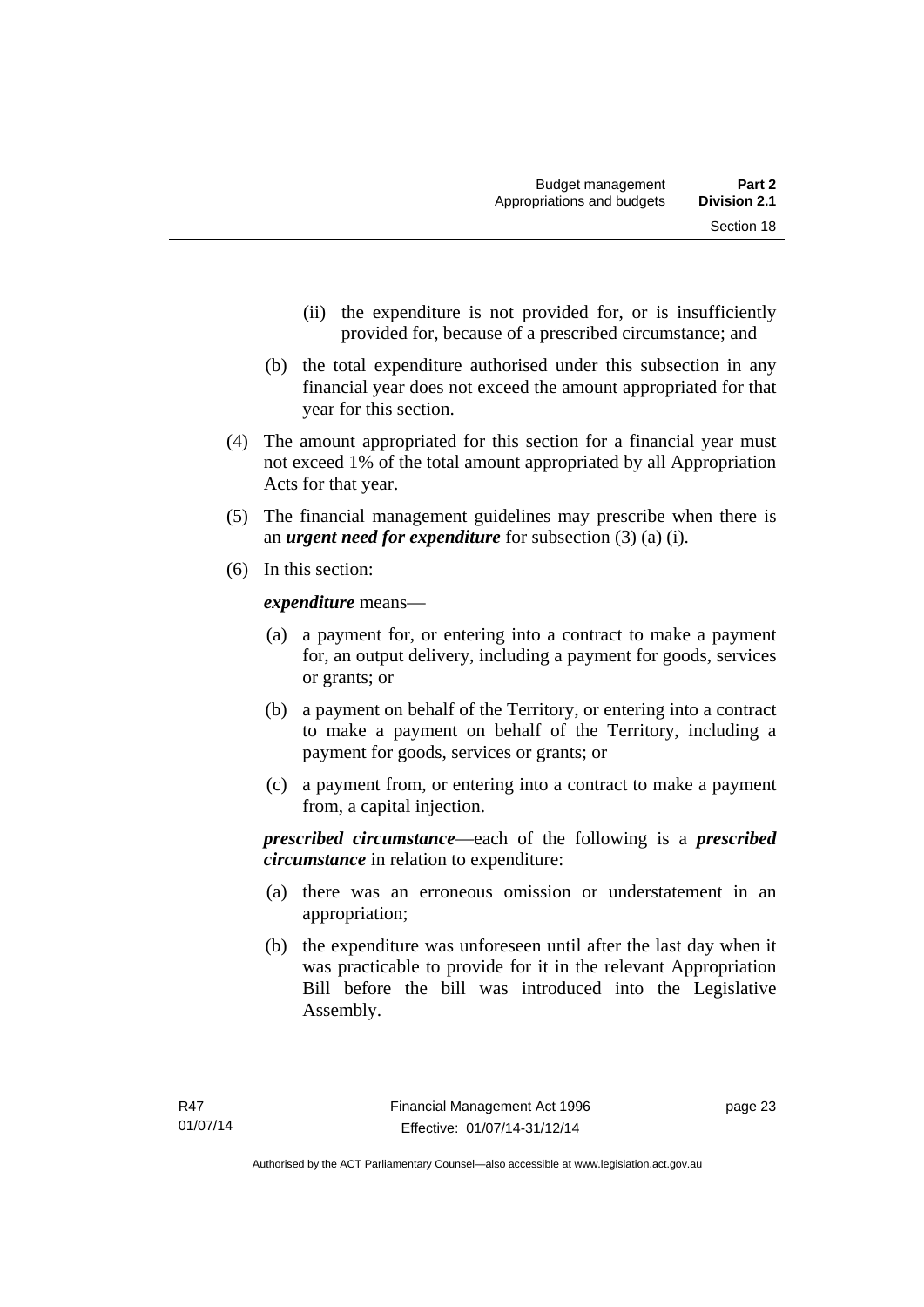(ii) the expenditure is not provided for, or is insufficiently provided for, because of a prescribed circumstance; and

(b) the total expenditure authorised under this subsection in any financial year does not exceed the amount appropriated for that year for this section.

(4) The amount appropriated for this section for a financial year must not exceed 1% of the total amount appropriated by all Appropriation Acts for that year.

(5) The financial management guidelines may prescribe when there is an ***urgent need for expenditure*** for subsection (3) (a) (i).

(6) In this section:

***expenditure*** means—

(a) a payment for, or entering into a contract to make a payment for, an output delivery, including a payment for goods, services or grants; or

(b) a payment on behalf of the Territory, or entering into a contract to make a payment on behalf of the Territory, including a payment for goods, services or grants; or

(c) a payment from, or entering into a contract to make a payment from, a capital injection.

***prescribed circumstance***—each of the following is a ***prescribed circumstance*** in relation to expenditure:

(a) there was an erroneous omission or understatement in an appropriation;

(b) the expenditure was unforeseen until after the last day when it was practicable to provide for it in the relevant Appropriation Bill before the bill was introduced into the Legislative Assembly.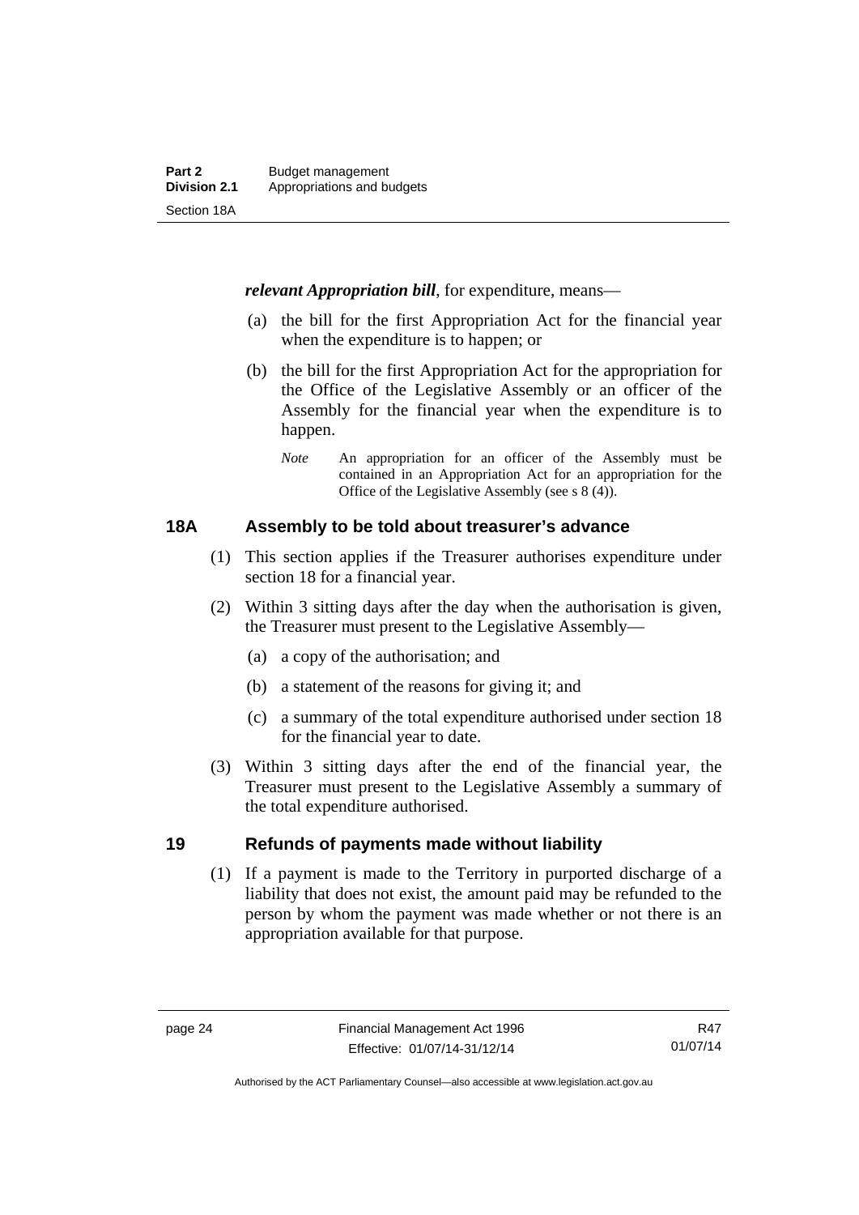***relevant Appropriation bill***, for expenditure, means—

(a) the bill for the first Appropriation Act for the financial year when the expenditure is to happen; or

(b) the bill for the first Appropriation Act for the appropriation for the Office of the Legislative Assembly or an officer of the Assembly for the financial year when the expenditure is to happen.

*Note* An appropriation for an officer of the Assembly must be contained in an Appropriation Act for an appropriation for the Office of the Legislative Assembly (see s 8 (4)).

## 18A Assembly to be told about treasurer's advance

(1) This section applies if the Treasurer authorises expenditure under section 18 for a financial year.

(2) Within 3 sitting days after the day when the authorisation is given, the Treasurer must present to the Legislative Assembly—

(a) a copy of the authorisation; and

(b) a statement of the reasons for giving it; and

(c) a summary of the total expenditure authorised under section 18 for the financial year to date.

(3) Within 3 sitting days after the end of the financial year, the Treasurer must present to the Legislative Assembly a summary of the total expenditure authorised.

## 19 Refunds of payments made without liability

(1) If a payment is made to the Territory in purported discharge of a liability that does not exist, the amount paid may be refunded to the person by whom the payment was made whether or not there is an appropriation available for that purpose.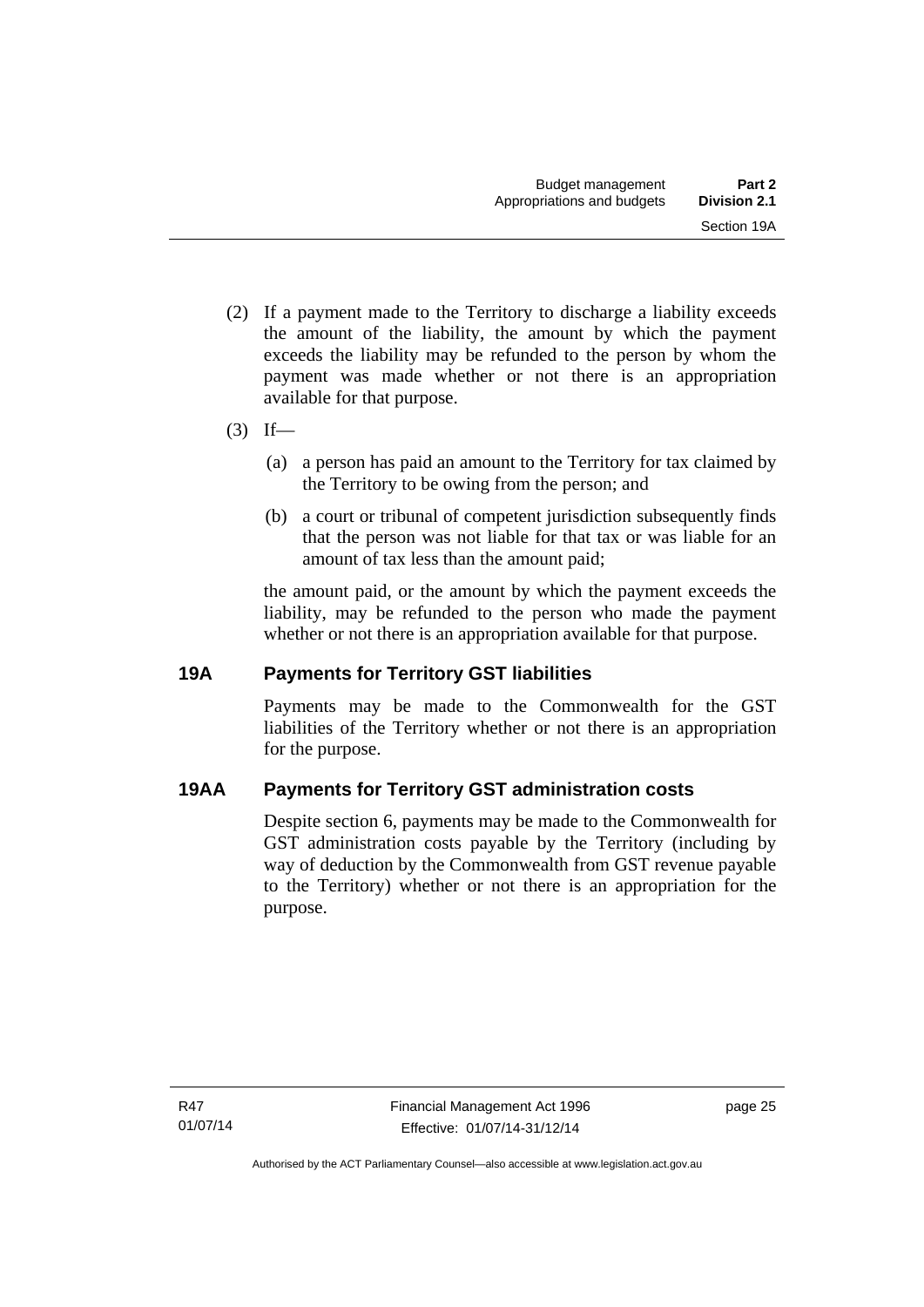(2) If a payment made to the Territory to discharge a liability exceeds the amount of the liability, the amount by which the payment exceeds the liability may be refunded to the person by whom the payment was made whether or not there is an appropriation available for that purpose.

(3) If—

(a) a person has paid an amount to the Territory for tax claimed by the Territory to be owing from the person; and

(b) a court or tribunal of competent jurisdiction subsequently finds that the person was not liable for that tax or was liable for an amount of tax less than the amount paid;

the amount paid, or the amount by which the payment exceeds the liability, may be refunded to the person who made the payment whether or not there is an appropriation available for that purpose.

## 19A Payments for Territory GST liabilities

Payments may be made to the Commonwealth for the GST liabilities of the Territory whether or not there is an appropriation for the purpose.

## 19AA Payments for Territory GST administration costs

Despite section 6, payments may be made to the Commonwealth for GST administration costs payable by the Territory (including by way of deduction by the Commonwealth from GST revenue payable to the Territory) whether or not there is an appropriation for the purpose.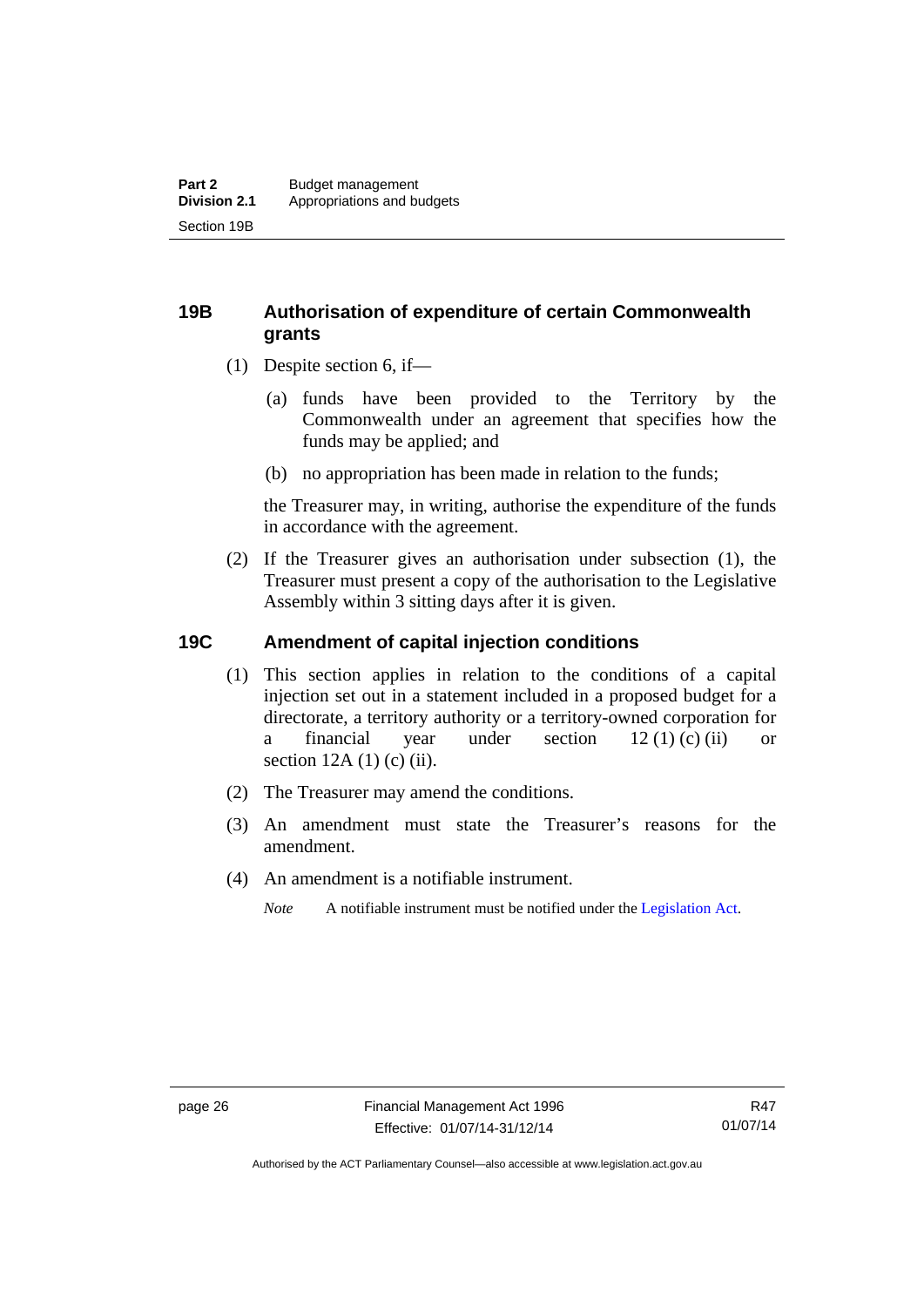## 19B Authorisation of expenditure of certain Commonwealth grants

(1) Despite section 6, if—

(a) funds have been provided to the Territory by the Commonwealth under an agreement that specifies how the funds may be applied; and

(b) no appropriation has been made in relation to the funds;

the Treasurer may, in writing, authorise the expenditure of the funds in accordance with the agreement.

(2) If the Treasurer gives an authorisation under subsection (1), the Treasurer must present a copy of the authorisation to the Legislative Assembly within 3 sitting days after it is given.

## 19C Amendment of capital injection conditions

(1) This section applies in relation to the conditions of a capital injection set out in a statement included in a proposed budget for a directorate, a territory authority or a territory-owned corporation for a financial year under section 12 (1) (c) (ii) or section 12A (1) (c) (ii).

(2) The Treasurer may amend the conditions.

(3) An amendment must state the Treasurer's reasons for the amendment.

(4) An amendment is a notifiable instrument.

*Note* A notifiable instrument must be notified under the Legislation Act.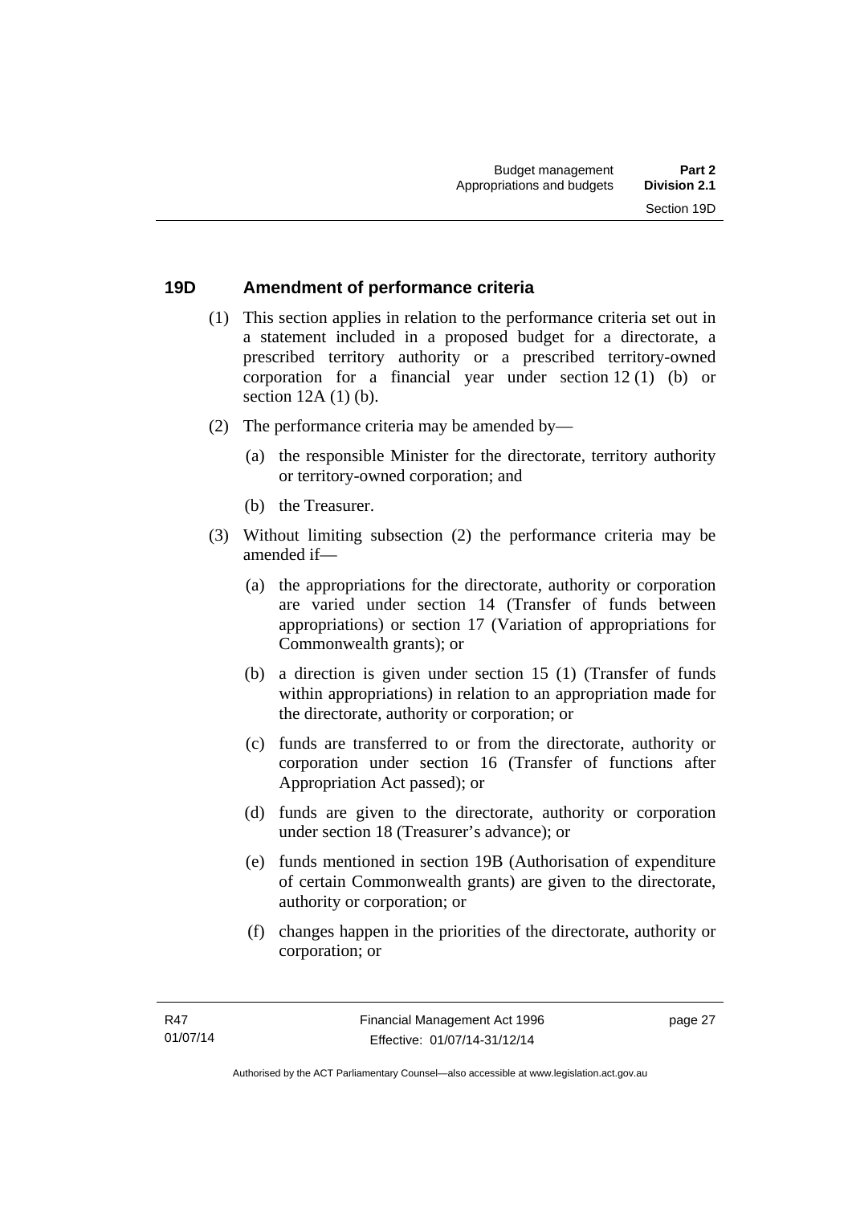## 19D Amendment of performance criteria

(1) This section applies in relation to the performance criteria set out in a statement included in a proposed budget for a directorate, a prescribed territory authority or a prescribed territory-owned corporation for a financial year under section 12 (1) (b) or section 12A (1) (b).

(2) The performance criteria may be amended by—

(a) the responsible Minister for the directorate, territory authority or territory-owned corporation; and

(b) the Treasurer.

(3) Without limiting subsection (2) the performance criteria may be amended if—

(a) the appropriations for the directorate, authority or corporation are varied under section 14 (Transfer of funds between appropriations) or section 17 (Variation of appropriations for Commonwealth grants); or

(b) a direction is given under section 15 (1) (Transfer of funds within appropriations) in relation to an appropriation made for the directorate, authority or corporation; or

(c) funds are transferred to or from the directorate, authority or corporation under section 16 (Transfer of functions after Appropriation Act passed); or

(d) funds are given to the directorate, authority or corporation under section 18 (Treasurer's advance); or

(e) funds mentioned in section 19B (Authorisation of expenditure of certain Commonwealth grants) are given to the directorate, authority or corporation; or

(f) changes happen in the priorities of the directorate, authority or corporation; or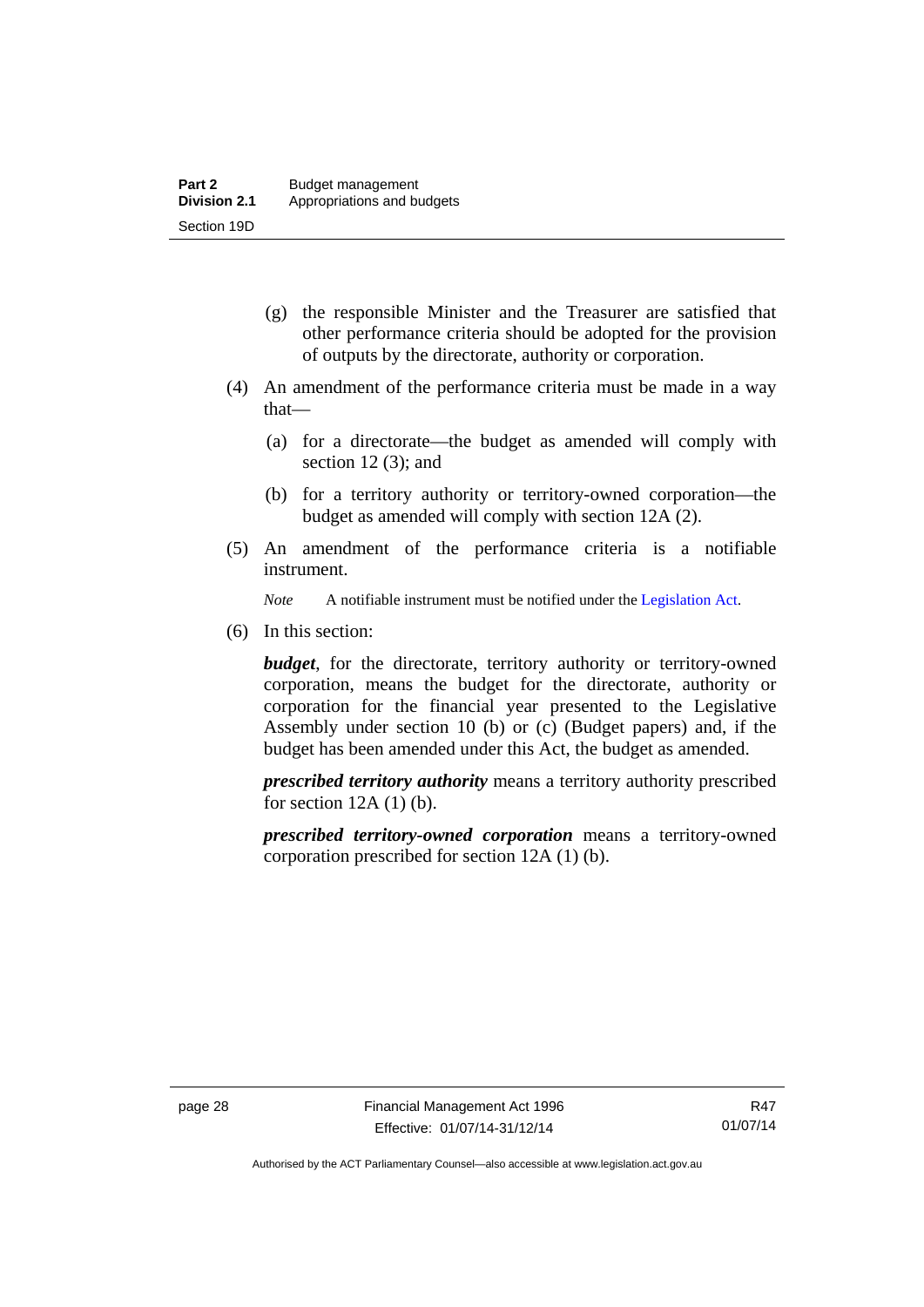(g) the responsible Minister and the Treasurer are satisfied that other performance criteria should be adopted for the provision of outputs by the directorate, authority or corporation.

(4) An amendment of the performance criteria must be made in a way that—

(a) for a directorate—the budget as amended will comply with section 12 (3); and

(b) for a territory authority or territory-owned corporation—the budget as amended will comply with section 12A (2).

(5) An amendment of the performance criteria is a notifiable instrument.

*Note* A notifiable instrument must be notified under the Legislation Act.

(6) In this section:

***budget***, for the directorate, territory authority or territory-owned corporation, means the budget for the directorate, authority or corporation for the financial year presented to the Legislative Assembly under section 10 (b) or (c) (Budget papers) and, if the budget has been amended under this Act, the budget as amended.

***prescribed territory authority*** means a territory authority prescribed for section 12A (1) (b).

***prescribed territory-owned corporation*** means a territory-owned corporation prescribed for section 12A (1) (b).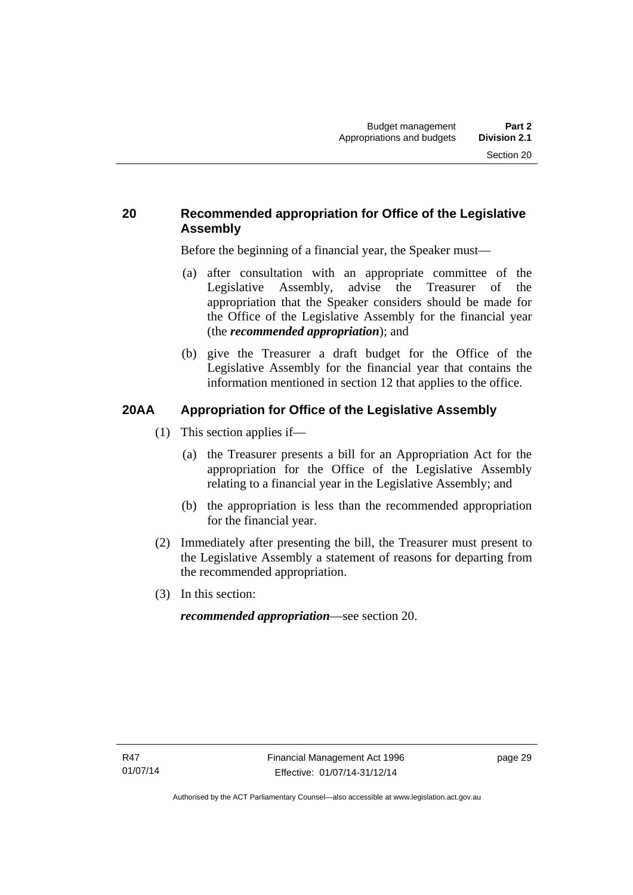## 20 Recommended appropriation for Office of the Legislative Assembly

Before the beginning of a financial year, the Speaker must—

(a) after consultation with an appropriate committee of the Legislative Assembly, advise the Treasurer of the appropriation that the Speaker considers should be made for the Office of the Legislative Assembly for the financial year (the ***recommended appropriation***); and

(b) give the Treasurer a draft budget for the Office of the Legislative Assembly for the financial year that contains the information mentioned in section 12 that applies to the office.

## 20AA Appropriation for Office of the Legislative Assembly

(1) This section applies if—

(a) the Treasurer presents a bill for an Appropriation Act for the appropriation for the Office of the Legislative Assembly relating to a financial year in the Legislative Assembly; and

(b) the appropriation is less than the recommended appropriation for the financial year.

(2) Immediately after presenting the bill, the Treasurer must present to the Legislative Assembly a statement of reasons for departing from the recommended appropriation.

(3) In this section:

***recommended appropriation***—see section 20.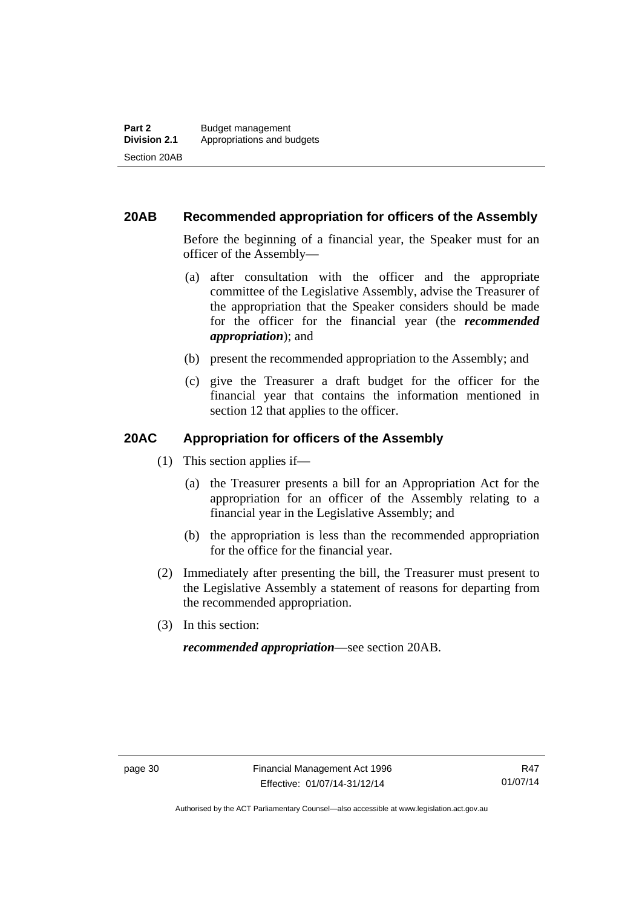## 20AB Recommended appropriation for officers of the Assembly

Before the beginning of a financial year, the Speaker must for an officer of the Assembly—

(a) after consultation with the officer and the appropriate committee of the Legislative Assembly, advise the Treasurer of the appropriation that the Speaker considers should be made for the officer for the financial year (the ***recommended appropriation***); and

(b) present the recommended appropriation to the Assembly; and

(c) give the Treasurer a draft budget for the officer for the financial year that contains the information mentioned in section 12 that applies to the officer.

## 20AC Appropriation for officers of the Assembly

(1) This section applies if—

(a) the Treasurer presents a bill for an Appropriation Act for the appropriation for an officer of the Assembly relating to a financial year in the Legislative Assembly; and

(b) the appropriation is less than the recommended appropriation for the office for the financial year.

(2) Immediately after presenting the bill, the Treasurer must present to the Legislative Assembly a statement of reasons for departing from the recommended appropriation.

(3) In this section:

***recommended appropriation***—see section 20AB.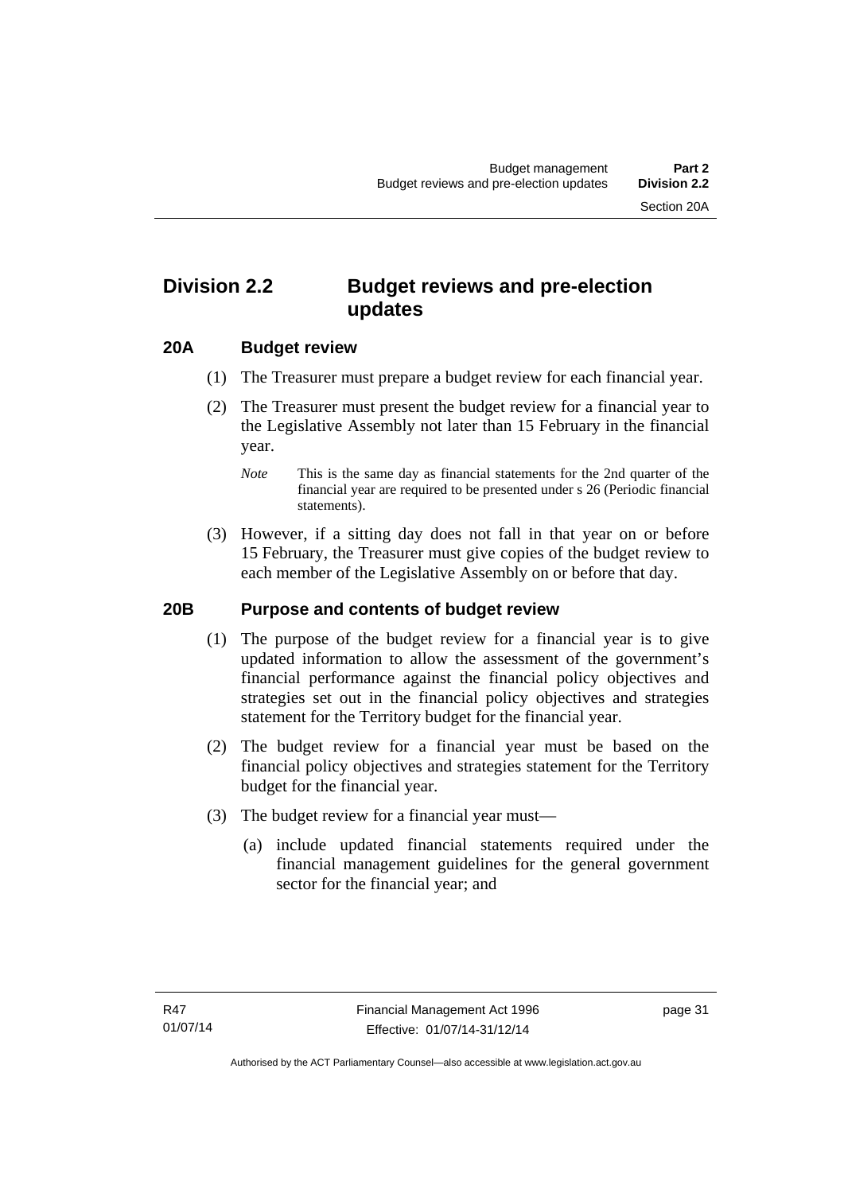## Division 2.2 Budget reviews and pre-election updates

### 20A Budget review

(1) The Treasurer must prepare a budget review for each financial year.

(2) The Treasurer must present the budget review for a financial year to the Legislative Assembly not later than 15 February in the financial year.

*Note* This is the same day as financial statements for the 2nd quarter of the financial year are required to be presented under s 26 (Periodic financial statements).

(3) However, if a sitting day does not fall in that year on or before 15 February, the Treasurer must give copies of the budget review to each member of the Legislative Assembly on or before that day.

### 20B Purpose and contents of budget review

(1) The purpose of the budget review for a financial year is to give updated information to allow the assessment of the government's financial performance against the financial policy objectives and strategies set out in the financial policy objectives and strategies statement for the Territory budget for the financial year.

(2) The budget review for a financial year must be based on the financial policy objectives and strategies statement for the Territory budget for the financial year.

(3) The budget review for a financial year must—

(a) include updated financial statements required under the financial management guidelines for the general government sector for the financial year; and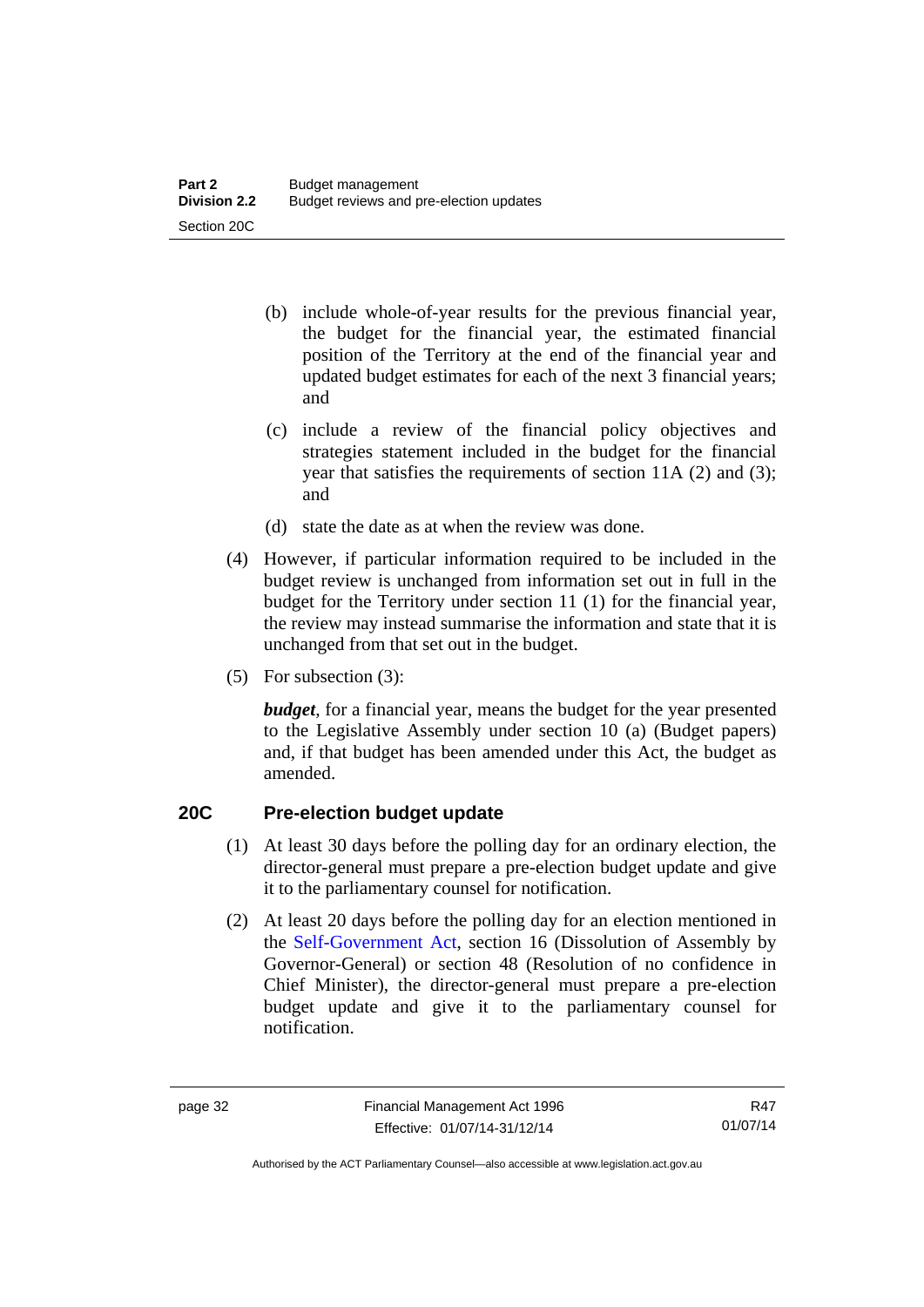(b) include whole-of-year results for the previous financial year, the budget for the financial year, the estimated financial position of the Territory at the end of the financial year and updated budget estimates for each of the next 3 financial years; and

(c) include a review of the financial policy objectives and strategies statement included in the budget for the financial year that satisfies the requirements of section 11A (2) and (3); and

(d) state the date as at when the review was done.

(4) However, if particular information required to be included in the budget review is unchanged from information set out in full in the budget for the Territory under section 11 (1) for the financial year, the review may instead summarise the information and state that it is unchanged from that set out in the budget.

(5) For subsection (3):

***budget***, for a financial year, means the budget for the year presented to the Legislative Assembly under section 10 (a) (Budget papers) and, if that budget has been amended under this Act, the budget as amended.

## 20C Pre-election budget update

(1) At least 30 days before the polling day for an ordinary election, the director-general must prepare a pre-election budget update and give it to the parliamentary counsel for notification.

(2) At least 20 days before the polling day for an election mentioned in the Self-Government Act, section 16 (Dissolution of Assembly by Governor-General) or section 48 (Resolution of no confidence in Chief Minister), the director-general must prepare a pre-election budget update and give it to the parliamentary counsel for notification.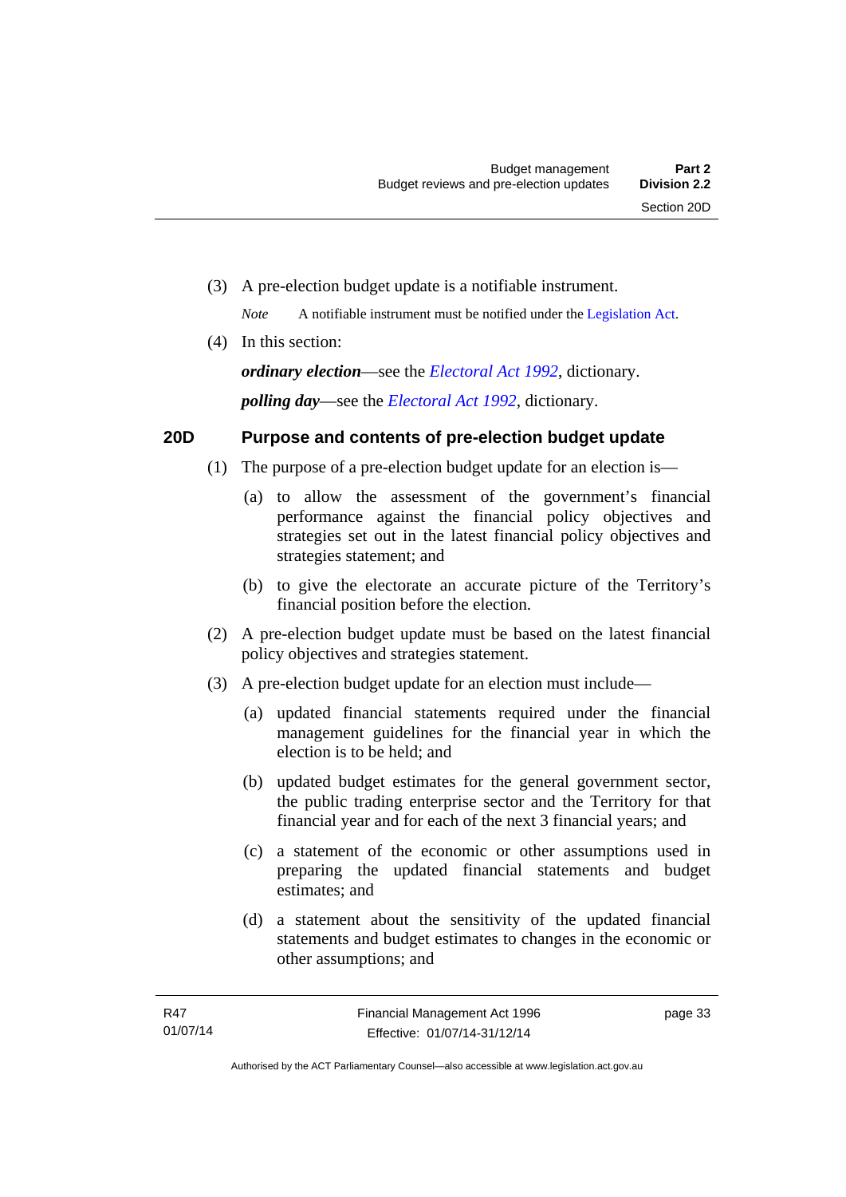(3) A pre-election budget update is a notifiable instrument.

*Note* A notifiable instrument must be notified under the Legislation Act.

(4) In this section:

***ordinary election***—see the *Electoral Act 1992*, dictionary.

***polling day***—see the *Electoral Act 1992*, dictionary.

## 20D Purpose and contents of pre-election budget update

(1) The purpose of a pre-election budget update for an election is—

(a) to allow the assessment of the government's financial performance against the financial policy objectives and strategies set out in the latest financial policy objectives and strategies statement; and

(b) to give the electorate an accurate picture of the Territory's financial position before the election.

(2) A pre-election budget update must be based on the latest financial policy objectives and strategies statement.

(3) A pre-election budget update for an election must include—

(a) updated financial statements required under the financial management guidelines for the financial year in which the election is to be held; and

(b) updated budget estimates for the general government sector, the public trading enterprise sector and the Territory for that financial year and for each of the next 3 financial years; and

(c) a statement of the economic or other assumptions used in preparing the updated financial statements and budget estimates; and

(d) a statement about the sensitivity of the updated financial statements and budget estimates to changes in the economic or other assumptions; and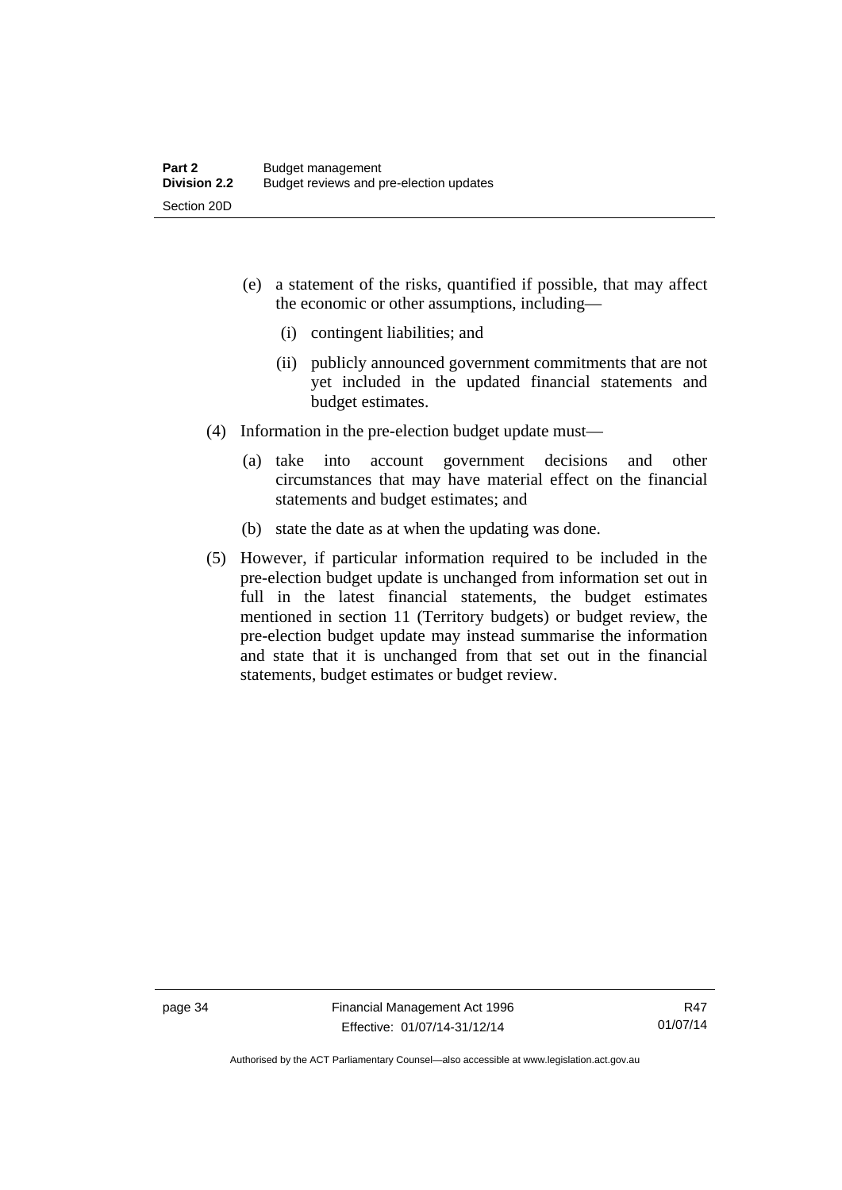(e) a statement of the risks, quantified if possible, that may affect the economic or other assumptions, including—

  (i) contingent liabilities; and

  (ii) publicly announced government commitments that are not yet included in the updated financial statements and budget estimates.

(4) Information in the pre-election budget update must—

  (a) take into account government decisions and other circumstances that may have material effect on the financial statements and budget estimates; and

  (b) state the date as at when the updating was done.

(5) However, if particular information required to be included in the pre-election budget update is unchanged from information set out in full in the latest financial statements, the budget estimates mentioned in section 11 (Territory budgets) or budget review, the pre-election budget update may instead summarise the information and state that it is unchanged from that set out in the financial statements, budget estimates or budget review.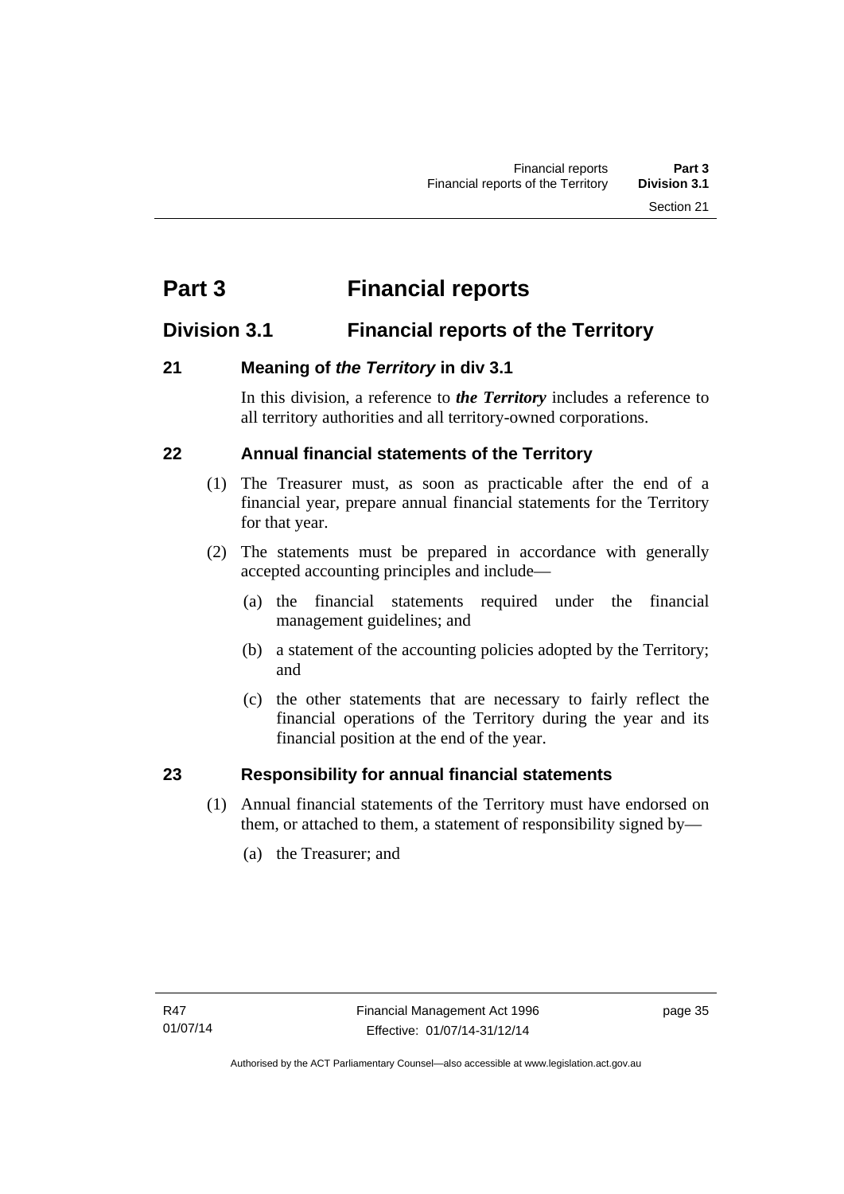# Part 3 Financial reports

## Division 3.1 Financial reports of the Territory

### 21 Meaning of *the Territory* in div 3.1

In this division, a reference to ***the Territory*** includes a reference to all territory authorities and all territory-owned corporations.

### 22 Annual financial statements of the Territory

(1) The Treasurer must, as soon as practicable after the end of a financial year, prepare annual financial statements for the Territory for that year.

(2) The statements must be prepared in accordance with generally accepted accounting principles and include—

(a) the financial statements required under the financial management guidelines; and

(b) a statement of the accounting policies adopted by the Territory; and

(c) the other statements that are necessary to fairly reflect the financial operations of the Territory during the year and its financial position at the end of the year.

### 23 Responsibility for annual financial statements

(1) Annual financial statements of the Territory must have endorsed on them, or attached to them, a statement of responsibility signed by—

(a) the Treasurer; and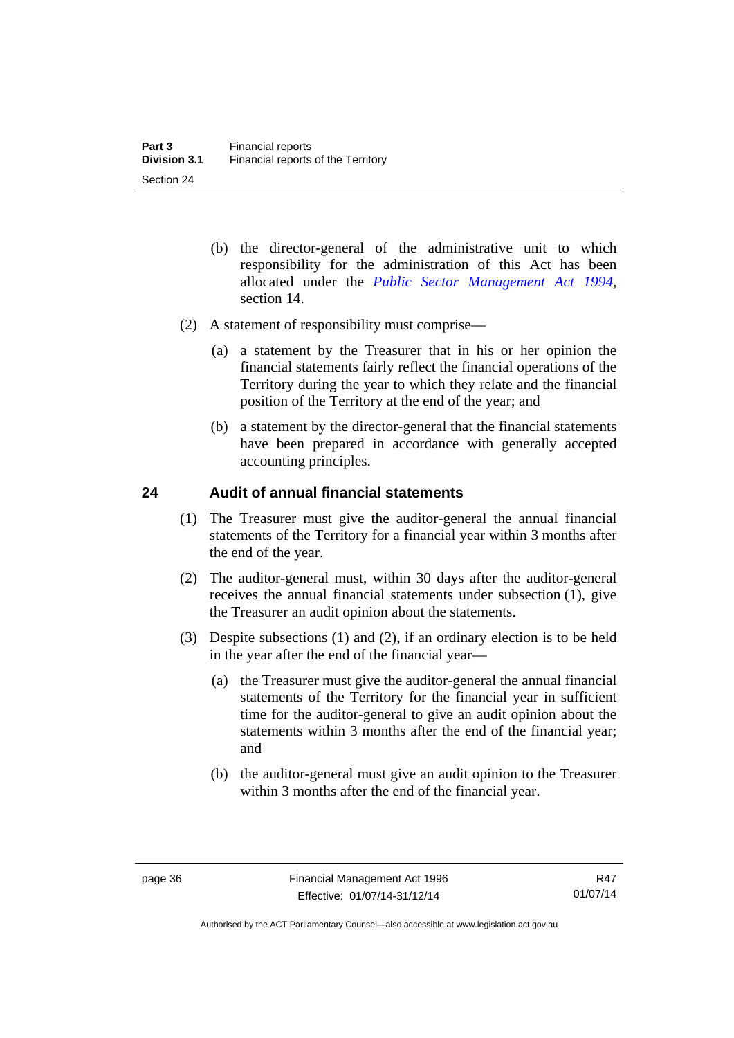(b) the director-general of the administrative unit to which responsibility for the administration of this Act has been allocated under the *Public Sector Management Act 1994*, section 14.

(2) A statement of responsibility must comprise—

(a) a statement by the Treasurer that in his or her opinion the financial statements fairly reflect the financial operations of the Territory during the year to which they relate and the financial position of the Territory at the end of the year; and

(b) a statement by the director-general that the financial statements have been prepared in accordance with generally accepted accounting principles.

## 24 Audit of annual financial statements

(1) The Treasurer must give the auditor-general the annual financial statements of the Territory for a financial year within 3 months after the end of the year.

(2) The auditor-general must, within 30 days after the auditor-general receives the annual financial statements under subsection (1), give the Treasurer an audit opinion about the statements.

(3) Despite subsections (1) and (2), if an ordinary election is to be held in the year after the end of the financial year—

(a) the Treasurer must give the auditor-general the annual financial statements of the Territory for the financial year in sufficient time for the auditor-general to give an audit opinion about the statements within 3 months after the end of the financial year; and

(b) the auditor-general must give an audit opinion to the Treasurer within 3 months after the end of the financial year.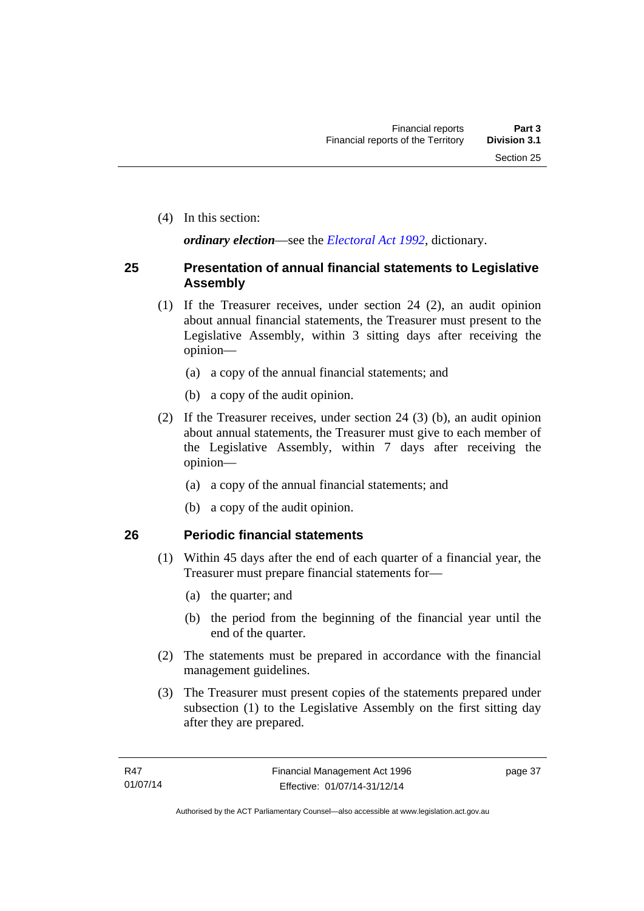(4) In this section:

***ordinary election***—see the *Electoral Act 1992*, dictionary.

## 25 Presentation of annual financial statements to Legislative Assembly

(1) If the Treasurer receives, under section 24 (2), an audit opinion about annual financial statements, the Treasurer must present to the Legislative Assembly, within 3 sitting days after receiving the opinion—

(a) a copy of the annual financial statements; and

(b) a copy of the audit opinion.

(2) If the Treasurer receives, under section 24 (3) (b), an audit opinion about annual statements, the Treasurer must give to each member of the Legislative Assembly, within 7 days after receiving the opinion—

(a) a copy of the annual financial statements; and

(b) a copy of the audit opinion.

## 26 Periodic financial statements

(1) Within 45 days after the end of each quarter of a financial year, the Treasurer must prepare financial statements for—

(a) the quarter; and

(b) the period from the beginning of the financial year until the end of the quarter.

(2) The statements must be prepared in accordance with the financial management guidelines.

(3) The Treasurer must present copies of the statements prepared under subsection (1) to the Legislative Assembly on the first sitting day after they are prepared.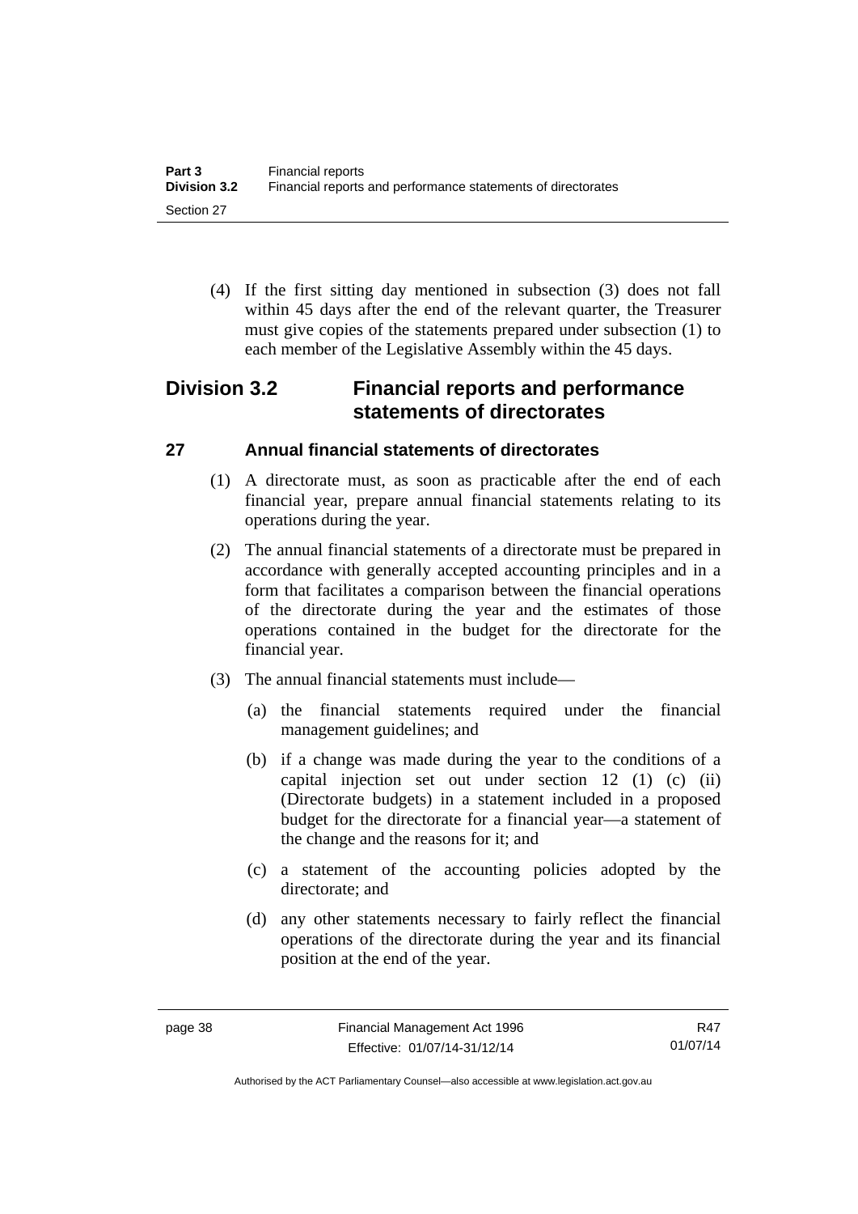(4) If the first sitting day mentioned in subsection (3) does not fall within 45 days after the end of the relevant quarter, the Treasurer must give copies of the statements prepared under subsection (1) to each member of the Legislative Assembly within the 45 days.

## Division 3.2 Financial reports and performance statements of directorates

### 27 Annual financial statements of directorates

(1) A directorate must, as soon as practicable after the end of each financial year, prepare annual financial statements relating to its operations during the year.

(2) The annual financial statements of a directorate must be prepared in accordance with generally accepted accounting principles and in a form that facilitates a comparison between the financial operations of the directorate during the year and the estimates of those operations contained in the budget for the directorate for the financial year.

(3) The annual financial statements must include—

(a) the financial statements required under the financial management guidelines; and

(b) if a change was made during the year to the conditions of a capital injection set out under section 12 (1) (c) (ii) (Directorate budgets) in a statement included in a proposed budget for the directorate for a financial year—a statement of the change and the reasons for it; and

(c) a statement of the accounting policies adopted by the directorate; and

(d) any other statements necessary to fairly reflect the financial operations of the directorate during the year and its financial position at the end of the year.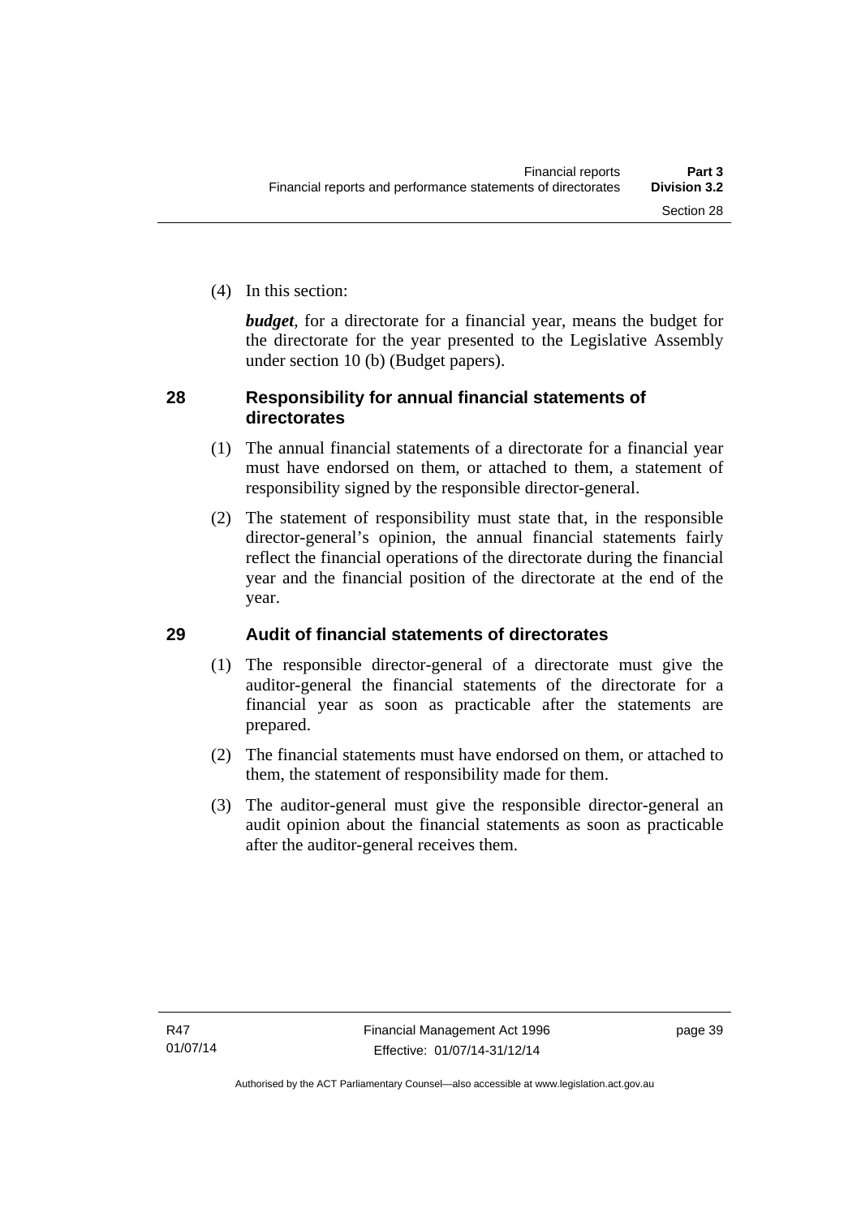(4) In this section:

***budget***, for a directorate for a financial year, means the budget for the directorate for the year presented to the Legislative Assembly under section 10 (b) (Budget papers).

## 28 Responsibility for annual financial statements of directorates

(1) The annual financial statements of a directorate for a financial year must have endorsed on them, or attached to them, a statement of responsibility signed by the responsible director-general.

(2) The statement of responsibility must state that, in the responsible director-general's opinion, the annual financial statements fairly reflect the financial operations of the directorate during the financial year and the financial position of the directorate at the end of the year.

## 29 Audit of financial statements of directorates

(1) The responsible director-general of a directorate must give the auditor-general the financial statements of the directorate for a financial year as soon as practicable after the statements are prepared.

(2) The financial statements must have endorsed on them, or attached to them, the statement of responsibility made for them.

(3) The auditor-general must give the responsible director-general an audit opinion about the financial statements as soon as practicable after the auditor-general receives them.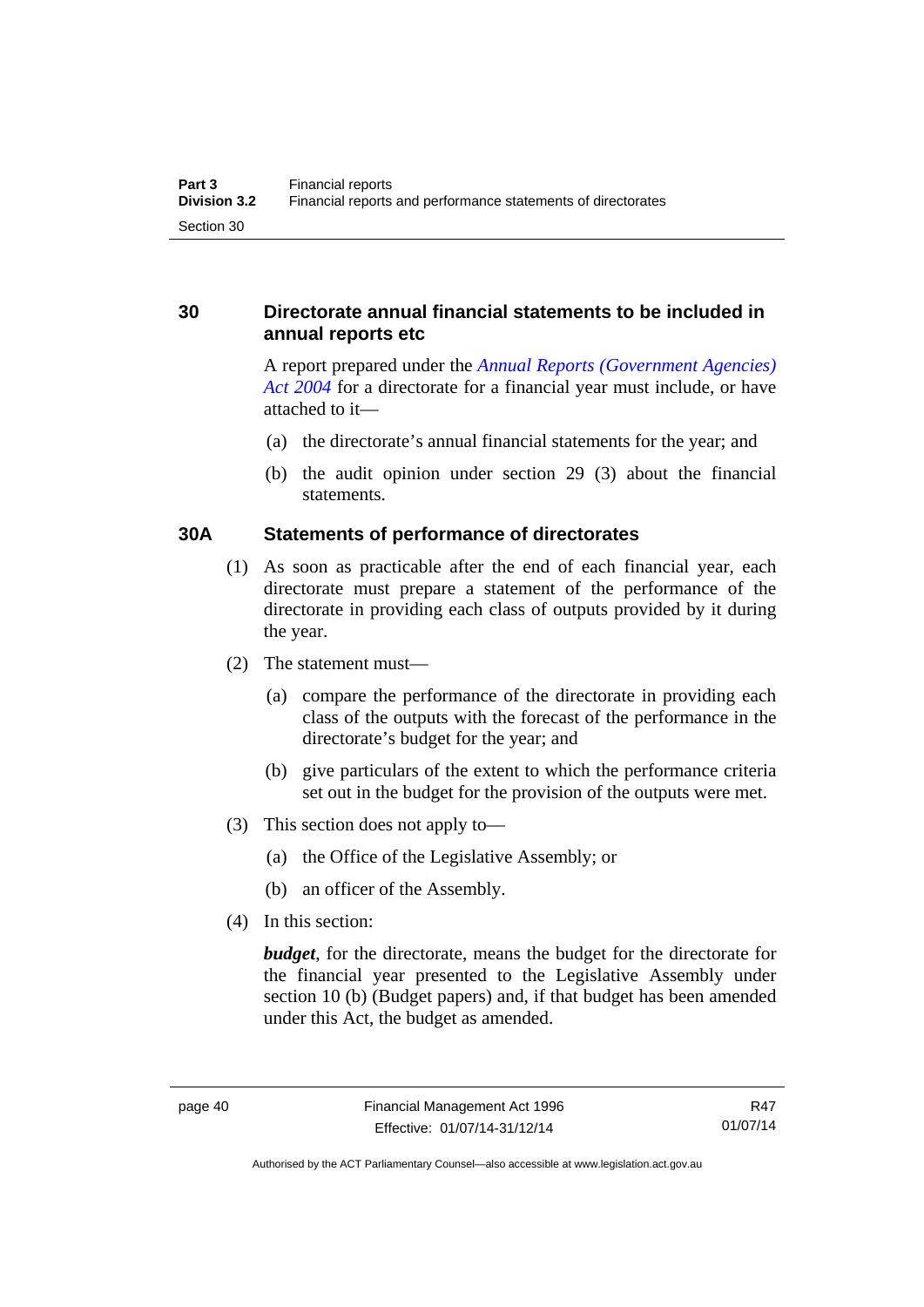## 30 Directorate annual financial statements to be included in annual reports etc

A report prepared under the *Annual Reports (Government Agencies) Act 2004* for a directorate for a financial year must include, or have attached to it—

(a) the directorate's annual financial statements for the year; and

(b) the audit opinion under section 29 (3) about the financial statements.

## 30A Statements of performance of directorates

(1) As soon as practicable after the end of each financial year, each directorate must prepare a statement of the performance of the directorate in providing each class of outputs provided by it during the year.

(2) The statement must—

(a) compare the performance of the directorate in providing each class of the outputs with the forecast of the performance in the directorate's budget for the year; and

(b) give particulars of the extent to which the performance criteria set out in the budget for the provision of the outputs were met.

(3) This section does not apply to—

(a) the Office of the Legislative Assembly; or

(b) an officer of the Assembly.

(4) In this section:

***budget***, for the directorate, means the budget for the directorate for the financial year presented to the Legislative Assembly under section 10 (b) (Budget papers) and, if that budget has been amended under this Act, the budget as amended.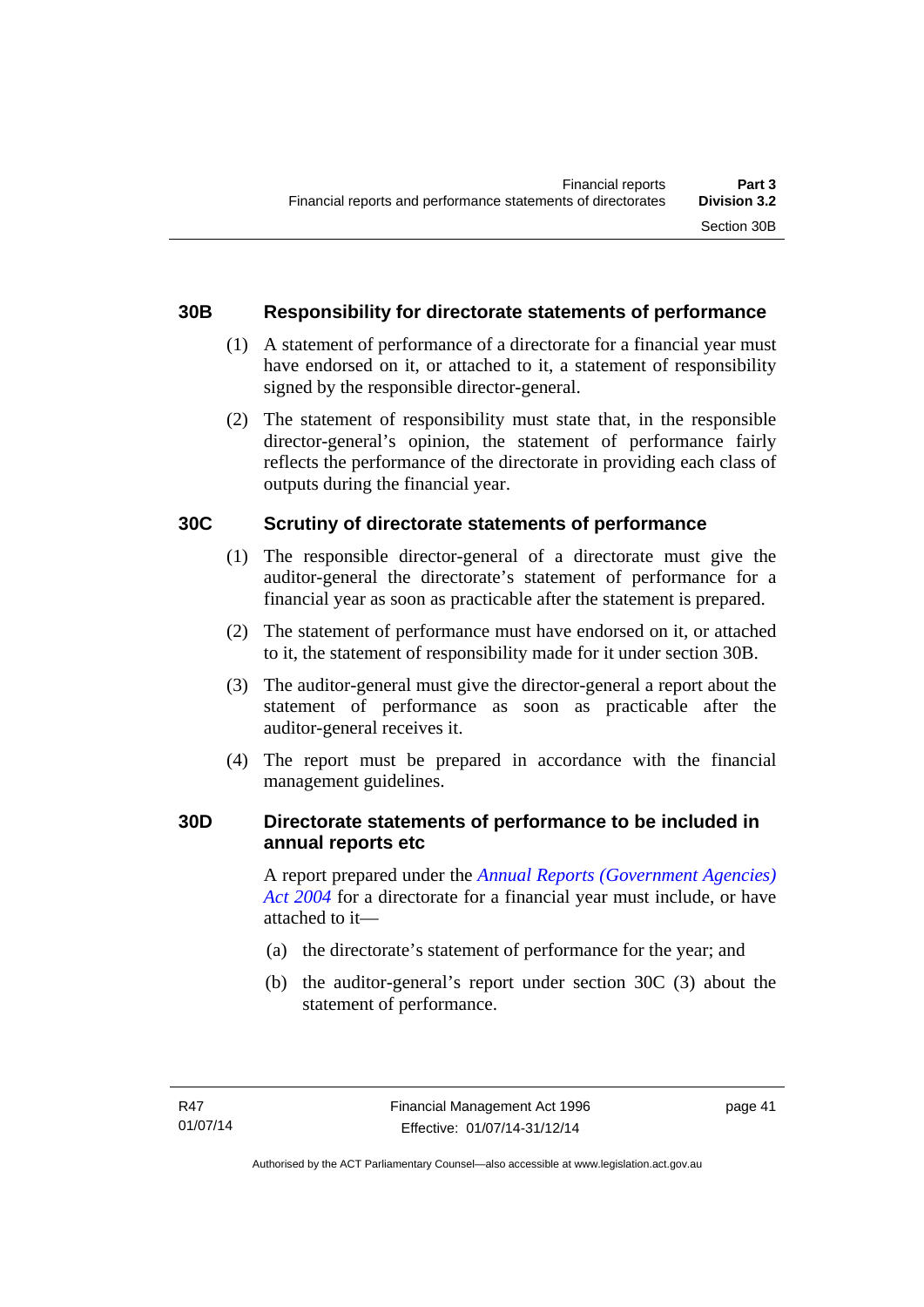### 30B Responsibility for directorate statements of performance

(1) A statement of performance of a directorate for a financial year must have endorsed on it, or attached to it, a statement of responsibility signed by the responsible director-general.

(2) The statement of responsibility must state that, in the responsible director-general's opinion, the statement of performance fairly reflects the performance of the directorate in providing each class of outputs during the financial year.

### 30C Scrutiny of directorate statements of performance

(1) The responsible director-general of a directorate must give the auditor-general the directorate's statement of performance for a financial year as soon as practicable after the statement is prepared.

(2) The statement of performance must have endorsed on it, or attached to it, the statement of responsibility made for it under section 30B.

(3) The auditor-general must give the director-general a report about the statement of performance as soon as practicable after the auditor-general receives it.

(4) The report must be prepared in accordance with the financial management guidelines.

### 30D Directorate statements of performance to be included in annual reports etc

A report prepared under the *Annual Reports (Government Agencies) Act 2004* for a directorate for a financial year must include, or have attached to it—

(a) the directorate's statement of performance for the year; and

(b) the auditor-general's report under section 30C (3) about the statement of performance.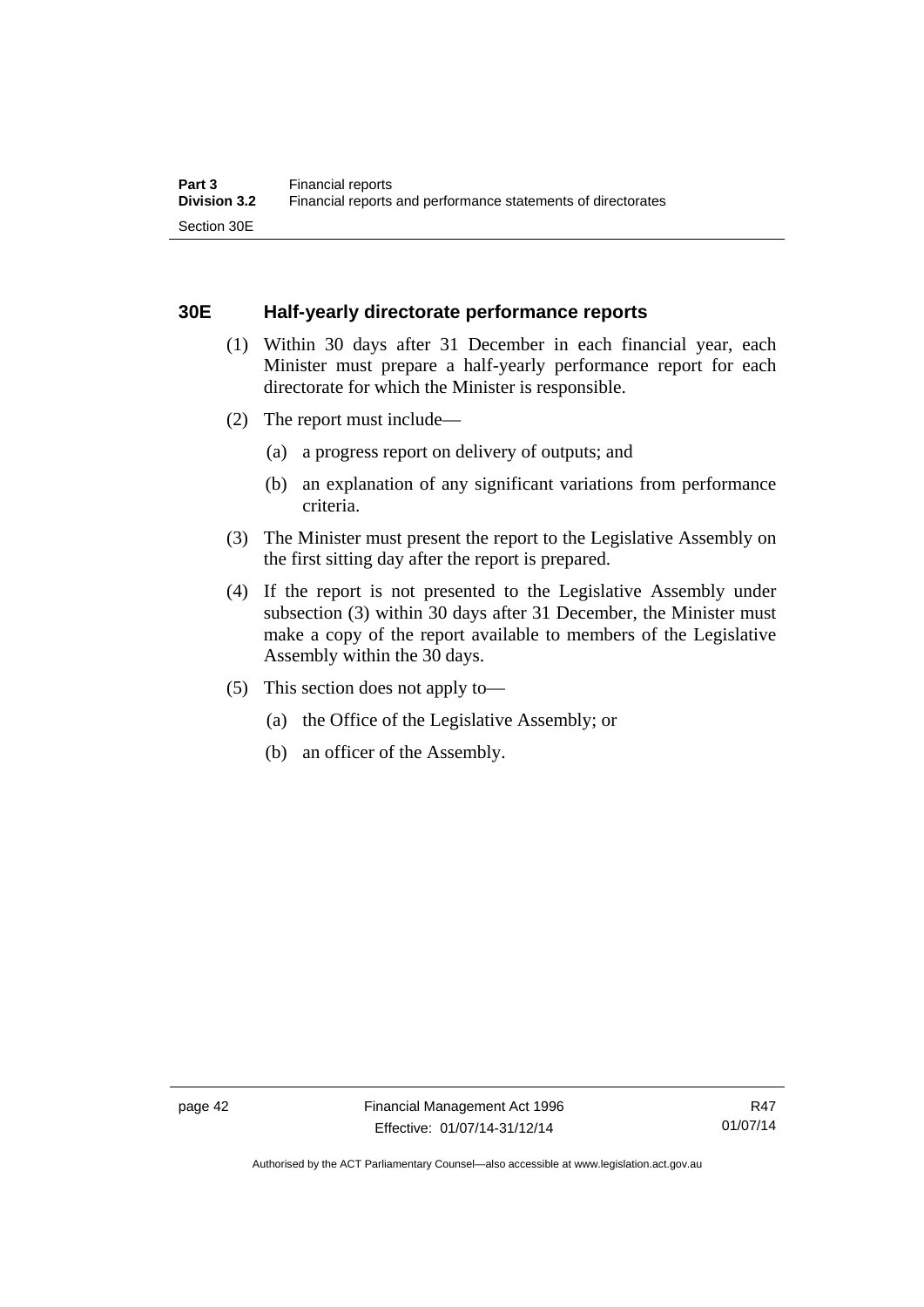### 30E Half-yearly directorate performance reports

(1) Within 30 days after 31 December in each financial year, each Minister must prepare a half-yearly performance report for each directorate for which the Minister is responsible.

(2) The report must include—

(a) a progress report on delivery of outputs; and

(b) an explanation of any significant variations from performance criteria.

(3) The Minister must present the report to the Legislative Assembly on the first sitting day after the report is prepared.

(4) If the report is not presented to the Legislative Assembly under subsection (3) within 30 days after 31 December, the Minister must make a copy of the report available to members of the Legislative Assembly within the 30 days.

(5) This section does not apply to—

(a) the Office of the Legislative Assembly; or

(b) an officer of the Assembly.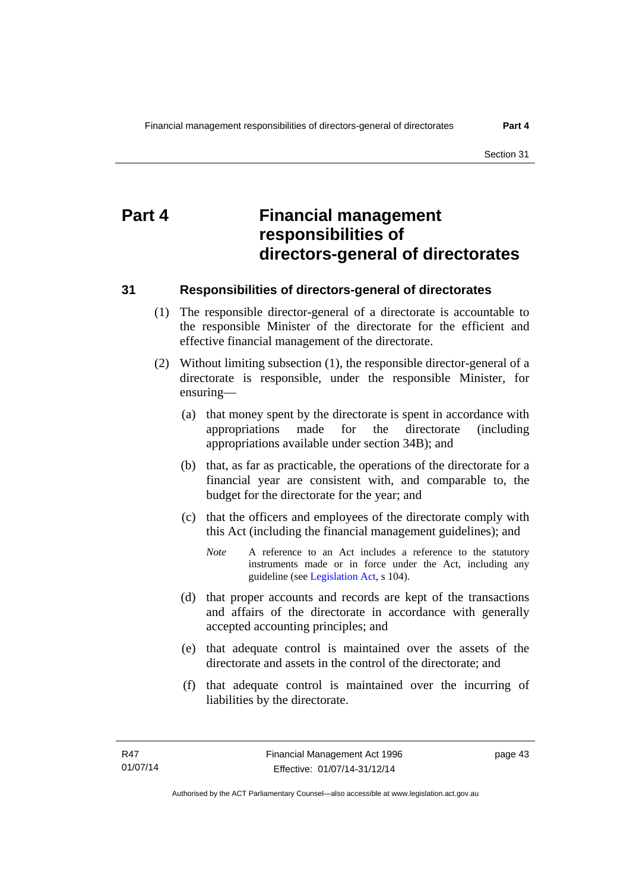# Part 4 Financial management responsibilities of directors-general of directorates

## 31 Responsibilities of directors-general of directorates

(1) The responsible director-general of a directorate is accountable to the responsible Minister of the directorate for the efficient and effective financial management of the directorate.

(2) Without limiting subsection (1), the responsible director-general of a directorate is responsible, under the responsible Minister, for ensuring—

(a) that money spent by the directorate is spent in accordance with appropriations made for the directorate (including appropriations available under section 34B); and

(b) that, as far as practicable, the operations of the directorate for a financial year are consistent with, and comparable to, the budget for the directorate for the year; and

(c) that the officers and employees of the directorate comply with this Act (including the financial management guidelines); and

*Note* A reference to an Act includes a reference to the statutory instruments made or in force under the Act, including any guideline (see Legislation Act, s 104).

(d) that proper accounts and records are kept of the transactions and affairs of the directorate in accordance with generally accepted accounting principles; and

(e) that adequate control is maintained over the assets of the directorate and assets in the control of the directorate; and

(f) that adequate control is maintained over the incurring of liabilities by the directorate.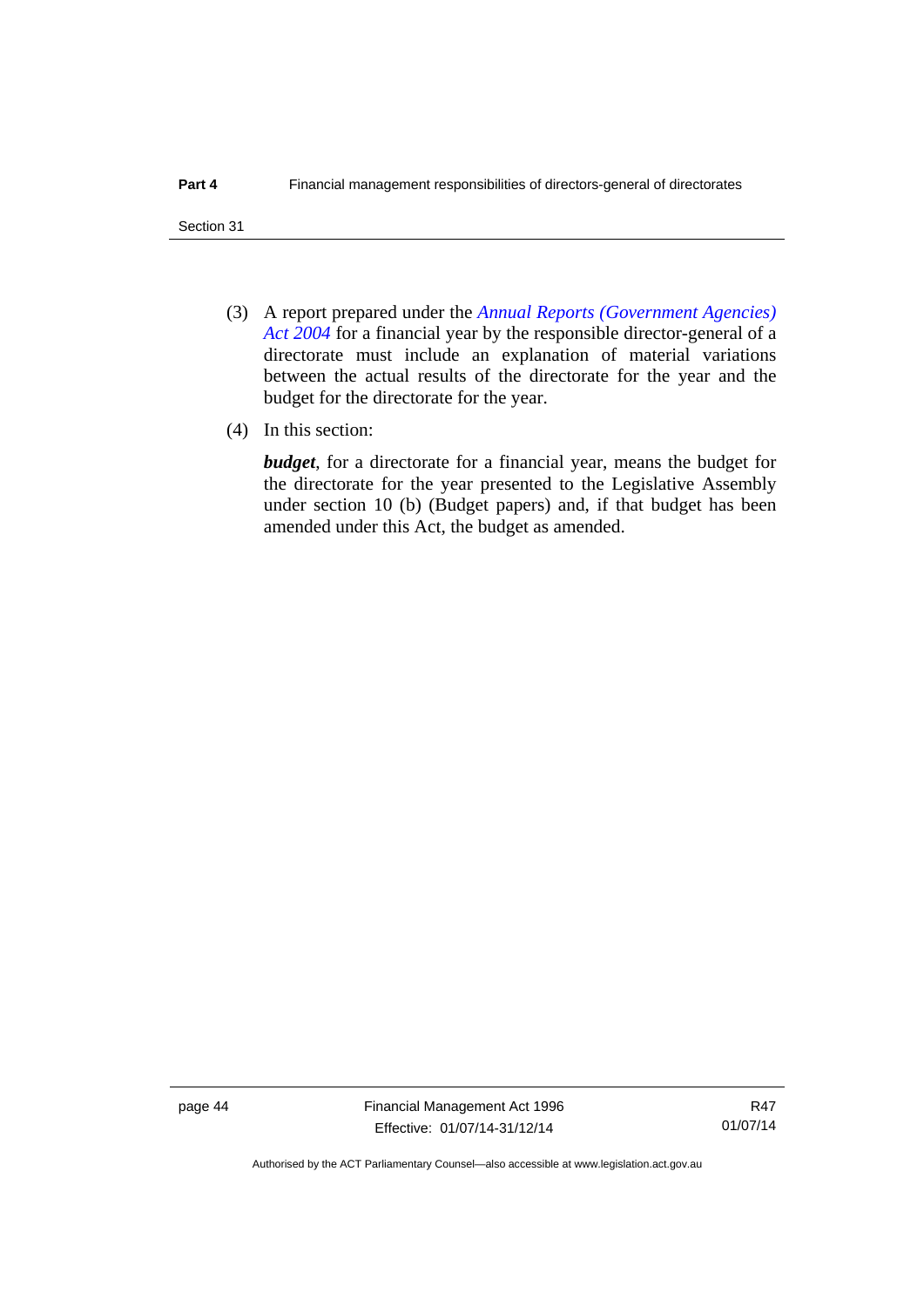(3) A report prepared under the *Annual Reports (Government Agencies) Act 2004* for a financial year by the responsible director-general of a directorate must include an explanation of material variations between the actual results of the directorate for the year and the budget for the directorate for the year.

(4) In this section:

***budget***, for a directorate for a financial year, means the budget for the directorate for the year presented to the Legislative Assembly under section 10 (b) (Budget papers) and, if that budget has been amended under this Act, the budget as amended.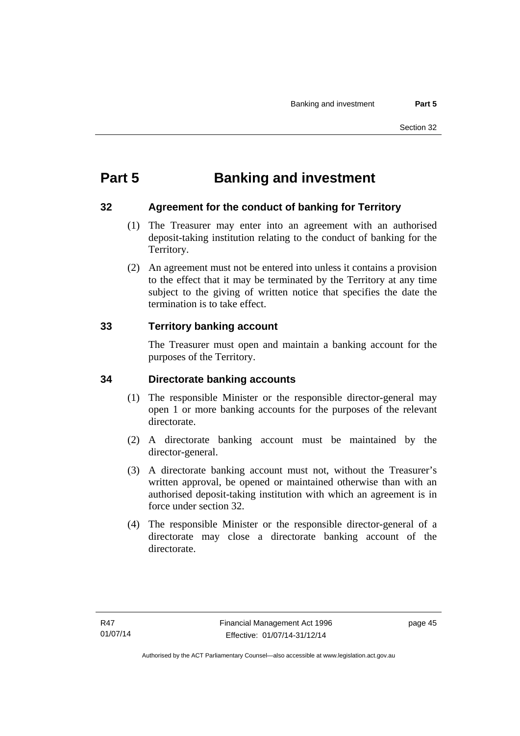# Part 5 Banking and investment

## 32 Agreement for the conduct of banking for Territory

(1) The Treasurer may enter into an agreement with an authorised deposit-taking institution relating to the conduct of banking for the Territory.

(2) An agreement must not be entered into unless it contains a provision to the effect that it may be terminated by the Territory at any time subject to the giving of written notice that specifies the date the termination is to take effect.

## 33 Territory banking account

The Treasurer must open and maintain a banking account for the purposes of the Territory.

## 34 Directorate banking accounts

(1) The responsible Minister or the responsible director-general may open 1 or more banking accounts for the purposes of the relevant directorate.

(2) A directorate banking account must be maintained by the director-general.

(3) A directorate banking account must not, without the Treasurer's written approval, be opened or maintained otherwise than with an authorised deposit-taking institution with which an agreement is in force under section 32.

(4) The responsible Minister or the responsible director-general of a directorate may close a directorate banking account of the directorate.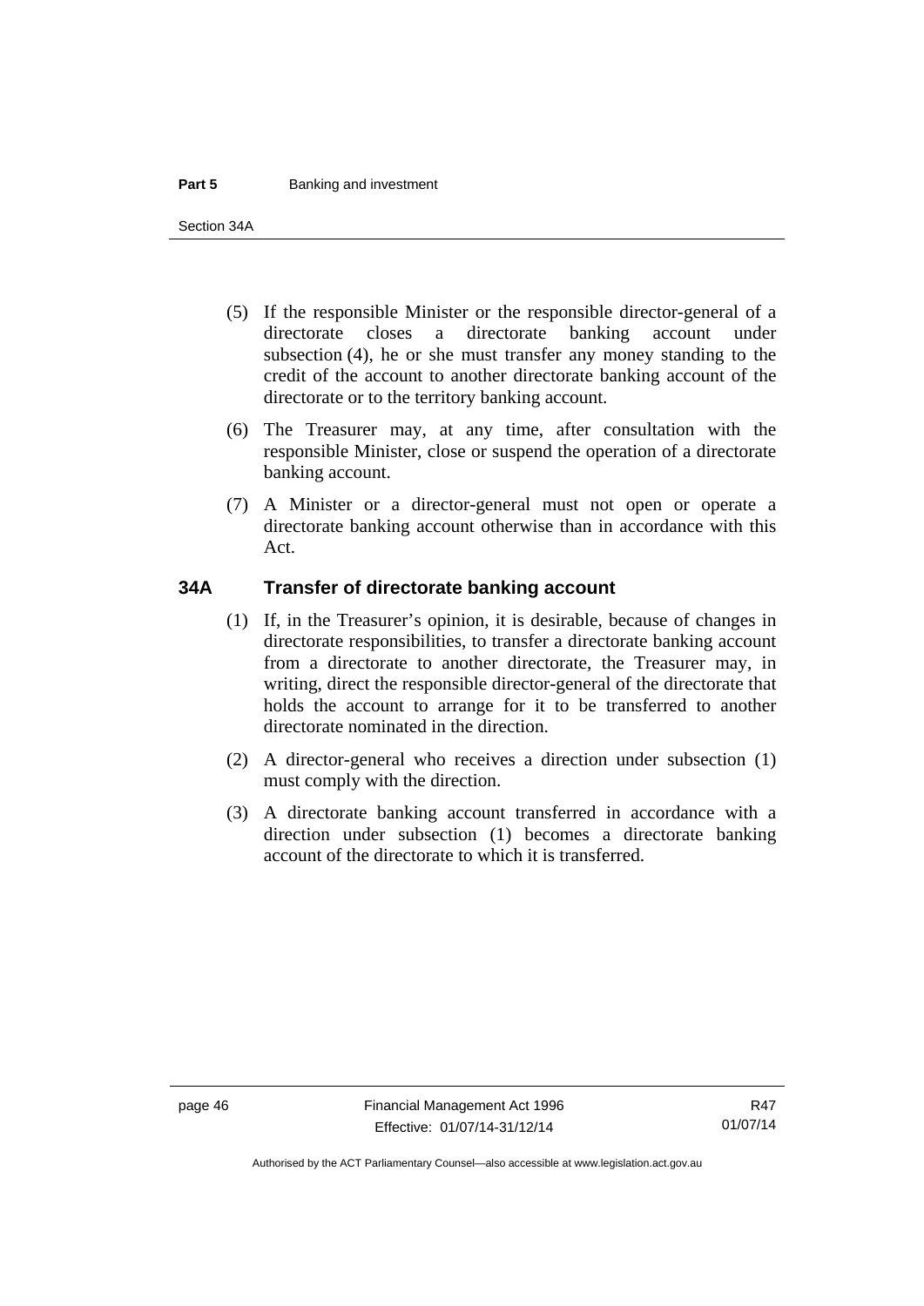(5) If the responsible Minister or the responsible director-general of a directorate closes a directorate banking account under subsection (4), he or she must transfer any money standing to the credit of the account to another directorate banking account of the directorate or to the territory banking account.

(6) The Treasurer may, at any time, after consultation with the responsible Minister, close or suspend the operation of a directorate banking account.

(7) A Minister or a director-general must not open or operate a directorate banking account otherwise than in accordance with this Act.

## 34A Transfer of directorate banking account

(1) If, in the Treasurer's opinion, it is desirable, because of changes in directorate responsibilities, to transfer a directorate banking account from a directorate to another directorate, the Treasurer may, in writing, direct the responsible director-general of the directorate that holds the account to arrange for it to be transferred to another directorate nominated in the direction.

(2) A director-general who receives a direction under subsection (1) must comply with the direction.

(3) A directorate banking account transferred in accordance with a direction under subsection (1) becomes a directorate banking account of the directorate to which it is transferred.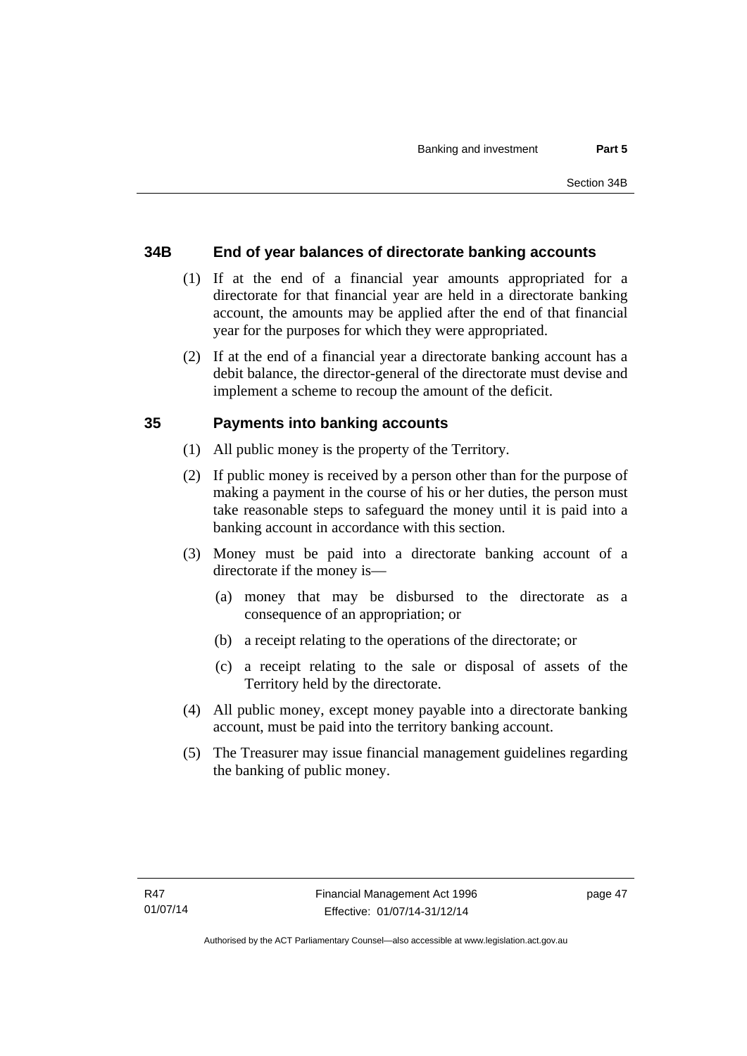### 34B End of year balances of directorate banking accounts

(1) If at the end of a financial year amounts appropriated for a directorate for that financial year are held in a directorate banking account, the amounts may be applied after the end of that financial year for the purposes for which they were appropriated.

(2) If at the end of a financial year a directorate banking account has a debit balance, the director-general of the directorate must devise and implement a scheme to recoup the amount of the deficit.

### 35 Payments into banking accounts

(1) All public money is the property of the Territory.

(2) If public money is received by a person other than for the purpose of making a payment in the course of his or her duties, the person must take reasonable steps to safeguard the money until it is paid into a banking account in accordance with this section.

(3) Money must be paid into a directorate banking account of a directorate if the money is—

(a) money that may be disbursed to the directorate as a consequence of an appropriation; or

(b) a receipt relating to the operations of the directorate; or

(c) a receipt relating to the sale or disposal of assets of the Territory held by the directorate.

(4) All public money, except money payable into a directorate banking account, must be paid into the territory banking account.

(5) The Treasurer may issue financial management guidelines regarding the banking of public money.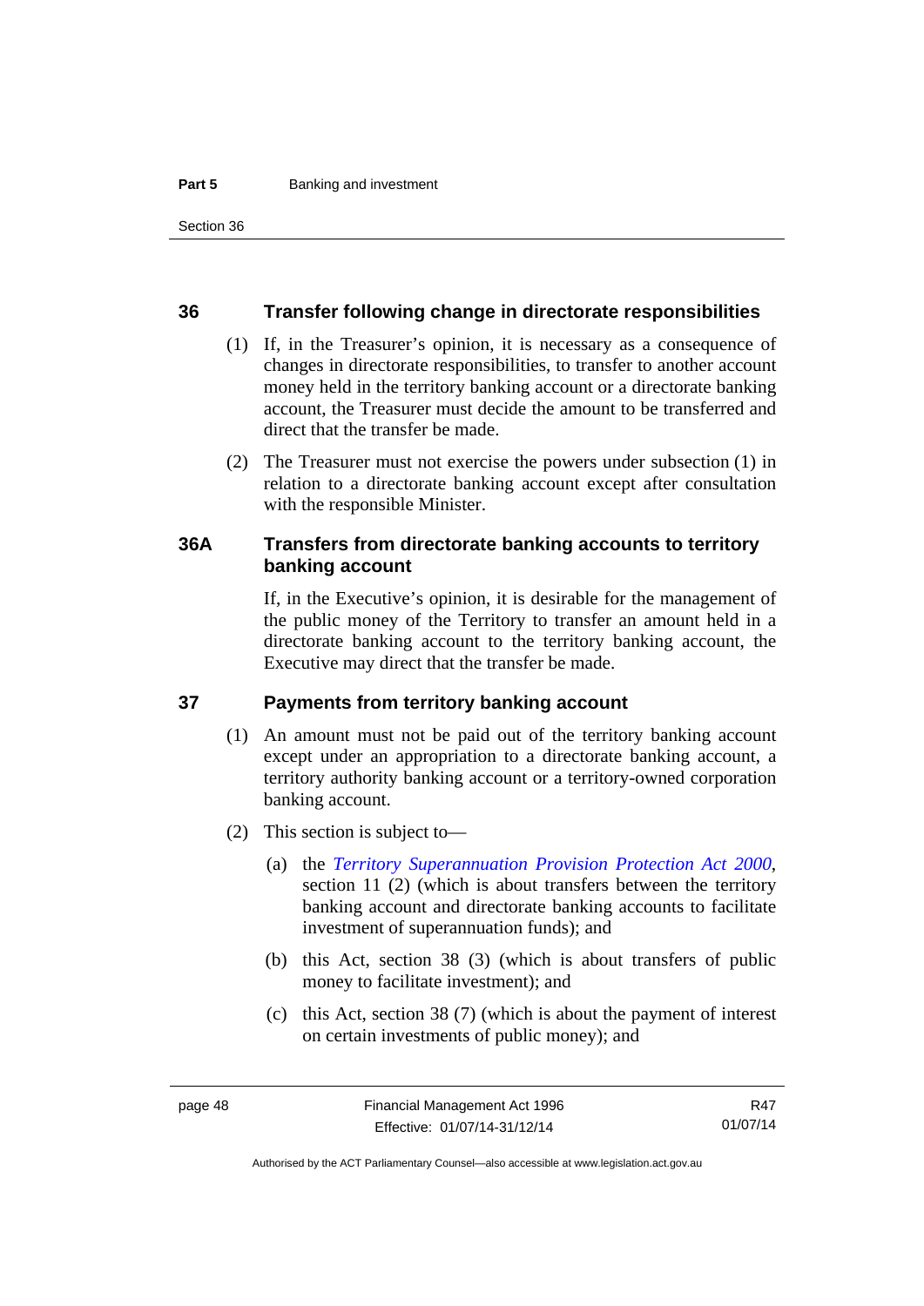### 36 Transfer following change in directorate responsibilities

(1) If, in the Treasurer's opinion, it is necessary as a consequence of changes in directorate responsibilities, to transfer to another account money held in the territory banking account or a directorate banking account, the Treasurer must decide the amount to be transferred and direct that the transfer be made.

(2) The Treasurer must not exercise the powers under subsection (1) in relation to a directorate banking account except after consultation with the responsible Minister.

### 36A Transfers from directorate banking accounts to territory banking account

If, in the Executive's opinion, it is desirable for the management of the public money of the Territory to transfer an amount held in a directorate banking account to the territory banking account, the Executive may direct that the transfer be made.

### 37 Payments from territory banking account

(1) An amount must not be paid out of the territory banking account except under an appropriation to a directorate banking account, a territory authority banking account or a territory-owned corporation banking account.

(2) This section is subject to—

(a) the *Territory Superannuation Provision Protection Act 2000*, section 11 (2) (which is about transfers between the territory banking account and directorate banking accounts to facilitate investment of superannuation funds); and

(b) this Act, section 38 (3) (which is about transfers of public money to facilitate investment); and

(c) this Act, section 38 (7) (which is about the payment of interest on certain investments of public money); and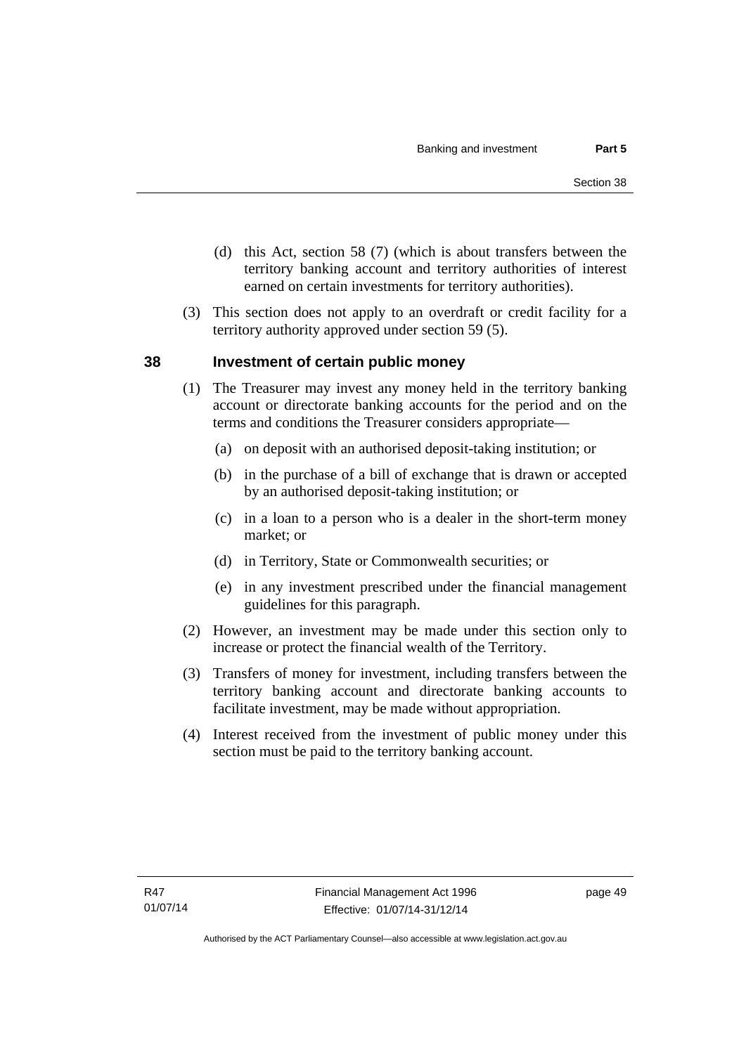(d) this Act, section 58 (7) (which is about transfers between the territory banking account and territory authorities of interest earned on certain investments for territory authorities).

(3) This section does not apply to an overdraft or credit facility for a territory authority approved under section 59 (5).

## 38 Investment of certain public money

(1) The Treasurer may invest any money held in the territory banking account or directorate banking accounts for the period and on the terms and conditions the Treasurer considers appropriate—

(a) on deposit with an authorised deposit-taking institution; or

(b) in the purchase of a bill of exchange that is drawn or accepted by an authorised deposit-taking institution; or

(c) in a loan to a person who is a dealer in the short-term money market; or

(d) in Territory, State or Commonwealth securities; or

(e) in any investment prescribed under the financial management guidelines for this paragraph.

(2) However, an investment may be made under this section only to increase or protect the financial wealth of the Territory.

(3) Transfers of money for investment, including transfers between the territory banking account and directorate banking accounts to facilitate investment, may be made without appropriation.

(4) Interest received from the investment of public money under this section must be paid to the territory banking account.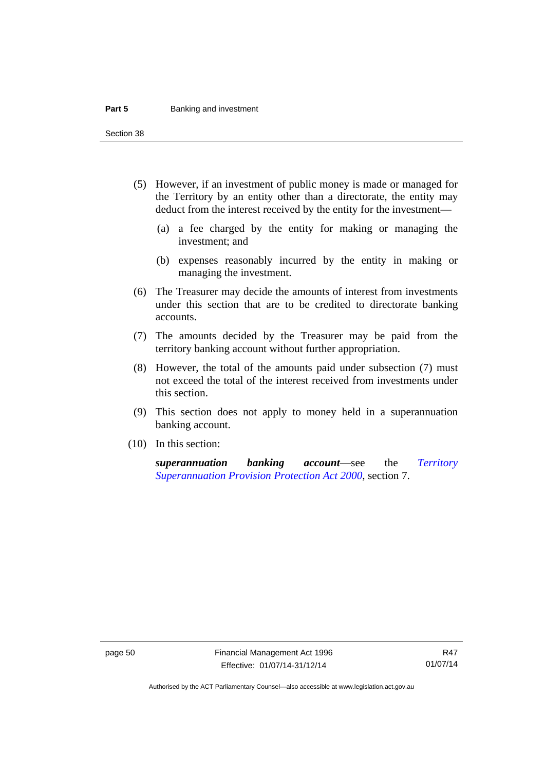(5) However, if an investment of public money is made or managed for the Territory by an entity other than a directorate, the entity may deduct from the interest received by the entity for the investment—

(a) a fee charged by the entity for making or managing the investment; and

(b) expenses reasonably incurred by the entity in making or managing the investment.

(6) The Treasurer may decide the amounts of interest from investments under this section that are to be credited to directorate banking accounts.

(7) The amounts decided by the Treasurer may be paid from the territory banking account without further appropriation.

(8) However, the total of the amounts paid under subsection (7) must not exceed the total of the interest received from investments under this section.

(9) This section does not apply to money held in a superannuation banking account.

(10) In this section:

***superannuation banking account***—see the *Territory Superannuation Provision Protection Act 2000*, section 7.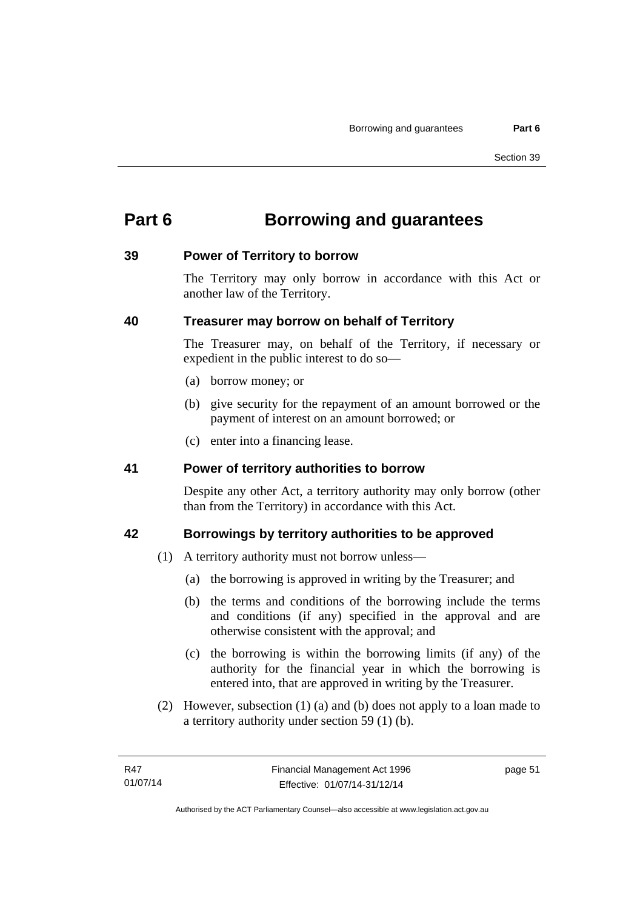# Part 6 Borrowing and guarantees

## 39 Power of Territory to borrow

The Territory may only borrow in accordance with this Act or another law of the Territory.

## 40 Treasurer may borrow on behalf of Territory

The Treasurer may, on behalf of the Territory, if necessary or expedient in the public interest to do so—

(a) borrow money; or

(b) give security for the repayment of an amount borrowed or the payment of interest on an amount borrowed; or

(c) enter into a financing lease.

## 41 Power of territory authorities to borrow

Despite any other Act, a territory authority may only borrow (other than from the Territory) in accordance with this Act.

## 42 Borrowings by territory authorities to be approved

(1) A territory authority must not borrow unless—

(a) the borrowing is approved in writing by the Treasurer; and

(b) the terms and conditions of the borrowing include the terms and conditions (if any) specified in the approval and are otherwise consistent with the approval; and

(c) the borrowing is within the borrowing limits (if any) of the authority for the financial year in which the borrowing is entered into, that are approved in writing by the Treasurer.

(2) However, subsection (1) (a) and (b) does not apply to a loan made to a territory authority under section 59 (1) (b).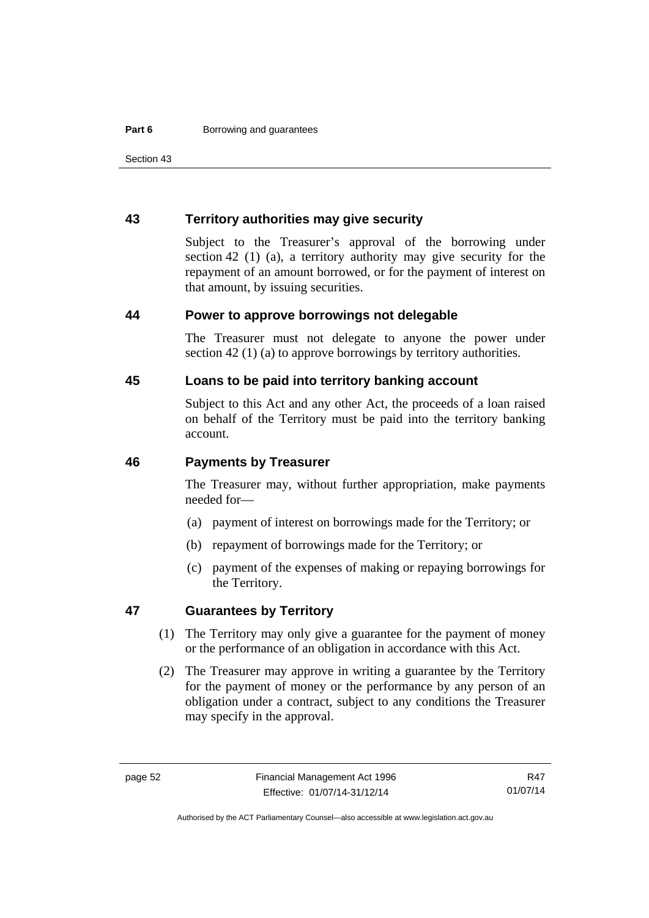## 43 Territory authorities may give security

Subject to the Treasurer's approval of the borrowing under section 42 (1) (a), a territory authority may give security for the repayment of an amount borrowed, or for the payment of interest on that amount, by issuing securities.

## 44 Power to approve borrowings not delegable

The Treasurer must not delegate to anyone the power under section 42 (1) (a) to approve borrowings by territory authorities.

## 45 Loans to be paid into territory banking account

Subject to this Act and any other Act, the proceeds of a loan raised on behalf of the Territory must be paid into the territory banking account.

## 46 Payments by Treasurer

The Treasurer may, without further appropriation, make payments needed for—

(a) payment of interest on borrowings made for the Territory; or

(b) repayment of borrowings made for the Territory; or

(c) payment of the expenses of making or repaying borrowings for the Territory.

## 47 Guarantees by Territory

(1) The Territory may only give a guarantee for the payment of money or the performance of an obligation in accordance with this Act.

(2) The Treasurer may approve in writing a guarantee by the Territory for the payment of money or the performance by any person of an obligation under a contract, subject to any conditions the Treasurer may specify in the approval.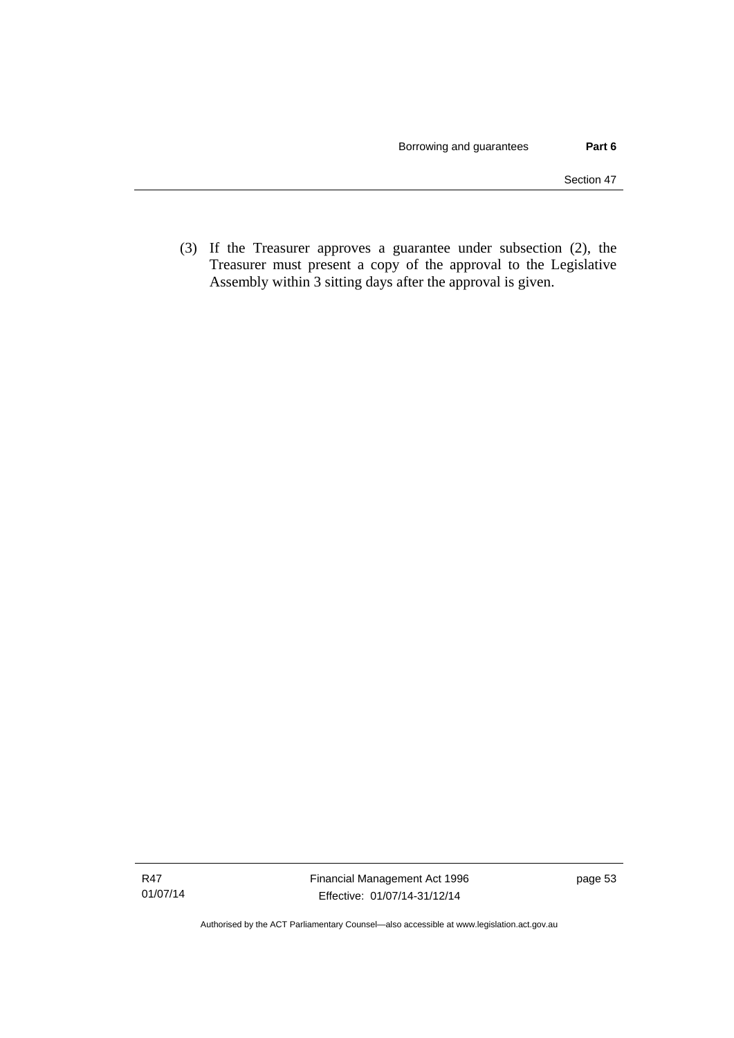(3) If the Treasurer approves a guarantee under subsection (2), the Treasurer must present a copy of the approval to the Legislative Assembly within 3 sitting days after the approval is given.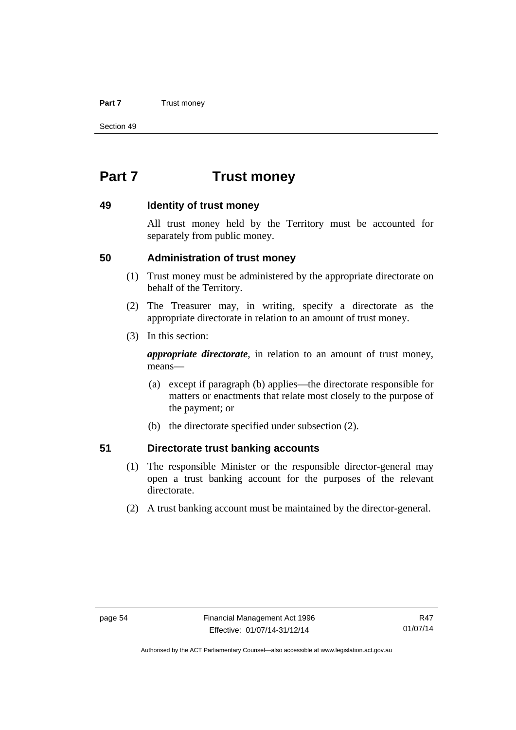# Part 7 Trust money

## 49 Identity of trust money

All trust money held by the Territory must be accounted for separately from public money.

## 50 Administration of trust money

(1) Trust money must be administered by the appropriate directorate on behalf of the Territory.

(2) The Treasurer may, in writing, specify a directorate as the appropriate directorate in relation to an amount of trust money.

(3) In this section:

***appropriate directorate***, in relation to an amount of trust money, means—

(a) except if paragraph (b) applies—the directorate responsible for matters or enactments that relate most closely to the purpose of the payment; or

(b) the directorate specified under subsection (2).

## 51 Directorate trust banking accounts

(1) The responsible Minister or the responsible director-general may open a trust banking account for the purposes of the relevant directorate.

(2) A trust banking account must be maintained by the director-general.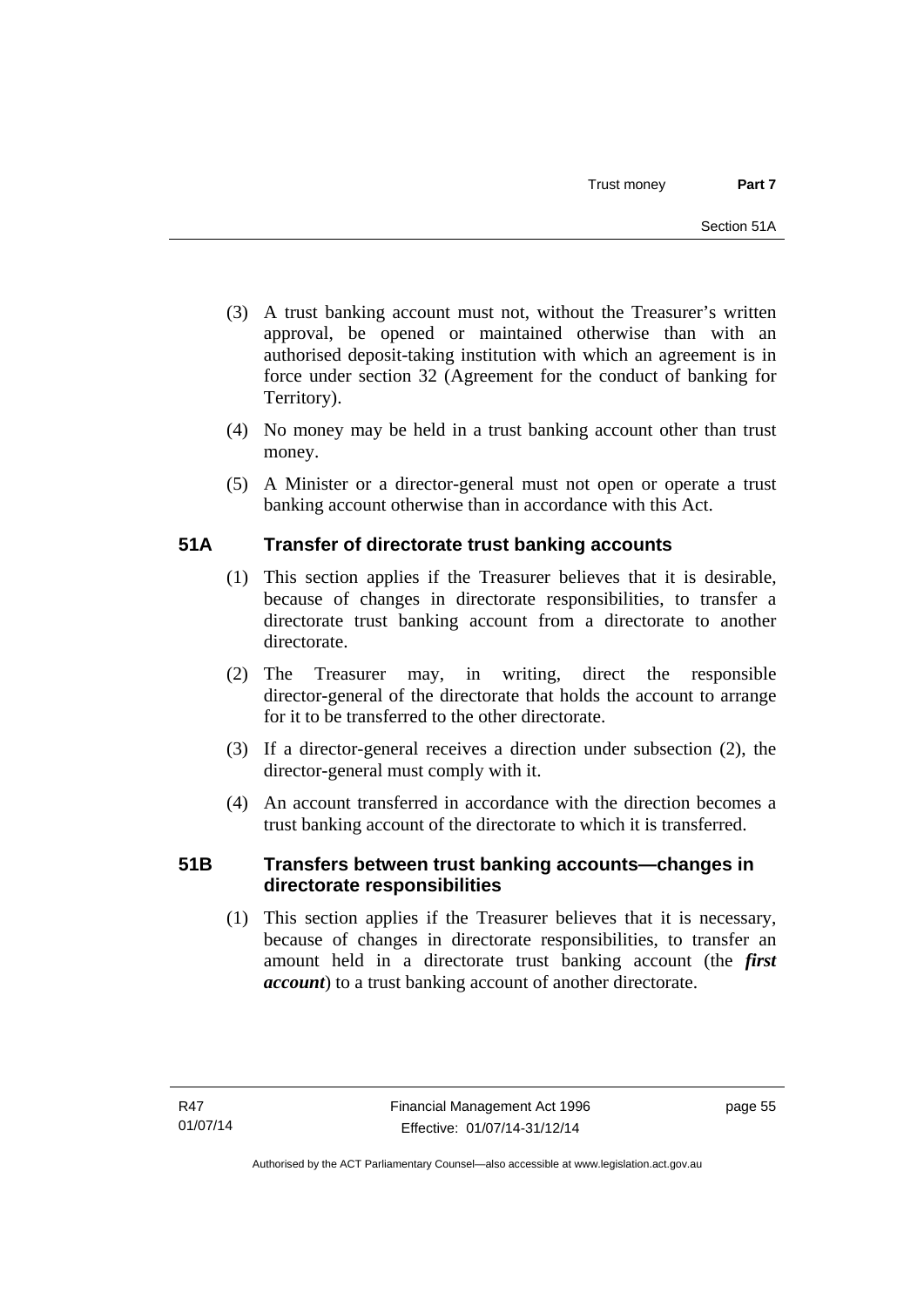(3) A trust banking account must not, without the Treasurer's written approval, be opened or maintained otherwise than with an authorised deposit-taking institution with which an agreement is in force under section 32 (Agreement for the conduct of banking for Territory).

(4) No money may be held in a trust banking account other than trust money.

(5) A Minister or a director-general must not open or operate a trust banking account otherwise than in accordance with this Act.

## 51A Transfer of directorate trust banking accounts

(1) This section applies if the Treasurer believes that it is desirable, because of changes in directorate responsibilities, to transfer a directorate trust banking account from a directorate to another directorate.

(2) The Treasurer may, in writing, direct the responsible director-general of the directorate that holds the account to arrange for it to be transferred to the other directorate.

(3) If a director-general receives a direction under subsection (2), the director-general must comply with it.

(4) An account transferred in accordance with the direction becomes a trust banking account of the directorate to which it is transferred.

## 51B Transfers between trust banking accounts—changes in directorate responsibilities

(1) This section applies if the Treasurer believes that it is necessary, because of changes in directorate responsibilities, to transfer an amount held in a directorate trust banking account (the ***first account***) to a trust banking account of another directorate.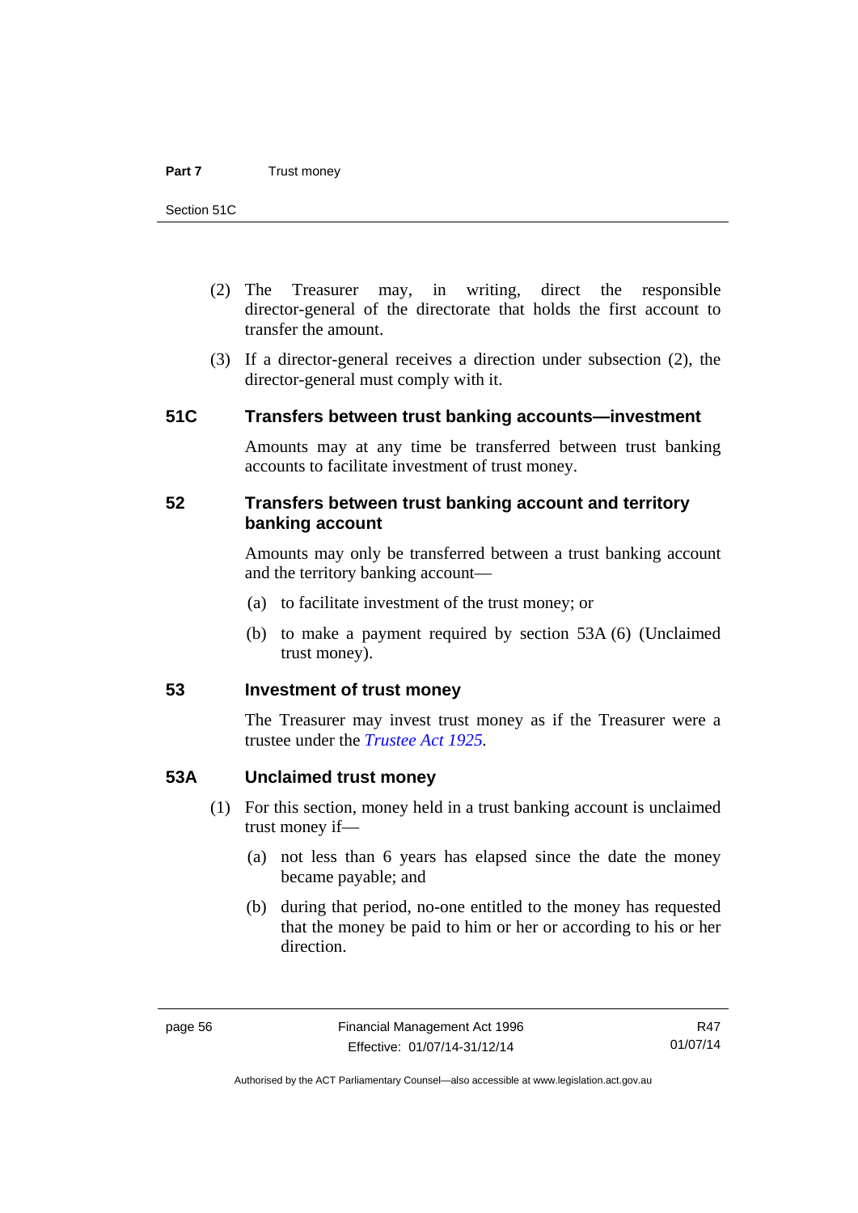(2) The Treasurer may, in writing, direct the responsible director-general of the directorate that holds the first account to transfer the amount.

(3) If a director-general receives a direction under subsection (2), the director-general must comply with it.

### 51C Transfers between trust banking accounts—investment

Amounts may at any time be transferred between trust banking accounts to facilitate investment of trust money.

### 52 Transfers between trust banking account and territory banking account

Amounts may only be transferred between a trust banking account and the territory banking account—

(a) to facilitate investment of the trust money; or

(b) to make a payment required by section 53A (6) (Unclaimed trust money).

### 53 Investment of trust money

The Treasurer may invest trust money as if the Treasurer were a trustee under the *Trustee Act 1925*.

### 53A Unclaimed trust money

(1) For this section, money held in a trust banking account is unclaimed trust money if—

(a) not less than 6 years has elapsed since the date the money became payable; and

(b) during that period, no-one entitled to the money has requested that the money be paid to him or her or according to his or her direction.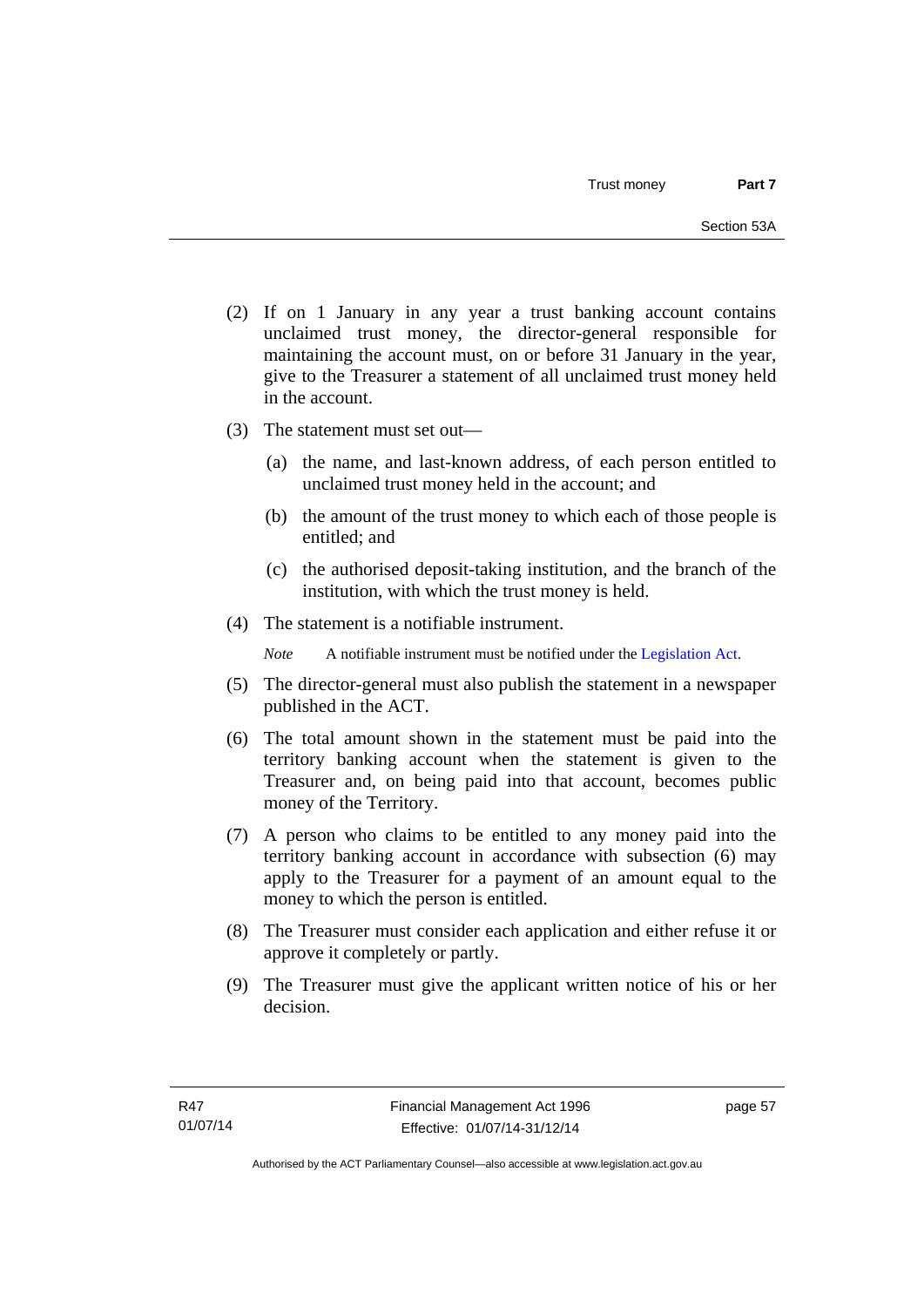(2) If on 1 January in any year a trust banking account contains unclaimed trust money, the director-general responsible for maintaining the account must, on or before 31 January in the year, give to the Treasurer a statement of all unclaimed trust money held in the account.

(3) The statement must set out—

(a) the name, and last-known address, of each person entitled to unclaimed trust money held in the account; and

(b) the amount of the trust money to which each of those people is entitled; and

(c) the authorised deposit-taking institution, and the branch of the institution, with which the trust money is held.

(4) The statement is a notifiable instrument.

*Note* A notifiable instrument must be notified under the Legislation Act.

(5) The director-general must also publish the statement in a newspaper published in the ACT.

(6) The total amount shown in the statement must be paid into the territory banking account when the statement is given to the Treasurer and, on being paid into that account, becomes public money of the Territory.

(7) A person who claims to be entitled to any money paid into the territory banking account in accordance with subsection (6) may apply to the Treasurer for a payment of an amount equal to the money to which the person is entitled.

(8) The Treasurer must consider each application and either refuse it or approve it completely or partly.

(9) The Treasurer must give the applicant written notice of his or her decision.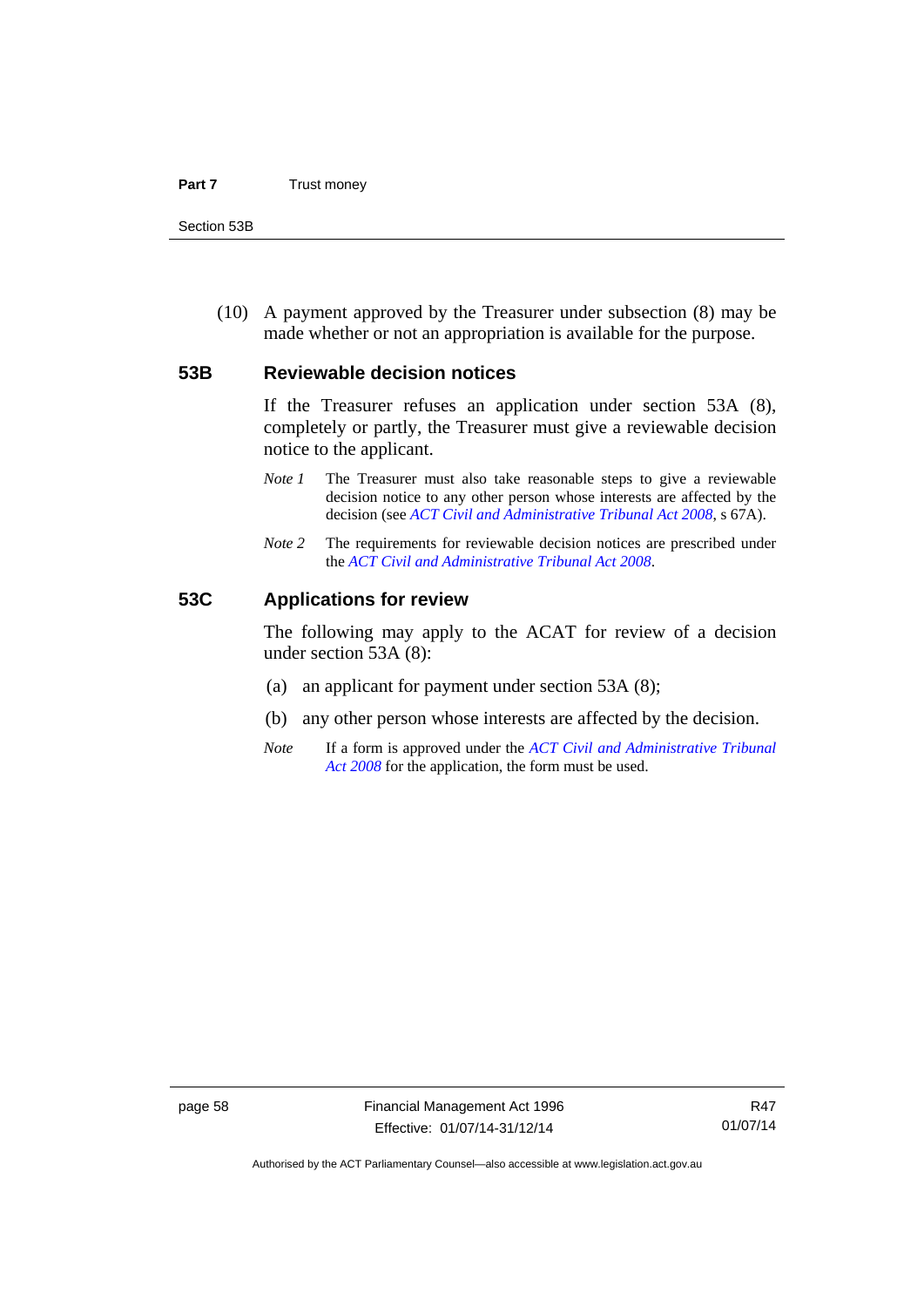(10) A payment approved by the Treasurer under subsection (8) may be made whether or not an appropriation is available for the purpose.

### 53B Reviewable decision notices

If the Treasurer refuses an application under section 53A (8), completely or partly, the Treasurer must give a reviewable decision notice to the applicant.

*Note 1* The Treasurer must also take reasonable steps to give a reviewable decision notice to any other person whose interests are affected by the decision (see *ACT Civil and Administrative Tribunal Act 2008*, s 67A).

*Note 2* The requirements for reviewable decision notices are prescribed under the *ACT Civil and Administrative Tribunal Act 2008*.

### 53C Applications for review

The following may apply to the ACAT for review of a decision under section 53A (8):

(a) an applicant for payment under section 53A (8);

(b) any other person whose interests are affected by the decision.

*Note* If a form is approved under the *ACT Civil and Administrative Tribunal Act 2008* for the application, the form must be used.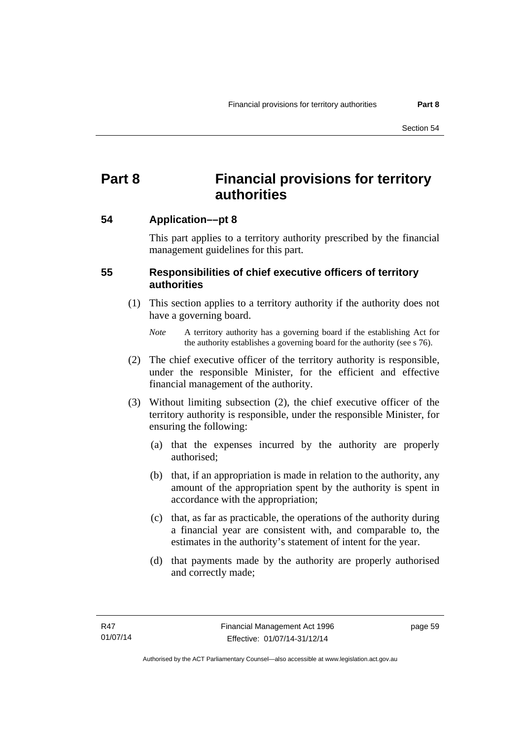# Part 8 Financial provisions for territory authorities

## 54 Application––pt 8

This part applies to a territory authority prescribed by the financial management guidelines for this part.

## 55 Responsibilities of chief executive officers of territory authorities

(1) This section applies to a territory authority if the authority does not have a governing board.

*Note* A territory authority has a governing board if the establishing Act for the authority establishes a governing board for the authority (see s 76).

(2) The chief executive officer of the territory authority is responsible, under the responsible Minister, for the efficient and effective financial management of the authority.

(3) Without limiting subsection (2), the chief executive officer of the territory authority is responsible, under the responsible Minister, for ensuring the following:

(a) that the expenses incurred by the authority are properly authorised;

(b) that, if an appropriation is made in relation to the authority, any amount of the appropriation spent by the authority is spent in accordance with the appropriation;

(c) that, as far as practicable, the operations of the authority during a financial year are consistent with, and comparable to, the estimates in the authority's statement of intent for the year.

(d) that payments made by the authority are properly authorised and correctly made;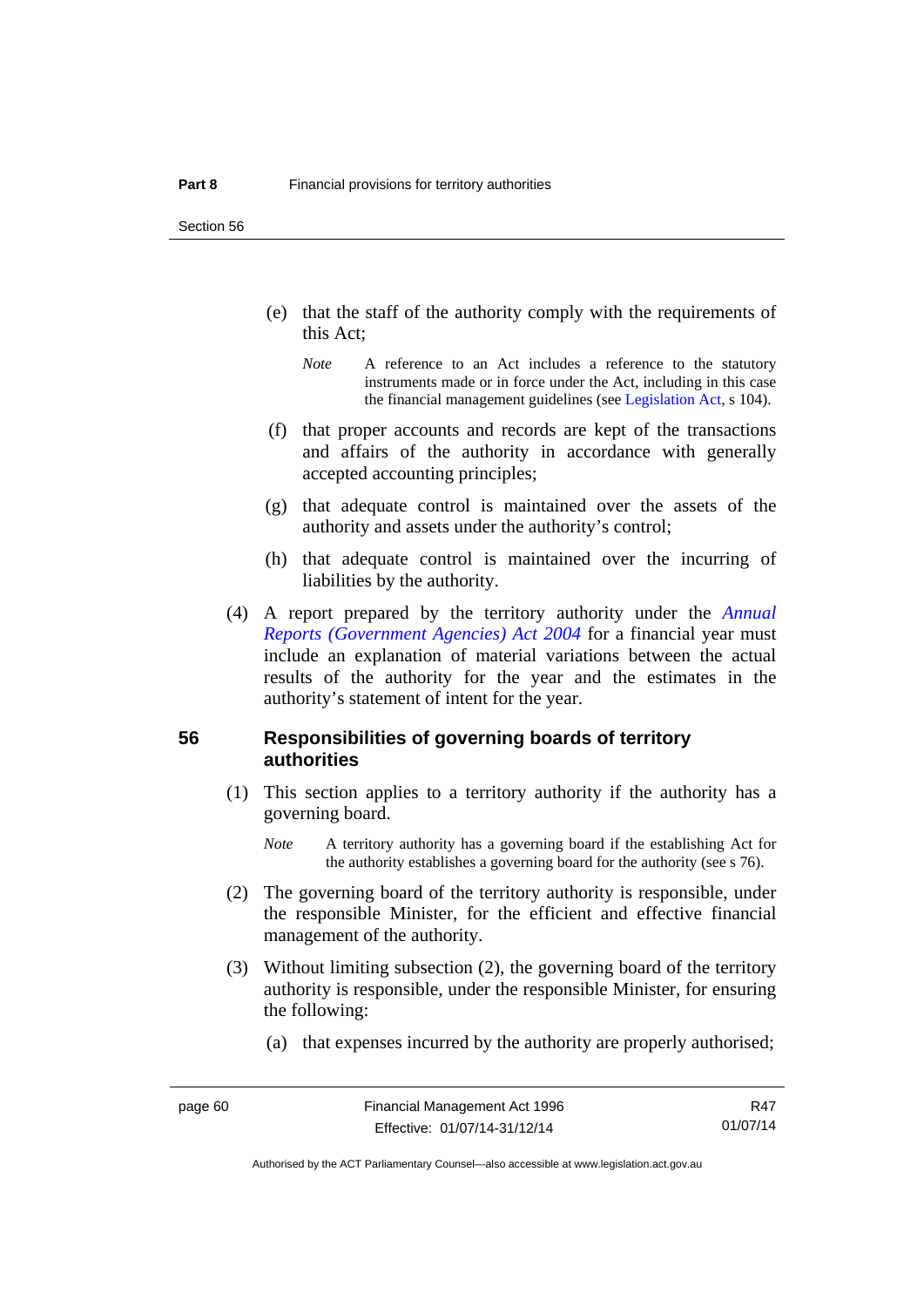(e) that the staff of the authority comply with the requirements of this Act;

*Note* A reference to an Act includes a reference to the statutory instruments made or in force under the Act, including in this case the financial management guidelines (see Legislation Act, s 104).

(f) that proper accounts and records are kept of the transactions and affairs of the authority in accordance with generally accepted accounting principles;

(g) that adequate control is maintained over the assets of the authority and assets under the authority's control;

(h) that adequate control is maintained over the incurring of liabilities by the authority.

(4) A report prepared by the territory authority under the *Annual Reports (Government Agencies) Act 2004* for a financial year must include an explanation of material variations between the actual results of the authority for the year and the estimates in the authority's statement of intent for the year.

## 56 Responsibilities of governing boards of territory authorities

(1) This section applies to a territory authority if the authority has a governing board.

*Note* A territory authority has a governing board if the establishing Act for the authority establishes a governing board for the authority (see s 76).

(2) The governing board of the territory authority is responsible, under the responsible Minister, for the efficient and effective financial management of the authority.

(3) Without limiting subsection (2), the governing board of the territory authority is responsible, under the responsible Minister, for ensuring the following:

(a) that expenses incurred by the authority are properly authorised;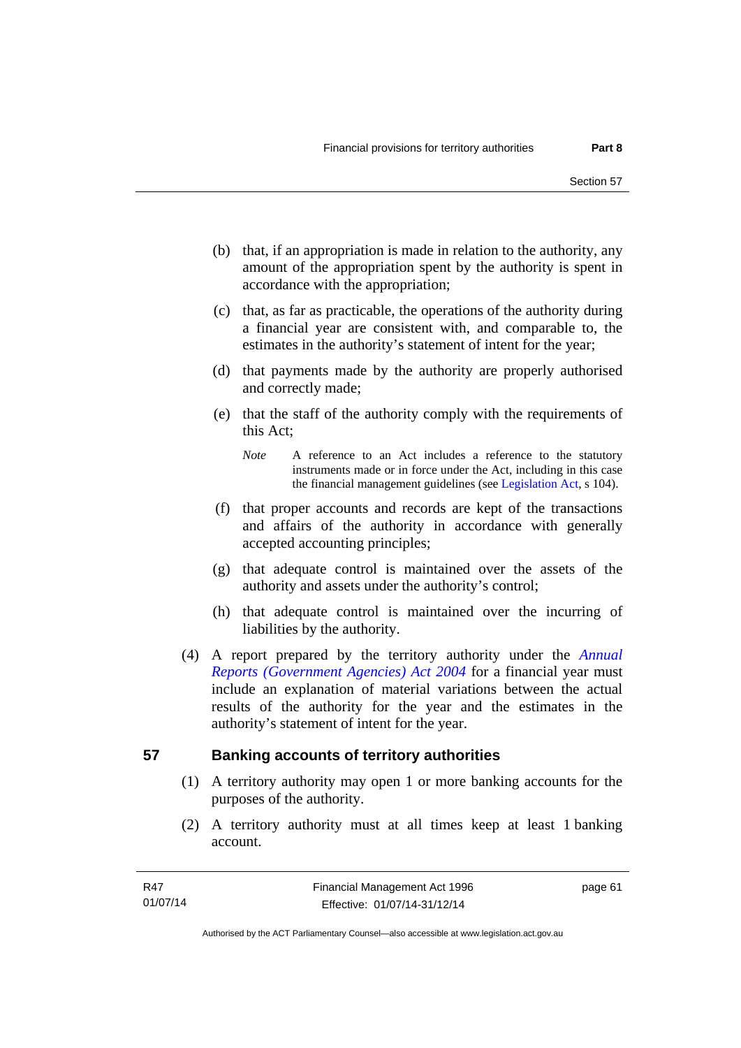(b) that, if an appropriation is made in relation to the authority, any amount of the appropriation spent by the authority is spent in accordance with the appropriation;

(c) that, as far as practicable, the operations of the authority during a financial year are consistent with, and comparable to, the estimates in the authority's statement of intent for the year;

(d) that payments made by the authority are properly authorised and correctly made;

(e) that the staff of the authority comply with the requirements of this Act;

*Note* A reference to an Act includes a reference to the statutory instruments made or in force under the Act, including in this case the financial management guidelines (see Legislation Act, s 104).

(f) that proper accounts and records are kept of the transactions and affairs of the authority in accordance with generally accepted accounting principles;

(g) that adequate control is maintained over the assets of the authority and assets under the authority's control;

(h) that adequate control is maintained over the incurring of liabilities by the authority.

(4) A report prepared by the territory authority under the *Annual Reports (Government Agencies) Act 2004* for a financial year must include an explanation of material variations between the actual results of the authority for the year and the estimates in the authority's statement of intent for the year.

## 57 Banking accounts of territory authorities

(1) A territory authority may open 1 or more banking accounts for the purposes of the authority.

(2) A territory authority must at all times keep at least 1 banking account.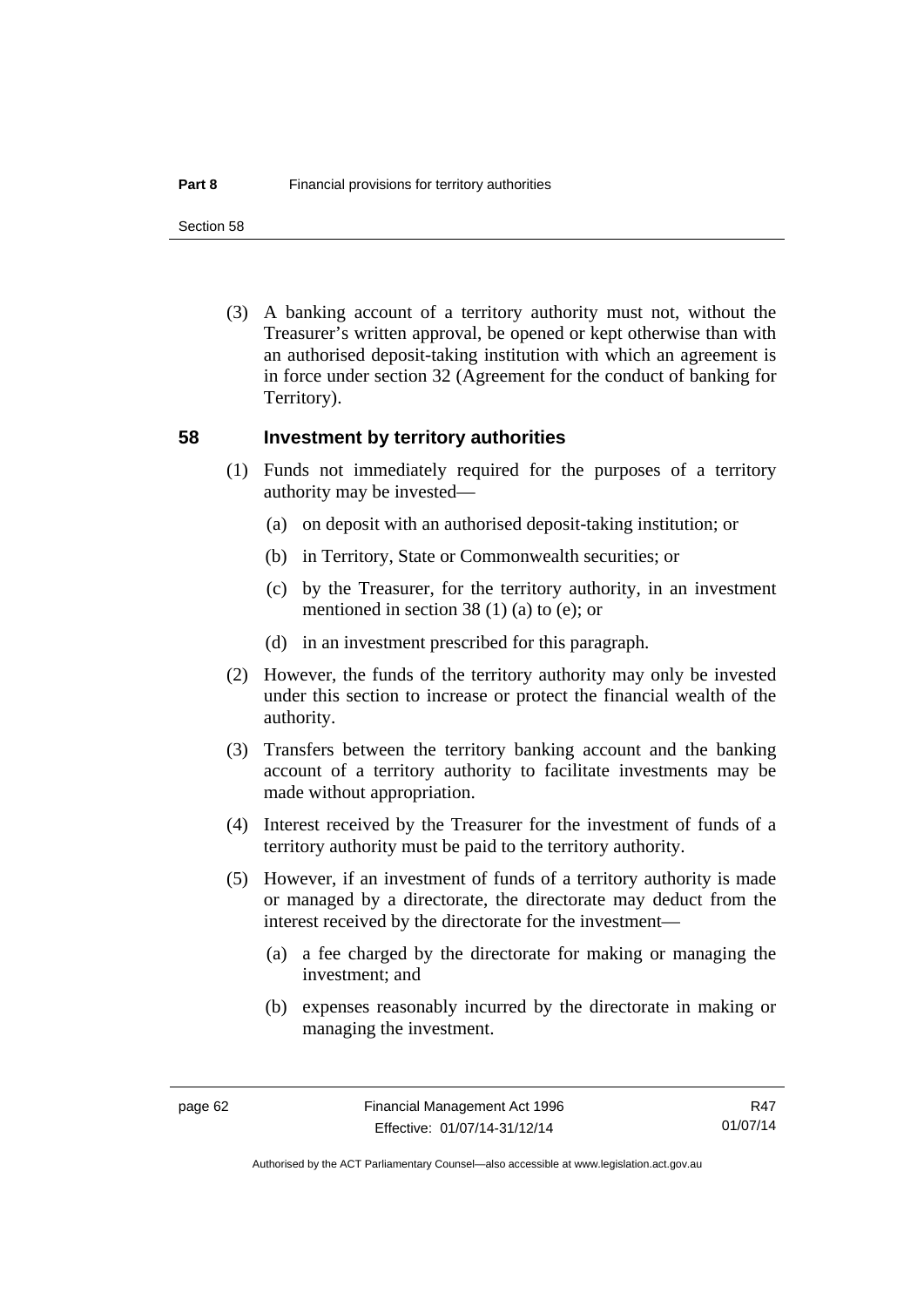(3) A banking account of a territory authority must not, without the Treasurer's written approval, be opened or kept otherwise than with an authorised deposit-taking institution with which an agreement is in force under section 32 (Agreement for the conduct of banking for Territory).

## 58 Investment by territory authorities

(1) Funds not immediately required for the purposes of a territory authority may be invested—

(a) on deposit with an authorised deposit-taking institution; or

(b) in Territory, State or Commonwealth securities; or

(c) by the Treasurer, for the territory authority, in an investment mentioned in section 38 (1) (a) to (e); or

(d) in an investment prescribed for this paragraph.

(2) However, the funds of the territory authority may only be invested under this section to increase or protect the financial wealth of the authority.

(3) Transfers between the territory banking account and the banking account of a territory authority to facilitate investments may be made without appropriation.

(4) Interest received by the Treasurer for the investment of funds of a territory authority must be paid to the territory authority.

(5) However, if an investment of funds of a territory authority is made or managed by a directorate, the directorate may deduct from the interest received by the directorate for the investment—

(a) a fee charged by the directorate for making or managing the investment; and

(b) expenses reasonably incurred by the directorate in making or managing the investment.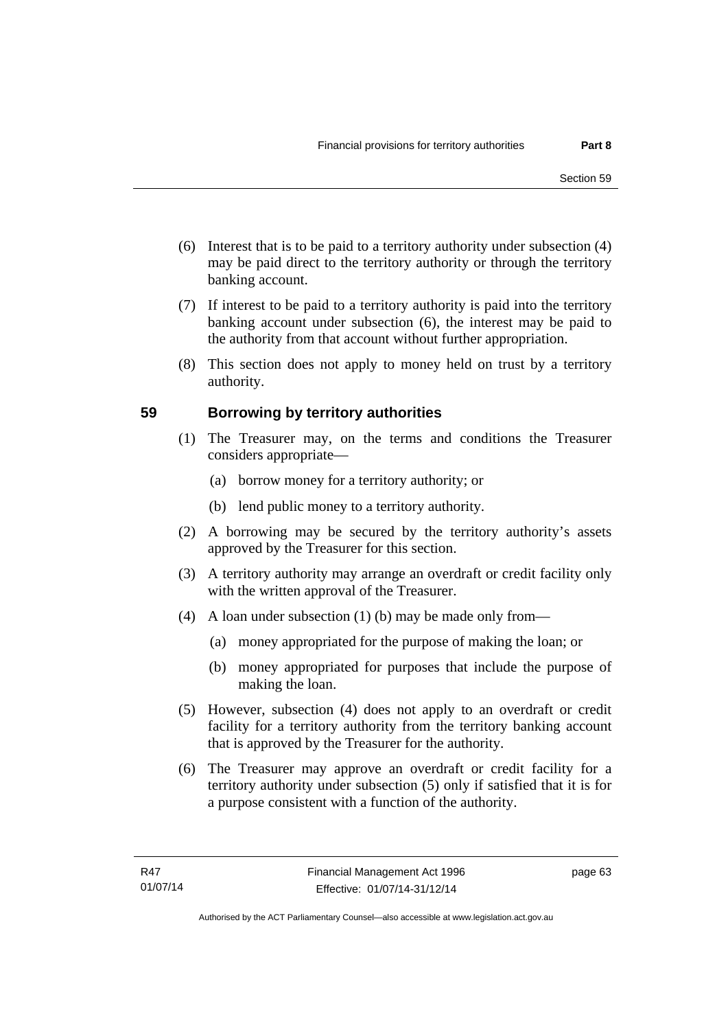(6) Interest that is to be paid to a territory authority under subsection (4) may be paid direct to the territory authority or through the territory banking account.

(7) If interest to be paid to a territory authority is paid into the territory banking account under subsection (6), the interest may be paid to the authority from that account without further appropriation.

(8) This section does not apply to money held on trust by a territory authority.

## 59 Borrowing by territory authorities

(1) The Treasurer may, on the terms and conditions the Treasurer considers appropriate—

(a) borrow money for a territory authority; or

(b) lend public money to a territory authority.

(2) A borrowing may be secured by the territory authority's assets approved by the Treasurer for this section.

(3) A territory authority may arrange an overdraft or credit facility only with the written approval of the Treasurer.

(4) A loan under subsection (1) (b) may be made only from—

(a) money appropriated for the purpose of making the loan; or

(b) money appropriated for purposes that include the purpose of making the loan.

(5) However, subsection (4) does not apply to an overdraft or credit facility for a territory authority from the territory banking account that is approved by the Treasurer for the authority.

(6) The Treasurer may approve an overdraft or credit facility for a territory authority under subsection (5) only if satisfied that it is for a purpose consistent with a function of the authority.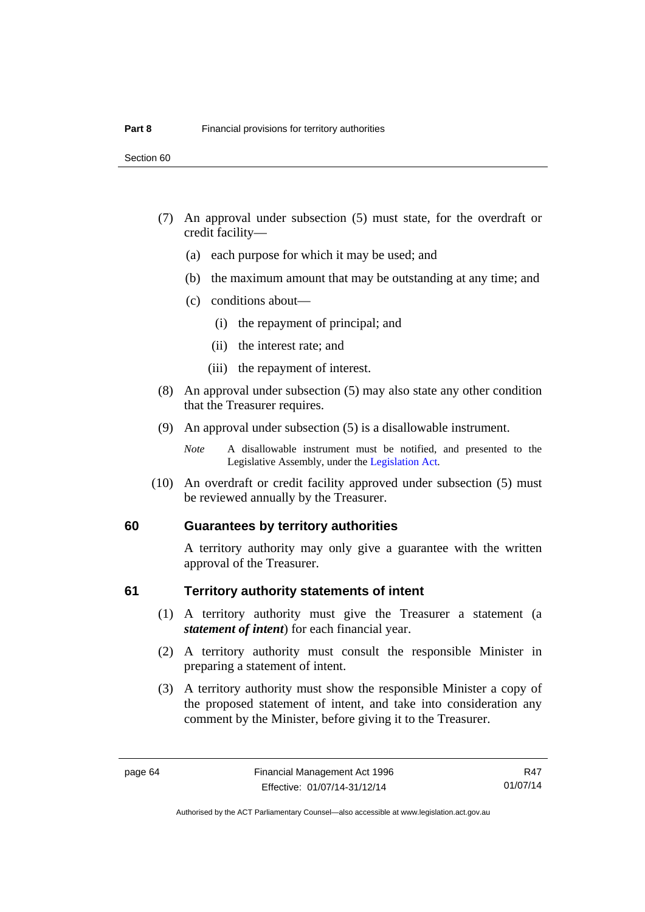(7) An approval under subsection (5) must state, for the overdraft or credit facility—

(a) each purpose for which it may be used; and

(b) the maximum amount that may be outstanding at any time; and

(c) conditions about—

(i) the repayment of principal; and

(ii) the interest rate; and

(iii) the repayment of interest.

(8) An approval under subsection (5) may also state any other condition that the Treasurer requires.

(9) An approval under subsection (5) is a disallowable instrument.

*Note* A disallowable instrument must be notified, and presented to the Legislative Assembly, under the Legislation Act.

(10) An overdraft or credit facility approved under subsection (5) must be reviewed annually by the Treasurer.

## 60 Guarantees by territory authorities

A territory authority may only give a guarantee with the written approval of the Treasurer.

## 61 Territory authority statements of intent

(1) A territory authority must give the Treasurer a statement (a ***statement of intent***) for each financial year.

(2) A territory authority must consult the responsible Minister in preparing a statement of intent.

(3) A territory authority must show the responsible Minister a copy of the proposed statement of intent, and take into consideration any comment by the Minister, before giving it to the Treasurer.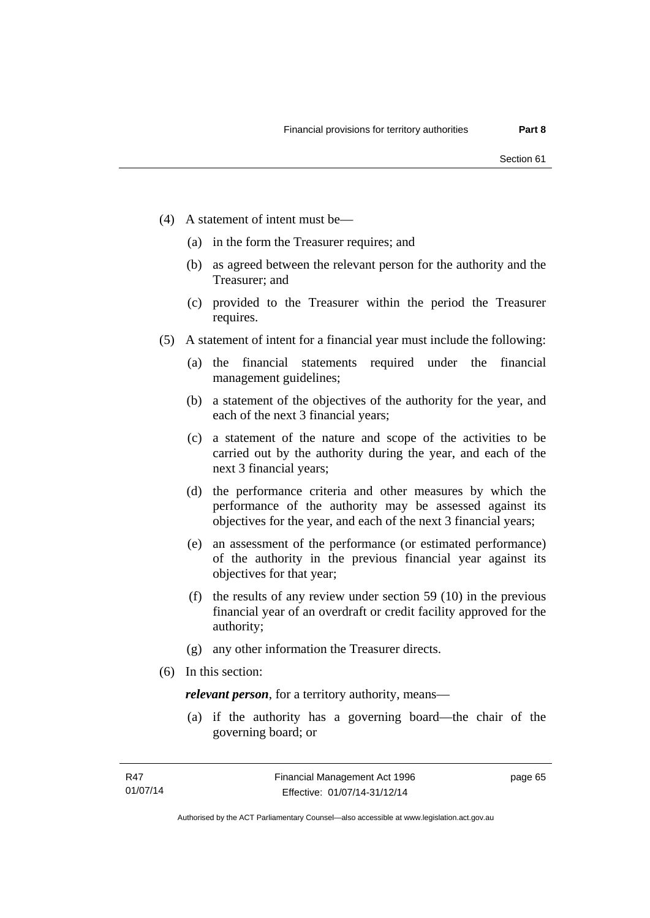(4) A statement of intent must be—

 (a) in the form the Treasurer requires; and

 (b) as agreed between the relevant person for the authority and the Treasurer; and

 (c) provided to the Treasurer within the period the Treasurer requires.

(5) A statement of intent for a financial year must include the following:

 (a) the financial statements required under the financial management guidelines;

 (b) a statement of the objectives of the authority for the year, and each of the next 3 financial years;

 (c) a statement of the nature and scope of the activities to be carried out by the authority during the year, and each of the next 3 financial years;

 (d) the performance criteria and other measures by which the performance of the authority may be assessed against its objectives for the year, and each of the next 3 financial years;

 (e) an assessment of the performance (or estimated performance) of the authority in the previous financial year against its objectives for that year;

 (f) the results of any review under section 59 (10) in the previous financial year of an overdraft or credit facility approved for the authority;

 (g) any other information the Treasurer directs.

(6) In this section:

 ***relevant person***, for a territory authority, means—

 (a) if the authority has a governing board—the chair of the governing board; or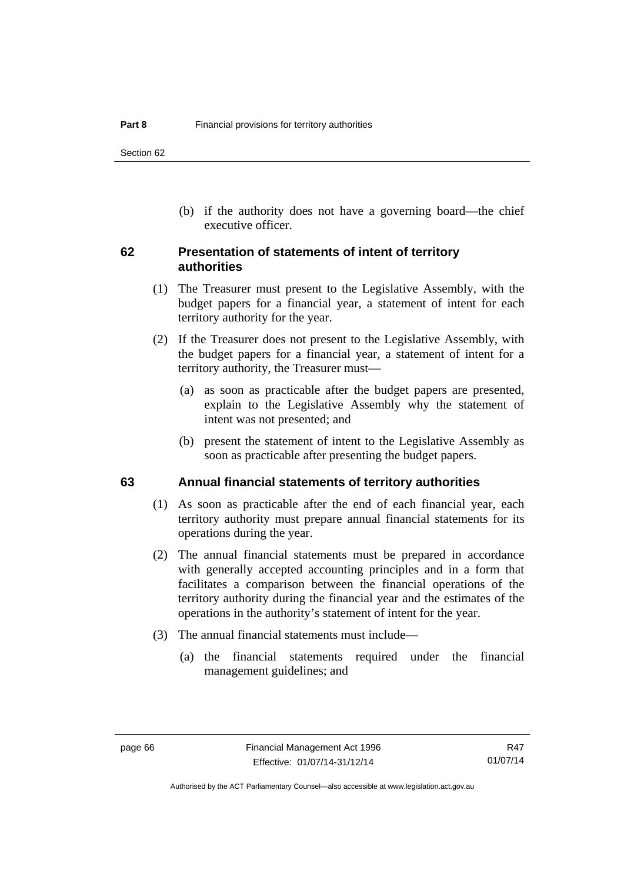(b) if the authority does not have a governing board—the chief executive officer.

### 62 Presentation of statements of intent of territory authorities

(1) The Treasurer must present to the Legislative Assembly, with the budget papers for a financial year, a statement of intent for each territory authority for the year.

(2) If the Treasurer does not present to the Legislative Assembly, with the budget papers for a financial year, a statement of intent for a territory authority, the Treasurer must—

(a) as soon as practicable after the budget papers are presented, explain to the Legislative Assembly why the statement of intent was not presented; and

(b) present the statement of intent to the Legislative Assembly as soon as practicable after presenting the budget papers.

### 63 Annual financial statements of territory authorities

(1) As soon as practicable after the end of each financial year, each territory authority must prepare annual financial statements for its operations during the year.

(2) The annual financial statements must be prepared in accordance with generally accepted accounting principles and in a form that facilitates a comparison between the financial operations of the territory authority during the financial year and the estimates of the operations in the authority's statement of intent for the year.

(3) The annual financial statements must include—

(a) the financial statements required under the financial management guidelines; and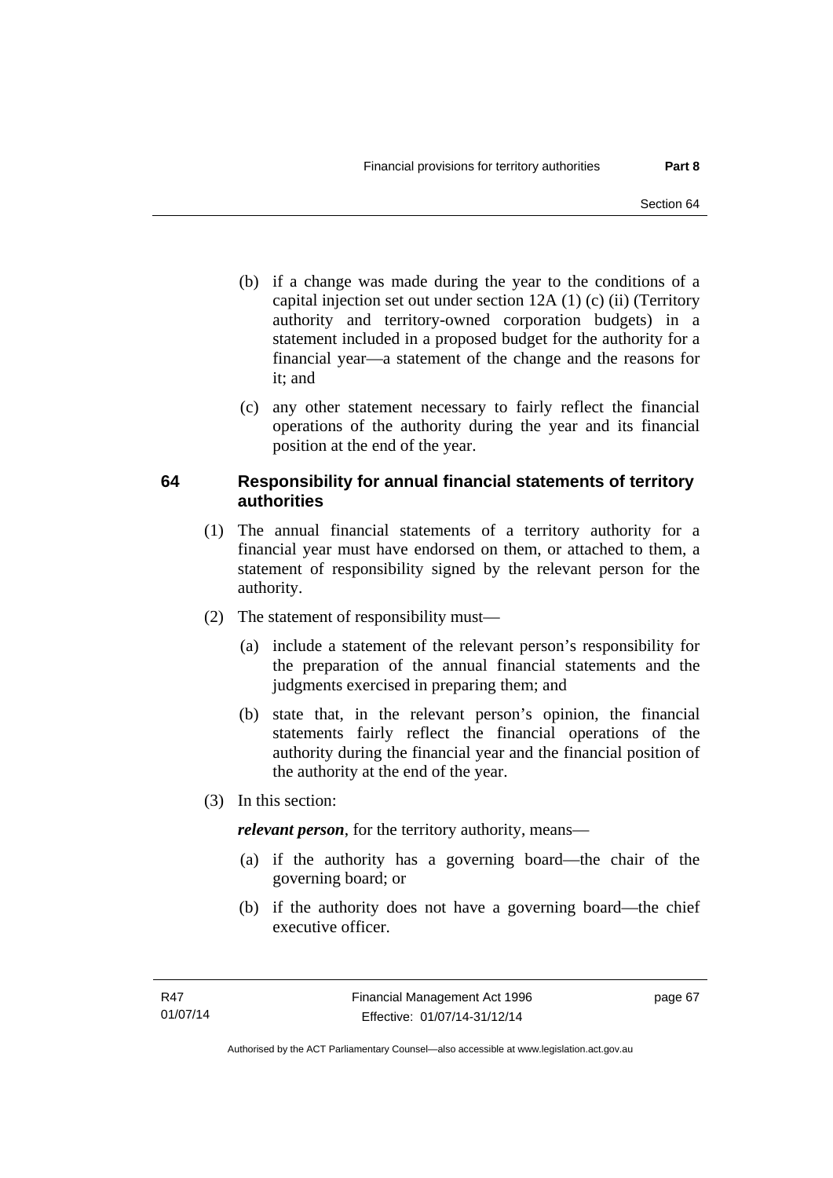(b) if a change was made during the year to the conditions of a capital injection set out under section 12A (1) (c) (ii) (Territory authority and territory-owned corporation budgets) in a statement included in a proposed budget for the authority for a financial year—a statement of the change and the reasons for it; and

(c) any other statement necessary to fairly reflect the financial operations of the authority during the year and its financial position at the end of the year.

### 64 Responsibility for annual financial statements of territory authorities

(1) The annual financial statements of a territory authority for a financial year must have endorsed on them, or attached to them, a statement of responsibility signed by the relevant person for the authority.

(2) The statement of responsibility must—

(a) include a statement of the relevant person's responsibility for the preparation of the annual financial statements and the judgments exercised in preparing them; and

(b) state that, in the relevant person's opinion, the financial statements fairly reflect the financial operations of the authority during the financial year and the financial position of the authority at the end of the year.

(3) In this section:

***relevant person***, for the territory authority, means—

(a) if the authority has a governing board—the chair of the governing board; or

(b) if the authority does not have a governing board—the chief executive officer.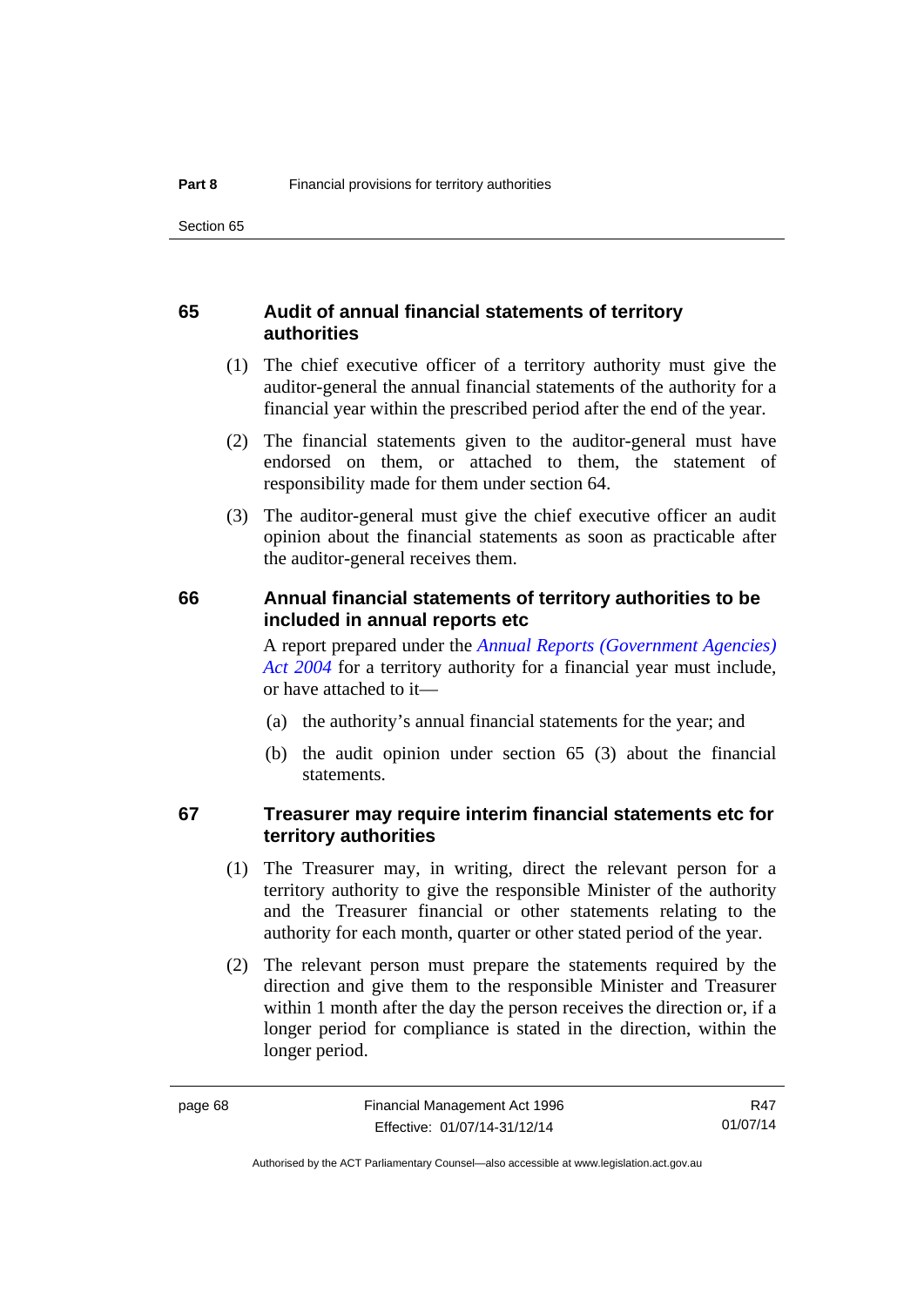### 65 Audit of annual financial statements of territory authorities

(1) The chief executive officer of a territory authority must give the auditor-general the annual financial statements of the authority for a financial year within the prescribed period after the end of the year.

(2) The financial statements given to the auditor-general must have endorsed on them, or attached to them, the statement of responsibility made for them under section 64.

(3) The auditor-general must give the chief executive officer an audit opinion about the financial statements as soon as practicable after the auditor-general receives them.

### 66 Annual financial statements of territory authorities to be included in annual reports etc

A report prepared under the *Annual Reports (Government Agencies) Act 2004* for a territory authority for a financial year must include, or have attached to it—

(a) the authority's annual financial statements for the year; and

(b) the audit opinion under section 65 (3) about the financial statements.

### 67 Treasurer may require interim financial statements etc for territory authorities

(1) The Treasurer may, in writing, direct the relevant person for a territory authority to give the responsible Minister of the authority and the Treasurer financial or other statements relating to the authority for each month, quarter or other stated period of the year.

(2) The relevant person must prepare the statements required by the direction and give them to the responsible Minister and Treasurer within 1 month after the day the person receives the direction or, if a longer period for compliance is stated in the direction, within the longer period.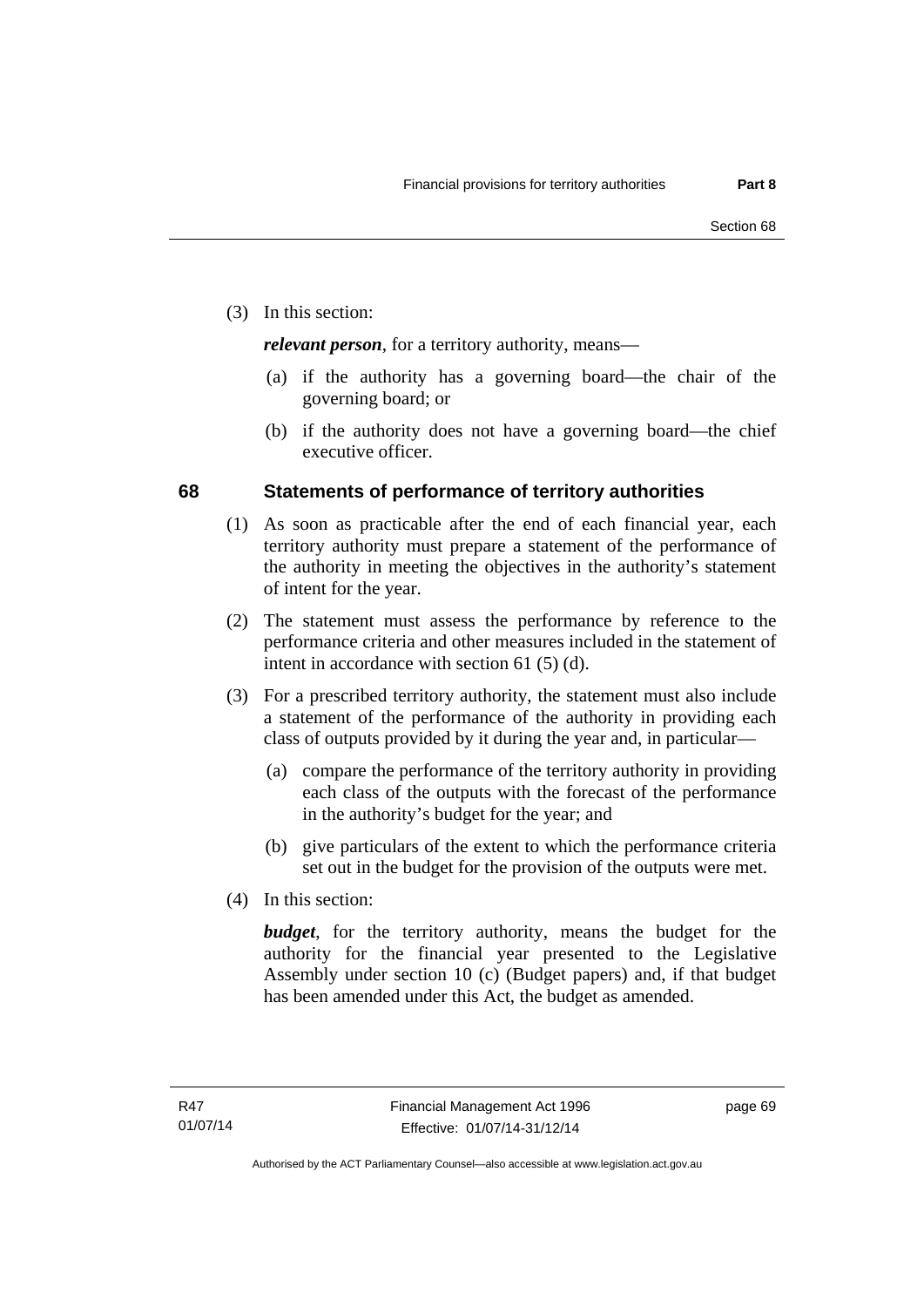(3) In this section:

***relevant person***, for a territory authority, means—

(a) if the authority has a governing board—the chair of the governing board; or

(b) if the authority does not have a governing board—the chief executive officer.

## 68 Statements of performance of territory authorities

(1) As soon as practicable after the end of each financial year, each territory authority must prepare a statement of the performance of the authority in meeting the objectives in the authority's statement of intent for the year.

(2) The statement must assess the performance by reference to the performance criteria and other measures included in the statement of intent in accordance with section 61 (5) (d).

(3) For a prescribed territory authority, the statement must also include a statement of the performance of the authority in providing each class of outputs provided by it during the year and, in particular—

(a) compare the performance of the territory authority in providing each class of the outputs with the forecast of the performance in the authority's budget for the year; and

(b) give particulars of the extent to which the performance criteria set out in the budget for the provision of the outputs were met.

(4) In this section:

***budget***, for the territory authority, means the budget for the authority for the financial year presented to the Legislative Assembly under section 10 (c) (Budget papers) and, if that budget has been amended under this Act, the budget as amended.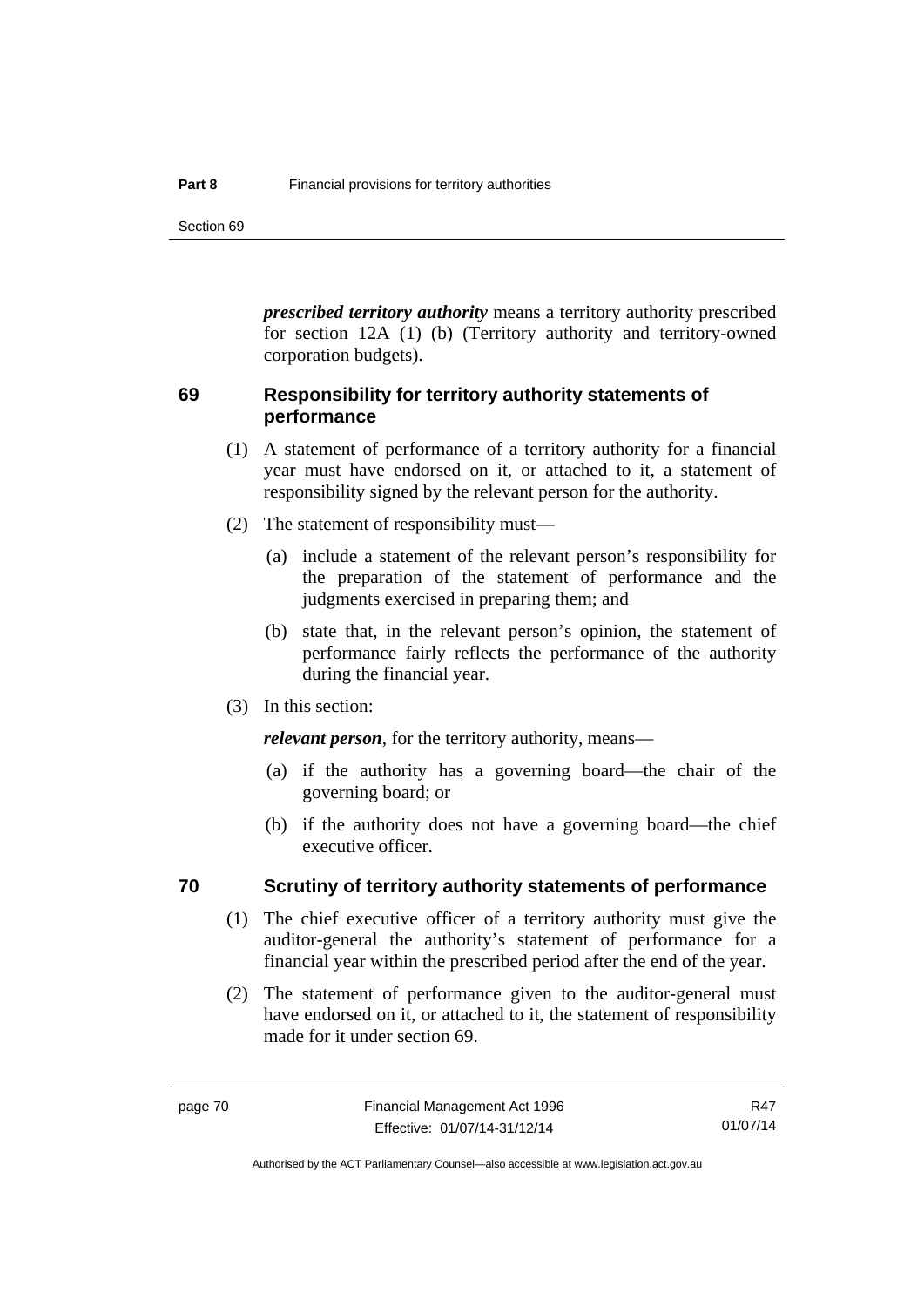***prescribed territory authority*** means a territory authority prescribed for section 12A (1) (b) (Territory authority and territory-owned corporation budgets).

## 69 Responsibility for territory authority statements of performance

(1) A statement of performance of a territory authority for a financial year must have endorsed on it, or attached to it, a statement of responsibility signed by the relevant person for the authority.

(2) The statement of responsibility must—

(a) include a statement of the relevant person's responsibility for the preparation of the statement of performance and the judgments exercised in preparing them; and

(b) state that, in the relevant person's opinion, the statement of performance fairly reflects the performance of the authority during the financial year.

(3) In this section:

***relevant person***, for the territory authority, means—

(a) if the authority has a governing board—the chair of the governing board; or

(b) if the authority does not have a governing board—the chief executive officer.

## 70 Scrutiny of territory authority statements of performance

(1) The chief executive officer of a territory authority must give the auditor-general the authority's statement of performance for a financial year within the prescribed period after the end of the year.

(2) The statement of performance given to the auditor-general must have endorsed on it, or attached to it, the statement of responsibility made for it under section 69.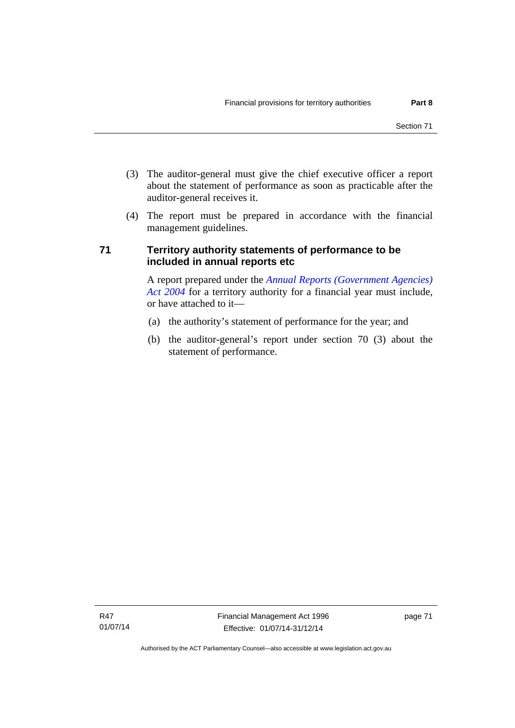(3) The auditor-general must give the chief executive officer a report about the statement of performance as soon as practicable after the auditor-general receives it.

(4) The report must be prepared in accordance with the financial management guidelines.

## 71 Territory authority statements of performance to be included in annual reports etc

A report prepared under the *Annual Reports (Government Agencies) Act 2004* for a territory authority for a financial year must include, or have attached to it—

(a) the authority's statement of performance for the year; and

(b) the auditor-general's report under section 70 (3) about the statement of performance.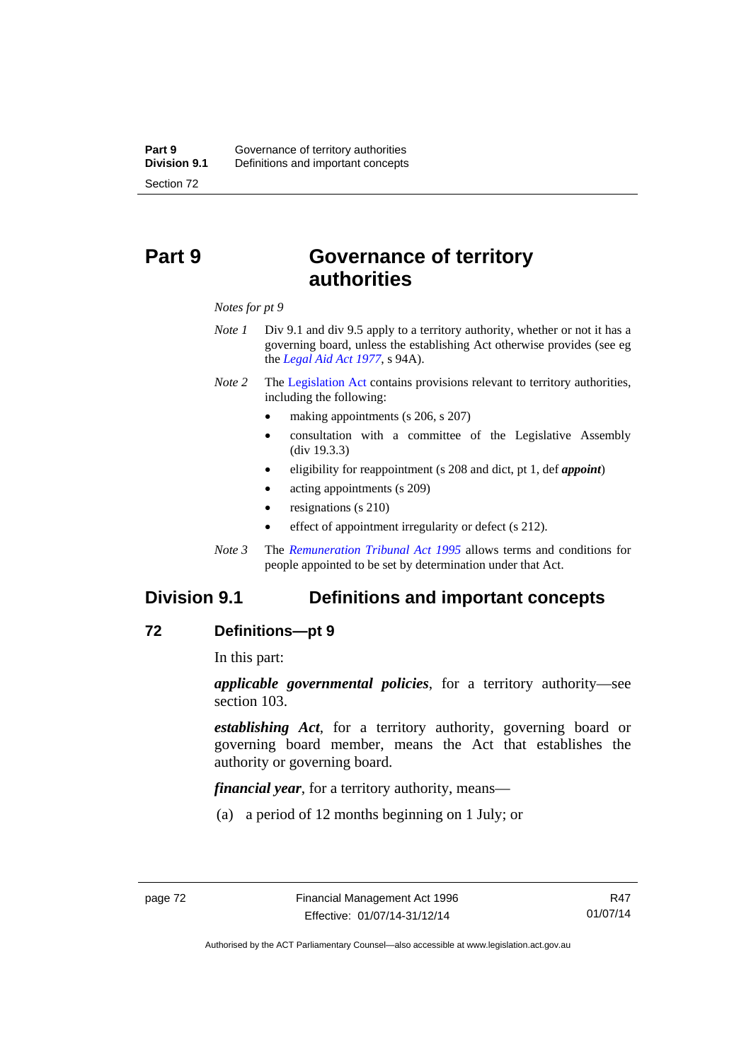# Part 9 Governance of territory authorities

*Notes for pt 9*

*Note 1* Div 9.1 and div 9.5 apply to a territory authority, whether or not it has a governing board, unless the establishing Act otherwise provides (see eg the *Legal Aid Act 1977*, s 94A).

*Note 2* The Legislation Act contains provisions relevant to territory authorities, including the following:

- making appointments (s 206, s 207)
- consultation with a committee of the Legislative Assembly (div 19.3.3)
- eligibility for reappointment (s 208 and dict, pt 1, def ***appoint***)
- acting appointments (s 209)
- resignations (s 210)
- effect of appointment irregularity or defect (s 212).

*Note 3* The *Remuneration Tribunal Act 1995* allows terms and conditions for people appointed to be set by determination under that Act.

## Division 9.1 Definitions and important concepts

### 72 Definitions—pt 9

In this part:

***applicable governmental policies***, for a territory authority—see section 103.

***establishing Act***, for a territory authority, governing board or governing board member, means the Act that establishes the authority or governing board.

***financial year***, for a territory authority, means—

(a) a period of 12 months beginning on 1 July; or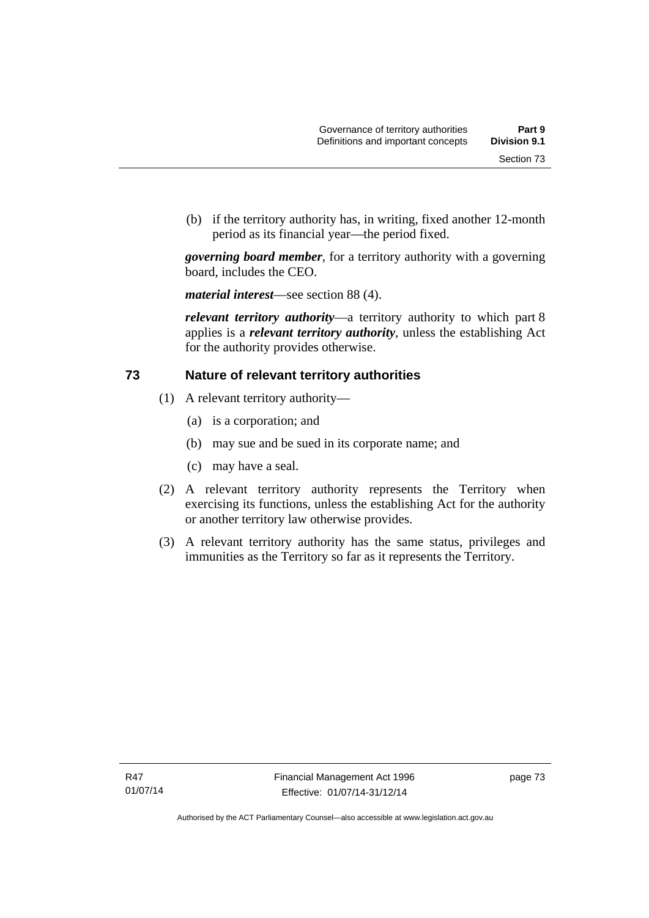(b) if the territory authority has, in writing, fixed another 12-month period as its financial year—the period fixed.

***governing board member***, for a territory authority with a governing board, includes the CEO.

***material interest***—see section 88 (4).

***relevant territory authority***—a territory authority to which part 8 applies is a ***relevant territory authority***, unless the establishing Act for the authority provides otherwise.

## 73 Nature of relevant territory authorities

(1) A relevant territory authority—

(a) is a corporation; and

(b) may sue and be sued in its corporate name; and

(c) may have a seal.

(2) A relevant territory authority represents the Territory when exercising its functions, unless the establishing Act for the authority or another territory law otherwise provides.

(3) A relevant territory authority has the same status, privileges and immunities as the Territory so far as it represents the Territory.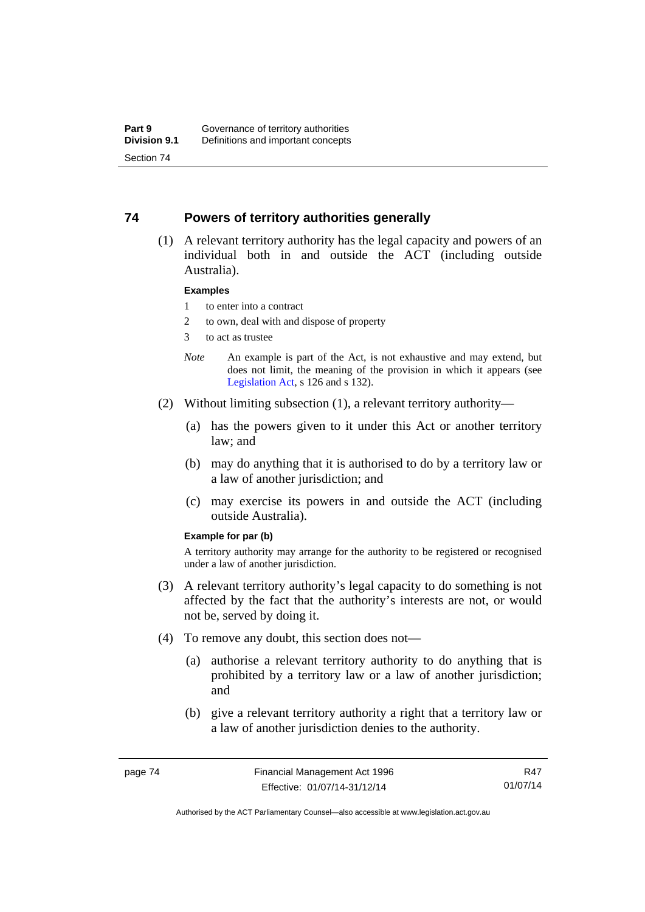## 74 Powers of territory authorities generally

(1) A relevant territory authority has the legal capacity and powers of an individual both in and outside the ACT (including outside Australia).

**Examples**

1 to enter into a contract

2 to own, deal with and dispose of property

3 to act as trustee

*Note* An example is part of the Act, is not exhaustive and may extend, but does not limit, the meaning of the provision in which it appears (see Legislation Act, s 126 and s 132).

(2) Without limiting subsection (1), a relevant territory authority—

(a) has the powers given to it under this Act or another territory law; and

(b) may do anything that it is authorised to do by a territory law or a law of another jurisdiction; and

(c) may exercise its powers in and outside the ACT (including outside Australia).

**Example for par (b)**

A territory authority may arrange for the authority to be registered or recognised under a law of another jurisdiction.

(3) A relevant territory authority's legal capacity to do something is not affected by the fact that the authority's interests are not, or would not be, served by doing it.

(4) To remove any doubt, this section does not—

(a) authorise a relevant territory authority to do anything that is prohibited by a territory law or a law of another jurisdiction; and

(b) give a relevant territory authority a right that a territory law or a law of another jurisdiction denies to the authority.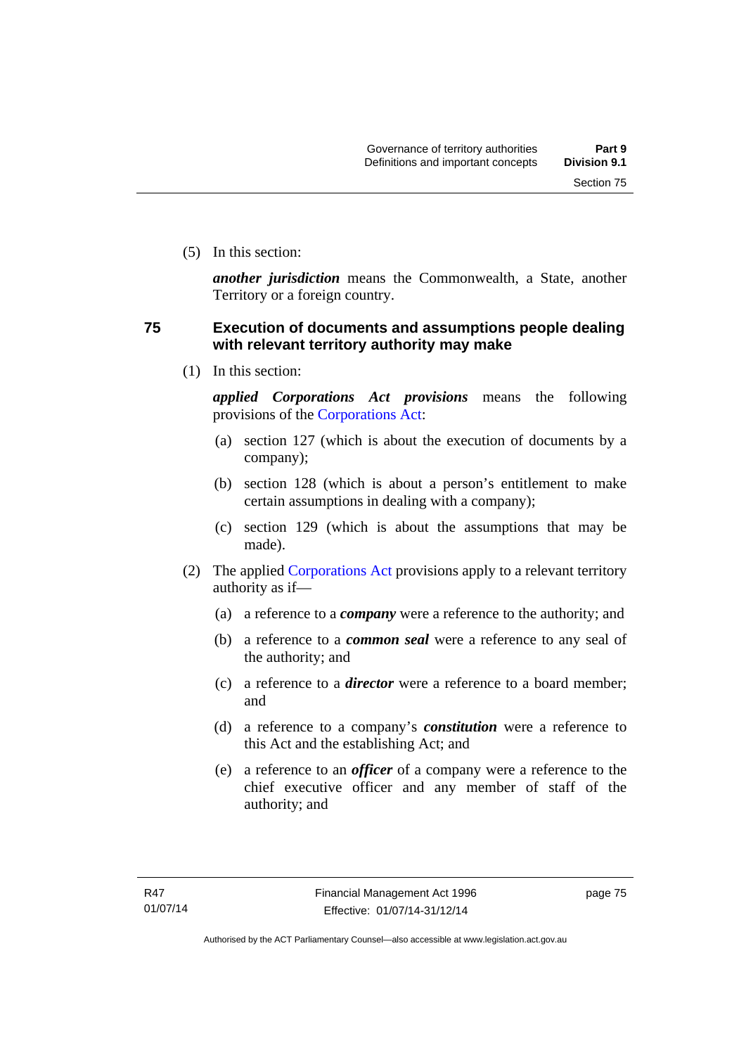(5) In this section:

***another jurisdiction*** means the Commonwealth, a State, another Territory or a foreign country.

## 75 Execution of documents and assumptions people dealing with relevant territory authority may make

(1) In this section:

***applied Corporations Act provisions*** means the following provisions of the Corporations Act:

(a) section 127 (which is about the execution of documents by a company);

(b) section 128 (which is about a person's entitlement to make certain assumptions in dealing with a company);

(c) section 129 (which is about the assumptions that may be made).

(2) The applied Corporations Act provisions apply to a relevant territory authority as if—

(a) a reference to a ***company*** were a reference to the authority; and

(b) a reference to a ***common seal*** were a reference to any seal of the authority; and

(c) a reference to a ***director*** were a reference to a board member; and

(d) a reference to a company's ***constitution*** were a reference to this Act and the establishing Act; and

(e) a reference to an ***officer*** of a company were a reference to the chief executive officer and any member of staff of the authority; and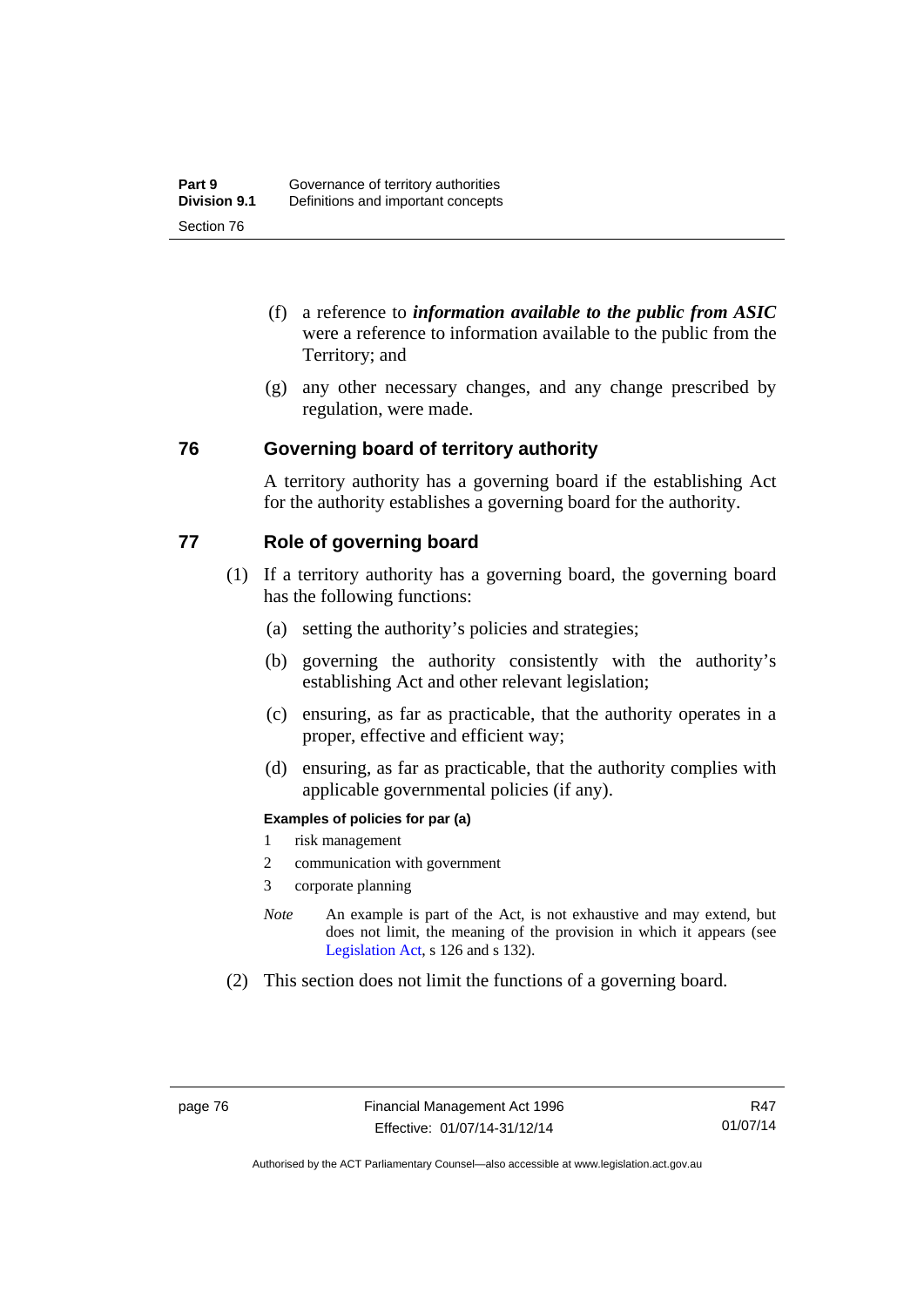(f) a reference to ***information available to the public from ASIC*** were a reference to information available to the public from the Territory; and

(g) any other necessary changes, and any change prescribed by regulation, were made.

## 76 Governing board of territory authority

A territory authority has a governing board if the establishing Act for the authority establishes a governing board for the authority.

## 77 Role of governing board

(1) If a territory authority has a governing board, the governing board has the following functions:

(a) setting the authority's policies and strategies;

(b) governing the authority consistently with the authority's establishing Act and other relevant legislation;

(c) ensuring, as far as practicable, that the authority operates in a proper, effective and efficient way;

(d) ensuring, as far as practicable, that the authority complies with applicable governmental policies (if any).

**Examples of policies for par (a)**

1 risk management

2 communication with government

3 corporate planning

*Note* An example is part of the Act, is not exhaustive and may extend, but does not limit, the meaning of the provision in which it appears (see Legislation Act, s 126 and s 132).

(2) This section does not limit the functions of a governing board.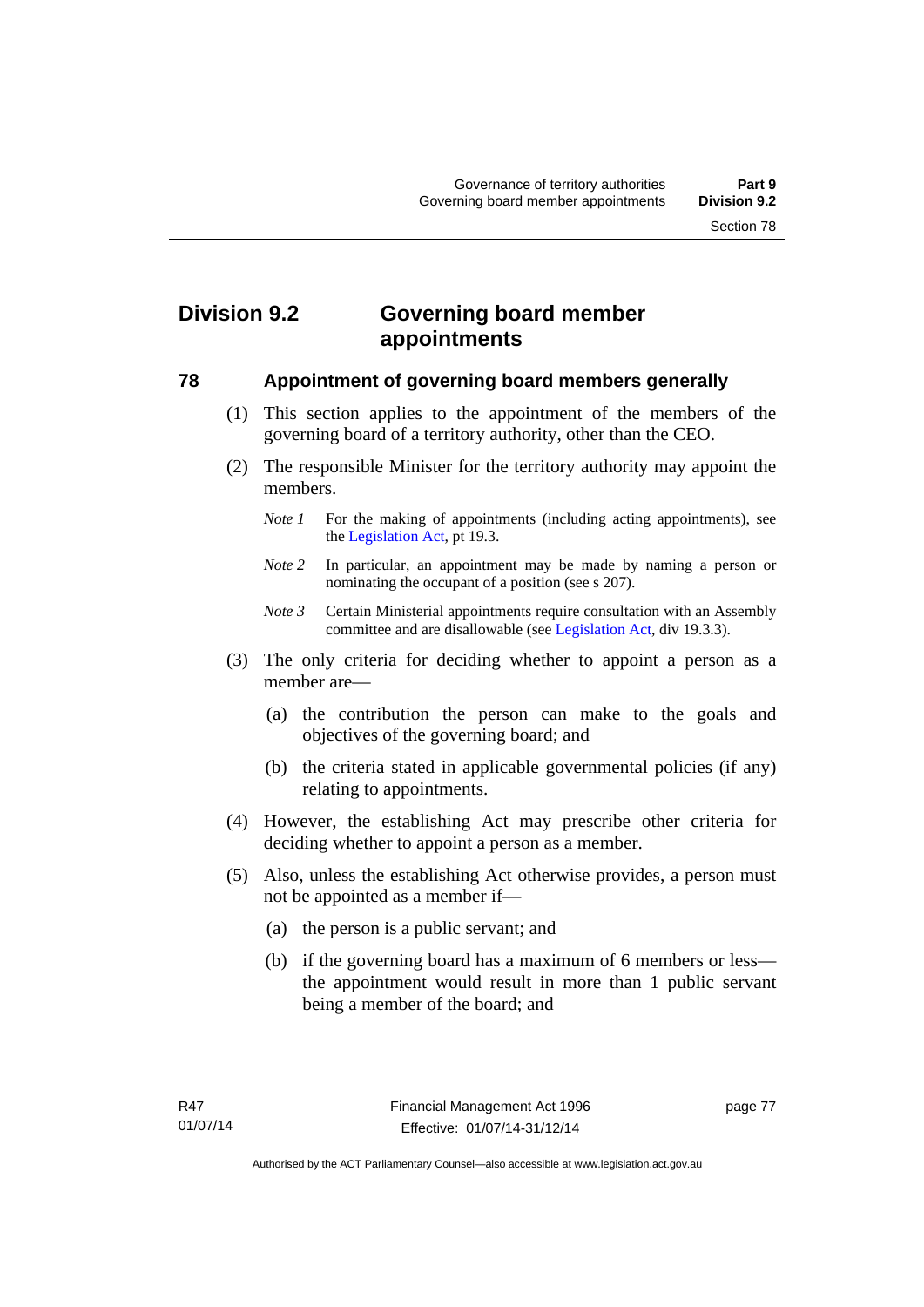## Division 9.2 Governing board member appointments

### 78 Appointment of governing board members generally

(1) This section applies to the appointment of the members of the governing board of a territory authority, other than the CEO.

(2) The responsible Minister for the territory authority may appoint the members.

*Note 1* For the making of appointments (including acting appointments), see the Legislation Act, pt 19.3.

*Note 2* In particular, an appointment may be made by naming a person or nominating the occupant of a position (see s 207).

*Note 3* Certain Ministerial appointments require consultation with an Assembly committee and are disallowable (see Legislation Act, div 19.3.3).

(3) The only criteria for deciding whether to appoint a person as a member are—

(a) the contribution the person can make to the goals and objectives of the governing board; and

(b) the criteria stated in applicable governmental policies (if any) relating to appointments.

(4) However, the establishing Act may prescribe other criteria for deciding whether to appoint a person as a member.

(5) Also, unless the establishing Act otherwise provides, a person must not be appointed as a member if—

(a) the person is a public servant; and

(b) if the governing board has a maximum of 6 members or less—the appointment would result in more than 1 public servant being a member of the board; and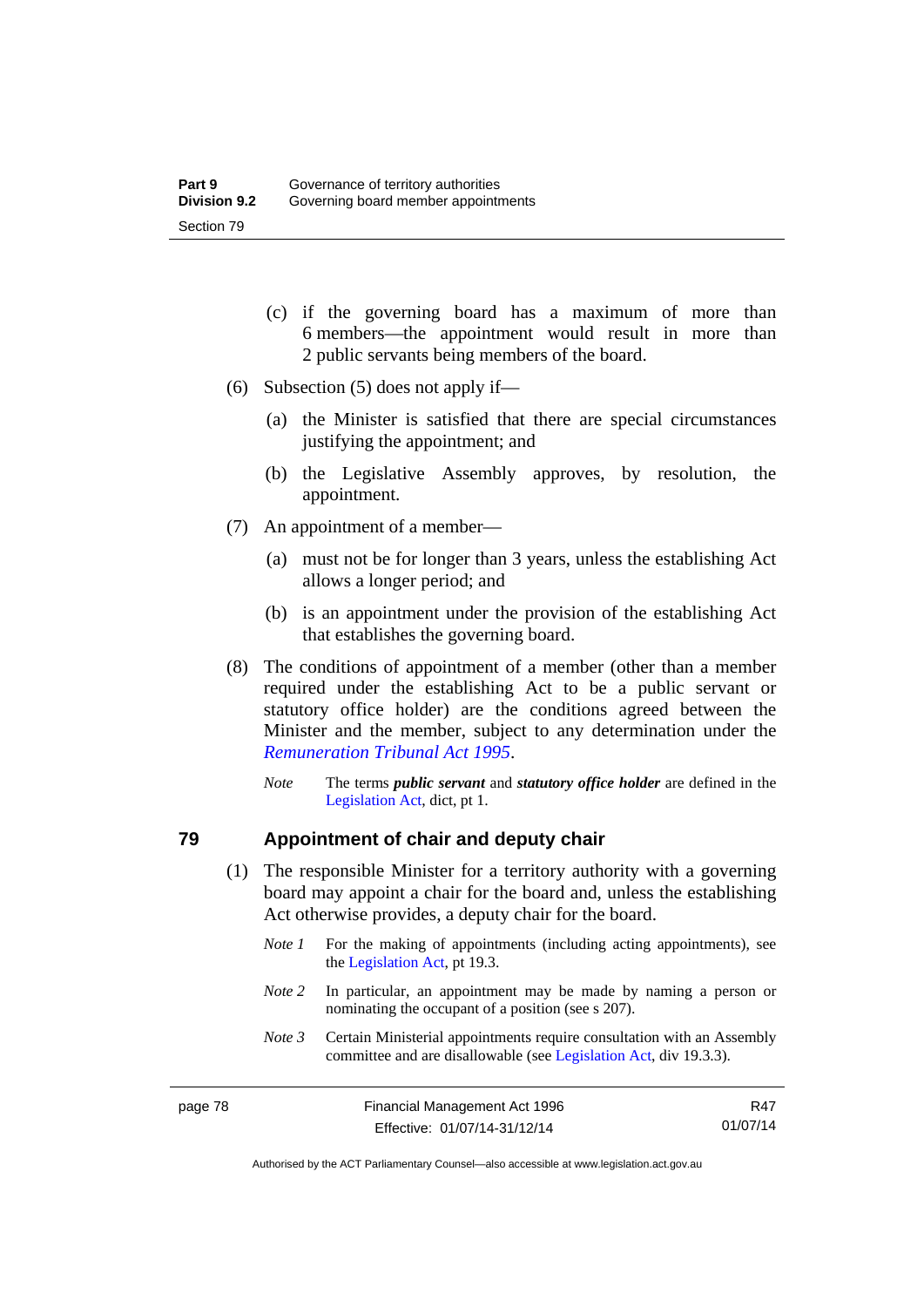(c) if the governing board has a maximum of more than 6 members—the appointment would result in more than 2 public servants being members of the board.

(6) Subsection (5) does not apply if—

(a) the Minister is satisfied that there are special circumstances justifying the appointment; and

(b) the Legislative Assembly approves, by resolution, the appointment.

(7) An appointment of a member—

(a) must not be for longer than 3 years, unless the establishing Act allows a longer period; and

(b) is an appointment under the provision of the establishing Act that establishes the governing board.

(8) The conditions of appointment of a member (other than a member required under the establishing Act to be a public servant or statutory office holder) are the conditions agreed between the Minister and the member, subject to any determination under the *Remuneration Tribunal Act 1995*.

*Note* The terms ***public servant*** and ***statutory office holder*** are defined in the Legislation Act, dict, pt 1.

## 79 Appointment of chair and deputy chair

(1) The responsible Minister for a territory authority with a governing board may appoint a chair for the board and, unless the establishing Act otherwise provides, a deputy chair for the board.

*Note 1* For the making of appointments (including acting appointments), see the Legislation Act, pt 19.3.

*Note 2* In particular, an appointment may be made by naming a person or nominating the occupant of a position (see s 207).

*Note 3* Certain Ministerial appointments require consultation with an Assembly committee and are disallowable (see Legislation Act, div 19.3.3).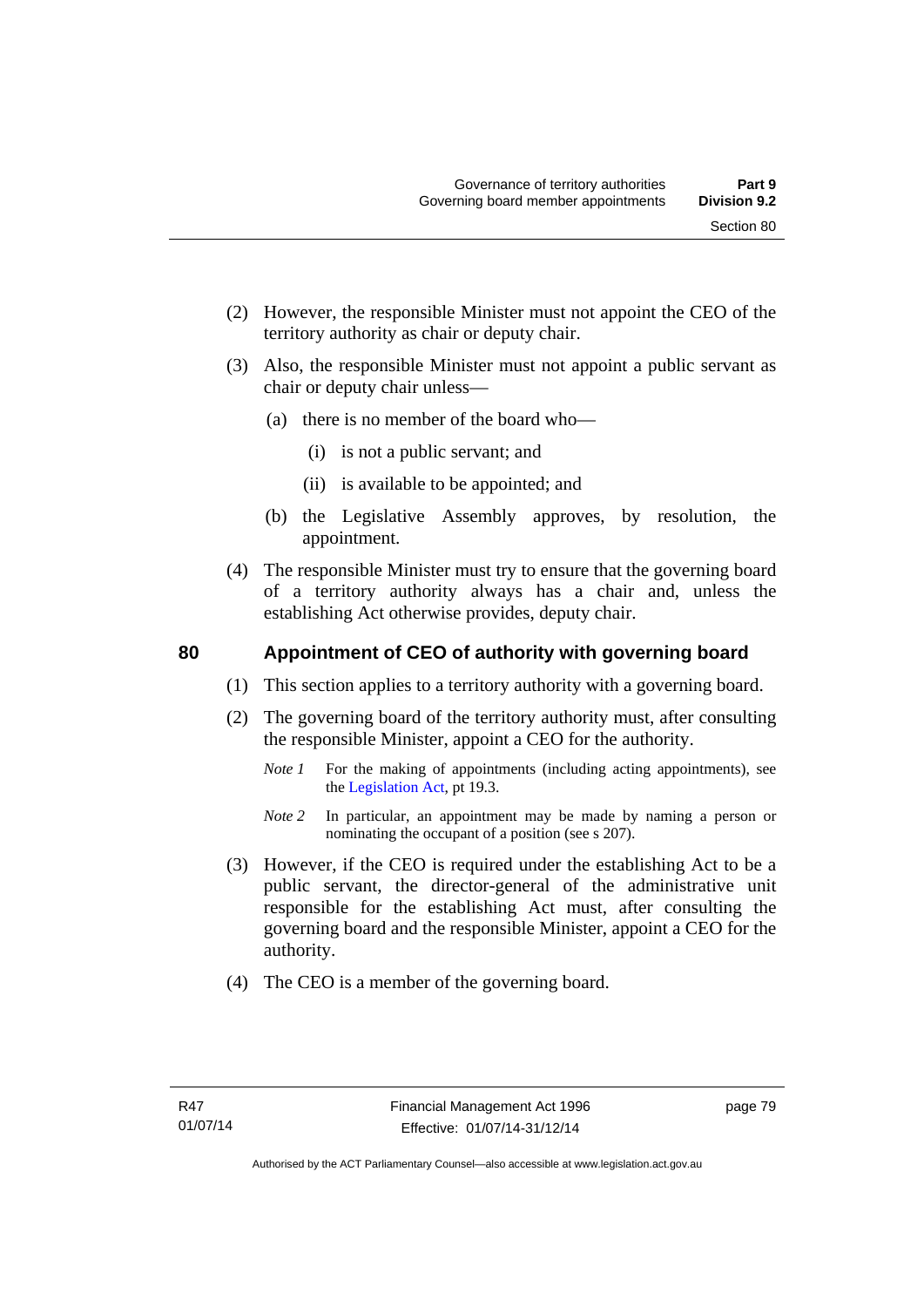(2) However, the responsible Minister must not appoint the CEO of the territory authority as chair or deputy chair.

(3) Also, the responsible Minister must not appoint a public servant as chair or deputy chair unless—

  (a) there is no member of the board who—

    (i) is not a public servant; and

    (ii) is available to be appointed; and

  (b) the Legislative Assembly approves, by resolution, the appointment.

(4) The responsible Minister must try to ensure that the governing board of a territory authority always has a chair and, unless the establishing Act otherwise provides, deputy chair.

## 80 Appointment of CEO of authority with governing board

(1) This section applies to a territory authority with a governing board.

(2) The governing board of the territory authority must, after consulting the responsible Minister, appoint a CEO for the authority.

*Note 1* For the making of appointments (including acting appointments), see the Legislation Act, pt 19.3.

*Note 2* In particular, an appointment may be made by naming a person or nominating the occupant of a position (see s 207).

(3) However, if the CEO is required under the establishing Act to be a public servant, the director-general of the administrative unit responsible for the establishing Act must, after consulting the governing board and the responsible Minister, appoint a CEO for the authority.

(4) The CEO is a member of the governing board.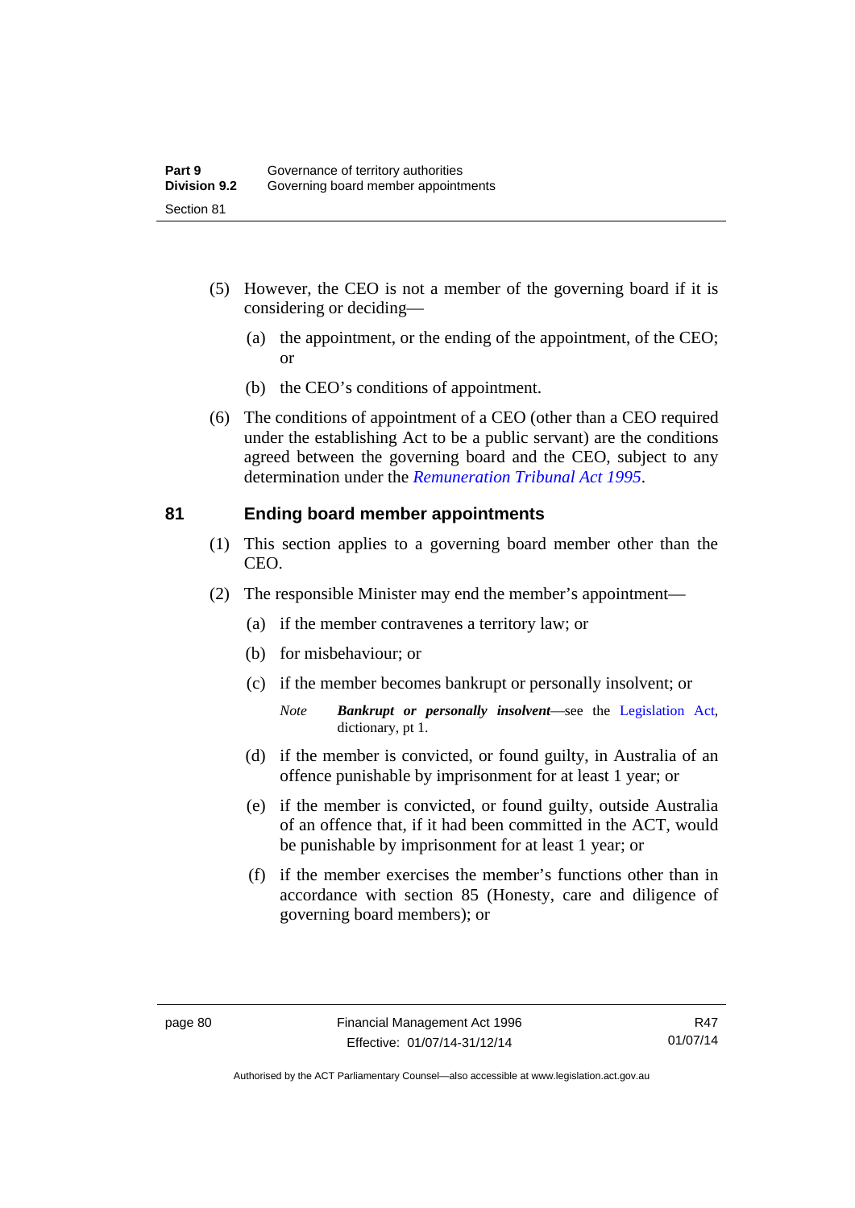(5) However, the CEO is not a member of the governing board if it is considering or deciding—

(a) the appointment, or the ending of the appointment, of the CEO; or

(b) the CEO's conditions of appointment.

(6) The conditions of appointment of a CEO (other than a CEO required under the establishing Act to be a public servant) are the conditions agreed between the governing board and the CEO, subject to any determination under the *Remuneration Tribunal Act 1995*.

## 81 Ending board member appointments

(1) This section applies to a governing board member other than the CEO.

(2) The responsible Minister may end the member's appointment—

(a) if the member contravenes a territory law; or

(b) for misbehaviour; or

(c) if the member becomes bankrupt or personally insolvent; or

*Note* ***Bankrupt or personally insolvent***—see the Legislation Act, dictionary, pt 1.

(d) if the member is convicted, or found guilty, in Australia of an offence punishable by imprisonment for at least 1 year; or

(e) if the member is convicted, or found guilty, outside Australia of an offence that, if it had been committed in the ACT, would be punishable by imprisonment for at least 1 year; or

(f) if the member exercises the member's functions other than in accordance with section 85 (Honesty, care and diligence of governing board members); or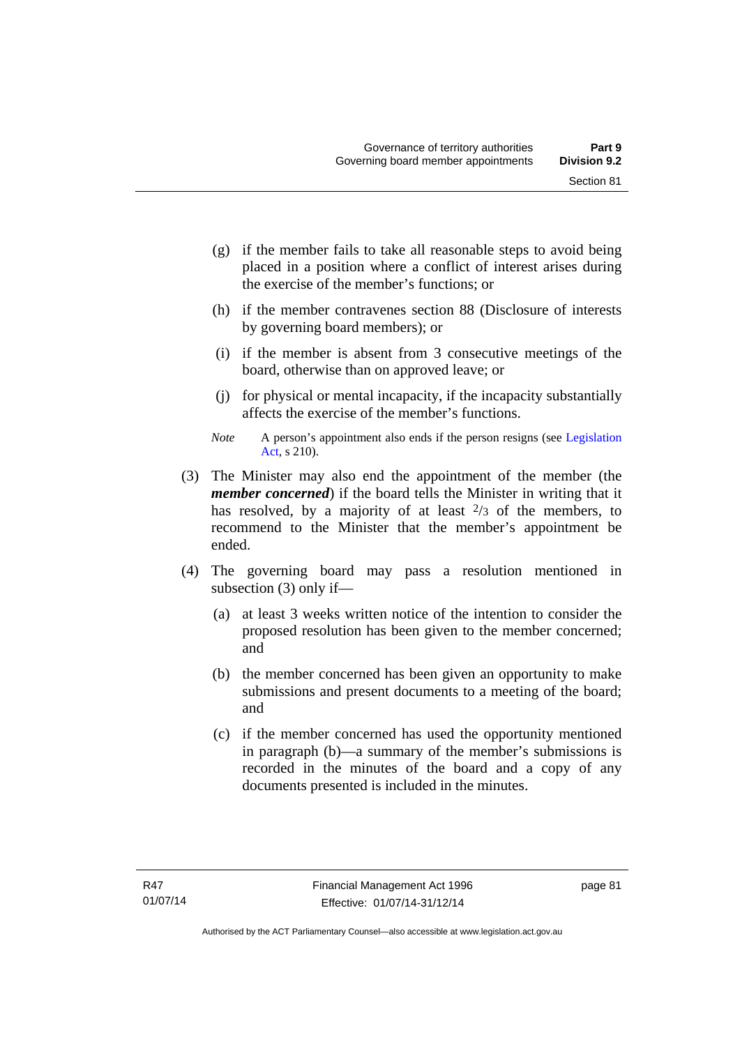(g) if the member fails to take all reasonable steps to avoid being placed in a position where a conflict of interest arises during the exercise of the member's functions; or

(h) if the member contravenes section 88 (Disclosure of interests by governing board members); or

(i) if the member is absent from 3 consecutive meetings of the board, otherwise than on approved leave; or

(j) for physical or mental incapacity, if the incapacity substantially affects the exercise of the member's functions.

*Note* A person's appointment also ends if the person resigns (see Legislation Act, s 210).

(3) The Minister may also end the appointment of the member (the ***member concerned***) if the board tells the Minister in writing that it has resolved, by a majority of at least $^{2}/_{3}$ of the members, to recommend to the Minister that the member's appointment be ended.

(4) The governing board may pass a resolution mentioned in subsection (3) only if—

(a) at least 3 weeks written notice of the intention to consider the proposed resolution has been given to the member concerned; and

(b) the member concerned has been given an opportunity to make submissions and present documents to a meeting of the board; and

(c) if the member concerned has used the opportunity mentioned in paragraph (b)—a summary of the member's submissions is recorded in the minutes of the board and a copy of any documents presented is included in the minutes.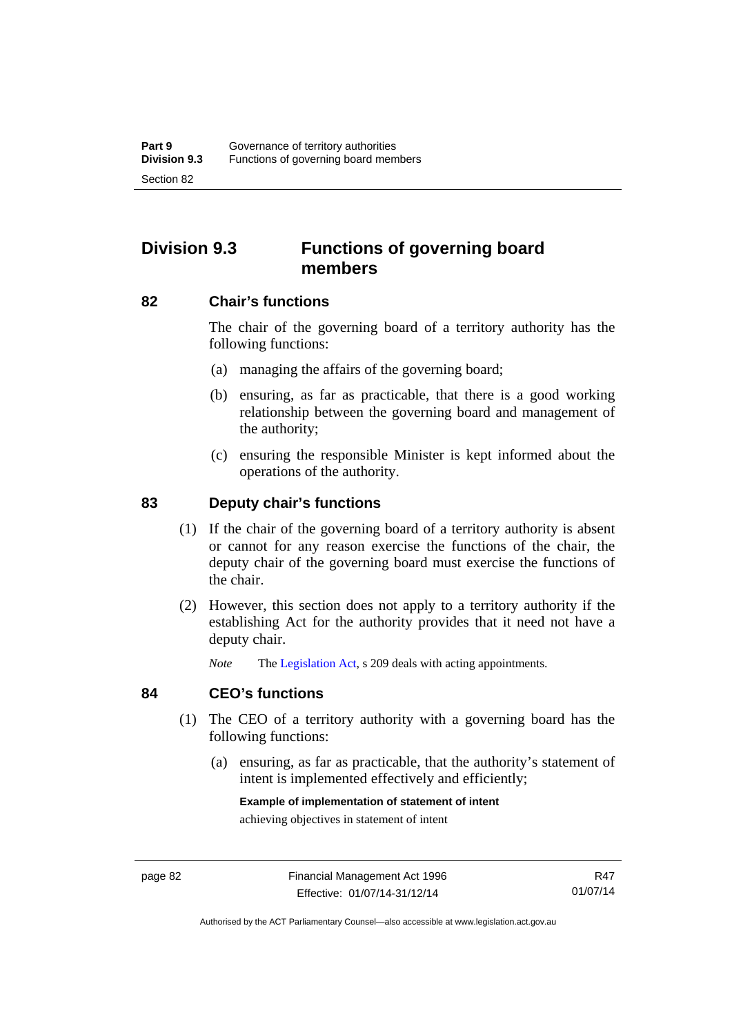## Division 9.3 Functions of governing board members

### 82 Chair's functions

The chair of the governing board of a territory authority has the following functions:

(a) managing the affairs of the governing board;

(b) ensuring, as far as practicable, that there is a good working relationship between the governing board and management of the authority;

(c) ensuring the responsible Minister is kept informed about the operations of the authority.

### 83 Deputy chair's functions

(1) If the chair of the governing board of a territory authority is absent or cannot for any reason exercise the functions of the chair, the deputy chair of the governing board must exercise the functions of the chair.

(2) However, this section does not apply to a territory authority if the establishing Act for the authority provides that it need not have a deputy chair.

*Note* The Legislation Act, s 209 deals with acting appointments.

### 84 CEO's functions

(1) The CEO of a territory authority with a governing board has the following functions:

(a) ensuring, as far as practicable, that the authority's statement of intent is implemented effectively and efficiently;

**Example of implementation of statement of intent**

achieving objectives in statement of intent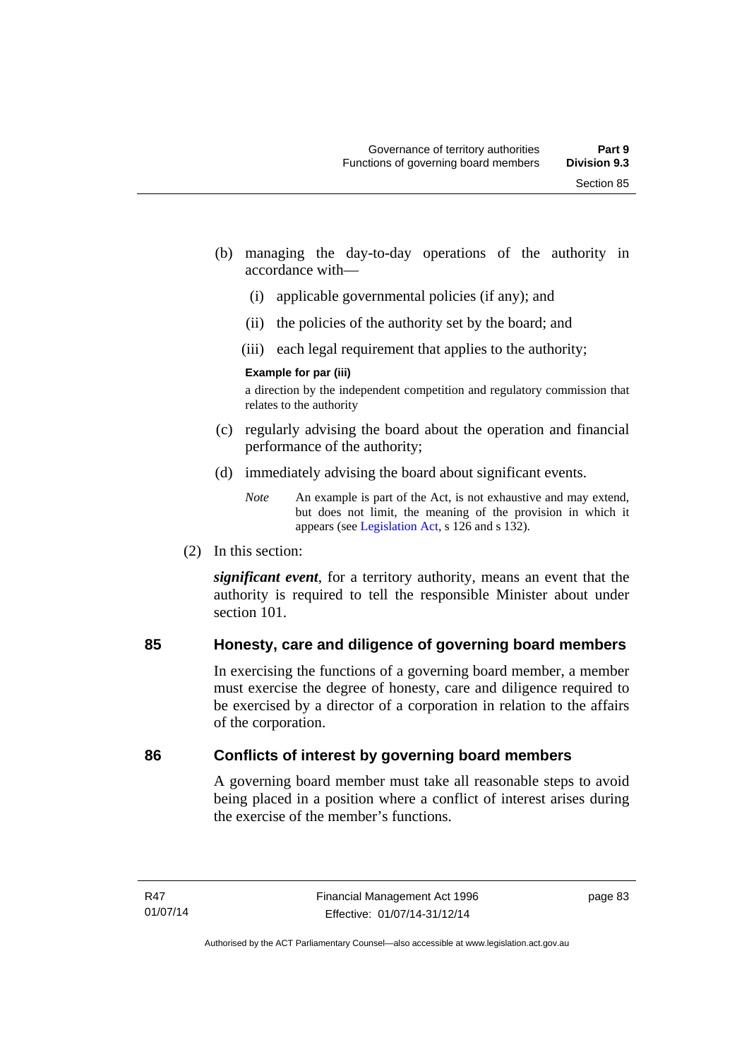(b) managing the day-to-day operations of the authority in accordance with—

  (i) applicable governmental policies (if any); and

  (ii) the policies of the authority set by the board; and

  (iii) each legal requirement that applies to the authority;

**Example for par (iii)**

a direction by the independent competition and regulatory commission that relates to the authority

(c) regularly advising the board about the operation and financial performance of the authority;

(d) immediately advising the board about significant events.

*Note* An example is part of the Act, is not exhaustive and may extend, but does not limit, the meaning of the provision in which it appears (see Legislation Act, s 126 and s 132).

(2) In this section:

***significant event***, for a territory authority, means an event that the authority is required to tell the responsible Minister about under section 101.

## 85 Honesty, care and diligence of governing board members

In exercising the functions of a governing board member, a member must exercise the degree of honesty, care and diligence required to be exercised by a director of a corporation in relation to the affairs of the corporation.

## 86 Conflicts of interest by governing board members

A governing board member must take all reasonable steps to avoid being placed in a position where a conflict of interest arises during the exercise of the member's functions.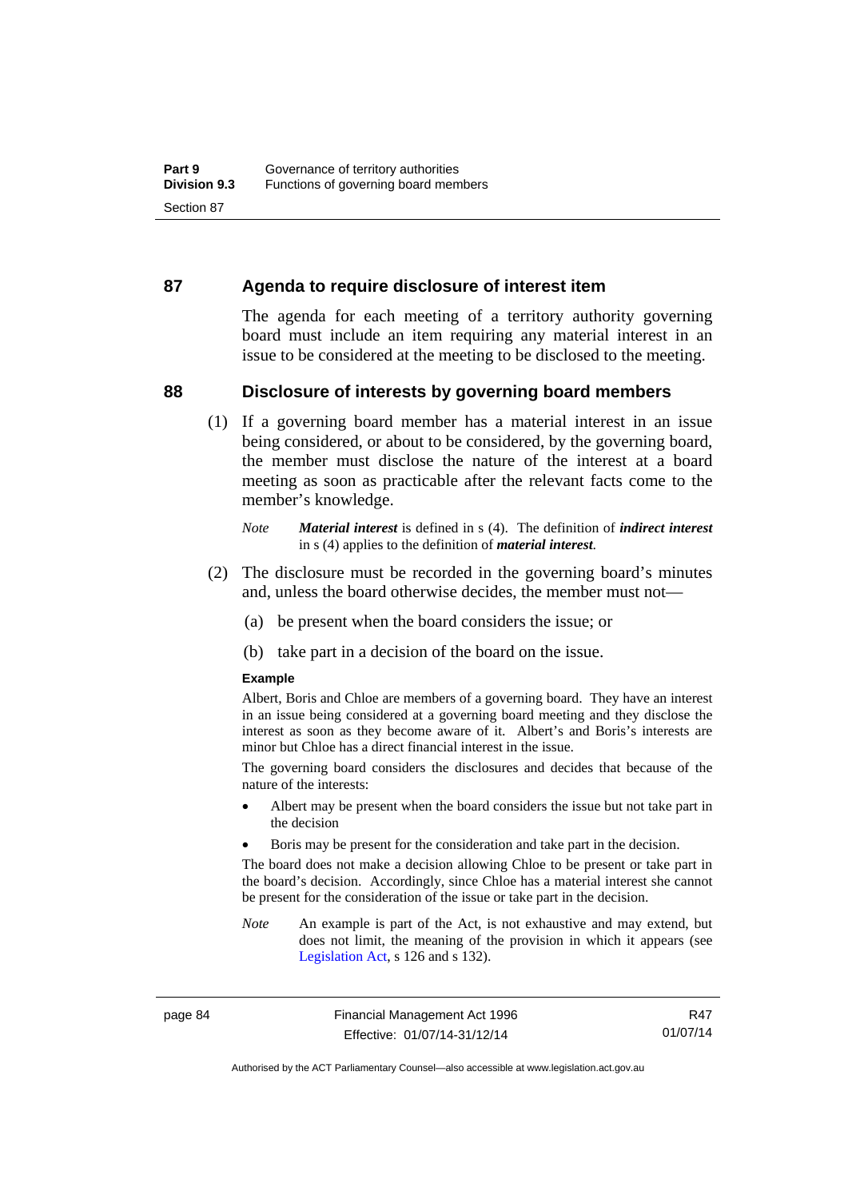## 87 Agenda to require disclosure of interest item

The agenda for each meeting of a territory authority governing board must include an item requiring any material interest in an issue to be considered at the meeting to be disclosed to the meeting.

## 88 Disclosure of interests by governing board members

(1) If a governing board member has a material interest in an issue being considered, or about to be considered, by the governing board, the member must disclose the nature of the interest at a board meeting as soon as practicable after the relevant facts come to the member's knowledge.

*Note* ***Material interest*** is defined in s (4). The definition of ***indirect interest*** in s (4) applies to the definition of ***material interest***.

(2) The disclosure must be recorded in the governing board's minutes and, unless the board otherwise decides, the member must not—

(a) be present when the board considers the issue; or

(b) take part in a decision of the board on the issue.

**Example**

Albert, Boris and Chloe are members of a governing board. They have an interest in an issue being considered at a governing board meeting and they disclose the interest as soon as they become aware of it. Albert's and Boris's interests are minor but Chloe has a direct financial interest in the issue.

The governing board considers the disclosures and decides that because of the nature of the interests:

- Albert may be present when the board considers the issue but not take part in the decision
- Boris may be present for the consideration and take part in the decision.

The board does not make a decision allowing Chloe to be present or take part in the board's decision. Accordingly, since Chloe has a material interest she cannot be present for the consideration of the issue or take part in the decision.

*Note* An example is part of the Act, is not exhaustive and may extend, but does not limit, the meaning of the provision in which it appears (see Legislation Act, s 126 and s 132).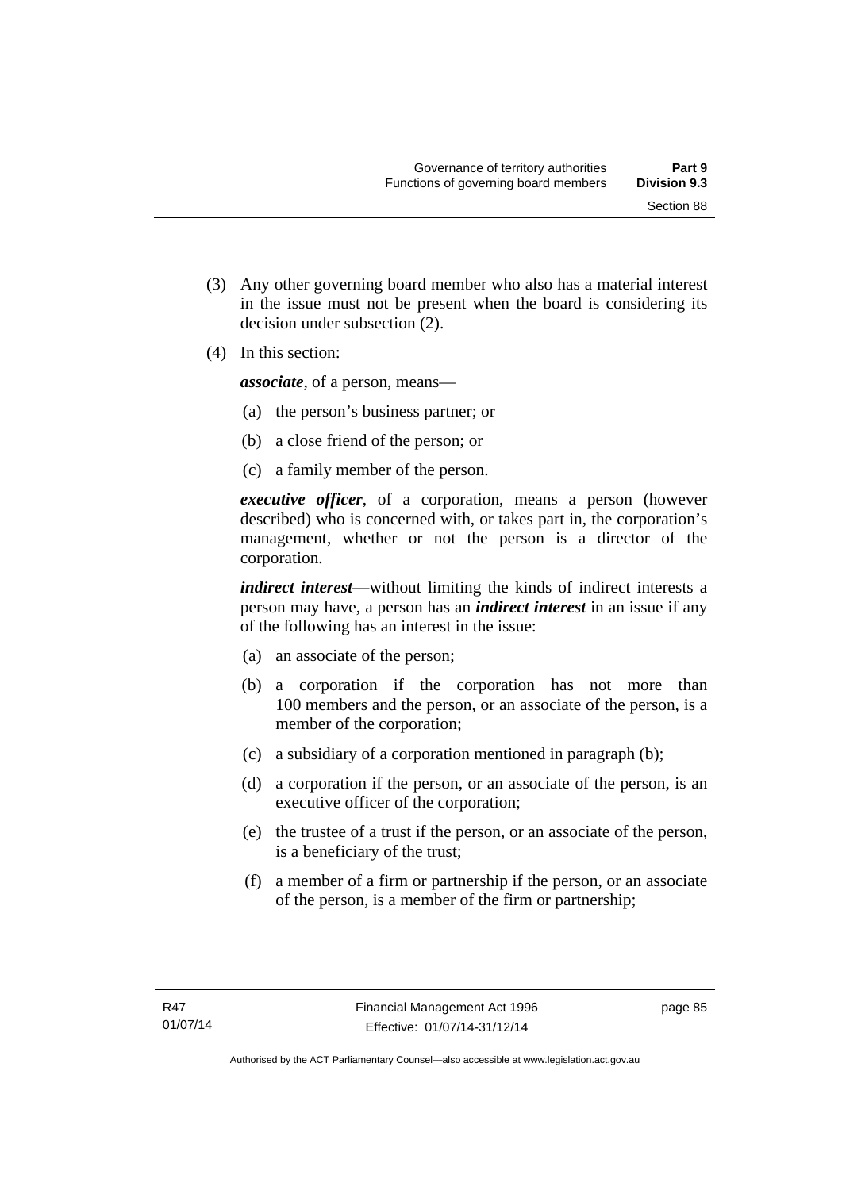(3) Any other governing board member who also has a material interest in the issue must not be present when the board is considering its decision under subsection (2).

(4) In this section:

***associate***, of a person, means—

(a) the person's business partner; or

(b) a close friend of the person; or

(c) a family member of the person.

***executive officer***, of a corporation, means a person (however described) who is concerned with, or takes part in, the corporation's management, whether or not the person is a director of the corporation.

***indirect interest***—without limiting the kinds of indirect interests a person may have, a person has an ***indirect interest*** in an issue if any of the following has an interest in the issue:

(a) an associate of the person;

(b) a corporation if the corporation has not more than 100 members and the person, or an associate of the person, is a member of the corporation;

(c) a subsidiary of a corporation mentioned in paragraph (b);

(d) a corporation if the person, or an associate of the person, is an executive officer of the corporation;

(e) the trustee of a trust if the person, or an associate of the person, is a beneficiary of the trust;

(f) a member of a firm or partnership if the person, or an associate of the person, is a member of the firm or partnership;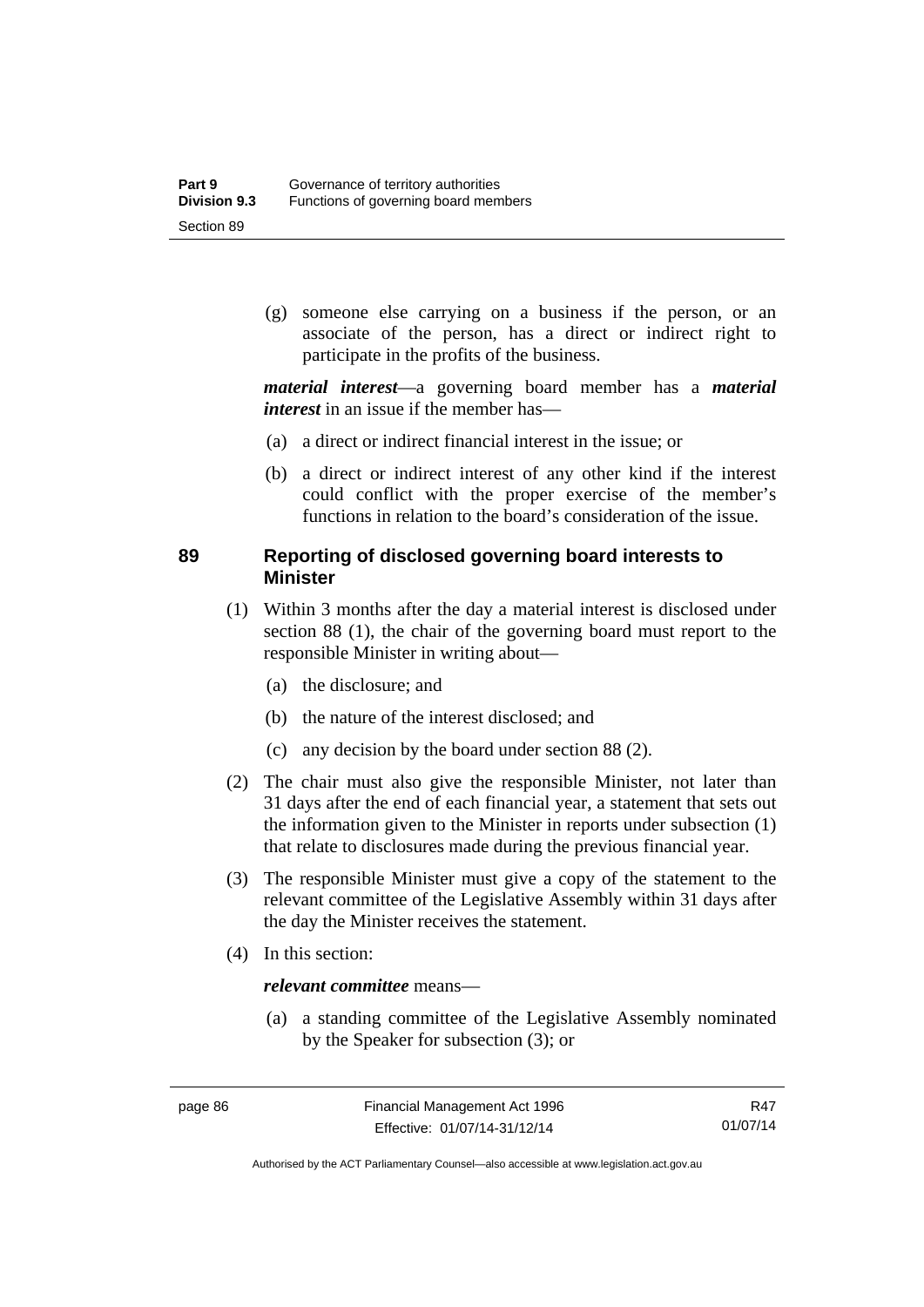(g) someone else carrying on a business if the person, or an associate of the person, has a direct or indirect right to participate in the profits of the business.

***material interest***—a governing board member has a ***material interest*** in an issue if the member has—

(a) a direct or indirect financial interest in the issue; or

(b) a direct or indirect interest of any other kind if the interest could conflict with the proper exercise of the member's functions in relation to the board's consideration of the issue.

## 89 Reporting of disclosed governing board interests to Minister

(1) Within 3 months after the day a material interest is disclosed under section 88 (1), the chair of the governing board must report to the responsible Minister in writing about—

(a) the disclosure; and

(b) the nature of the interest disclosed; and

(c) any decision by the board under section 88 (2).

(2) The chair must also give the responsible Minister, not later than 31 days after the end of each financial year, a statement that sets out the information given to the Minister in reports under subsection (1) that relate to disclosures made during the previous financial year.

(3) The responsible Minister must give a copy of the statement to the relevant committee of the Legislative Assembly within 31 days after the day the Minister receives the statement.

(4) In this section:

***relevant committee*** means—

(a) a standing committee of the Legislative Assembly nominated by the Speaker for subsection (3); or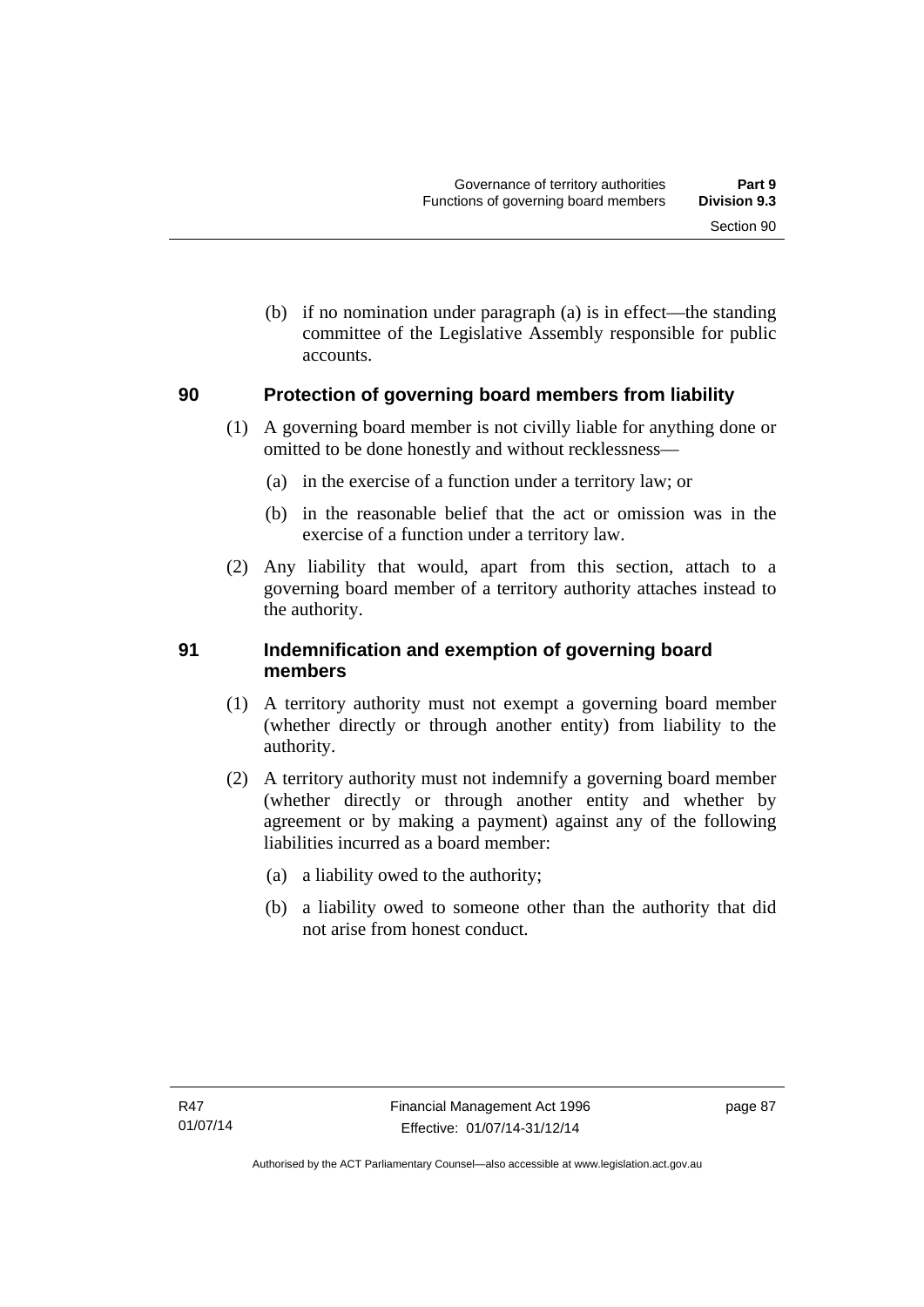(b) if no nomination under paragraph (a) is in effect—the standing committee of the Legislative Assembly responsible for public accounts.

## 90 Protection of governing board members from liability

(1) A governing board member is not civilly liable for anything done or omitted to be done honestly and without recklessness—

(a) in the exercise of a function under a territory law; or

(b) in the reasonable belief that the act or omission was in the exercise of a function under a territory law.

(2) Any liability that would, apart from this section, attach to a governing board member of a territory authority attaches instead to the authority.

## 91 Indemnification and exemption of governing board members

(1) A territory authority must not exempt a governing board member (whether directly or through another entity) from liability to the authority.

(2) A territory authority must not indemnify a governing board member (whether directly or through another entity and whether by agreement or by making a payment) against any of the following liabilities incurred as a board member:

(a) a liability owed to the authority;

(b) a liability owed to someone other than the authority that did not arise from honest conduct.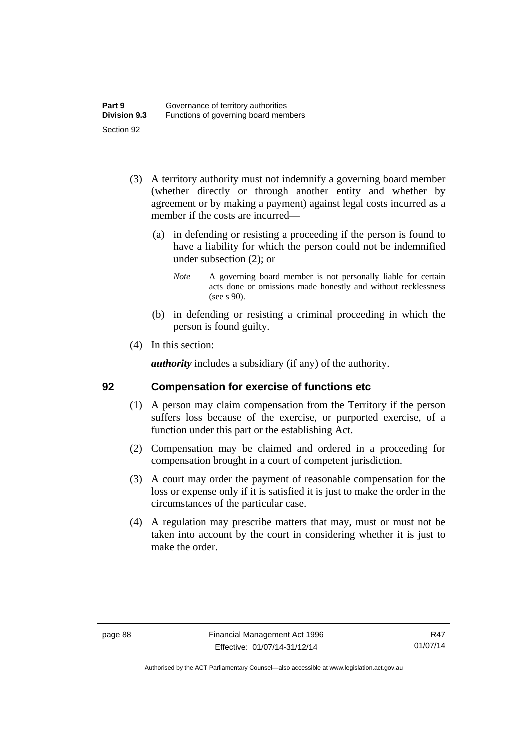(3) A territory authority must not indemnify a governing board member (whether directly or through another entity and whether by agreement or by making a payment) against legal costs incurred as a member if the costs are incurred—

(a) in defending or resisting a proceeding if the person is found to have a liability for which the person could not be indemnified under subsection (2); or

*Note* A governing board member is not personally liable for certain acts done or omissions made honestly and without recklessness (see s 90).

(b) in defending or resisting a criminal proceeding in which the person is found guilty.

(4) In this section:

***authority*** includes a subsidiary (if any) of the authority.

## 92 Compensation for exercise of functions etc

(1) A person may claim compensation from the Territory if the person suffers loss because of the exercise, or purported exercise, of a function under this part or the establishing Act.

(2) Compensation may be claimed and ordered in a proceeding for compensation brought in a court of competent jurisdiction.

(3) A court may order the payment of reasonable compensation for the loss or expense only if it is satisfied it is just to make the order in the circumstances of the particular case.

(4) A regulation may prescribe matters that may, must or must not be taken into account by the court in considering whether it is just to make the order.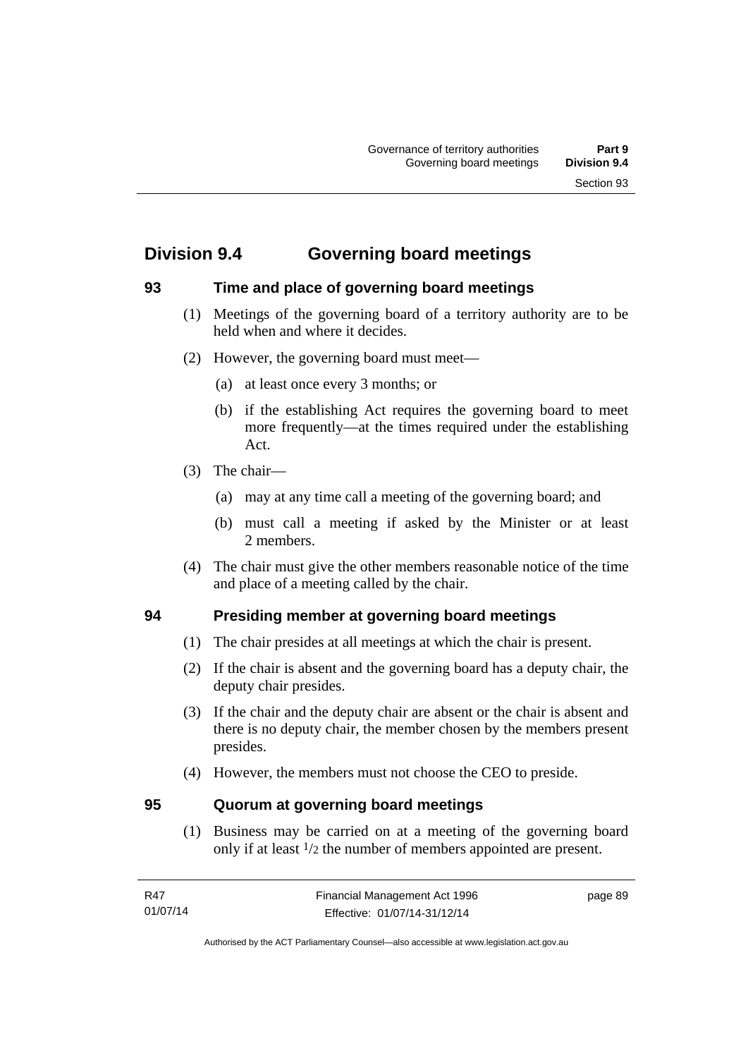## Division 9.4 Governing board meetings

### 93 Time and place of governing board meetings

(1) Meetings of the governing board of a territory authority are to be held when and where it decides.

(2) However, the governing board must meet—

(a) at least once every 3 months; or

(b) if the establishing Act requires the governing board to meet more frequently—at the times required under the establishing Act.

(3) The chair—

(a) may at any time call a meeting of the governing board; and

(b) must call a meeting if asked by the Minister or at least 2 members.

(4) The chair must give the other members reasonable notice of the time and place of a meeting called by the chair.

### 94 Presiding member at governing board meetings

(1) The chair presides at all meetings at which the chair is present.

(2) If the chair is absent and the governing board has a deputy chair, the deputy chair presides.

(3) If the chair and the deputy chair are absent or the chair is absent and there is no deputy chair, the member chosen by the members present presides.

(4) However, the members must not choose the CEO to preside.

### 95 Quorum at governing board meetings

(1) Business may be carried on at a meeting of the governing board only if at least $1/2$ the number of members appointed are present.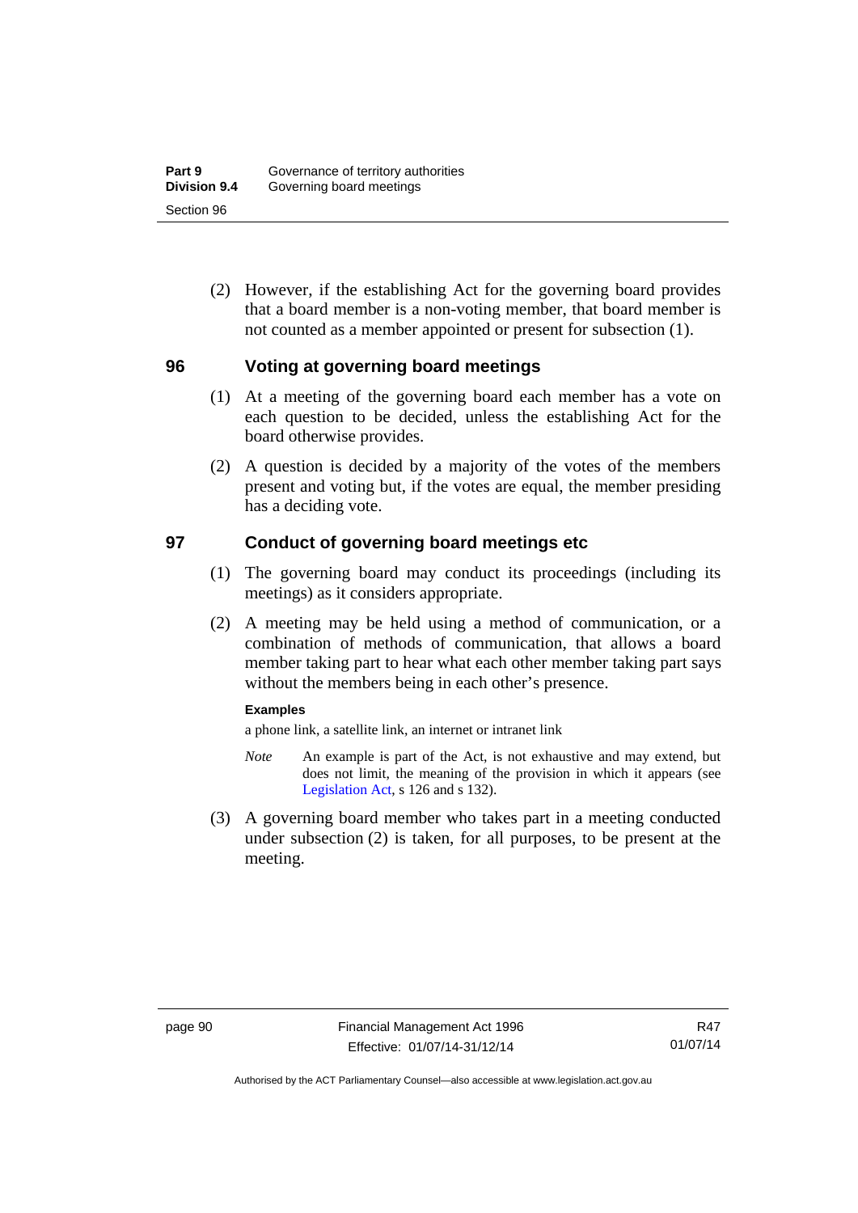(2) However, if the establishing Act for the governing board provides that a board member is a non-voting member, that board member is not counted as a member appointed or present for subsection (1).

## 96 Voting at governing board meetings

(1) At a meeting of the governing board each member has a vote on each question to be decided, unless the establishing Act for the board otherwise provides.

(2) A question is decided by a majority of the votes of the members present and voting but, if the votes are equal, the member presiding has a deciding vote.

## 97 Conduct of governing board meetings etc

(1) The governing board may conduct its proceedings (including its meetings) as it considers appropriate.

(2) A meeting may be held using a method of communication, or a combination of methods of communication, that allows a board member taking part to hear what each other member taking part says without the members being in each other's presence.

**Examples**

a phone link, a satellite link, an internet or intranet link

*Note* An example is part of the Act, is not exhaustive and may extend, but does not limit, the meaning of the provision in which it appears (see Legislation Act, s 126 and s 132).

(3) A governing board member who takes part in a meeting conducted under subsection (2) is taken, for all purposes, to be present at the meeting.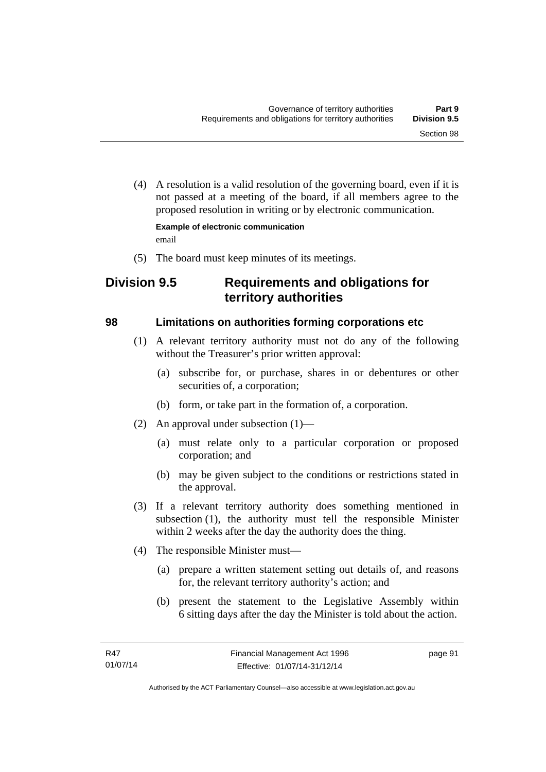(4) A resolution is a valid resolution of the governing board, even if it is not passed at a meeting of the board, if all members agree to the proposed resolution in writing or by electronic communication.

**Example of electronic communication**

email

(5) The board must keep minutes of its meetings.

## Division 9.5 Requirements and obligations for territory authorities

### 98 Limitations on authorities forming corporations etc

(1) A relevant territory authority must not do any of the following without the Treasurer's prior written approval:

(a) subscribe for, or purchase, shares in or debentures or other securities of, a corporation;

(b) form, or take part in the formation of, a corporation.

(2) An approval under subsection (1)—

(a) must relate only to a particular corporation or proposed corporation; and

(b) may be given subject to the conditions or restrictions stated in the approval.

(3) If a relevant territory authority does something mentioned in subsection (1), the authority must tell the responsible Minister within 2 weeks after the day the authority does the thing.

(4) The responsible Minister must—

(a) prepare a written statement setting out details of, and reasons for, the relevant territory authority's action; and

(b) present the statement to the Legislative Assembly within 6 sitting days after the day the Minister is told about the action.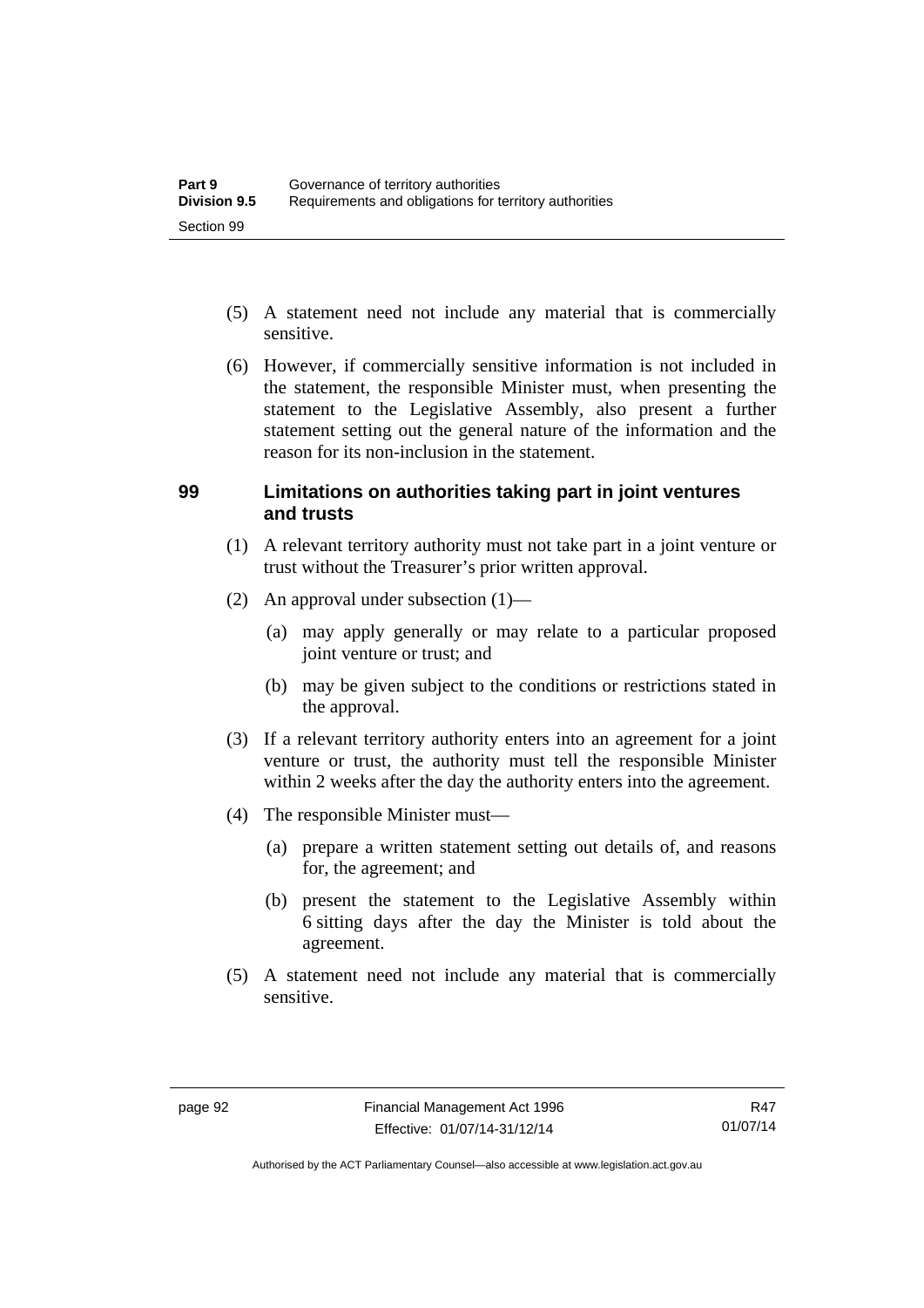(5) A statement need not include any material that is commercially sensitive.

(6) However, if commercially sensitive information is not included in the statement, the responsible Minister must, when presenting the statement to the Legislative Assembly, also present a further statement setting out the general nature of the information and the reason for its non-inclusion in the statement.

## 99 Limitations on authorities taking part in joint ventures and trusts

(1) A relevant territory authority must not take part in a joint venture or trust without the Treasurer's prior written approval.

(2) An approval under subsection (1)—

(a) may apply generally or may relate to a particular proposed joint venture or trust; and

(b) may be given subject to the conditions or restrictions stated in the approval.

(3) If a relevant territory authority enters into an agreement for a joint venture or trust, the authority must tell the responsible Minister within 2 weeks after the day the authority enters into the agreement.

(4) The responsible Minister must—

(a) prepare a written statement setting out details of, and reasons for, the agreement; and

(b) present the statement to the Legislative Assembly within 6 sitting days after the day the Minister is told about the agreement.

(5) A statement need not include any material that is commercially sensitive.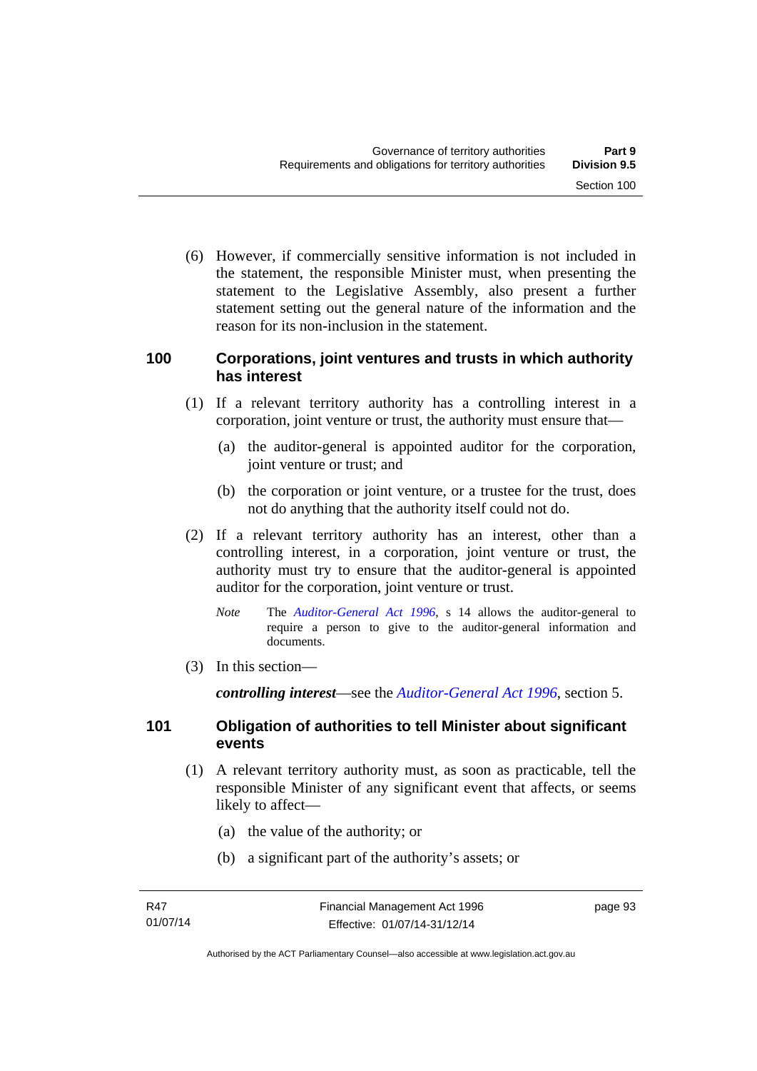(6) However, if commercially sensitive information is not included in the statement, the responsible Minister must, when presenting the statement to the Legislative Assembly, also present a further statement setting out the general nature of the information and the reason for its non-inclusion in the statement.

### 100 Corporations, joint ventures and trusts in which authority has interest

(1) If a relevant territory authority has a controlling interest in a corporation, joint venture or trust, the authority must ensure that—

(a) the auditor-general is appointed auditor for the corporation, joint venture or trust; and

(b) the corporation or joint venture, or a trustee for the trust, does not do anything that the authority itself could not do.

(2) If a relevant territory authority has an interest, other than a controlling interest, in a corporation, joint venture or trust, the authority must try to ensure that the auditor-general is appointed auditor for the corporation, joint venture or trust.

*Note* The *Auditor-General Act 1996*, s 14 allows the auditor-general to require a person to give to the auditor-general information and documents.

(3) In this section—

***controlling interest***—see the *Auditor-General Act 1996*, section 5.

### 101 Obligation of authorities to tell Minister about significant events

(1) A relevant territory authority must, as soon as practicable, tell the responsible Minister of any significant event that affects, or seems likely to affect—

(a) the value of the authority; or

(b) a significant part of the authority's assets; or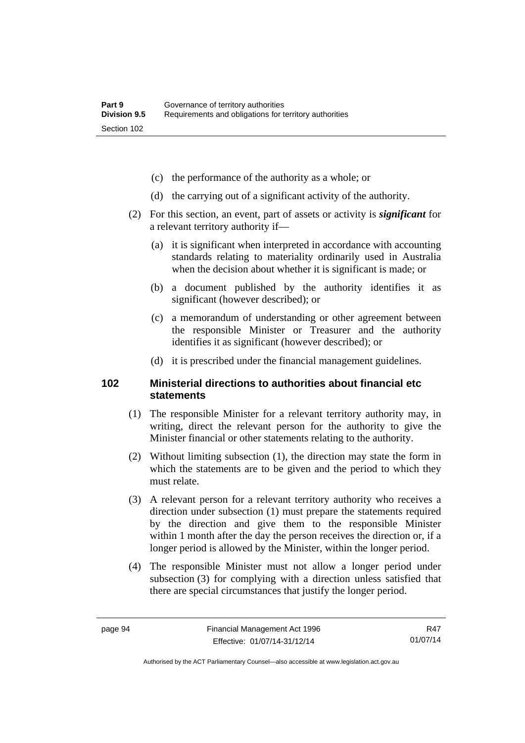(c) the performance of the authority as a whole; or

(d) the carrying out of a significant activity of the authority.

(2) For this section, an event, part of assets or activity is ***significant*** for a relevant territory authority if—

(a) it is significant when interpreted in accordance with accounting standards relating to materiality ordinarily used in Australia when the decision about whether it is significant is made; or

(b) a document published by the authority identifies it as significant (however described); or

(c) a memorandum of understanding or other agreement between the responsible Minister or Treasurer and the authority identifies it as significant (however described); or

(d) it is prescribed under the financial management guidelines.

## 102 Ministerial directions to authorities about financial etc statements

(1) The responsible Minister for a relevant territory authority may, in writing, direct the relevant person for the authority to give the Minister financial or other statements relating to the authority.

(2) Without limiting subsection (1), the direction may state the form in which the statements are to be given and the period to which they must relate.

(3) A relevant person for a relevant territory authority who receives a direction under subsection (1) must prepare the statements required by the direction and give them to the responsible Minister within 1 month after the day the person receives the direction or, if a longer period is allowed by the Minister, within the longer period.

(4) The responsible Minister must not allow a longer period under subsection (3) for complying with a direction unless satisfied that there are special circumstances that justify the longer period.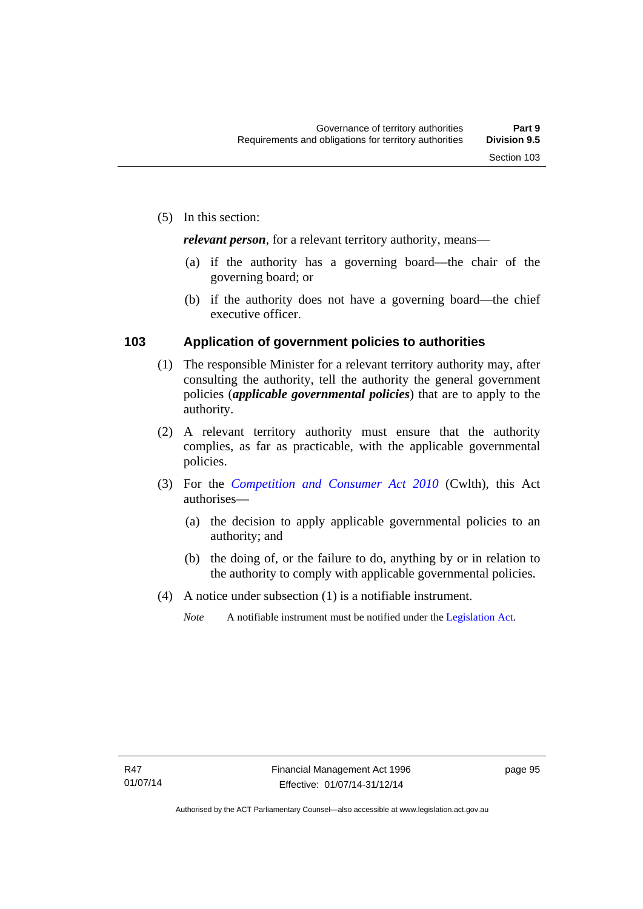(5) In this section:

***relevant person***, for a relevant territory authority, means—

(a) if the authority has a governing board—the chair of the governing board; or

(b) if the authority does not have a governing board—the chief executive officer.

### 103 Application of government policies to authorities

(1) The responsible Minister for a relevant territory authority may, after consulting the authority, tell the authority the general government policies (***applicable governmental policies***) that are to apply to the authority.

(2) A relevant territory authority must ensure that the authority complies, as far as practicable, with the applicable governmental policies.

(3) For the *Competition and Consumer Act 2010* (Cwlth), this Act authorises—

(a) the decision to apply applicable governmental policies to an authority; and

(b) the doing of, or the failure to do, anything by or in relation to the authority to comply with applicable governmental policies.

(4) A notice under subsection (1) is a notifiable instrument.

*Note* A notifiable instrument must be notified under the Legislation Act.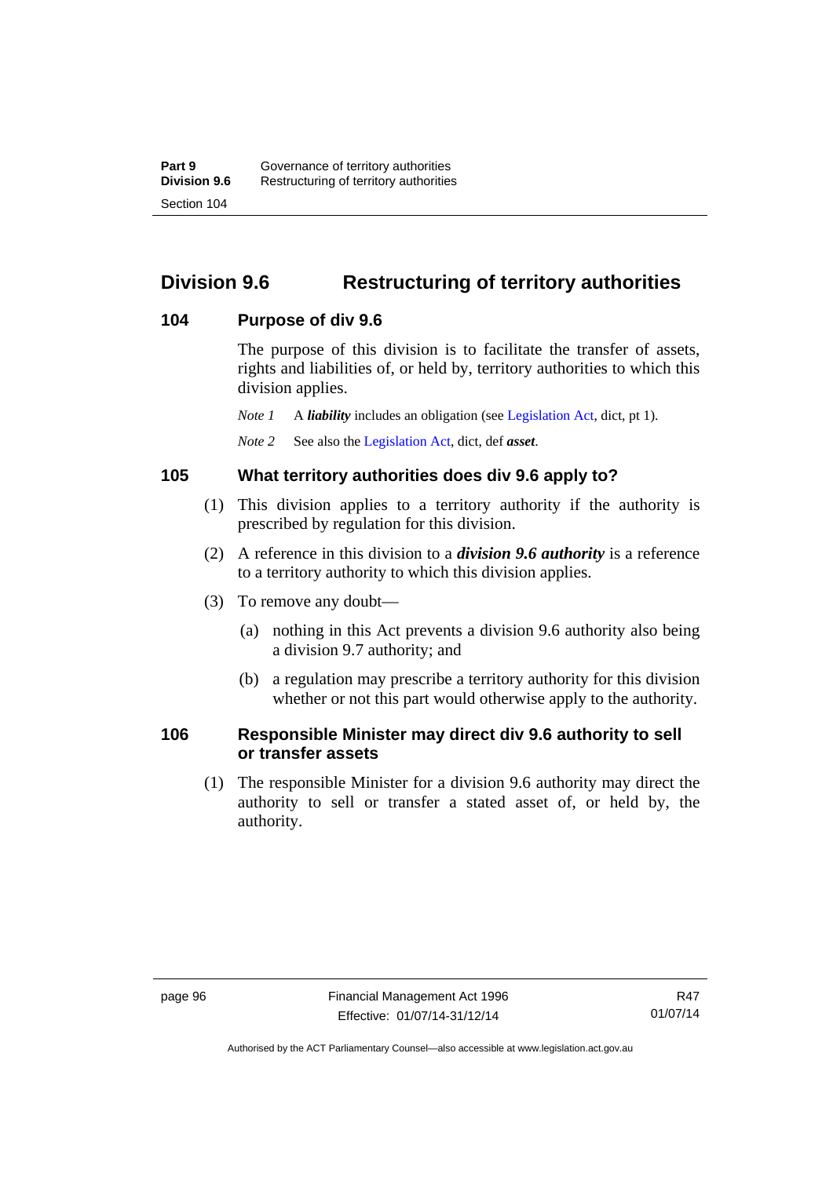## Division 9.6 Restructuring of territory authorities

### 104 Purpose of div 9.6

The purpose of this division is to facilitate the transfer of assets, rights and liabilities of, or held by, territory authorities to which this division applies.

*Note 1* A ***liability*** includes an obligation (see Legislation Act, dict, pt 1).

*Note 2* See also the Legislation Act, dict, def ***asset***.

### 105 What territory authorities does div 9.6 apply to?

(1) This division applies to a territory authority if the authority is prescribed by regulation for this division.

(2) A reference in this division to a ***division 9.6 authority*** is a reference to a territory authority to which this division applies.

(3) To remove any doubt—

(a) nothing in this Act prevents a division 9.6 authority also being a division 9.7 authority; and

(b) a regulation may prescribe a territory authority for this division whether or not this part would otherwise apply to the authority.

### 106 Responsible Minister may direct div 9.6 authority to sell or transfer assets

(1) The responsible Minister for a division 9.6 authority may direct the authority to sell or transfer a stated asset of, or held by, the authority.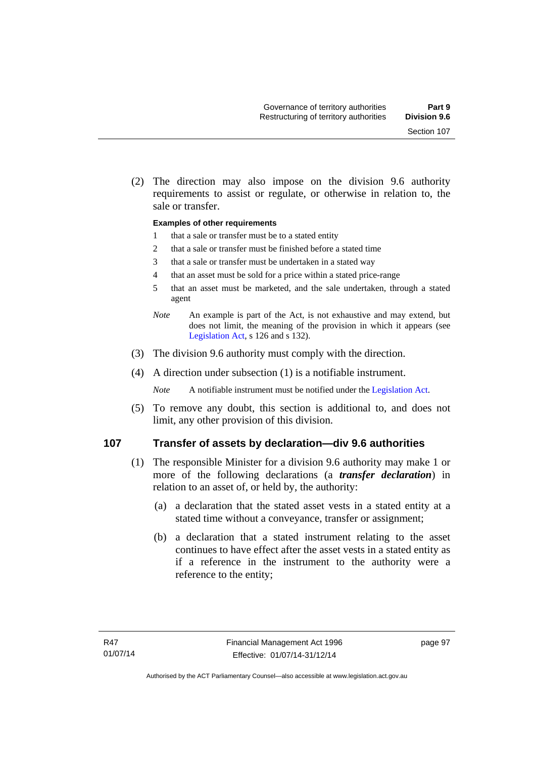(2) The direction may also impose on the division 9.6 authority requirements to assist or regulate, or otherwise in relation to, the sale or transfer.

**Examples of other requirements**

1 that a sale or transfer must be to a stated entity

2 that a sale or transfer must be finished before a stated time

3 that a sale or transfer must be undertaken in a stated way

4 that an asset must be sold for a price within a stated price-range

5 that an asset must be marketed, and the sale undertaken, through a stated agent

*Note* An example is part of the Act, is not exhaustive and may extend, but does not limit, the meaning of the provision in which it appears (see Legislation Act, s 126 and s 132).

(3) The division 9.6 authority must comply with the direction.

(4) A direction under subsection (1) is a notifiable instrument.

*Note* A notifiable instrument must be notified under the Legislation Act.

(5) To remove any doubt, this section is additional to, and does not limit, any other provision of this division.

## 107 Transfer of assets by declaration—div 9.6 authorities

(1) The responsible Minister for a division 9.6 authority may make 1 or more of the following declarations (a ***transfer declaration***) in relation to an asset of, or held by, the authority:

(a) a declaration that the stated asset vests in a stated entity at a stated time without a conveyance, transfer or assignment;

(b) a declaration that a stated instrument relating to the asset continues to have effect after the asset vests in a stated entity as if a reference in the instrument to the authority were a reference to the entity;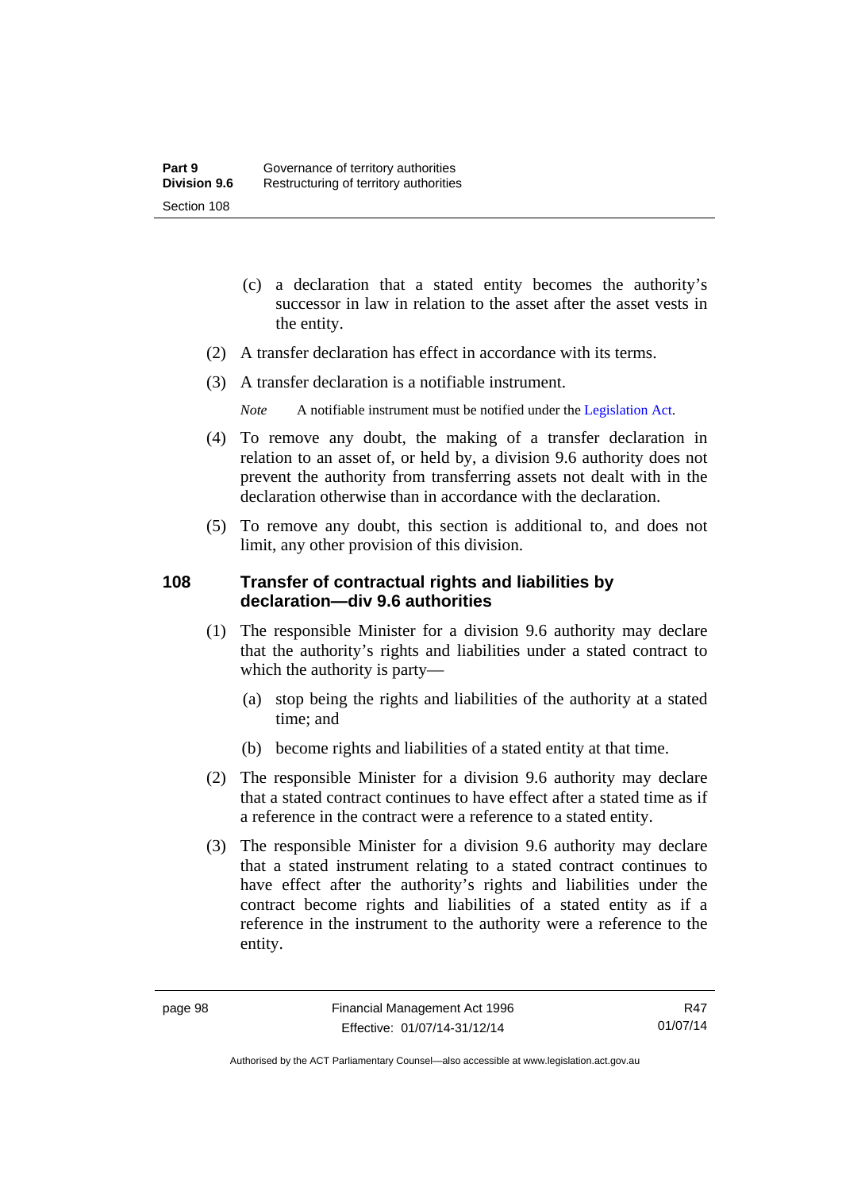(c) a declaration that a stated entity becomes the authority's successor in law in relation to the asset after the asset vests in the entity.

(2) A transfer declaration has effect in accordance with its terms.

(3) A transfer declaration is a notifiable instrument.

*Note* A notifiable instrument must be notified under the Legislation Act.

(4) To remove any doubt, the making of a transfer declaration in relation to an asset of, or held by, a division 9.6 authority does not prevent the authority from transferring assets not dealt with in the declaration otherwise than in accordance with the declaration.

(5) To remove any doubt, this section is additional to, and does not limit, any other provision of this division.

## 108 Transfer of contractual rights and liabilities by declaration—div 9.6 authorities

(1) The responsible Minister for a division 9.6 authority may declare that the authority's rights and liabilities under a stated contract to which the authority is party—

(a) stop being the rights and liabilities of the authority at a stated time; and

(b) become rights and liabilities of a stated entity at that time.

(2) The responsible Minister for a division 9.6 authority may declare that a stated contract continues to have effect after a stated time as if a reference in the contract were a reference to a stated entity.

(3) The responsible Minister for a division 9.6 authority may declare that a stated instrument relating to a stated contract continues to have effect after the authority's rights and liabilities under the contract become rights and liabilities of a stated entity as if a reference in the instrument to the authority were a reference to the entity.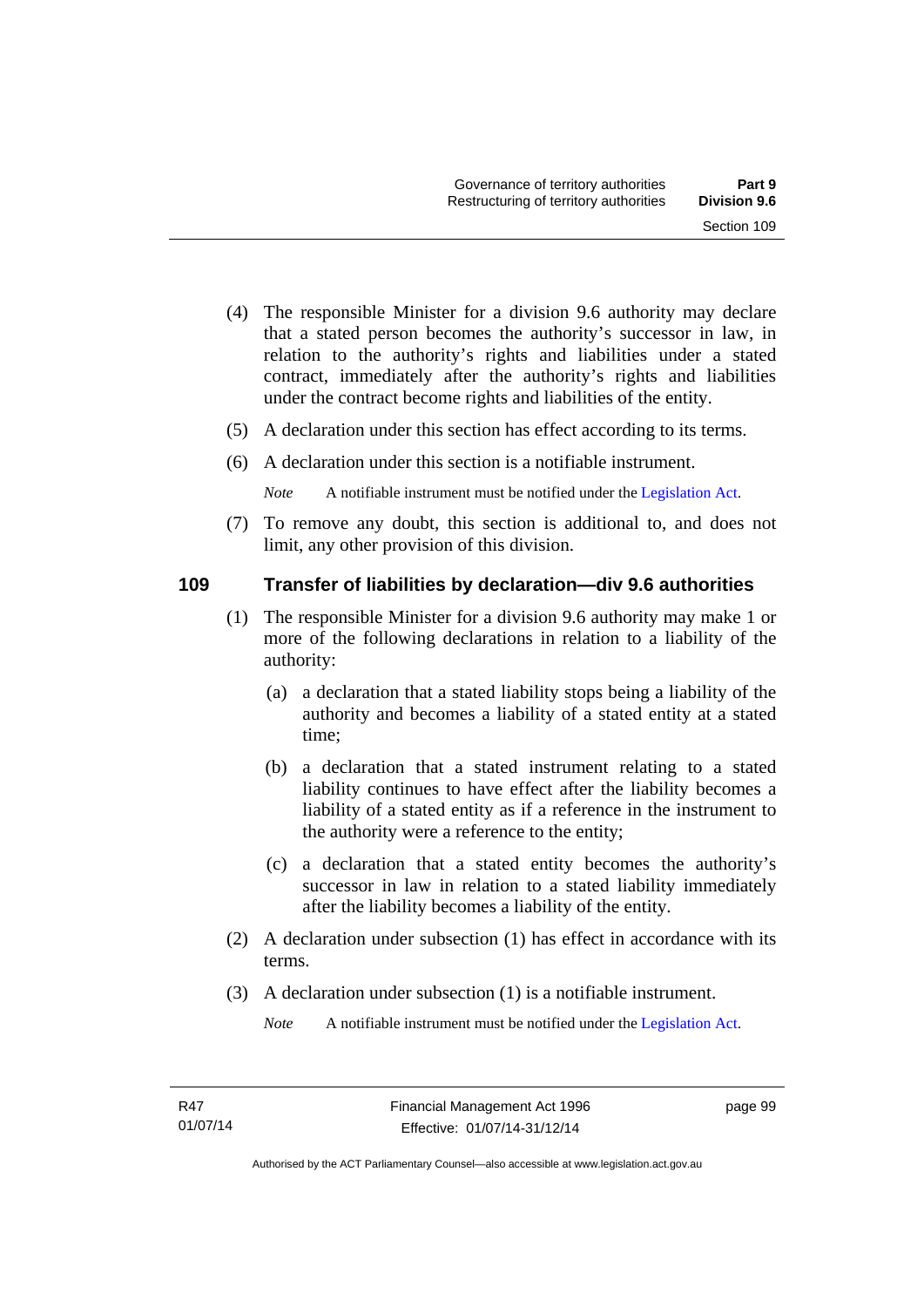(4) The responsible Minister for a division 9.6 authority may declare that a stated person becomes the authority's successor in law, in relation to the authority's rights and liabilities under a stated contract, immediately after the authority's rights and liabilities under the contract become rights and liabilities of the entity.

(5) A declaration under this section has effect according to its terms.

(6) A declaration under this section is a notifiable instrument.

*Note* A notifiable instrument must be notified under the Legislation Act.

(7) To remove any doubt, this section is additional to, and does not limit, any other provision of this division.

## 109 Transfer of liabilities by declaration—div 9.6 authorities

(1) The responsible Minister for a division 9.6 authority may make 1 or more of the following declarations in relation to a liability of the authority:

(a) a declaration that a stated liability stops being a liability of the authority and becomes a liability of a stated entity at a stated time;

(b) a declaration that a stated instrument relating to a stated liability continues to have effect after the liability becomes a liability of a stated entity as if a reference in the instrument to the authority were a reference to the entity;

(c) a declaration that a stated entity becomes the authority's successor in law in relation to a stated liability immediately after the liability becomes a liability of the entity.

(2) A declaration under subsection (1) has effect in accordance with its terms.

(3) A declaration under subsection (1) is a notifiable instrument.

*Note* A notifiable instrument must be notified under the Legislation Act.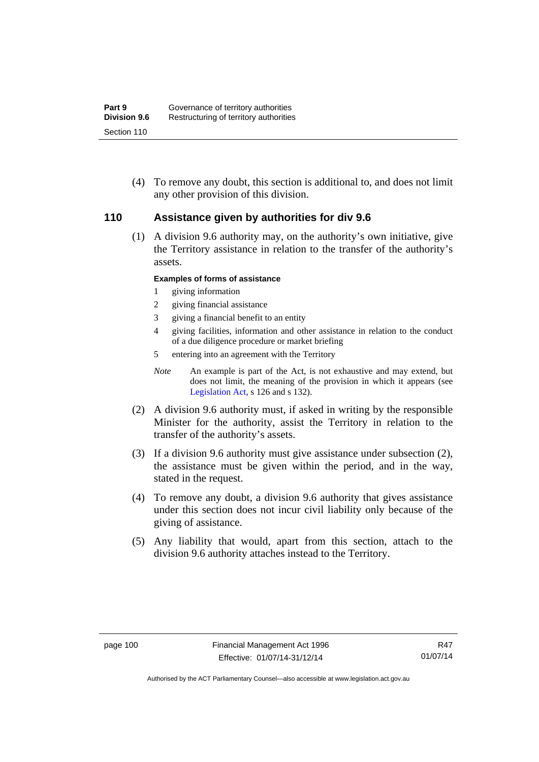(4) To remove any doubt, this section is additional to, and does not limit any other provision of this division.

## 110 Assistance given by authorities for div 9.6

(1) A division 9.6 authority may, on the authority's own initiative, give the Territory assistance in relation to the transfer of the authority's assets.

**Examples of forms of assistance**

1 giving information

2 giving financial assistance

3 giving a financial benefit to an entity

4 giving facilities, information and other assistance in relation to the conduct of a due diligence procedure or market briefing

5 entering into an agreement with the Territory

*Note* An example is part of the Act, is not exhaustive and may extend, but does not limit, the meaning of the provision in which it appears (see Legislation Act, s 126 and s 132).

(2) A division 9.6 authority must, if asked in writing by the responsible Minister for the authority, assist the Territory in relation to the transfer of the authority's assets.

(3) If a division 9.6 authority must give assistance under subsection (2), the assistance must be given within the period, and in the way, stated in the request.

(4) To remove any doubt, a division 9.6 authority that gives assistance under this section does not incur civil liability only because of the giving of assistance.

(5) Any liability that would, apart from this section, attach to the division 9.6 authority attaches instead to the Territory.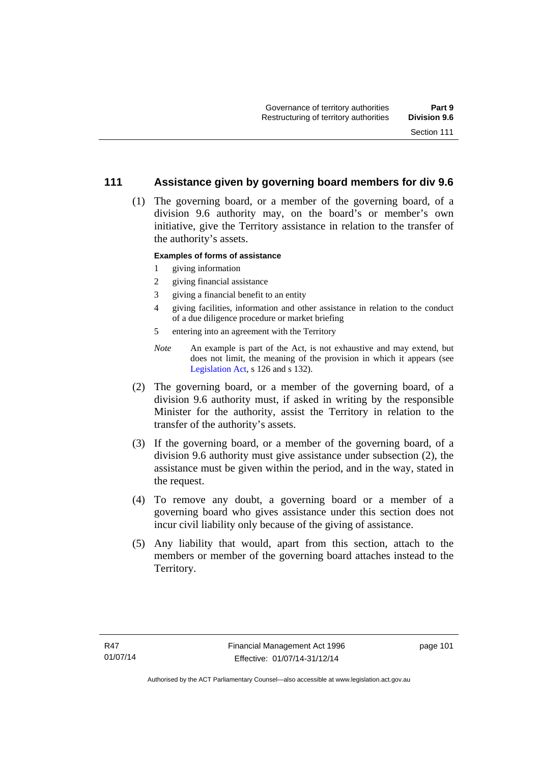## 111 Assistance given by governing board members for div 9.6

(1) The governing board, or a member of the governing board, of a division 9.6 authority may, on the board's or member's own initiative, give the Territory assistance in relation to the transfer of the authority's assets.

**Examples of forms of assistance**

1 giving information

2 giving financial assistance

3 giving a financial benefit to an entity

4 giving facilities, information and other assistance in relation to the conduct of a due diligence procedure or market briefing

5 entering into an agreement with the Territory

*Note* An example is part of the Act, is not exhaustive and may extend, but does not limit, the meaning of the provision in which it appears (see Legislation Act, s 126 and s 132).

(2) The governing board, or a member of the governing board, of a division 9.6 authority must, if asked in writing by the responsible Minister for the authority, assist the Territory in relation to the transfer of the authority's assets.

(3) If the governing board, or a member of the governing board, of a division 9.6 authority must give assistance under subsection (2), the assistance must be given within the period, and in the way, stated in the request.

(4) To remove any doubt, a governing board or a member of a governing board who gives assistance under this section does not incur civil liability only because of the giving of assistance.

(5) Any liability that would, apart from this section, attach to the members or member of the governing board attaches instead to the Territory.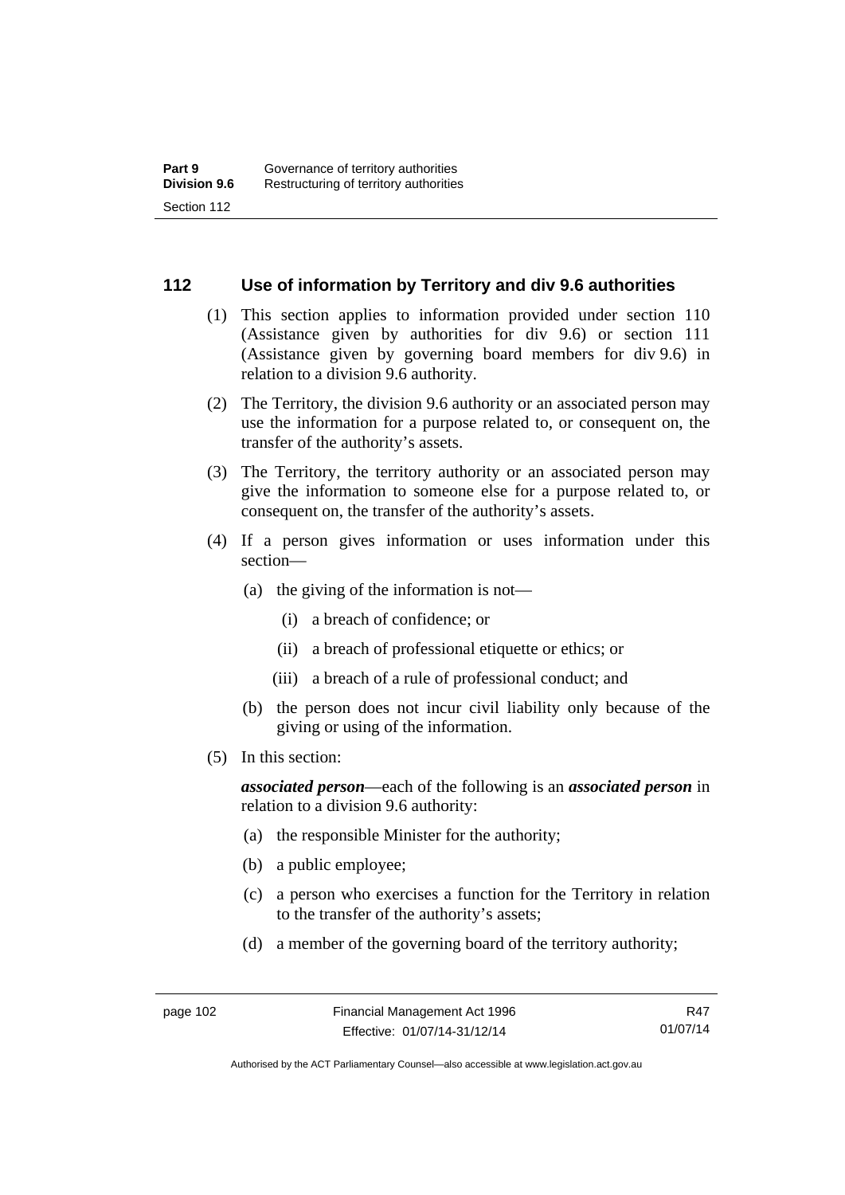## 112 Use of information by Territory and div 9.6 authorities

(1) This section applies to information provided under section 110 (Assistance given by authorities for div 9.6) or section 111 (Assistance given by governing board members for div 9.6) in relation to a division 9.6 authority.

(2) The Territory, the division 9.6 authority or an associated person may use the information for a purpose related to, or consequent on, the transfer of the authority's assets.

(3) The Territory, the territory authority or an associated person may give the information to someone else for a purpose related to, or consequent on, the transfer of the authority's assets.

(4) If a person gives information or uses information under this section—

(a) the giving of the information is not—

(i) a breach of confidence; or

(ii) a breach of professional etiquette or ethics; or

(iii) a breach of a rule of professional conduct; and

(b) the person does not incur civil liability only because of the giving or using of the information.

(5) In this section:

***associated person***—each of the following is an ***associated person*** in relation to a division 9.6 authority:

(a) the responsible Minister for the authority;

(b) a public employee;

(c) a person who exercises a function for the Territory in relation to the transfer of the authority's assets;

(d) a member of the governing board of the territory authority;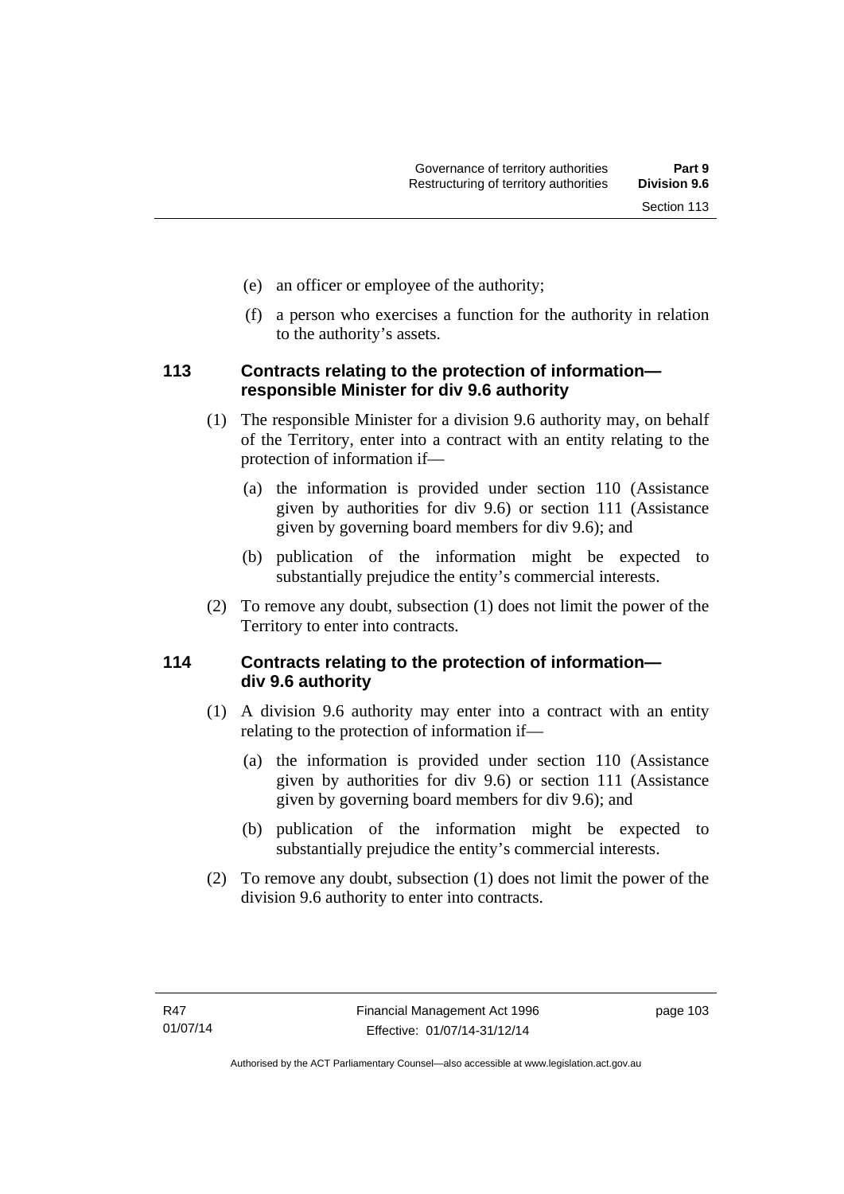(e) an officer or employee of the authority;

(f) a person who exercises a function for the authority in relation to the authority's assets.

### 113 Contracts relating to the protection of information—responsible Minister for div 9.6 authority

(1) The responsible Minister for a division 9.6 authority may, on behalf of the Territory, enter into a contract with an entity relating to the protection of information if—

(a) the information is provided under section 110 (Assistance given by authorities for div 9.6) or section 111 (Assistance given by governing board members for div 9.6); and

(b) publication of the information might be expected to substantially prejudice the entity's commercial interests.

(2) To remove any doubt, subsection (1) does not limit the power of the Territory to enter into contracts.

### 114 Contracts relating to the protection of information—div 9.6 authority

(1) A division 9.6 authority may enter into a contract with an entity relating to the protection of information if—

(a) the information is provided under section 110 (Assistance given by authorities for div 9.6) or section 111 (Assistance given by governing board members for div 9.6); and

(b) publication of the information might be expected to substantially prejudice the entity's commercial interests.

(2) To remove any doubt, subsection (1) does not limit the power of the division 9.6 authority to enter into contracts.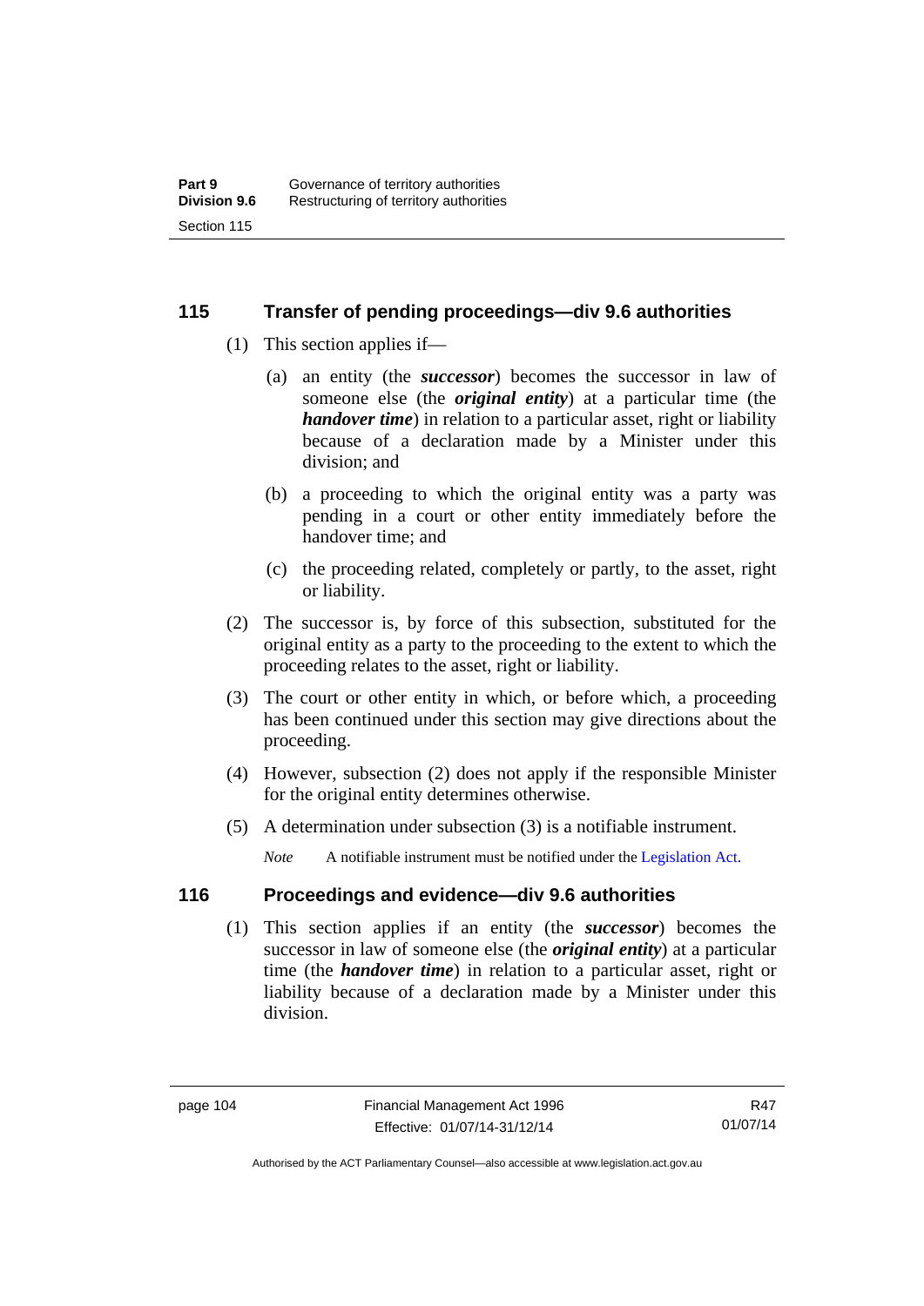## 115 Transfer of pending proceedings—div 9.6 authorities

(1) This section applies if—

(a) an entity (the ***successor***) becomes the successor in law of someone else (the ***original entity***) at a particular time (the ***handover time***) in relation to a particular asset, right or liability because of a declaration made by a Minister under this division; and

(b) a proceeding to which the original entity was a party was pending in a court or other entity immediately before the handover time; and

(c) the proceeding related, completely or partly, to the asset, right or liability.

(2) The successor is, by force of this subsection, substituted for the original entity as a party to the proceeding to the extent to which the proceeding relates to the asset, right or liability.

(3) The court or other entity in which, or before which, a proceeding has been continued under this section may give directions about the proceeding.

(4) However, subsection (2) does not apply if the responsible Minister for the original entity determines otherwise.

(5) A determination under subsection (3) is a notifiable instrument.

*Note* A notifiable instrument must be notified under the Legislation Act.

## 116 Proceedings and evidence—div 9.6 authorities

(1) This section applies if an entity (the ***successor***) becomes the successor in law of someone else (the ***original entity***) at a particular time (the ***handover time***) in relation to a particular asset, right or liability because of a declaration made by a Minister under this division.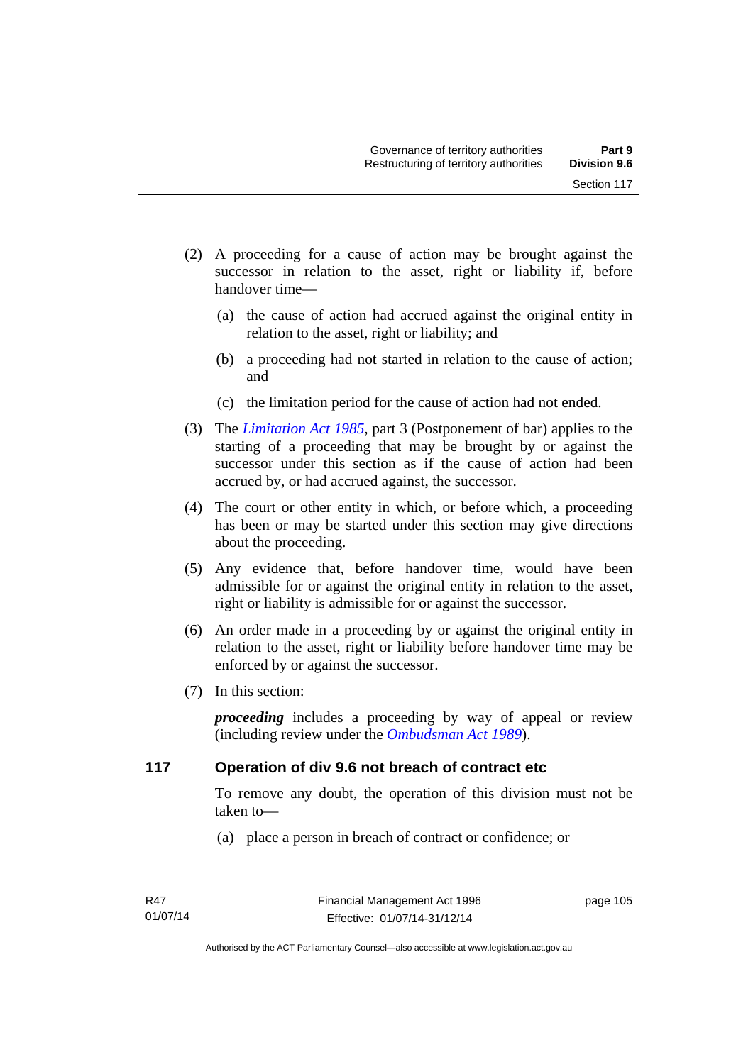(2) A proceeding for a cause of action may be brought against the successor in relation to the asset, right or liability if, before handover time—

(a) the cause of action had accrued against the original entity in relation to the asset, right or liability; and

(b) a proceeding had not started in relation to the cause of action; and

(c) the limitation period for the cause of action had not ended.

(3) The *Limitation Act 1985*, part 3 (Postponement of bar) applies to the starting of a proceeding that may be brought by or against the successor under this section as if the cause of action had been accrued by, or had accrued against, the successor.

(4) The court or other entity in which, or before which, a proceeding has been or may be started under this section may give directions about the proceeding.

(5) Any evidence that, before handover time, would have been admissible for or against the original entity in relation to the asset, right or liability is admissible for or against the successor.

(6) An order made in a proceeding by or against the original entity in relation to the asset, right or liability before handover time may be enforced by or against the successor.

(7) In this section:

***proceeding*** includes a proceeding by way of appeal or review (including review under the *Ombudsman Act 1989*).

## 117 Operation of div 9.6 not breach of contract etc

To remove any doubt, the operation of this division must not be taken to—

(a) place a person in breach of contract or confidence; or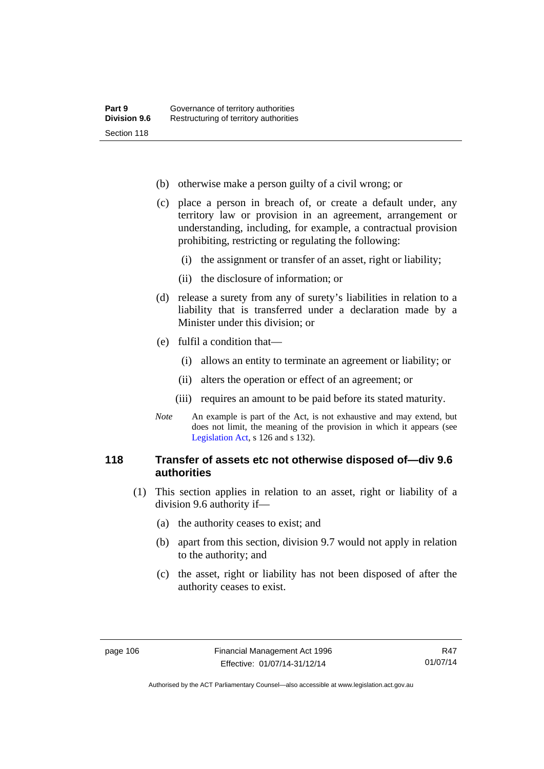(b) otherwise make a person guilty of a civil wrong; or

(c) place a person in breach of, or create a default under, any territory law or provision in an agreement, arrangement or understanding, including, for example, a contractual provision prohibiting, restricting or regulating the following:

  (i) the assignment or transfer of an asset, right or liability;

  (ii) the disclosure of information; or

(d) release a surety from any of surety's liabilities in relation to a liability that is transferred under a declaration made by a Minister under this division; or

(e) fulfil a condition that—

  (i) allows an entity to terminate an agreement or liability; or

  (ii) alters the operation or effect of an agreement; or

  (iii) requires an amount to be paid before its stated maturity.

*Note* An example is part of the Act, is not exhaustive and may extend, but does not limit, the meaning of the provision in which it appears (see Legislation Act, s 126 and s 132).

### 118 Transfer of assets etc not otherwise disposed of—div 9.6 authorities

(1) This section applies in relation to an asset, right or liability of a division 9.6 authority if—

(a) the authority ceases to exist; and

(b) apart from this section, division 9.7 would not apply in relation to the authority; and

(c) the asset, right or liability has not been disposed of after the authority ceases to exist.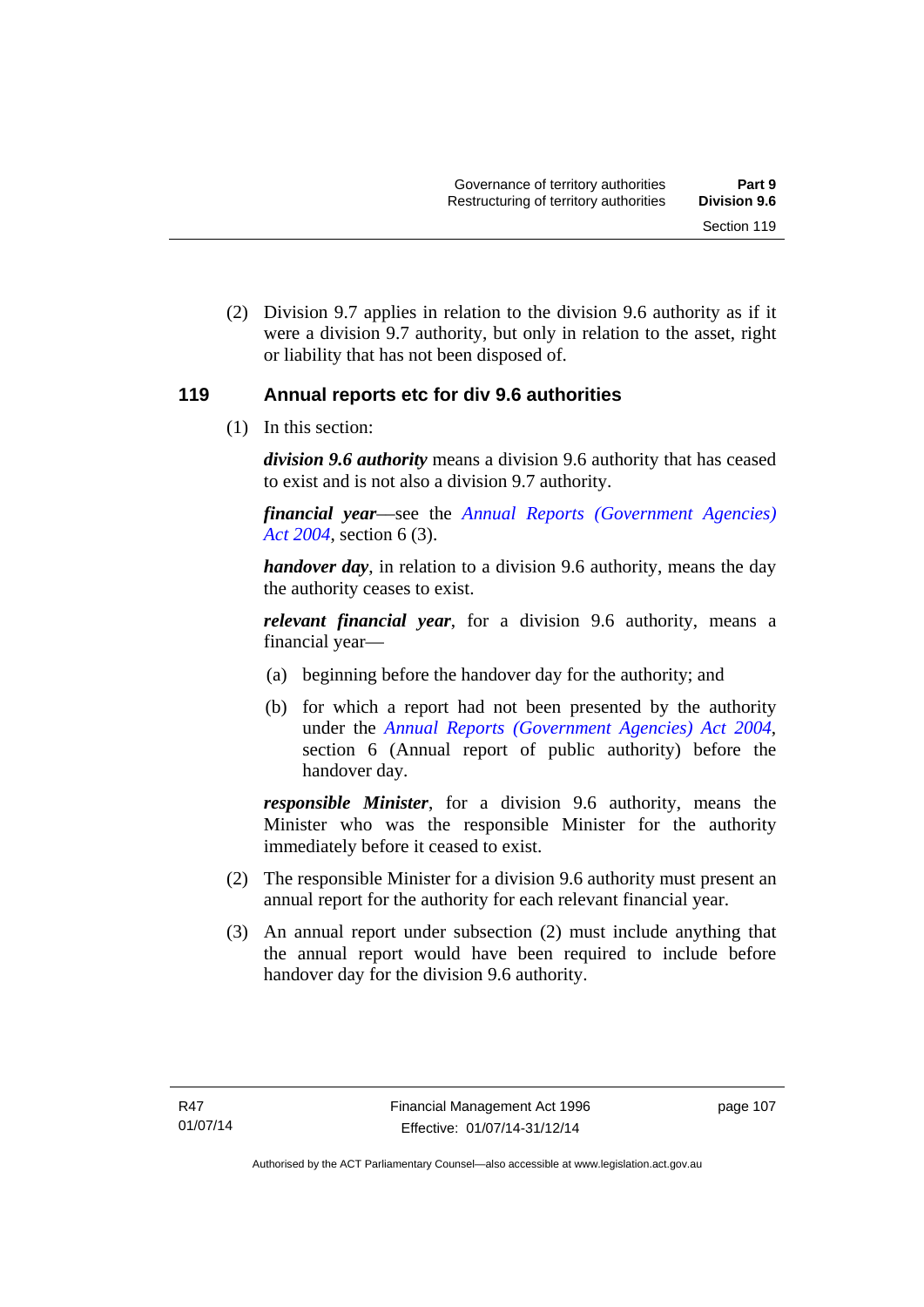(2) Division 9.7 applies in relation to the division 9.6 authority as if it were a division 9.7 authority, but only in relation to the asset, right or liability that has not been disposed of.

### 119 Annual reports etc for div 9.6 authorities

(1) In this section:

***division 9.6 authority*** means a division 9.6 authority that has ceased to exist and is not also a division 9.7 authority.

***financial year***—see the *Annual Reports (Government Agencies) Act 2004*, section 6 (3).

***handover day***, in relation to a division 9.6 authority, means the day the authority ceases to exist.

***relevant financial year***, for a division 9.6 authority, means a financial year—

(a) beginning before the handover day for the authority; and

(b) for which a report had not been presented by the authority under the *Annual Reports (Government Agencies) Act 2004*, section 6 (Annual report of public authority) before the handover day.

***responsible Minister***, for a division 9.6 authority, means the Minister who was the responsible Minister for the authority immediately before it ceased to exist.

(2) The responsible Minister for a division 9.6 authority must present an annual report for the authority for each relevant financial year.

(3) An annual report under subsection (2) must include anything that the annual report would have been required to include before handover day for the division 9.6 authority.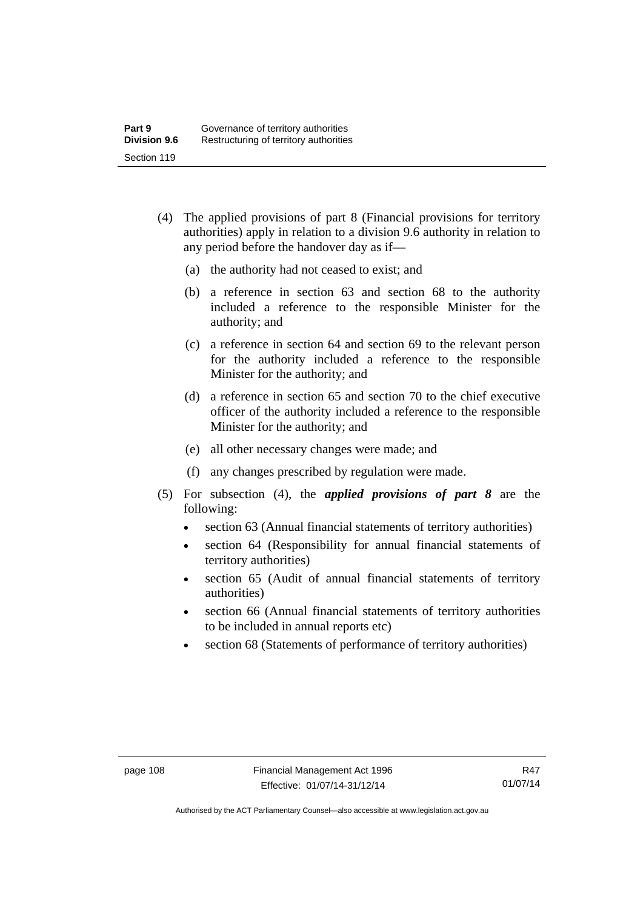(4) The applied provisions of part 8 (Financial provisions for territory authorities) apply in relation to a division 9.6 authority in relation to any period before the handover day as if—

   (a) the authority had not ceased to exist; and

   (b) a reference in section 63 and section 68 to the authority included a reference to the responsible Minister for the authority; and

   (c) a reference in section 64 and section 69 to the relevant person for the authority included a reference to the responsible Minister for the authority; and

   (d) a reference in section 65 and section 70 to the chief executive officer of the authority included a reference to the responsible Minister for the authority; and

   (e) all other necessary changes were made; and

   (f) any changes prescribed by regulation were made.

(5) For subsection (4), the ***applied provisions of part 8*** are the following:

- section 63 (Annual financial statements of territory authorities)
- section 64 (Responsibility for annual financial statements of territory authorities)
- section 65 (Audit of annual financial statements of territory authorities)
- section 66 (Annual financial statements of territory authorities to be included in annual reports etc)
- section 68 (Statements of performance of territory authorities)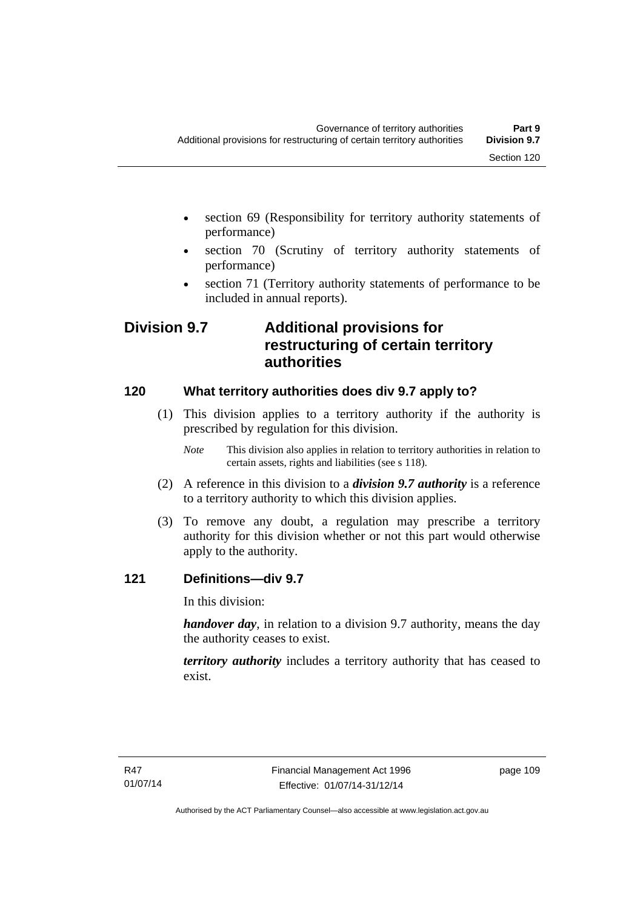- section 69 (Responsibility for territory authority statements of performance)
- section 70 (Scrutiny of territory authority statements of performance)
- section 71 (Territory authority statements of performance to be included in annual reports).

## Division 9.7 Additional provisions for restructuring of certain territory authorities

### 120 What territory authorities does div 9.7 apply to?

(1) This division applies to a territory authority if the authority is prescribed by regulation for this division.

*Note* This division also applies in relation to territory authorities in relation to certain assets, rights and liabilities (see s 118).

(2) A reference in this division to a ***division 9.7 authority*** is a reference to a territory authority to which this division applies.

(3) To remove any doubt, a regulation may prescribe a territory authority for this division whether or not this part would otherwise apply to the authority.

### 121 Definitions—div 9.7

In this division:

***handover day***, in relation to a division 9.7 authority, means the day the authority ceases to exist.

***territory authority*** includes a territory authority that has ceased to exist.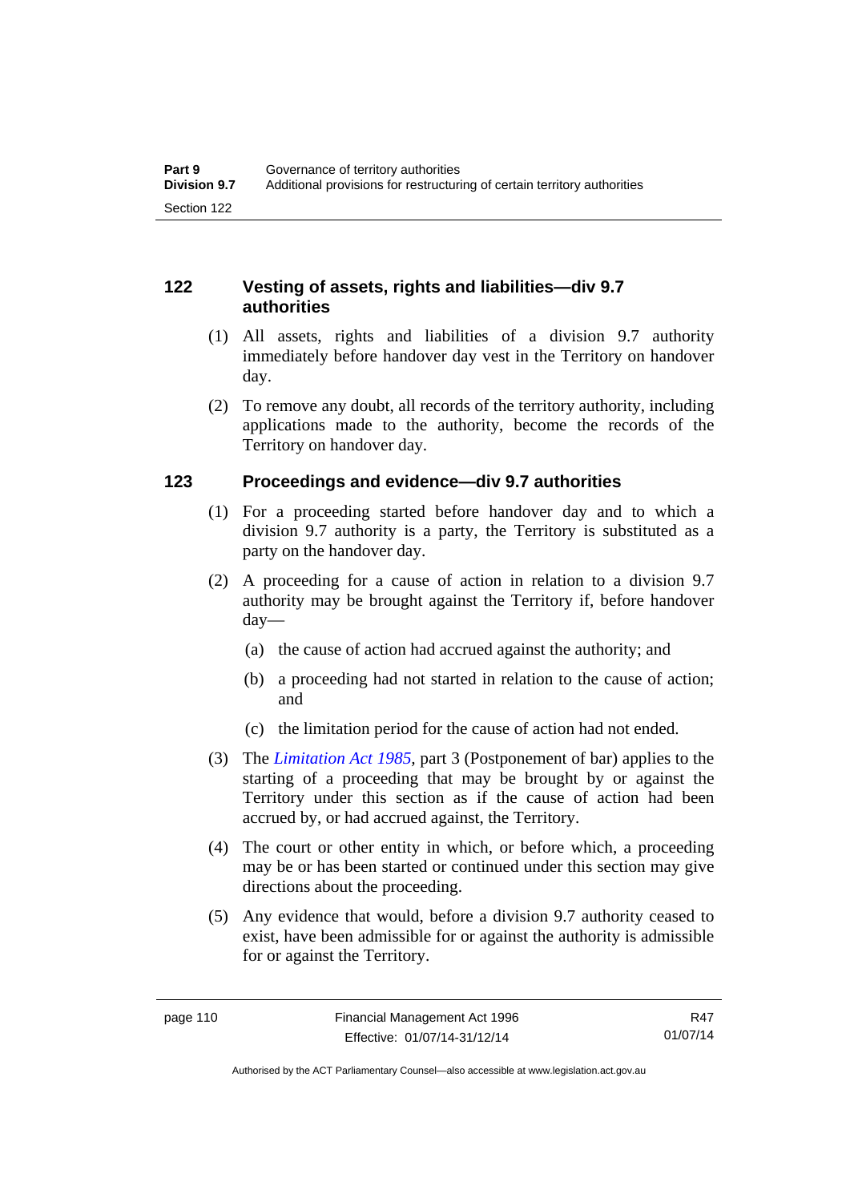## 122 Vesting of assets, rights and liabilities—div 9.7 authorities

(1) All assets, rights and liabilities of a division 9.7 authority immediately before handover day vest in the Territory on handover day.

(2) To remove any doubt, all records of the territory authority, including applications made to the authority, become the records of the Territory on handover day.

## 123 Proceedings and evidence—div 9.7 authorities

(1) For a proceeding started before handover day and to which a division 9.7 authority is a party, the Territory is substituted as a party on the handover day.

(2) A proceeding for a cause of action in relation to a division 9.7 authority may be brought against the Territory if, before handover day—

(a) the cause of action had accrued against the authority; and

(b) a proceeding had not started in relation to the cause of action; and

(c) the limitation period for the cause of action had not ended.

(3) The *Limitation Act 1985*, part 3 (Postponement of bar) applies to the starting of a proceeding that may be brought by or against the Territory under this section as if the cause of action had been accrued by, or had accrued against, the Territory.

(4) The court or other entity in which, or before which, a proceeding may be or has been started or continued under this section may give directions about the proceeding.

(5) Any evidence that would, before a division 9.7 authority ceased to exist, have been admissible for or against the authority is admissible for or against the Territory.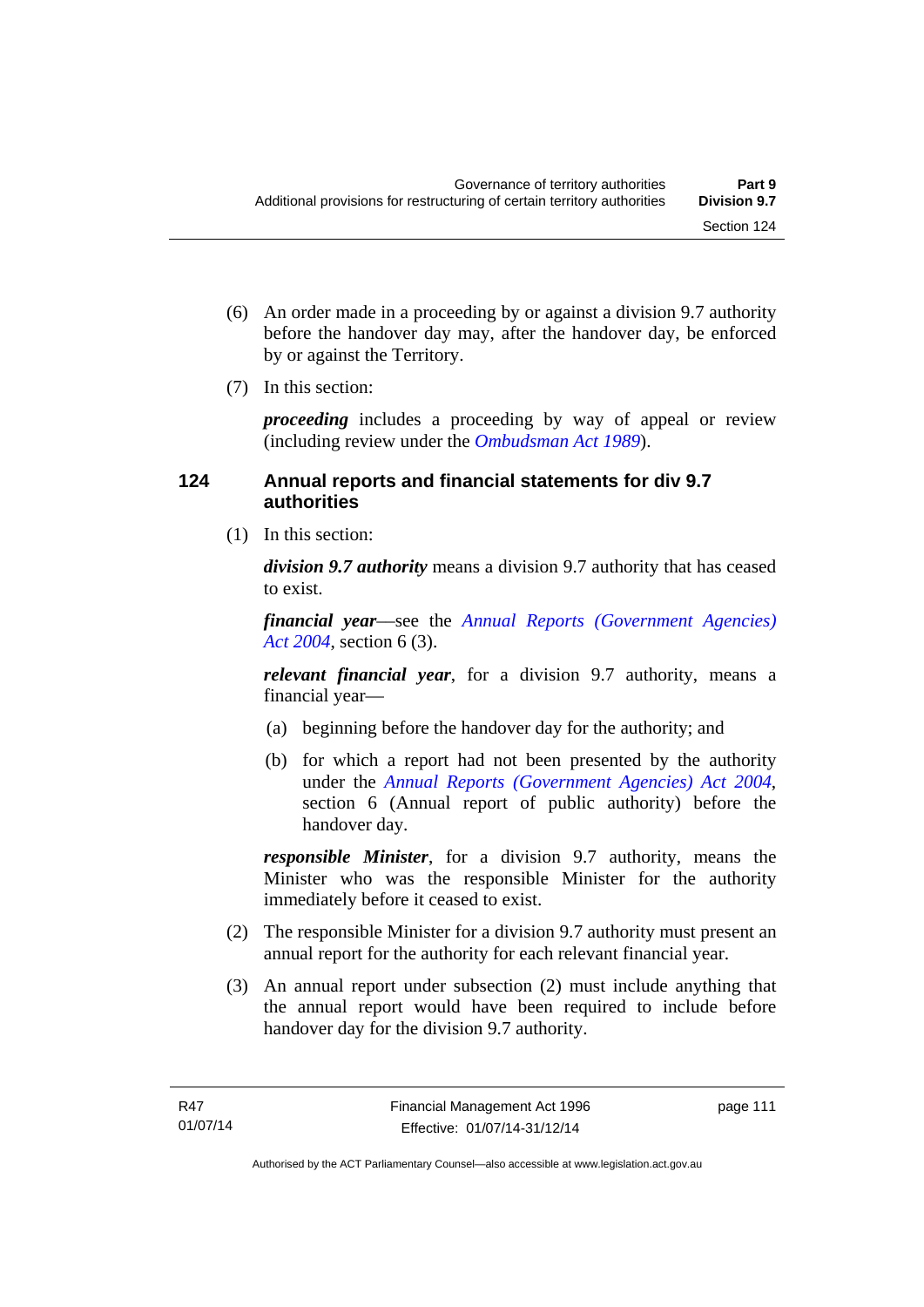(6) An order made in a proceeding by or against a division 9.7 authority before the handover day may, after the handover day, be enforced by or against the Territory.

(7) In this section:

***proceeding*** includes a proceeding by way of appeal or review (including review under the *Ombudsman Act 1989*).

### 124 Annual reports and financial statements for div 9.7 authorities

(1) In this section:

***division 9.7 authority*** means a division 9.7 authority that has ceased to exist.

***financial year***—see the *Annual Reports (Government Agencies) Act 2004*, section 6 (3).

***relevant financial year***, for a division 9.7 authority, means a financial year—

(a) beginning before the handover day for the authority; and

(b) for which a report had not been presented by the authority under the *Annual Reports (Government Agencies) Act 2004*, section 6 (Annual report of public authority) before the handover day.

***responsible Minister***, for a division 9.7 authority, means the Minister who was the responsible Minister for the authority immediately before it ceased to exist.

(2) The responsible Minister for a division 9.7 authority must present an annual report for the authority for each relevant financial year.

(3) An annual report under subsection (2) must include anything that the annual report would have been required to include before handover day for the division 9.7 authority.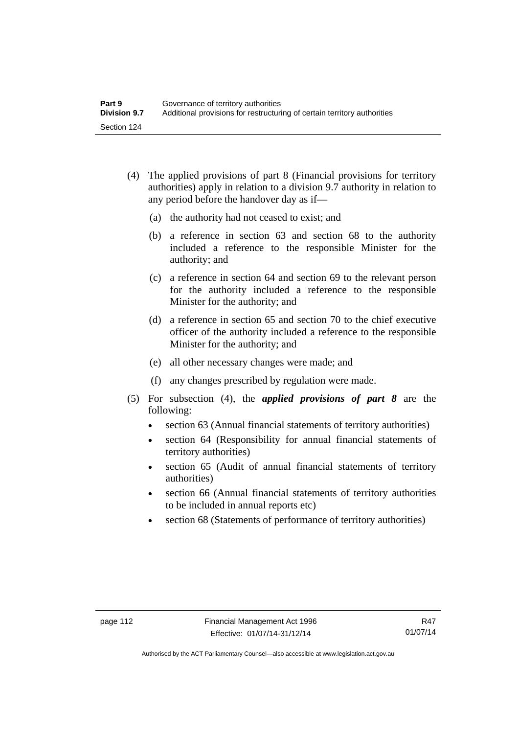(4) The applied provisions of part 8 (Financial provisions for territory authorities) apply in relation to a division 9.7 authority in relation to any period before the handover day as if—

(a) the authority had not ceased to exist; and

(b) a reference in section 63 and section 68 to the authority included a reference to the responsible Minister for the authority; and

(c) a reference in section 64 and section 69 to the relevant person for the authority included a reference to the responsible Minister for the authority; and

(d) a reference in section 65 and section 70 to the chief executive officer of the authority included a reference to the responsible Minister for the authority; and

(e) all other necessary changes were made; and

(f) any changes prescribed by regulation were made.

(5) For subsection (4), the ***applied provisions of part 8*** are the following:

- section 63 (Annual financial statements of territory authorities)
- section 64 (Responsibility for annual financial statements of territory authorities)
- section 65 (Audit of annual financial statements of territory authorities)
- section 66 (Annual financial statements of territory authorities to be included in annual reports etc)
- section 68 (Statements of performance of territory authorities)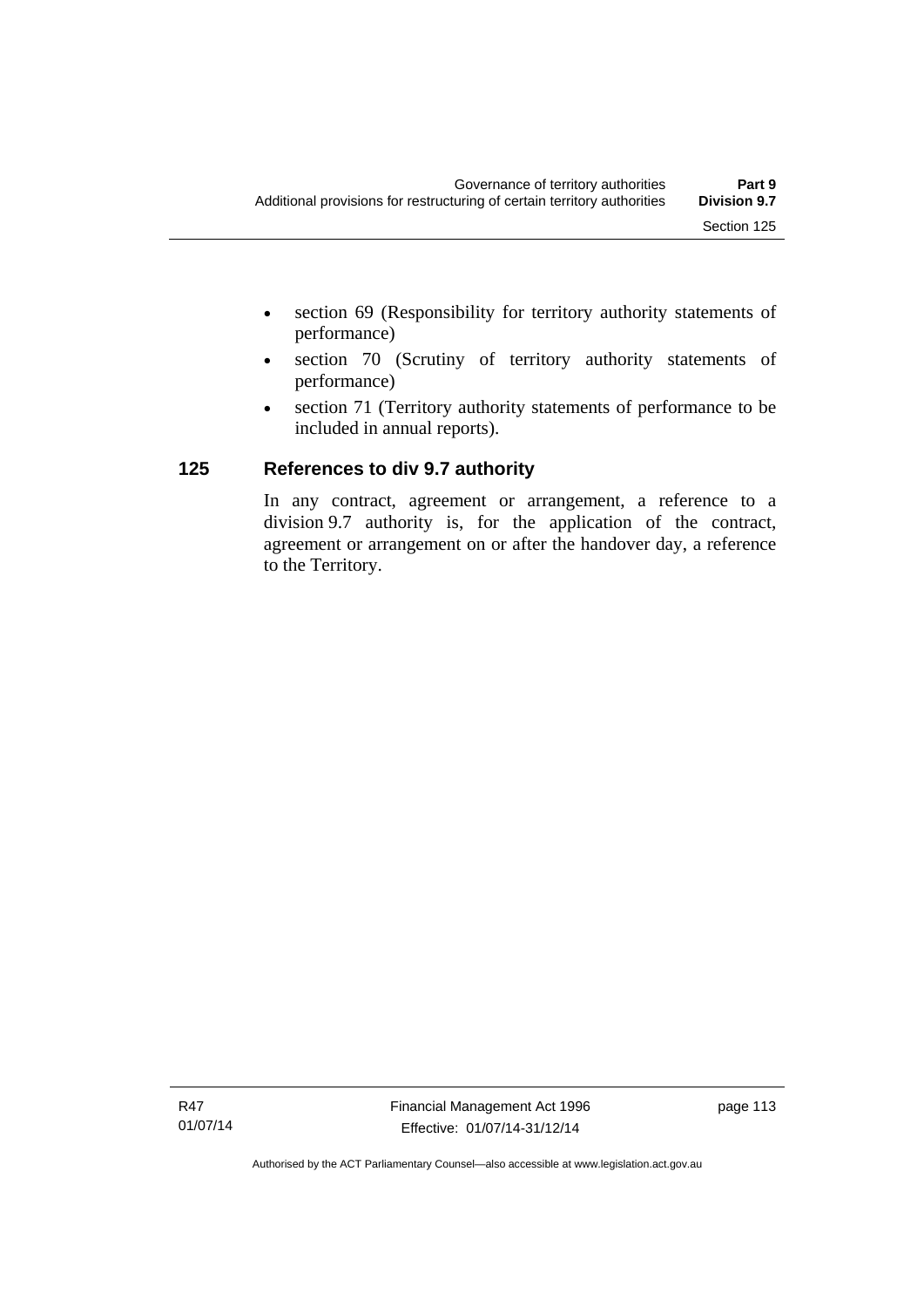- section 69 (Responsibility for territory authority statements of performance)
- section 70 (Scrutiny of territory authority statements of performance)
- section 71 (Territory authority statements of performance to be included in annual reports).

## 125 References to div 9.7 authority

In any contract, agreement or arrangement, a reference to a division 9.7 authority is, for the application of the contract, agreement or arrangement on or after the handover day, a reference to the Territory.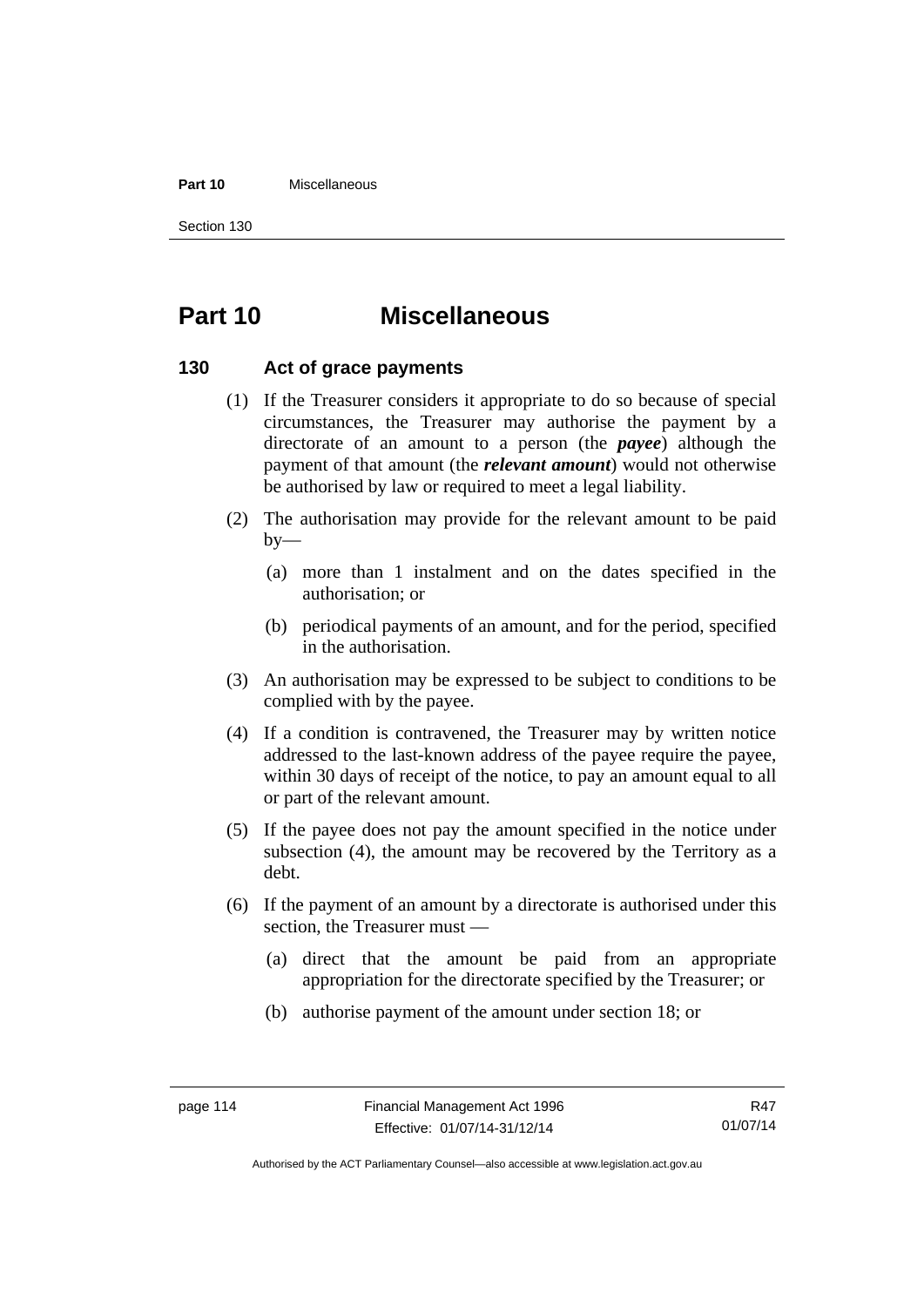# Part 10 Miscellaneous

## 130 Act of grace payments

(1) If the Treasurer considers it appropriate to do so because of special circumstances, the Treasurer may authorise the payment by a directorate of an amount to a person (the ***payee***) although the payment of that amount (the ***relevant amount***) would not otherwise be authorised by law or required to meet a legal liability.

(2) The authorisation may provide for the relevant amount to be paid by—

- (a) more than 1 instalment and on the dates specified in the authorisation; or
- (b) periodical payments of an amount, and for the period, specified in the authorisation.

(3) An authorisation may be expressed to be subject to conditions to be complied with by the payee.

(4) If a condition is contravened, the Treasurer may by written notice addressed to the last-known address of the payee require the payee, within 30 days of receipt of the notice, to pay an amount equal to all or part of the relevant amount.

(5) If the payee does not pay the amount specified in the notice under subsection (4), the amount may be recovered by the Territory as a debt.

(6) If the payment of an amount by a directorate is authorised under this section, the Treasurer must —

- (a) direct that the amount be paid from an appropriate appropriation for the directorate specified by the Treasurer; or
- (b) authorise payment of the amount under section 18; or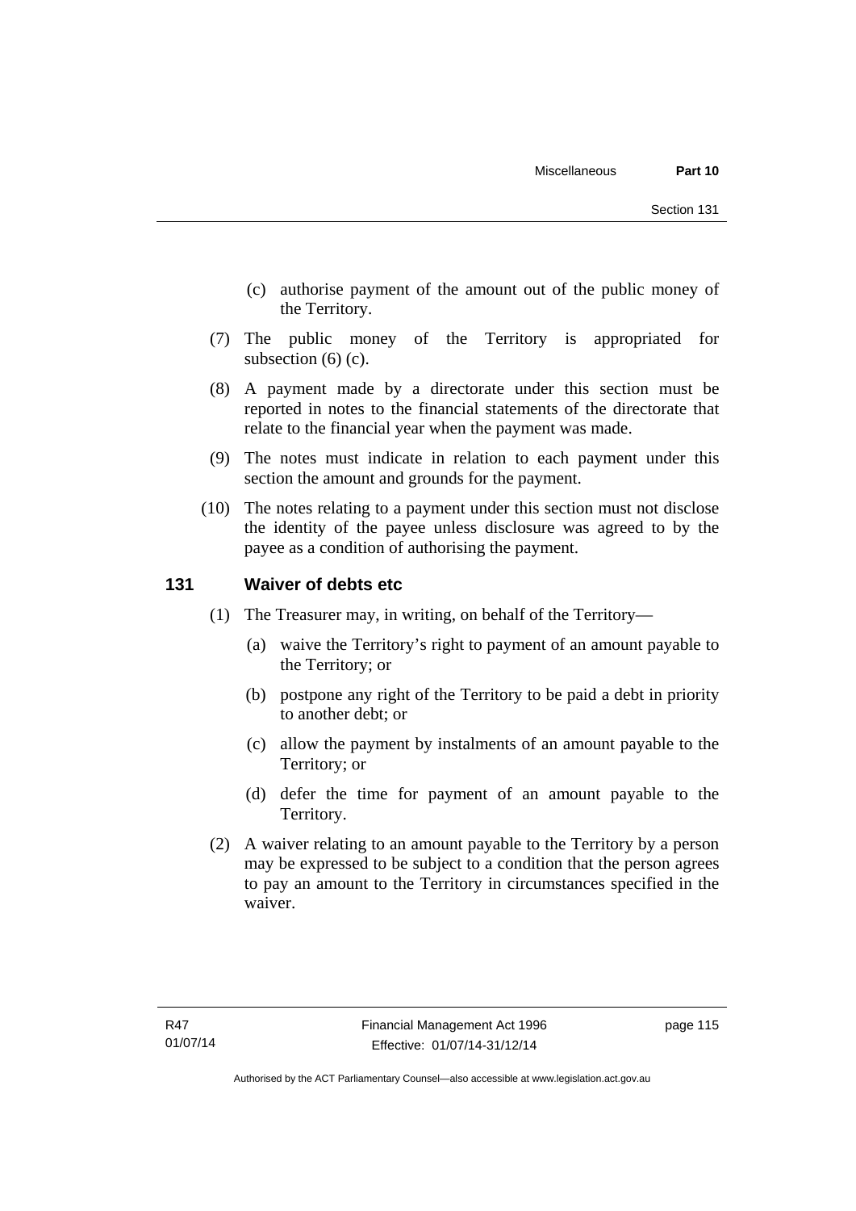(c) authorise payment of the amount out of the public money of the Territory.

(7) The public money of the Territory is appropriated for subsection (6) (c).

(8) A payment made by a directorate under this section must be reported in notes to the financial statements of the directorate that relate to the financial year when the payment was made.

(9) The notes must indicate in relation to each payment under this section the amount and grounds for the payment.

(10) The notes relating to a payment under this section must not disclose the identity of the payee unless disclosure was agreed to by the payee as a condition of authorising the payment.

## 131 Waiver of debts etc

(1) The Treasurer may, in writing, on behalf of the Territory—

(a) waive the Territory's right to payment of an amount payable to the Territory; or

(b) postpone any right of the Territory to be paid a debt in priority to another debt; or

(c) allow the payment by instalments of an amount payable to the Territory; or

(d) defer the time for payment of an amount payable to the Territory.

(2) A waiver relating to an amount payable to the Territory by a person may be expressed to be subject to a condition that the person agrees to pay an amount to the Territory in circumstances specified in the waiver.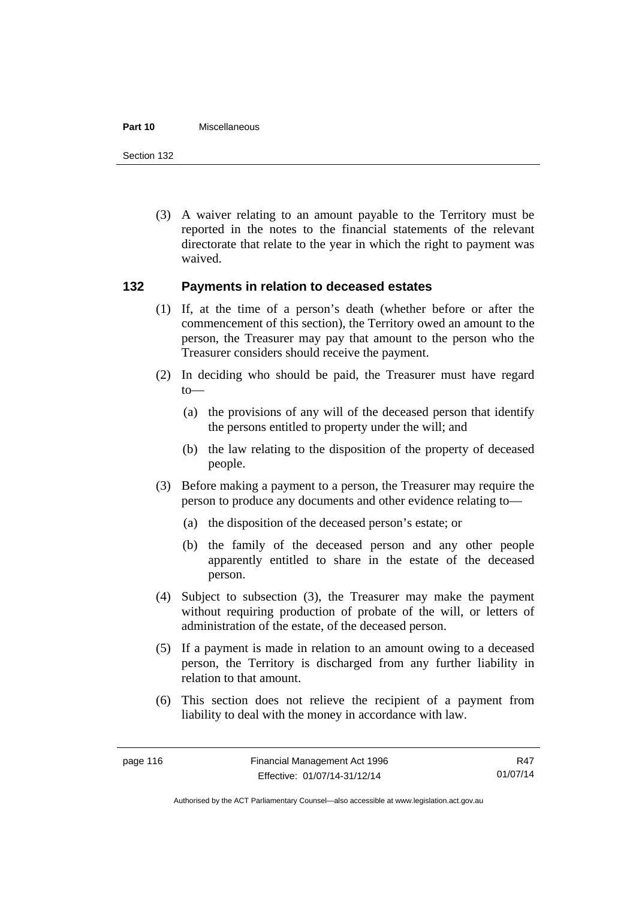(3) A waiver relating to an amount payable to the Territory must be reported in the notes to the financial statements of the relevant directorate that relate to the year in which the right to payment was waived.

### 132 Payments in relation to deceased estates

(1) If, at the time of a person's death (whether before or after the commencement of this section), the Territory owed an amount to the person, the Treasurer may pay that amount to the person who the Treasurer considers should receive the payment.

(2) In deciding who should be paid, the Treasurer must have regard to—

  (a) the provisions of any will of the deceased person that identify the persons entitled to property under the will; and

  (b) the law relating to the disposition of the property of deceased people.

(3) Before making a payment to a person, the Treasurer may require the person to produce any documents and other evidence relating to—

  (a) the disposition of the deceased person's estate; or

  (b) the family of the deceased person and any other people apparently entitled to share in the estate of the deceased person.

(4) Subject to subsection (3), the Treasurer may make the payment without requiring production of probate of the will, or letters of administration of the estate, of the deceased person.

(5) If a payment is made in relation to an amount owing to a deceased person, the Territory is discharged from any further liability in relation to that amount.

(6) This section does not relieve the recipient of a payment from liability to deal with the money in accordance with law.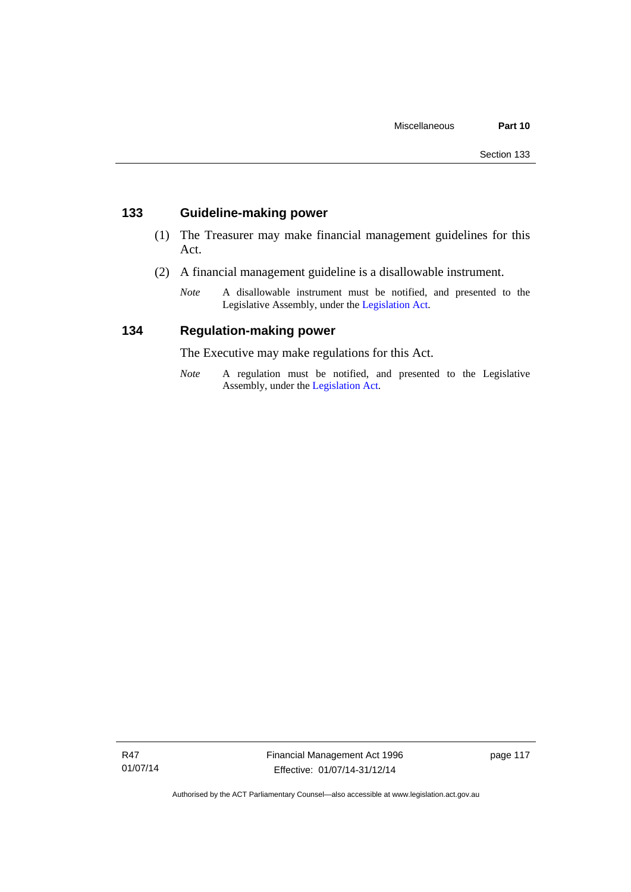## 133 Guideline-making power

(1) The Treasurer may make financial management guidelines for this Act.

(2) A financial management guideline is a disallowable instrument.

*Note* A disallowable instrument must be notified, and presented to the Legislative Assembly, under the Legislation Act.

## 134 Regulation-making power

The Executive may make regulations for this Act.

*Note* A regulation must be notified, and presented to the Legislative Assembly, under the Legislation Act.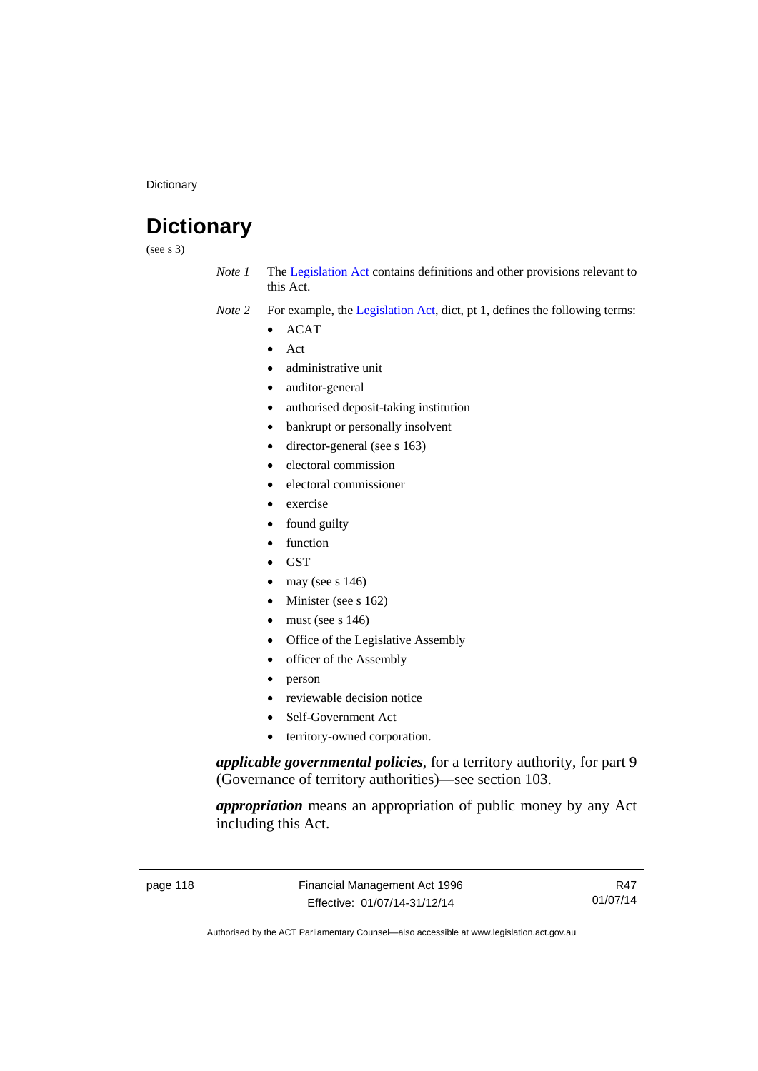# Dictionary

(see s 3)

*Note 1* The Legislation Act contains definitions and other provisions relevant to this Act.

*Note 2* For example, the Legislation Act, dict, pt 1, defines the following terms:

- ACAT
- Act
- administrative unit
- auditor-general
- authorised deposit-taking institution
- bankrupt or personally insolvent
- director-general (see s 163)
- electoral commission
- electoral commissioner
- exercise
- found guilty
- function
- GST
- may (see s 146)
- Minister (see s 162)
- must (see s 146)
- Office of the Legislative Assembly
- officer of the Assembly
- person
- reviewable decision notice
- Self-Government Act
- territory-owned corporation.

***applicable governmental policies***, for a territory authority, for part 9 (Governance of territory authorities)—see section 103.

***appropriation*** means an appropriation of public money by any Act including this Act.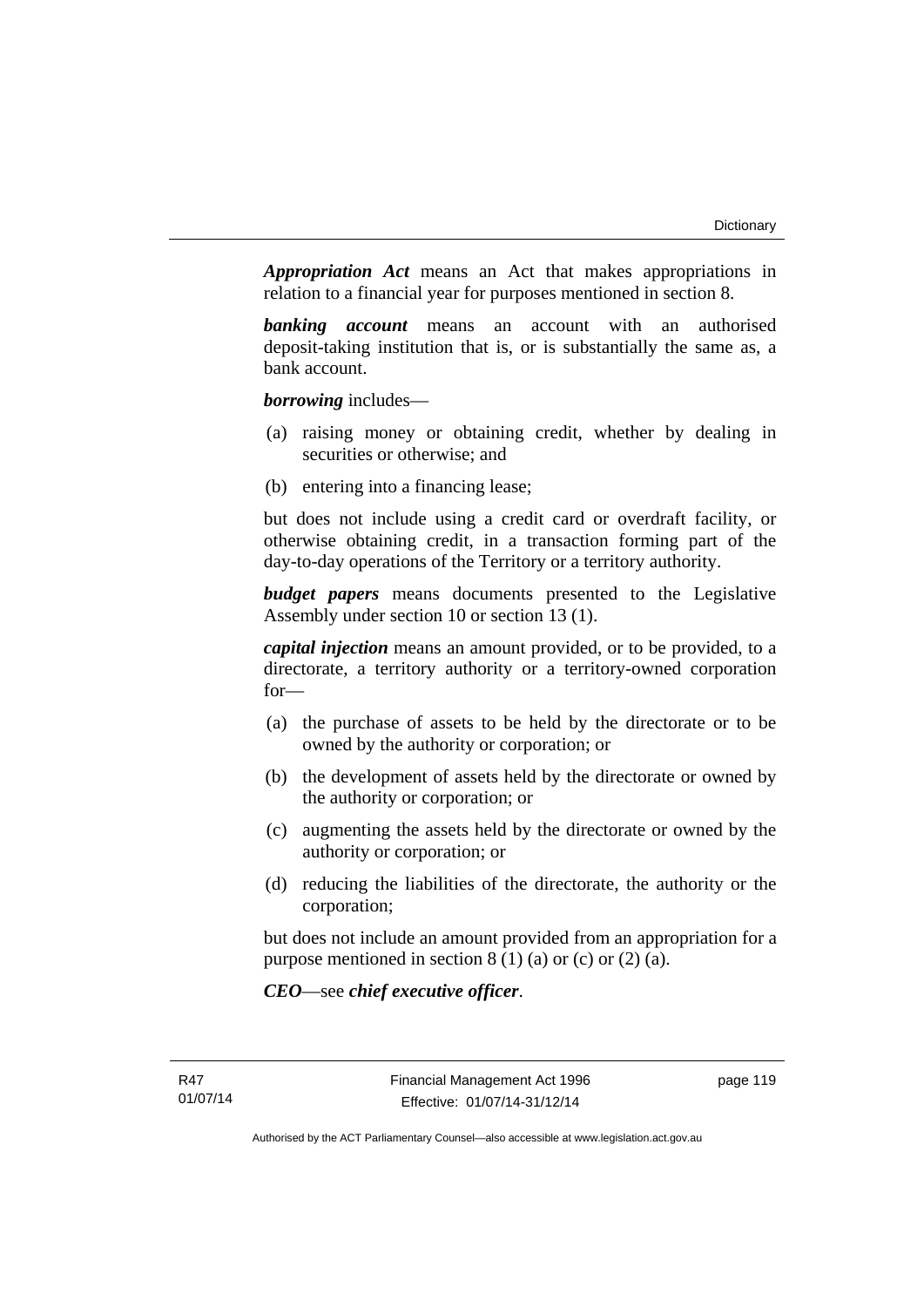***Appropriation Act*** means an Act that makes appropriations in relation to a financial year for purposes mentioned in section 8.

***banking account*** means an account with an authorised deposit-taking institution that is, or is substantially the same as, a bank account.

***borrowing*** includes—

(a) raising money or obtaining credit, whether by dealing in securities or otherwise; and

(b) entering into a financing lease;

but does not include using a credit card or overdraft facility, or otherwise obtaining credit, in a transaction forming part of the day-to-day operations of the Territory or a territory authority.

***budget papers*** means documents presented to the Legislative Assembly under section 10 or section 13 (1).

***capital injection*** means an amount provided, or to be provided, to a directorate, a territory authority or a territory-owned corporation for—

(a) the purchase of assets to be held by the directorate or to be owned by the authority or corporation; or

(b) the development of assets held by the directorate or owned by the authority or corporation; or

(c) augmenting the assets held by the directorate or owned by the authority or corporation; or

(d) reducing the liabilities of the directorate, the authority or the corporation;

but does not include an amount provided from an appropriation for a purpose mentioned in section 8 (1) (a) or (c) or (2) (a).

***CEO***—see ***chief executive officer***.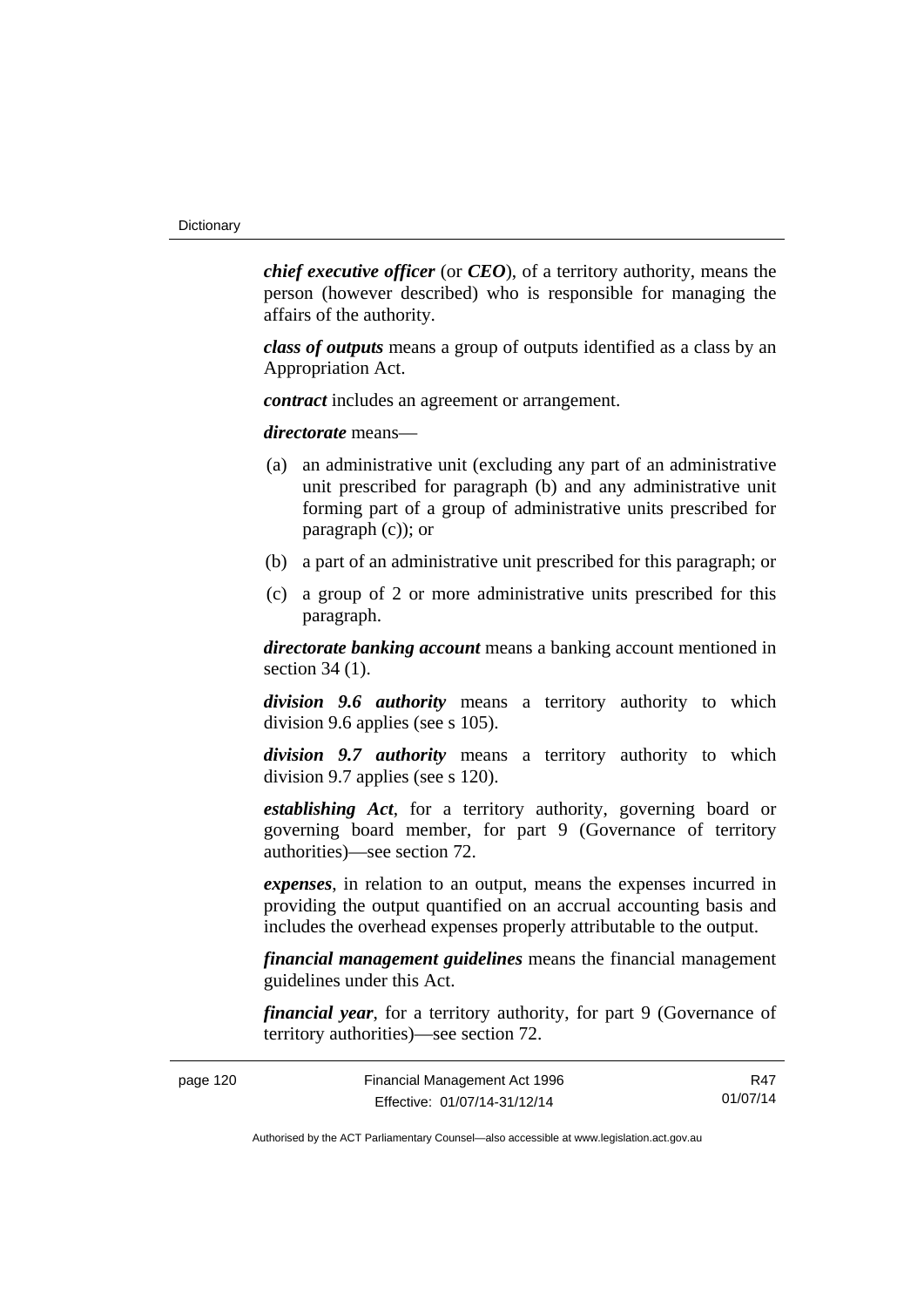***chief executive officer*** (or ***CEO***), of a territory authority, means the person (however described) who is responsible for managing the affairs of the authority.

***class of outputs*** means a group of outputs identified as a class by an Appropriation Act.

***contract*** includes an agreement or arrangement.

***directorate*** means—

(a) an administrative unit (excluding any part of an administrative unit prescribed for paragraph (b) and any administrative unit forming part of a group of administrative units prescribed for paragraph (c)); or

(b) a part of an administrative unit prescribed for this paragraph; or

(c) a group of 2 or more administrative units prescribed for this paragraph.

***directorate banking account*** means a banking account mentioned in section 34 (1).

***division 9.6 authority*** means a territory authority to which division 9.6 applies (see s 105).

***division 9.7 authority*** means a territory authority to which division 9.7 applies (see s 120).

***establishing Act***, for a territory authority, governing board or governing board member, for part 9 (Governance of territory authorities)—see section 72.

***expenses***, in relation to an output, means the expenses incurred in providing the output quantified on an accrual accounting basis and includes the overhead expenses properly attributable to the output.

***financial management guidelines*** means the financial management guidelines under this Act.

***financial year***, for a territory authority, for part 9 (Governance of territory authorities)—see section 72.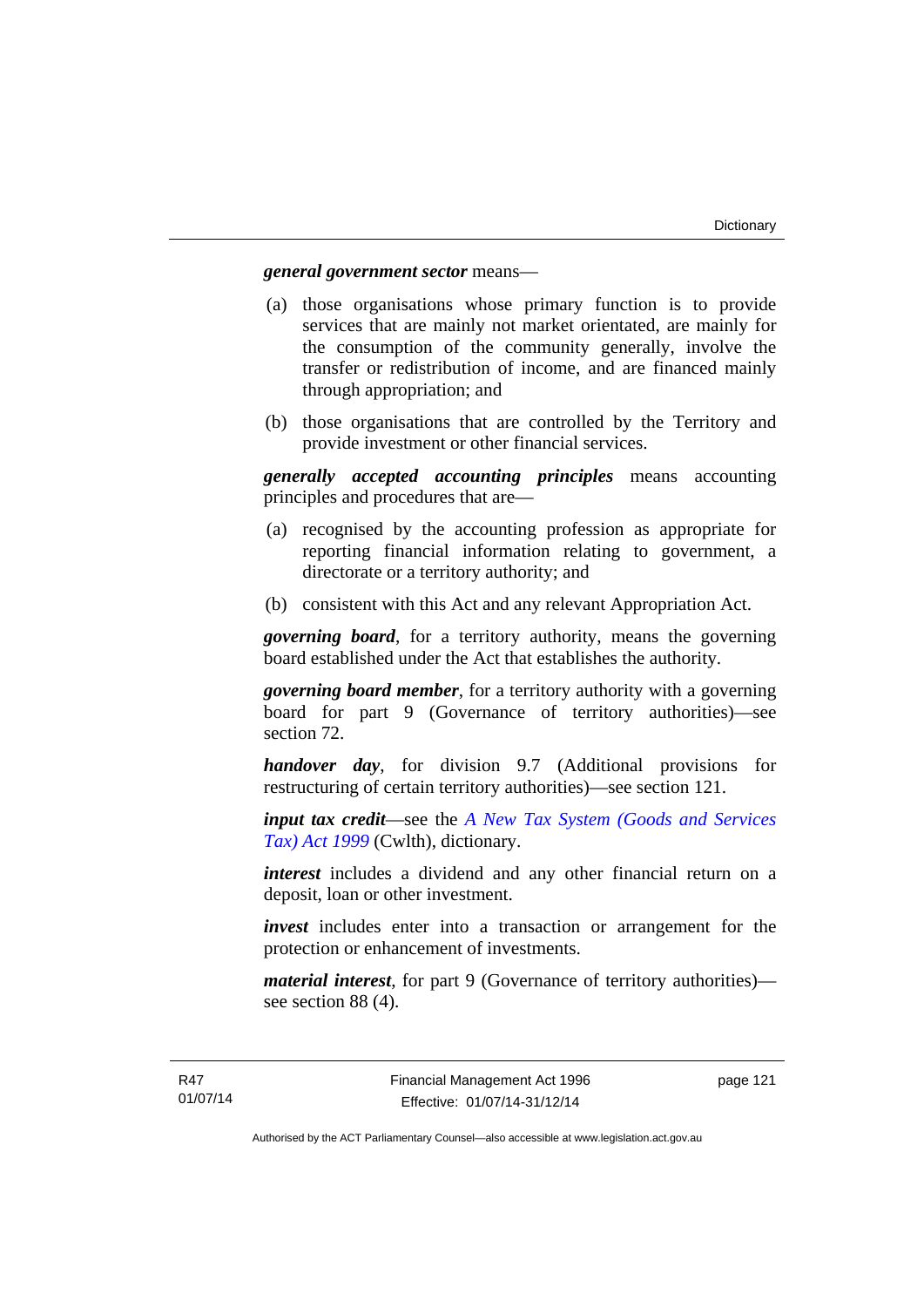***general government sector*** means—

(a) those organisations whose primary function is to provide services that are mainly not market orientated, are mainly for the consumption of the community generally, involve the transfer or redistribution of income, and are financed mainly through appropriation; and

(b) those organisations that are controlled by the Territory and provide investment or other financial services.

***generally accepted accounting principles*** means accounting principles and procedures that are—

(a) recognised by the accounting profession as appropriate for reporting financial information relating to government, a directorate or a territory authority; and

(b) consistent with this Act and any relevant Appropriation Act.

***governing board***, for a territory authority, means the governing board established under the Act that establishes the authority.

***governing board member***, for a territory authority with a governing board for part 9 (Governance of territory authorities)—see section 72.

***handover day***, for division 9.7 (Additional provisions for restructuring of certain territory authorities)—see section 121.

***input tax credit***—see the *A New Tax System (Goods and Services Tax) Act 1999* (Cwlth), dictionary.

***interest*** includes a dividend and any other financial return on a deposit, loan or other investment.

***invest*** includes enter into a transaction or arrangement for the protection or enhancement of investments.

***material interest***, for part 9 (Governance of territory authorities)—see section 88 (4).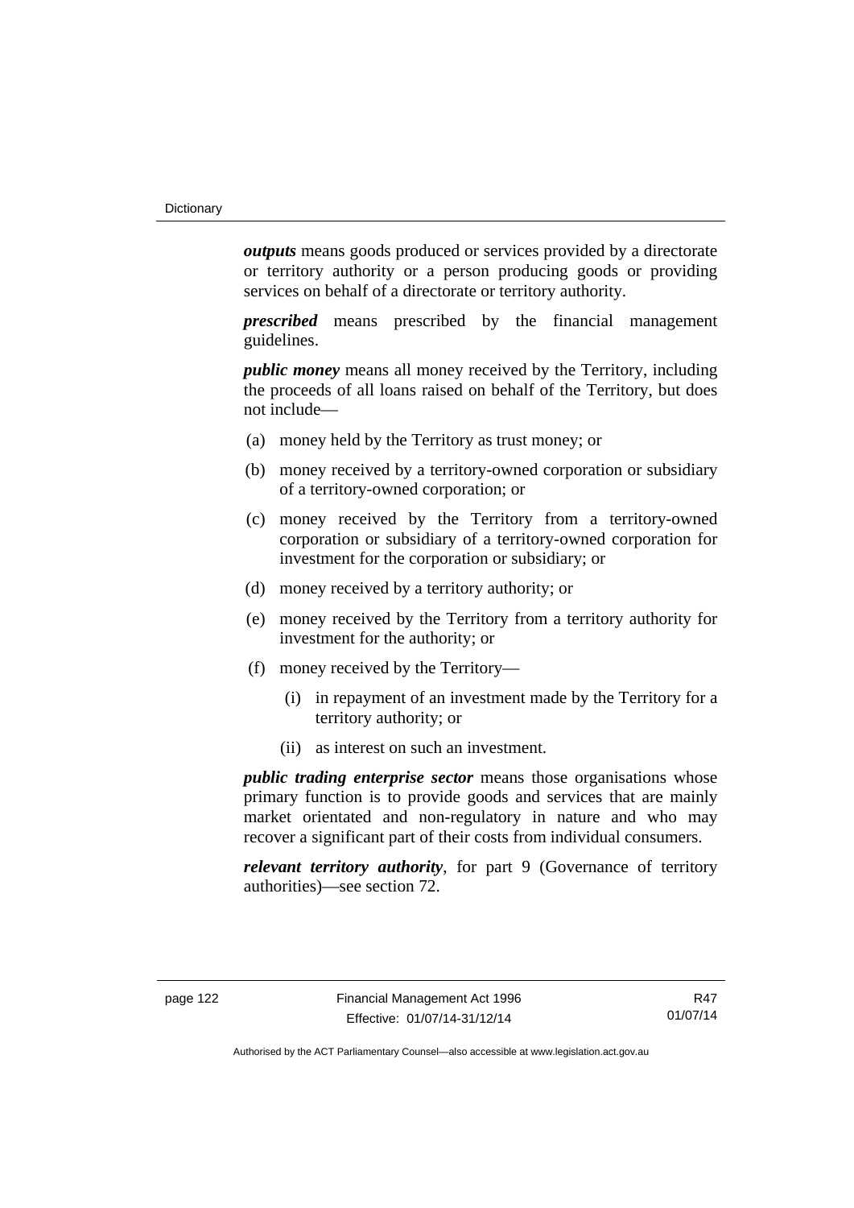***outputs*** means goods produced or services provided by a directorate or territory authority or a person producing goods or providing services on behalf of a directorate or territory authority.

***prescribed*** means prescribed by the financial management guidelines.

***public money*** means all money received by the Territory, including the proceeds of all loans raised on behalf of the Territory, but does not include—

(a) money held by the Territory as trust money; or

(b) money received by a territory-owned corporation or subsidiary of a territory-owned corporation; or

(c) money received by the Territory from a territory-owned corporation or subsidiary of a territory-owned corporation for investment for the corporation or subsidiary; or

(d) money received by a territory authority; or

(e) money received by the Territory from a territory authority for investment for the authority; or

(f) money received by the Territory—

(i) in repayment of an investment made by the Territory for a territory authority; or

(ii) as interest on such an investment.

***public trading enterprise sector*** means those organisations whose primary function is to provide goods and services that are mainly market orientated and non-regulatory in nature and who may recover a significant part of their costs from individual consumers.

***relevant territory authority***, for part 9 (Governance of territory authorities)—see section 72.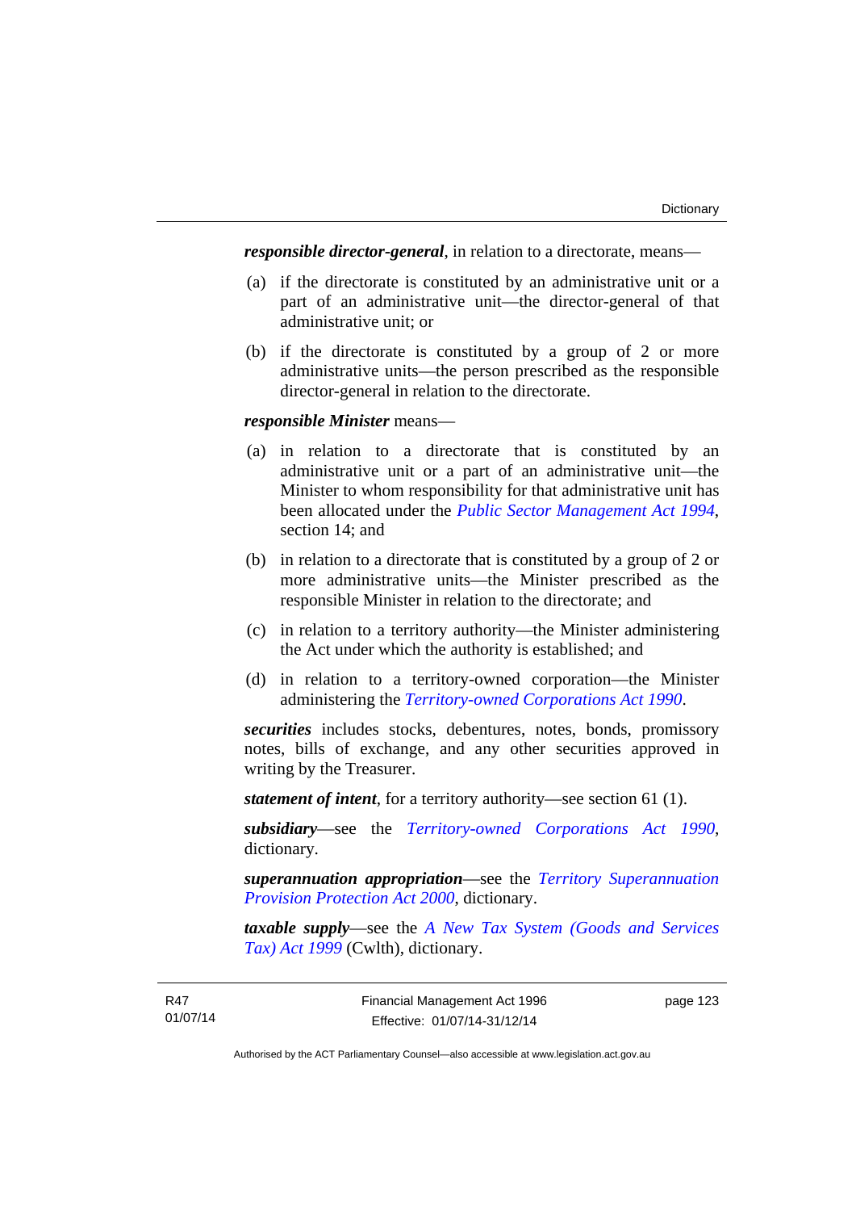***responsible director-general***, in relation to a directorate, means—

(a) if the directorate is constituted by an administrative unit or a part of an administrative unit—the director-general of that administrative unit; or

(b) if the directorate is constituted by a group of 2 or more administrative units—the person prescribed as the responsible director-general in relation to the directorate.

***responsible Minister*** means—

(a) in relation to a directorate that is constituted by an administrative unit or a part of an administrative unit—the Minister to whom responsibility for that administrative unit has been allocated under the *Public Sector Management Act 1994*, section 14; and

(b) in relation to a directorate that is constituted by a group of 2 or more administrative units—the Minister prescribed as the responsible Minister in relation to the directorate; and

(c) in relation to a territory authority—the Minister administering the Act under which the authority is established; and

(d) in relation to a territory-owned corporation—the Minister administering the *Territory-owned Corporations Act 1990*.

***securities*** includes stocks, debentures, notes, bonds, promissory notes, bills of exchange, and any other securities approved in writing by the Treasurer.

***statement of intent***, for a territory authority—see section 61 (1).

***subsidiary***—see the *Territory-owned Corporations Act 1990*, dictionary.

***superannuation appropriation***—see the *Territory Superannuation Provision Protection Act 2000*, dictionary.

***taxable supply***—see the *A New Tax System (Goods and Services Tax) Act 1999* (Cwlth), dictionary.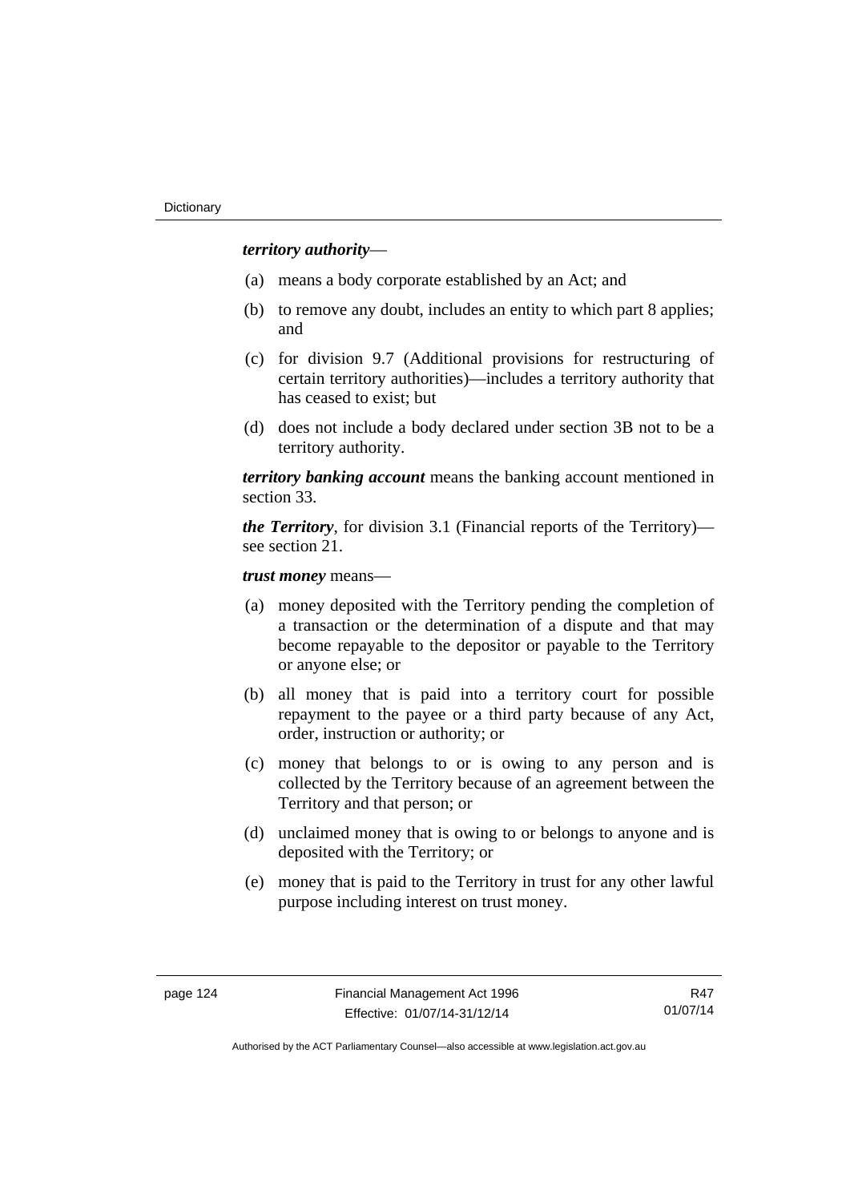***territory authority***—

(a) means a body corporate established by an Act; and

(b) to remove any doubt, includes an entity to which part 8 applies; and

(c) for division 9.7 (Additional provisions for restructuring of certain territory authorities)—includes a territory authority that has ceased to exist; but

(d) does not include a body declared under section 3B not to be a territory authority.

***territory banking account*** means the banking account mentioned in section 33.

***the Territory***, for division 3.1 (Financial reports of the Territory)—see section 21.

***trust money*** means—

(a) money deposited with the Territory pending the completion of a transaction or the determination of a dispute and that may become repayable to the depositor or payable to the Territory or anyone else; or

(b) all money that is paid into a territory court for possible repayment to the payee or a third party because of any Act, order, instruction or authority; or

(c) money that belongs to or is owing to any person and is collected by the Territory because of an agreement between the Territory and that person; or

(d) unclaimed money that is owing to or belongs to anyone and is deposited with the Territory; or

(e) money that is paid to the Territory in trust for any other lawful purpose including interest on trust money.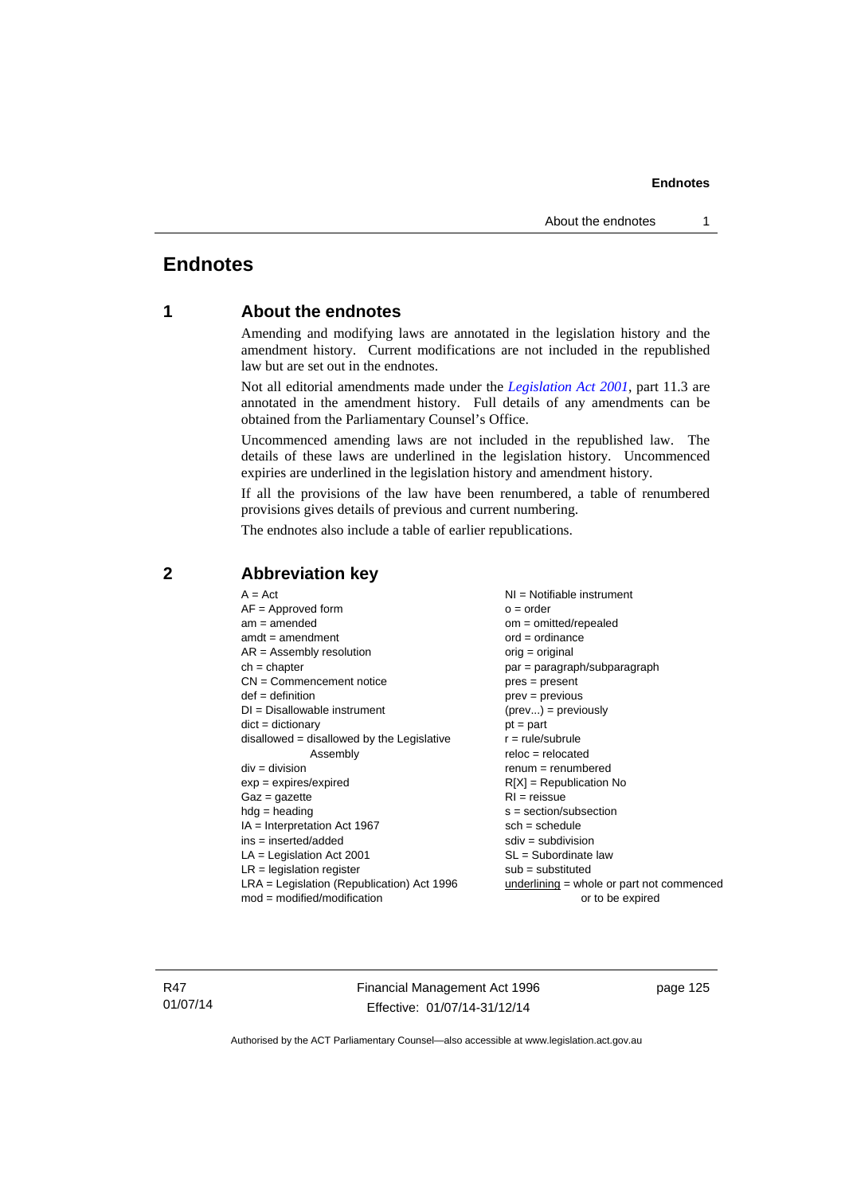# Endnotes

## 1 About the endnotes

Amending and modifying laws are annotated in the legislation history and the amendment history. Current modifications are not included in the republished law but are set out in the endnotes.

Not all editorial amendments made under the *Legislation Act 2001*, part 11.3 are annotated in the amendment history. Full details of any amendments can be obtained from the Parliamentary Counsel's Office.

Uncommenced amending laws are not included in the republished law. The details of these laws are underlined in the legislation history. Uncommenced expiries are underlined in the legislation history and amendment history.

If all the provisions of the law have been renumbered, a table of renumbered provisions gives details of previous and current numbering.

The endnotes also include a table of earlier republications.

## 2 Abbreviation key

A = Act
AF = Approved form
am = amended
amdt = amendment
AR = Assembly resolution
ch = chapter
CN = Commencement notice
def = definition
DI = Disallowable instrument
dict = dictionary
disallowed = disallowed by the Legislative Assembly
div = division
exp = expires/expired
Gaz = gazette
hdg = heading
IA = Interpretation Act 1967
ins = inserted/added
LA = Legislation Act 2001
LR = legislation register
LRA = Legislation (Republication) Act 1996
mod = modified/modification
NI = Notifiable instrument
o = order
om = omitted/repealed
ord = ordinance
orig = original
par = paragraph/subparagraph
pres = present
prev = previous
(prev...) = previously
pt = part
r = rule/subrule
reloc = relocated
renum = renumbered
R[X] = Republication No
RI = reissue
s = section/subsection
sch = schedule
sdiv = subdivision
SL = Subordinate law
sub = substituted
underlining = whole or part not commenced or to be expired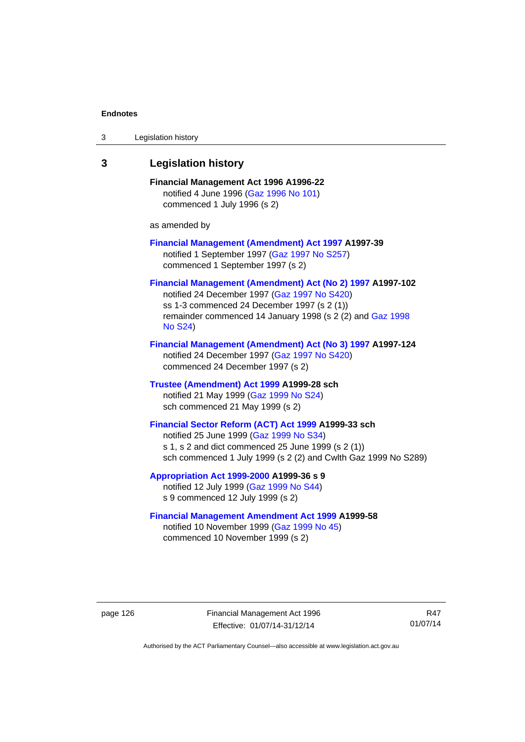# 3 Legislation history

**Financial Management Act 1996 A1996-22**
notified 4 June 1996 (Gaz 1996 No 101)
commenced 1 July 1996 (s 2)

as amended by

**Financial Management (Amendment) Act 1997 A1997-39**
notified 1 September 1997 (Gaz 1997 No S257)
commenced 1 September 1997 (s 2)

**Financial Management (Amendment) Act (No 2) 1997 A1997-102**
notified 24 December 1997 (Gaz 1997 No S420)
ss 1-3 commenced 24 December 1997 (s 2 (1))
remainder commenced 14 January 1998 (s 2 (2) and Gaz 1998 No S24)

**Financial Management (Amendment) Act (No 3) 1997 A1997-124**
notified 24 December 1997 (Gaz 1997 No S420)
commenced 24 December 1997 (s 2)

**Trustee (Amendment) Act 1999 A1999-28 sch**
notified 21 May 1999 (Gaz 1999 No S24)
sch commenced 21 May 1999 (s 2)

**Financial Sector Reform (ACT) Act 1999 A1999-33 sch**
notified 25 June 1999 (Gaz 1999 No S34)
s 1, s 2 and dict commenced 25 June 1999 (s 2 (1))
sch commenced 1 July 1999 (s 2 (2) and Cwlth Gaz 1999 No S289)

**Appropriation Act 1999-2000 A1999-36 s 9**
notified 12 July 1999 (Gaz 1999 No S44)
s 9 commenced 12 July 1999 (s 2)

**Financial Management Amendment Act 1999 A1999-58**
notified 10 November 1999 (Gaz 1999 No 45)
commenced 10 November 1999 (s 2)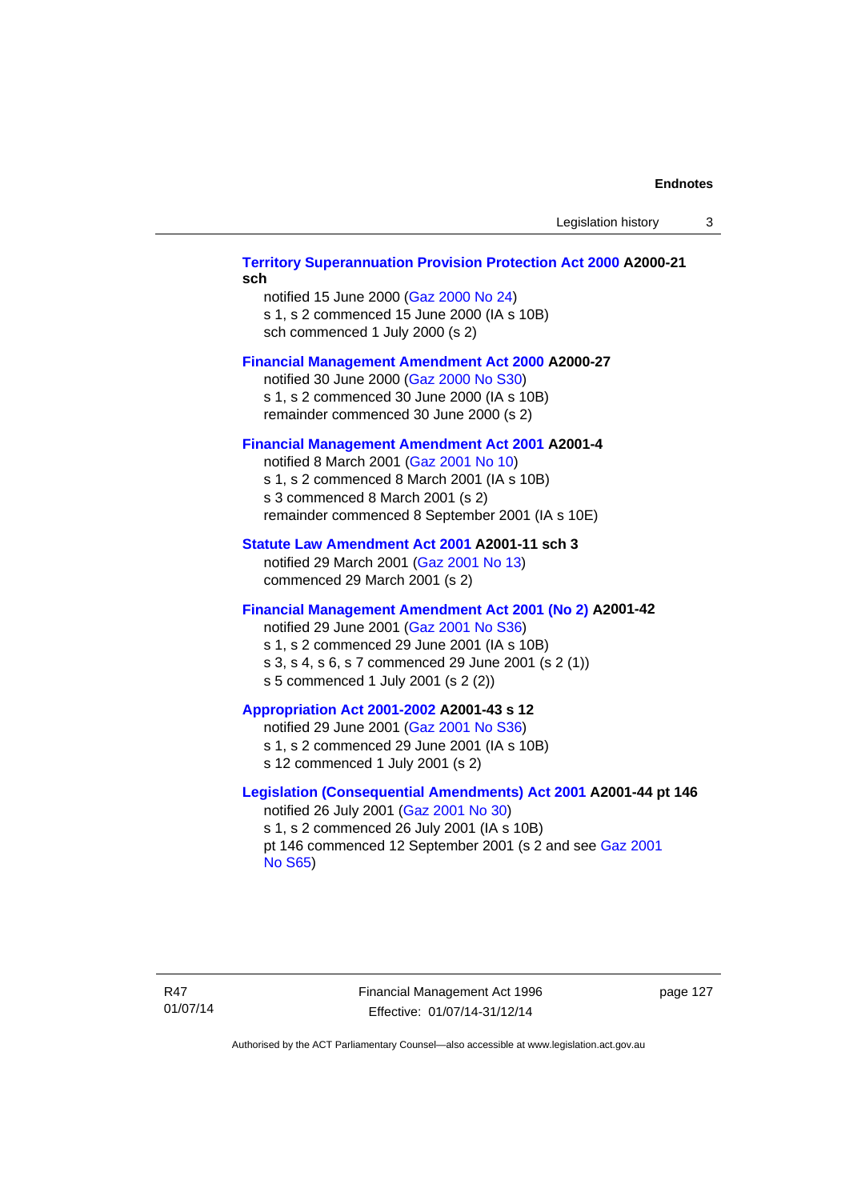**Territory Superannuation Provision Protection Act 2000 A2000-21 sch**

notified 15 June 2000 (Gaz 2000 No 24)
s 1, s 2 commenced 15 June 2000 (IA s 10B)
sch commenced 1 July 2000 (s 2)

**Financial Management Amendment Act 2000 A2000-27**

notified 30 June 2000 (Gaz 2000 No S30)
s 1, s 2 commenced 30 June 2000 (IA s 10B)
remainder commenced 30 June 2000 (s 2)

**Financial Management Amendment Act 2001 A2001-4**

notified 8 March 2001 (Gaz 2001 No 10)
s 1, s 2 commenced 8 March 2001 (IA s 10B)
s 3 commenced 8 March 2001 (s 2)
remainder commenced 8 September 2001 (IA s 10E)

**Statute Law Amendment Act 2001 A2001-11 sch 3**

notified 29 March 2001 (Gaz 2001 No 13)
commenced 29 March 2001 (s 2)

**Financial Management Amendment Act 2001 (No 2) A2001-42**

notified 29 June 2001 (Gaz 2001 No S36)
s 1, s 2 commenced 29 June 2001 (IA s 10B)
s 3, s 4, s 6, s 7 commenced 29 June 2001 (s 2 (1))
s 5 commenced 1 July 2001 (s 2 (2))

**Appropriation Act 2001-2002 A2001-43 s 12**

notified 29 June 2001 (Gaz 2001 No S36)
s 1, s 2 commenced 29 June 2001 (IA s 10B)
s 12 commenced 1 July 2001 (s 2)

**Legislation (Consequential Amendments) Act 2001 A2001-44 pt 146**

notified 26 July 2001 (Gaz 2001 No 30)
s 1, s 2 commenced 26 July 2001 (IA s 10B)
pt 146 commenced 12 September 2001 (s 2 and see Gaz 2001 No S65)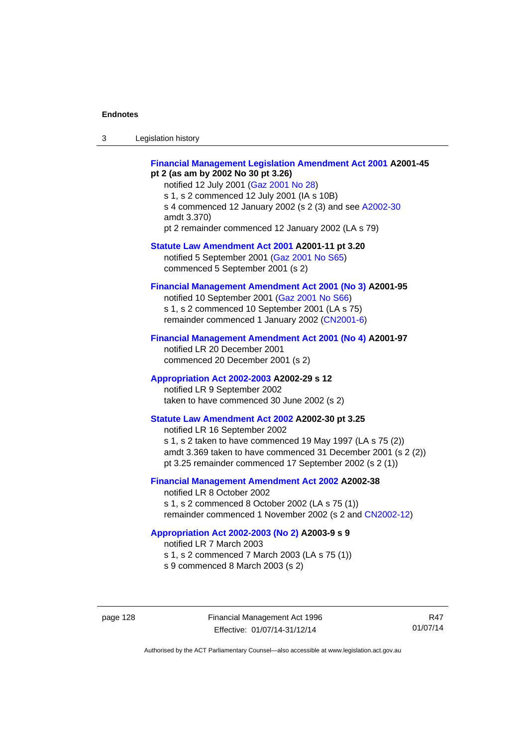**Financial Management Legislation Amendment Act 2001 A2001-45 pt 2 (as am by 2002 No 30 pt 3.26)**
notified 12 July 2001 (Gaz 2001 No 28)
s 1, s 2 commenced 12 July 2001 (IA s 10B)
s 4 commenced 12 January 2002 (s 2 (3) and see A2002-30 amdt 3.370)
pt 2 remainder commenced 12 January 2002 (LA s 79)

**Statute Law Amendment Act 2001 A2001-11 pt 3.20**
notified 5 September 2001 (Gaz 2001 No S65)
commenced 5 September 2001 (s 2)

**Financial Management Amendment Act 2001 (No 3) A2001-95**
notified 10 September 2001 (Gaz 2001 No S66)
s 1, s 2 commenced 10 September 2001 (LA s 75)
remainder commenced 1 January 2002 (CN2001-6)

**Financial Management Amendment Act 2001 (No 4) A2001-97**
notified LR 20 December 2001
commenced 20 December 2001 (s 2)

**Appropriation Act 2002-2003 A2002-29 s 12**
notified LR 9 September 2002
taken to have commenced 30 June 2002 (s 2)

**Statute Law Amendment Act 2002 A2002-30 pt 3.25**
notified LR 16 September 2002
s 1, s 2 taken to have commenced 19 May 1997 (LA s 75 (2))
amdt 3.369 taken to have commenced 31 December 2001 (s 2 (2))
pt 3.25 remainder commenced 17 September 2002 (s 2 (1))

**Financial Management Amendment Act 2002 A2002-38**
notified LR 8 October 2002
s 1, s 2 commenced 8 October 2002 (LA s 75 (1))
remainder commenced 1 November 2002 (s 2 and CN2002-12)

**Appropriation Act 2002-2003 (No 2) A2003-9 s 9**
notified LR 7 March 2003
s 1, s 2 commenced 7 March 2003 (LA s 75 (1))
s 9 commenced 8 March 2003 (s 2)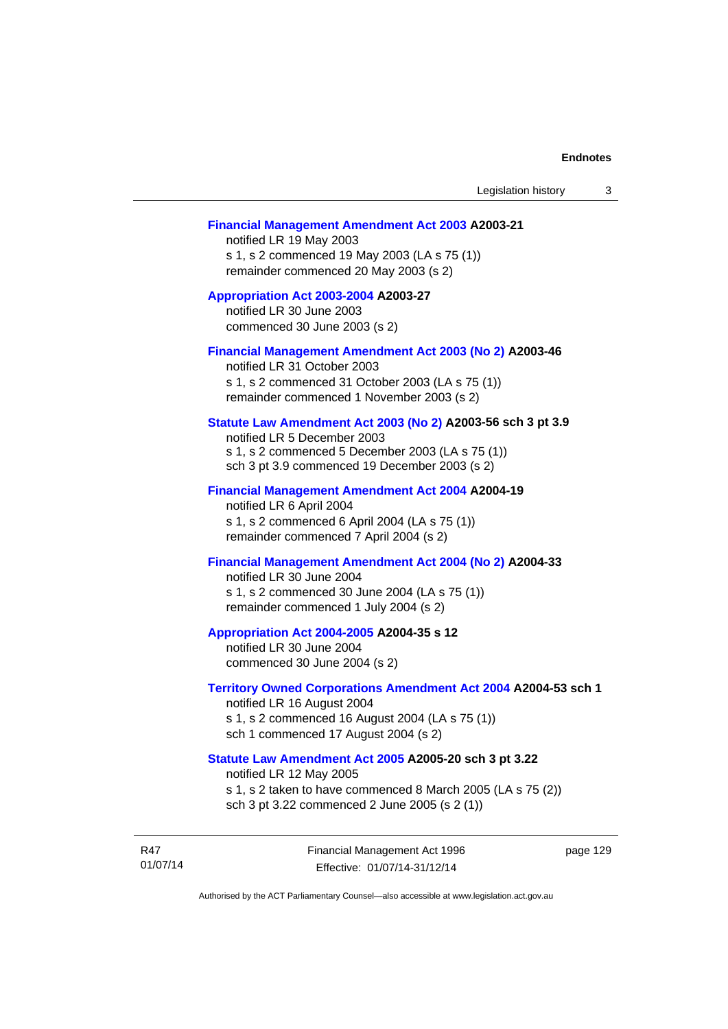**Financial Management Amendment Act 2003 A2003-21**
notified LR 19 May 2003
s 1, s 2 commenced 19 May 2003 (LA s 75 (1))
remainder commenced 20 May 2003 (s 2)

**Appropriation Act 2003-2004 A2003-27**
notified LR 30 June 2003
commenced 30 June 2003 (s 2)

**Financial Management Amendment Act 2003 (No 2) A2003-46**
notified LR 31 October 2003
s 1, s 2 commenced 31 October 2003 (LA s 75 (1))
remainder commenced 1 November 2003 (s 2)

**Statute Law Amendment Act 2003 (No 2) A2003-56 sch 3 pt 3.9**
notified LR 5 December 2003
s 1, s 2 commenced 5 December 2003 (LA s 75 (1))
sch 3 pt 3.9 commenced 19 December 2003 (s 2)

**Financial Management Amendment Act 2004 A2004-19**
notified LR 6 April 2004
s 1, s 2 commenced 6 April 2004 (LA s 75 (1))
remainder commenced 7 April 2004 (s 2)

**Financial Management Amendment Act 2004 (No 2) A2004-33**
notified LR 30 June 2004
s 1, s 2 commenced 30 June 2004 (LA s 75 (1))
remainder commenced 1 July 2004 (s 2)

**Appropriation Act 2004-2005 A2004-35 s 12**
notified LR 30 June 2004
commenced 30 June 2004 (s 2)

**Territory Owned Corporations Amendment Act 2004 A2004-53 sch 1**
notified LR 16 August 2004
s 1, s 2 commenced 16 August 2004 (LA s 75 (1))
sch 1 commenced 17 August 2004 (s 2)

**Statute Law Amendment Act 2005 A2005-20 sch 3 pt 3.22**
notified LR 12 May 2005
s 1, s 2 taken to have commenced 8 March 2005 (LA s 75 (2))
sch 3 pt 3.22 commenced 2 June 2005 (s 2 (1))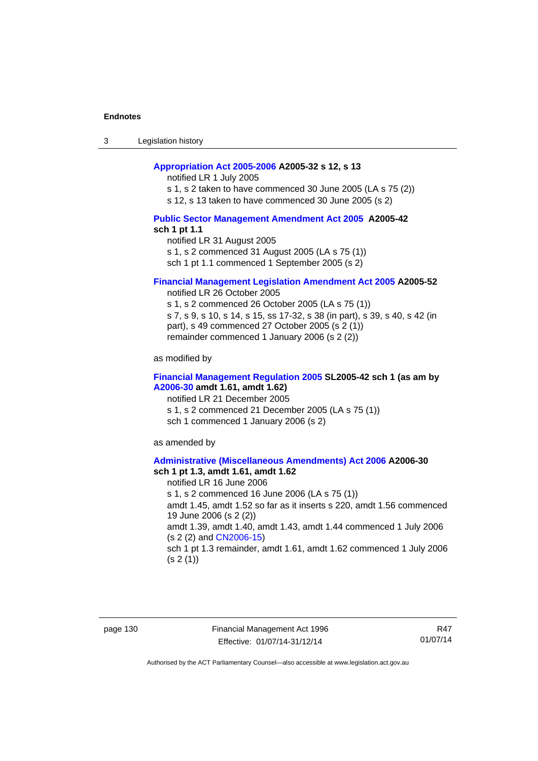**Appropriation Act 2005-2006 A2005-32 s 12, s 13**

notified LR 1 July 2005

s 1, s 2 taken to have commenced 30 June 2005 (LA s 75 (2))

s 12, s 13 taken to have commenced 30 June 2005 (s 2)

**Public Sector Management Amendment Act 2005 A2005-42 sch 1 pt 1.1**

notified LR 31 August 2005

s 1, s 2 commenced 31 August 2005 (LA s 75 (1))

sch 1 pt 1.1 commenced 1 September 2005 (s 2)

**Financial Management Legislation Amendment Act 2005 A2005-52**

notified LR 26 October 2005

s 1, s 2 commenced 26 October 2005 (LA s 75 (1))

s 7, s 9, s 10, s 14, s 15, ss 17-32, s 38 (in part), s 39, s 40, s 42 (in part), s 49 commenced 27 October 2005 (s 2 (1))

remainder commenced 1 January 2006 (s 2 (2))

as modified by

**Financial Management Regulation 2005 SL2005-42 sch 1 (as am by A2006-30 amdt 1.61, amdt 1.62)**

notified LR 21 December 2005

s 1, s 2 commenced 21 December 2005 (LA s 75 (1))

sch 1 commenced 1 January 2006 (s 2)

as amended by

**Administrative (Miscellaneous Amendments) Act 2006 A2006-30 sch 1 pt 1.3, amdt 1.61, amdt 1.62**

notified LR 16 June 2006

s 1, s 2 commenced 16 June 2006 (LA s 75 (1))

amdt 1.45, amdt 1.52 so far as it inserts s 220, amdt 1.56 commenced 19 June 2006 (s 2 (2))

amdt 1.39, amdt 1.40, amdt 1.43, amdt 1.44 commenced 1 July 2006 (s 2 (2) and CN2006-15)

sch 1 pt 1.3 remainder, amdt 1.61, amdt 1.62 commenced 1 July 2006 (s 2 (1))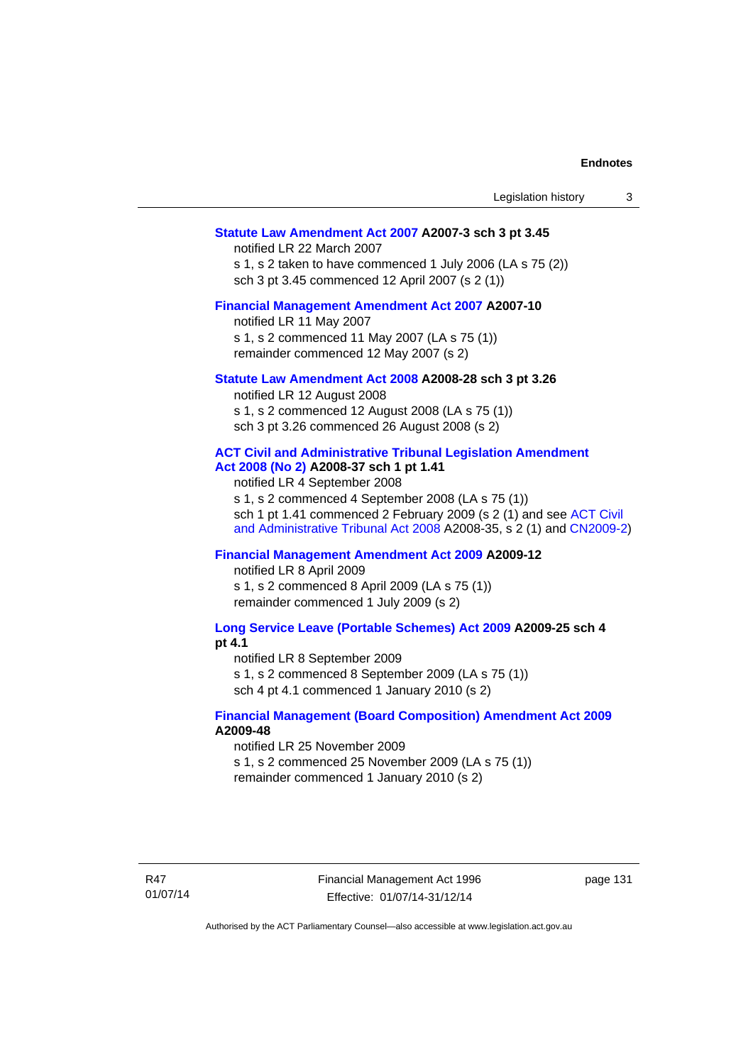**Statute Law Amendment Act 2007 A2007-3 sch 3 pt 3.45**

notified LR 22 March 2007

s 1, s 2 taken to have commenced 1 July 2006 (LA s 75 (2))

sch 3 pt 3.45 commenced 12 April 2007 (s 2 (1))

**Financial Management Amendment Act 2007 A2007-10**

notified LR 11 May 2007

s 1, s 2 commenced 11 May 2007 (LA s 75 (1))

remainder commenced 12 May 2007 (s 2)

**Statute Law Amendment Act 2008 A2008-28 sch 3 pt 3.26**

notified LR 12 August 2008

s 1, s 2 commenced 12 August 2008 (LA s 75 (1))

sch 3 pt 3.26 commenced 26 August 2008 (s 2)

**ACT Civil and Administrative Tribunal Legislation Amendment Act 2008 (No 2) A2008-37 sch 1 pt 1.41**

notified LR 4 September 2008

s 1, s 2 commenced 4 September 2008 (LA s 75 (1))

sch 1 pt 1.41 commenced 2 February 2009 (s 2 (1) and see ACT Civil and Administrative Tribunal Act 2008 A2008-35, s 2 (1) and CN2009-2)

**Financial Management Amendment Act 2009 A2009-12**

notified LR 8 April 2009

s 1, s 2 commenced 8 April 2009 (LA s 75 (1))

remainder commenced 1 July 2009 (s 2)

**Long Service Leave (Portable Schemes) Act 2009 A2009-25 sch 4 pt 4.1**

notified LR 8 September 2009

s 1, s 2 commenced 8 September 2009 (LA s 75 (1))

sch 4 pt 4.1 commenced 1 January 2010 (s 2)

**Financial Management (Board Composition) Amendment Act 2009 A2009-48**

notified LR 25 November 2009

s 1, s 2 commenced 25 November 2009 (LA s 75 (1))

remainder commenced 1 January 2010 (s 2)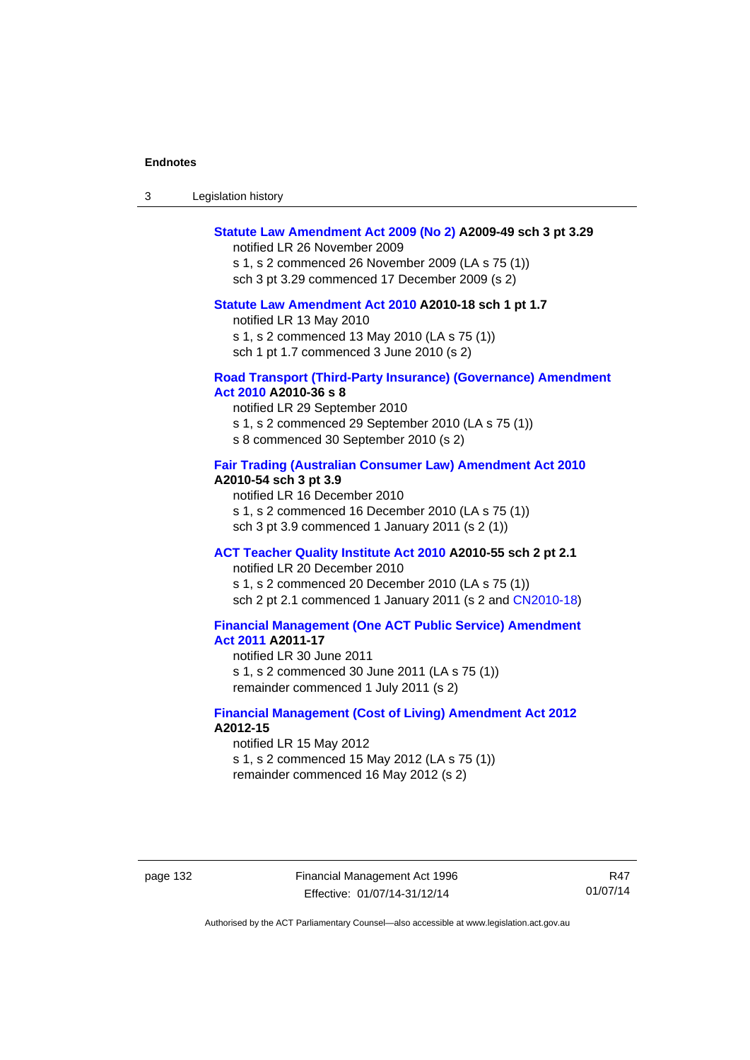**Statute Law Amendment Act 2009 (No 2) A2009-49 sch 3 pt 3.29**

notified LR 26 November 2009

s 1, s 2 commenced 26 November 2009 (LA s 75 (1))

sch 3 pt 3.29 commenced 17 December 2009 (s 2)

**Statute Law Amendment Act 2010 A2010-18 sch 1 pt 1.7**

notified LR 13 May 2010

s 1, s 2 commenced 13 May 2010 (LA s 75 (1))

sch 1 pt 1.7 commenced 3 June 2010 (s 2)

**Road Transport (Third-Party Insurance) (Governance) Amendment Act 2010 A2010-36 s 8**

notified LR 29 September 2010

s 1, s 2 commenced 29 September 2010 (LA s 75 (1))

s 8 commenced 30 September 2010 (s 2)

**Fair Trading (Australian Consumer Law) Amendment Act 2010 A2010-54 sch 3 pt 3.9**

notified LR 16 December 2010

s 1, s 2 commenced 16 December 2010 (LA s 75 (1))

sch 3 pt 3.9 commenced 1 January 2011 (s 2 (1))

**ACT Teacher Quality Institute Act 2010 A2010-55 sch 2 pt 2.1**

notified LR 20 December 2010

s 1, s 2 commenced 20 December 2010 (LA s 75 (1))

sch 2 pt 2.1 commenced 1 January 2011 (s 2 and CN2010-18)

**Financial Management (One ACT Public Service) Amendment Act 2011 A2011-17**

notified LR 30 June 2011

s 1, s 2 commenced 30 June 2011 (LA s 75 (1))

remainder commenced 1 July 2011 (s 2)

**Financial Management (Cost of Living) Amendment Act 2012 A2012-15**

notified LR 15 May 2012

s 1, s 2 commenced 15 May 2012 (LA s 75 (1))

remainder commenced 16 May 2012 (s 2)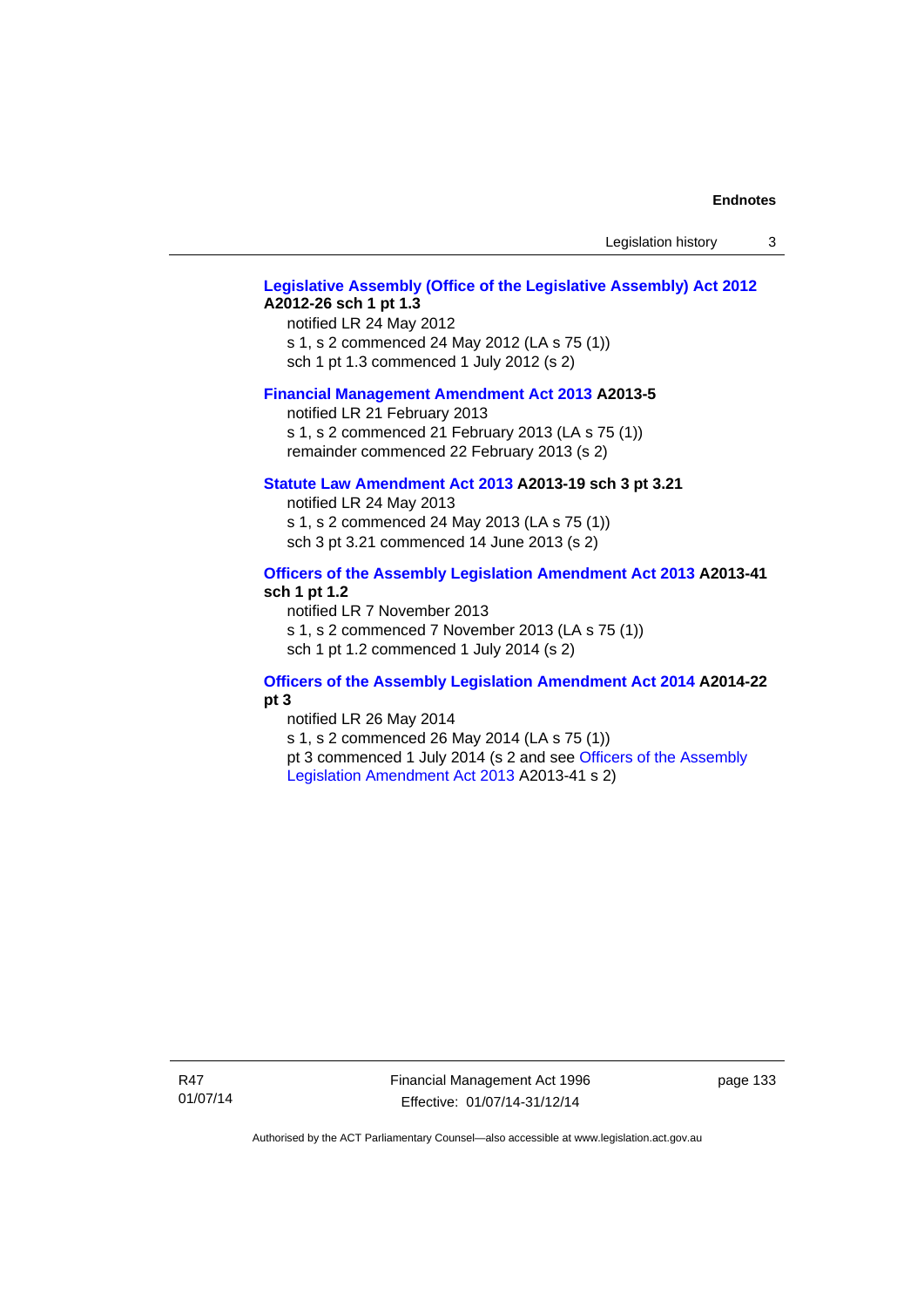**Legislative Assembly (Office of the Legislative Assembly) Act 2012 A2012-26 sch 1 pt 1.3**

notified LR 24 May 2012

s 1, s 2 commenced 24 May 2012 (LA s 75 (1))

sch 1 pt 1.3 commenced 1 July 2012 (s 2)

**Financial Management Amendment Act 2013 A2013-5**

notified LR 21 February 2013

s 1, s 2 commenced 21 February 2013 (LA s 75 (1))

remainder commenced 22 February 2013 (s 2)

**Statute Law Amendment Act 2013 A2013-19 sch 3 pt 3.21**

notified LR 24 May 2013

s 1, s 2 commenced 24 May 2013 (LA s 75 (1))

sch 3 pt 3.21 commenced 14 June 2013 (s 2)

**Officers of the Assembly Legislation Amendment Act 2013 A2013-41 sch 1 pt 1.2**

notified LR 7 November 2013

s 1, s 2 commenced 7 November 2013 (LA s 75 (1))

sch 1 pt 1.2 commenced 1 July 2014 (s 2)

**Officers of the Assembly Legislation Amendment Act 2014 A2014-22 pt 3**

notified LR 26 May 2014

s 1, s 2 commenced 26 May 2014 (LA s 75 (1))

pt 3 commenced 1 July 2014 (s 2 and see Officers of the Assembly Legislation Amendment Act 2013 A2013-41 s 2)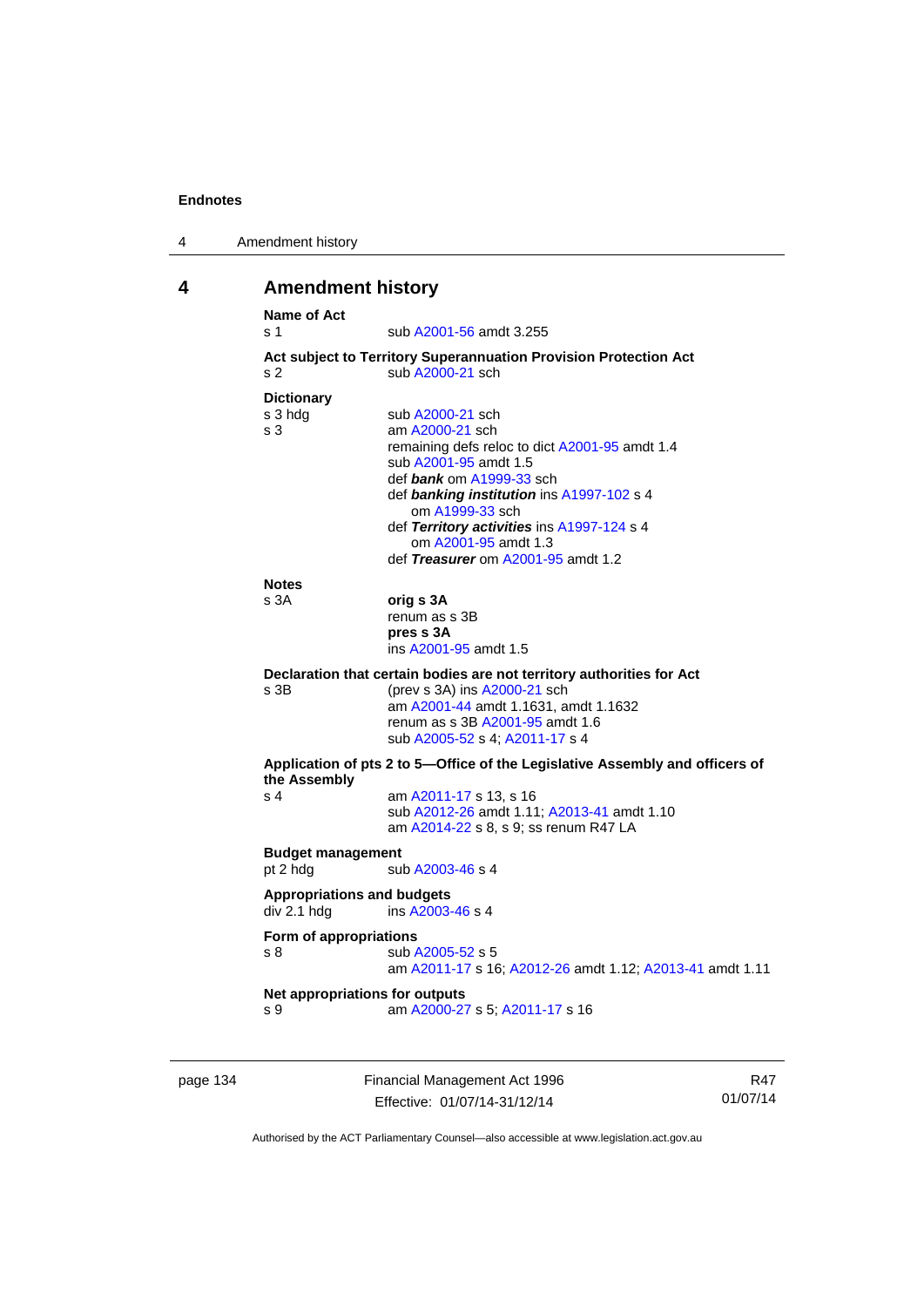## 4 Amendment history

**Name of Act**
s 1 sub A2001-56 amdt 3.255

**Act subject to Territory Superannuation Provision Protection Act**
s 2 sub A2000-21 sch

**Dictionary**
s 3 hdg sub A2000-21 sch
s 3 am A2000-21 sch
remaining defs reloc to dict A2001-95 amdt 1.4
sub A2001-95 amdt 1.5
def ***bank*** om A1999-33 sch
def ***banking institution*** ins A1997-102 s 4
om A1999-33 sch
def ***Territory activities*** ins A1997-124 s 4
om A2001-95 amdt 1.3
def ***Treasurer*** om A2001-95 amdt 1.2

**Notes**
s 3A **orig s 3A**
renum as s 3B
**pres s 3A**
ins A2001-95 amdt 1.5

**Declaration that certain bodies are not territory authorities for Act**
s 3B (prev s 3A) ins A2000-21 sch
am A2001-44 amdt 1.1631, amdt 1.1632
renum as s 3B A2001-95 amdt 1.6
sub A2005-52 s 4; A2011-17 s 4

**Application of pts 2 to 5—Office of the Legislative Assembly and officers of the Assembly**
s 4 am A2011-17 s 13, s 16
sub A2012-26 amdt 1.11; A2013-41 amdt 1.10
am A2014-22 s 8, s 9; ss renum R47 LA

**Budget management**
pt 2 hdg sub A2003-46 s 4

**Appropriations and budgets**
div 2.1 hdg ins A2003-46 s 4

**Form of appropriations**
s 8 sub A2005-52 s 5
am A2011-17 s 16; A2012-26 amdt 1.12; A2013-41 amdt 1.11

**Net appropriations for outputs**
s 9 am A2000-27 s 5; A2011-17 s 16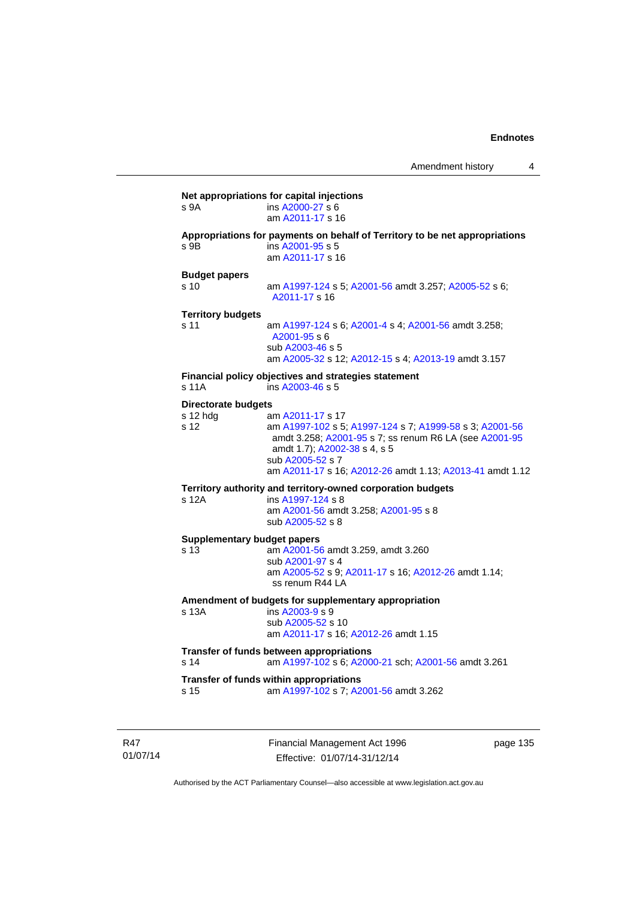**Net appropriations for capital injections**
s 9A ins A2000-27 s 6
am A2011-17 s 16

**Appropriations for payments on behalf of Territory to be net appropriations**
s 9B ins A2001-95 s 5
am A2011-17 s 16

**Budget papers**
s 10 am A1997-124 s 5; A2001-56 amdt 3.257; A2005-52 s 6; A2011-17 s 16

**Territory budgets**
s 11 am A1997-124 s 6; A2001-4 s 4; A2001-56 amdt 3.258; A2001-95 s 6
sub A2003-46 s 5
am A2005-32 s 12; A2012-15 s 4; A2013-19 amdt 3.157

**Financial policy objectives and strategies statement**
s 11A ins A2003-46 s 5

**Directorate budgets**
s 12 hdg am A2011-17 s 17
s 12 am A1997-102 s 5; A1997-124 s 7; A1999-58 s 3; A2001-56 amdt 3.258; A2001-95 s 7; ss renum R6 LA (see A2001-95 amdt 1.7); A2002-38 s 4, s 5
sub A2005-52 s 7
am A2011-17 s 16; A2012-26 amdt 1.13; A2013-41 amdt 1.12

**Territory authority and territory-owned corporation budgets**
s 12A ins A1997-124 s 8
am A2001-56 amdt 3.258; A2001-95 s 8
sub A2005-52 s 8

**Supplementary budget papers**
s 13 am A2001-56 amdt 3.259, amdt 3.260
sub A2001-97 s 4
am A2005-52 s 9; A2011-17 s 16; A2012-26 amdt 1.14; ss renum R44 LA

**Amendment of budgets for supplementary appropriation**
s 13A ins A2003-9 s 9
sub A2005-52 s 10
am A2011-17 s 16; A2012-26 amdt 1.15

**Transfer of funds between appropriations**
s 14 am A1997-102 s 6; A2000-21 sch; A2001-56 amdt 3.261

**Transfer of funds within appropriations**
s 15 am A1997-102 s 7; A2001-56 amdt 3.262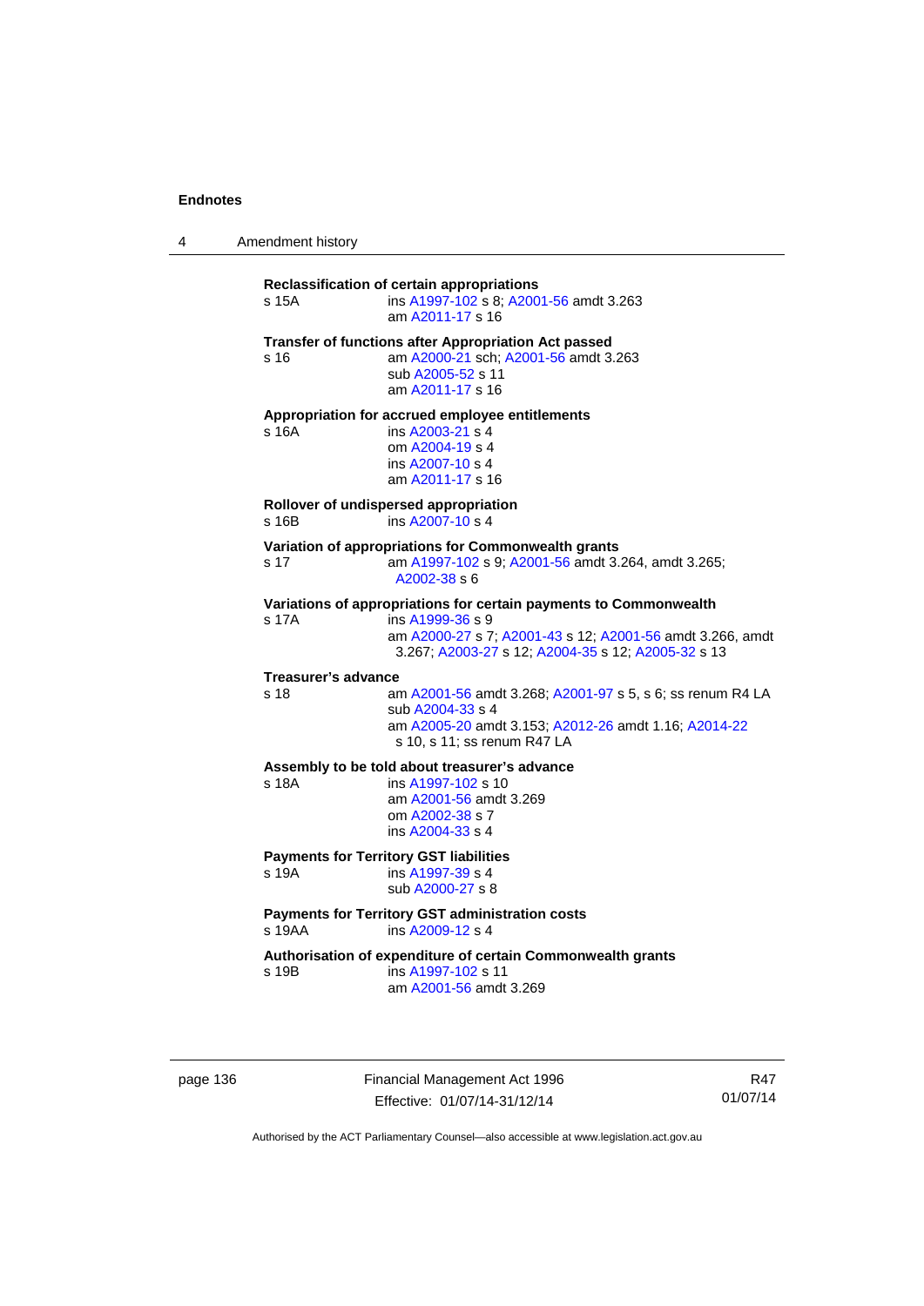**Reclassification of certain appropriations**

s 15A ins A1997-102 s 8; A2001-56 amdt 3.263
am A2011-17 s 16

**Transfer of functions after Appropriation Act passed**

s 16 am A2000-21 sch; A2001-56 amdt 3.263
sub A2005-52 s 11
am A2011-17 s 16

**Appropriation for accrued employee entitlements**

s 16A ins A2003-21 s 4
om A2004-19 s 4
ins A2007-10 s 4
am A2011-17 s 16

**Rollover of undispersed appropriation**

s 16B ins A2007-10 s 4

**Variation of appropriations for Commonwealth grants**

s 17 am A1997-102 s 9; A2001-56 amdt 3.264, amdt 3.265; A2002-38 s 6

**Variations of appropriations for certain payments to Commonwealth**

s 17A ins A1999-36 s 9
am A2000-27 s 7; A2001-43 s 12; A2001-56 amdt 3.266, amdt 3.267; A2003-27 s 12; A2004-35 s 12; A2005-32 s 13

**Treasurer's advance**

s 18 am A2001-56 amdt 3.268; A2001-97 s 5, s 6; ss renum R4 LA
sub A2004-33 s 4
am A2005-20 amdt 3.153; A2012-26 amdt 1.16; A2014-22 s 10, s 11; ss renum R47 LA

**Assembly to be told about treasurer's advance**

s 18A ins A1997-102 s 10
am A2001-56 amdt 3.269
om A2002-38 s 7
ins A2004-33 s 4

**Payments for Territory GST liabilities**

s 19A ins A1997-39 s 4
sub A2000-27 s 8

**Payments for Territory GST administration costs**

s 19AA ins A2009-12 s 4

**Authorisation of expenditure of certain Commonwealth grants**

s 19B ins A1997-102 s 11
am A2001-56 amdt 3.269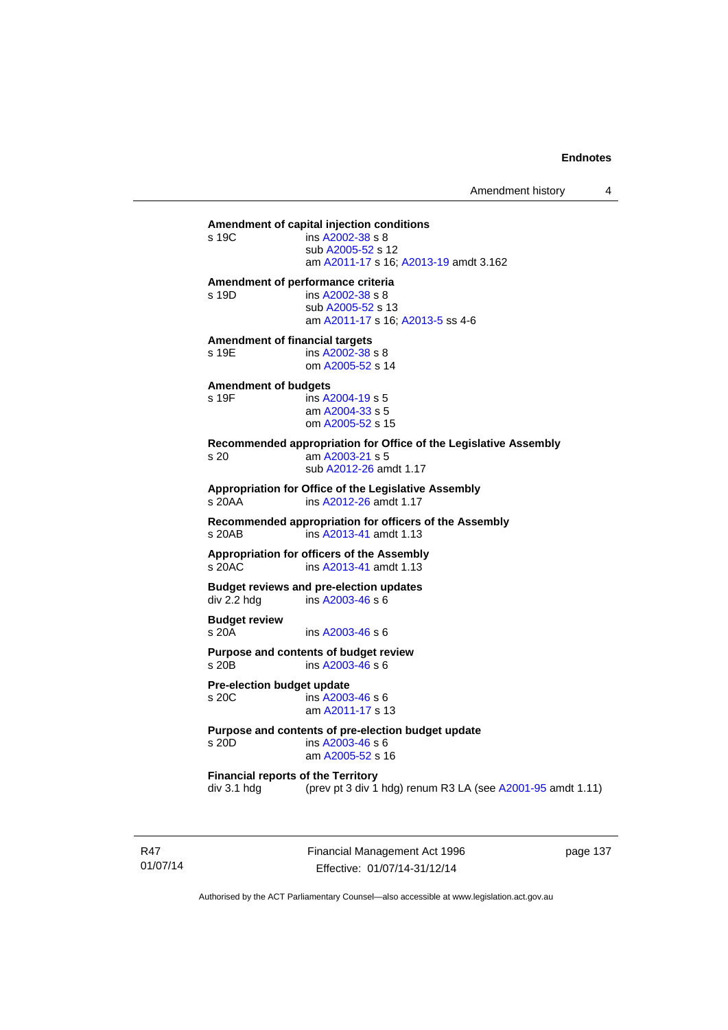**Amendment of capital injection conditions**

s 19C ins A2002-38 s 8
sub A2005-52 s 12
am A2011-17 s 16; A2013-19 amdt 3.162

**Amendment of performance criteria**

s 19D ins A2002-38 s 8
sub A2005-52 s 13
am A2011-17 s 16; A2013-5 ss 4-6

**Amendment of financial targets**

s 19E ins A2002-38 s 8
om A2005-52 s 14

**Amendment of budgets**

s 19F ins A2004-19 s 5
am A2004-33 s 5
om A2005-52 s 15

**Recommended appropriation for Office of the Legislative Assembly**

s 20 am A2003-21 s 5
sub A2012-26 amdt 1.17

**Appropriation for Office of the Legislative Assembly**

s 20AA ins A2012-26 amdt 1.17

**Recommended appropriation for officers of the Assembly**

s 20AB ins A2013-41 amdt 1.13

**Appropriation for officers of the Assembly**

s 20AC ins A2013-41 amdt 1.13

**Budget reviews and pre-election updates**

div 2.2 hdg ins A2003-46 s 6

**Budget review**

s 20A ins A2003-46 s 6

**Purpose and contents of budget review**

s 20B ins A2003-46 s 6

**Pre-election budget update**

s 20C ins A2003-46 s 6
am A2011-17 s 13

**Purpose and contents of pre-election budget update**

s 20D ins A2003-46 s 6
am A2005-52 s 16

**Financial reports of the Territory**

div 3.1 hdg (prev pt 3 div 1 hdg) renum R3 LA (see A2001-95 amdt 1.11)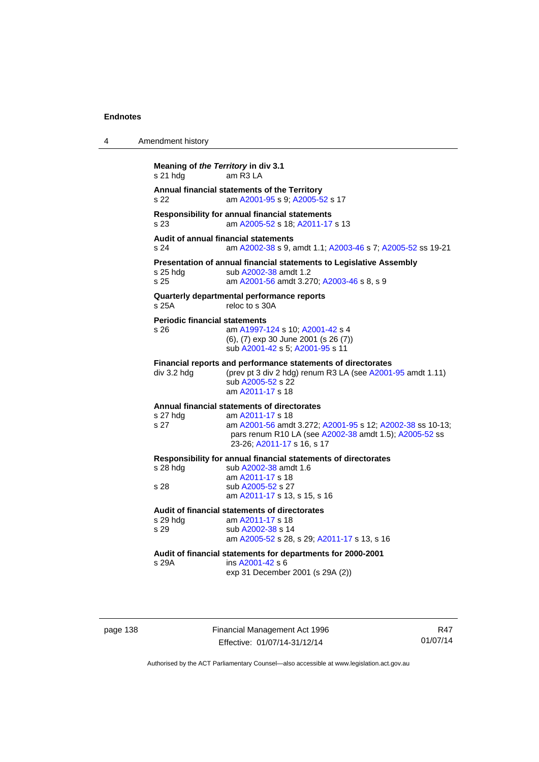**Meaning of *the Territory* in div 3.1**
s 21 hdg am R3 LA

**Annual financial statements of the Territory**
s 22 am A2001-95 s 9; A2005-52 s 17

**Responsibility for annual financial statements**
s 23 am A2005-52 s 18; A2011-17 s 13

**Audit of annual financial statements**
s 24 am A2002-38 s 9, amdt 1.1; A2003-46 s 7; A2005-52 ss 19-21

**Presentation of annual financial statements to Legislative Assembly**
s 25 hdg sub A2002-38 amdt 1.2
s 25 am A2001-56 amdt 3.270; A2003-46 s 8, s 9

**Quarterly departmental performance reports**
s 25A reloc to s 30A

**Periodic financial statements**
s 26 am A1997-124 s 10; A2001-42 s 4
(6), (7) exp 30 June 2001 (s 26 (7))
sub A2001-42 s 5; A2001-95 s 11

**Financial reports and performance statements of directorates**
div 3.2 hdg (prev pt 3 div 2 hdg) renum R3 LA (see A2001-95 amdt 1.11)
sub A2005-52 s 22
am A2011-17 s 18

**Annual financial statements of directorates**
s 27 hdg am A2011-17 s 18
s 27 am A2001-56 amdt 3.272; A2001-95 s 12; A2002-38 ss 10-13; pars renum R10 LA (see A2002-38 amdt 1.5); A2005-52 ss 23-26; A2011-17 s 16, s 17

**Responsibility for annual financial statements of directorates**
s 28 hdg sub A2002-38 amdt 1.6
am A2011-17 s 18
s 28 sub A2005-52 s 27
am A2011-17 s 13, s 15, s 16

**Audit of financial statements of directorates**
s 29 hdg am A2011-17 s 18
s 29 sub A2002-38 s 14
am A2005-52 s 28, s 29; A2011-17 s 13, s 16

**Audit of financial statements for departments for 2000-2001**
s 29A ins A2001-42 s 6
exp 31 December 2001 (s 29A (2))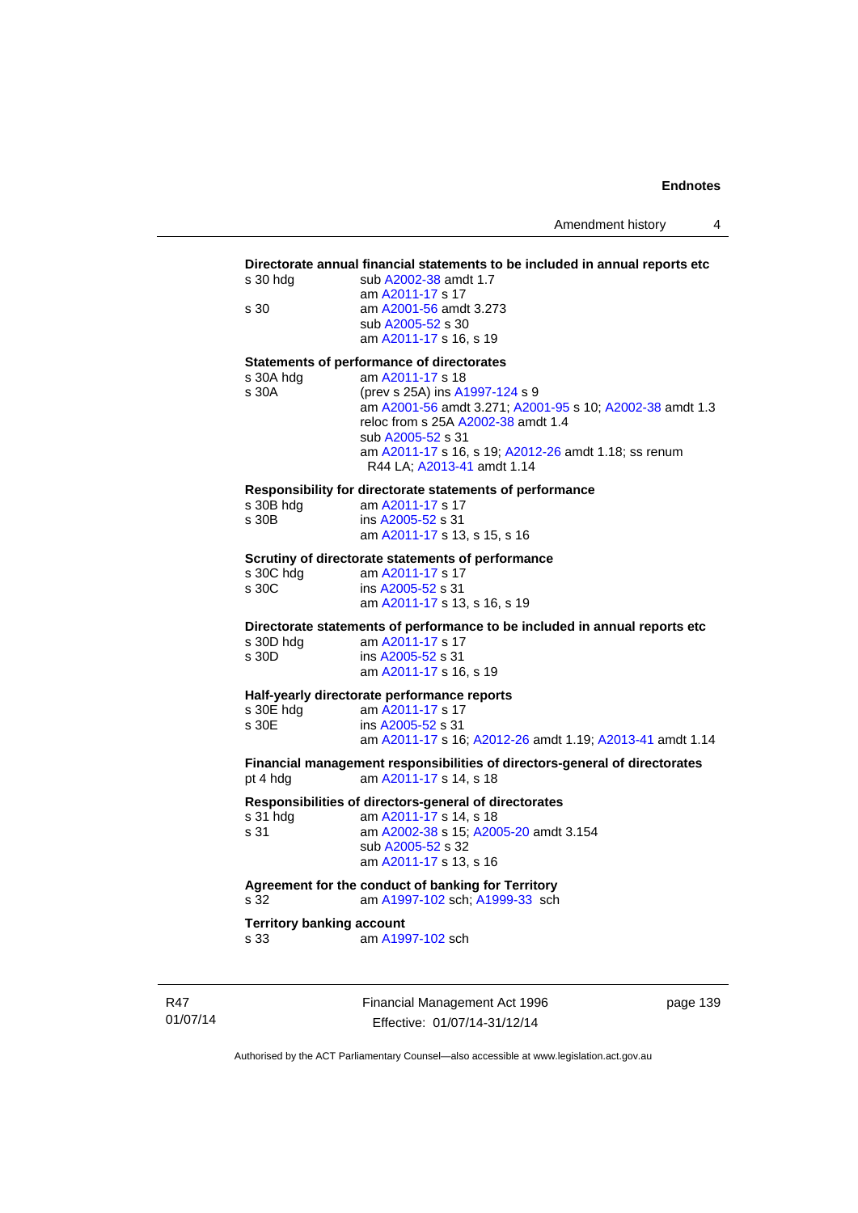**Directorate annual financial statements to be included in annual reports etc**

s 30 hdg sub A2002-38 amdt 1.7
am A2011-17 s 17

s 30 am A2001-56 amdt 3.273
sub A2005-52 s 30
am A2011-17 s 16, s 19

**Statements of performance of directorates**

s 30A hdg am A2011-17 s 18

s 30A (prev s 25A) ins A1997-124 s 9
am A2001-56 amdt 3.271; A2001-95 s 10; A2002-38 amdt 1.3
reloc from s 25A A2002-38 amdt 1.4
sub A2005-52 s 31
am A2011-17 s 16, s 19; A2012-26 amdt 1.18; ss renum R44 LA; A2013-41 amdt 1.14

**Responsibility for directorate statements of performance**

s 30B hdg am A2011-17 s 17

s 30B ins A2005-52 s 31
am A2011-17 s 13, s 15, s 16

**Scrutiny of directorate statements of performance**

s 30C hdg am A2011-17 s 17

s 30C ins A2005-52 s 31
am A2011-17 s 13, s 16, s 19

**Directorate statements of performance to be included in annual reports etc**

s 30D hdg am A2011-17 s 17

s 30D ins A2005-52 s 31
am A2011-17 s 16, s 19

**Half-yearly directorate performance reports**

s 30E hdg am A2011-17 s 17

s 30E ins A2005-52 s 31
am A2011-17 s 16; A2012-26 amdt 1.19; A2013-41 amdt 1.14

**Financial management responsibilities of directors-general of directorates**

pt 4 hdg am A2011-17 s 14, s 18

**Responsibilities of directors-general of directorates**

s 31 hdg am A2011-17 s 14, s 18

s 31 am A2002-38 s 15; A2005-20 amdt 3.154
sub A2005-52 s 32
am A2011-17 s 13, s 16

**Agreement for the conduct of banking for Territory**

s 32 am A1997-102 sch; A1999-33 sch

**Territory banking account**

s 33 am A1997-102 sch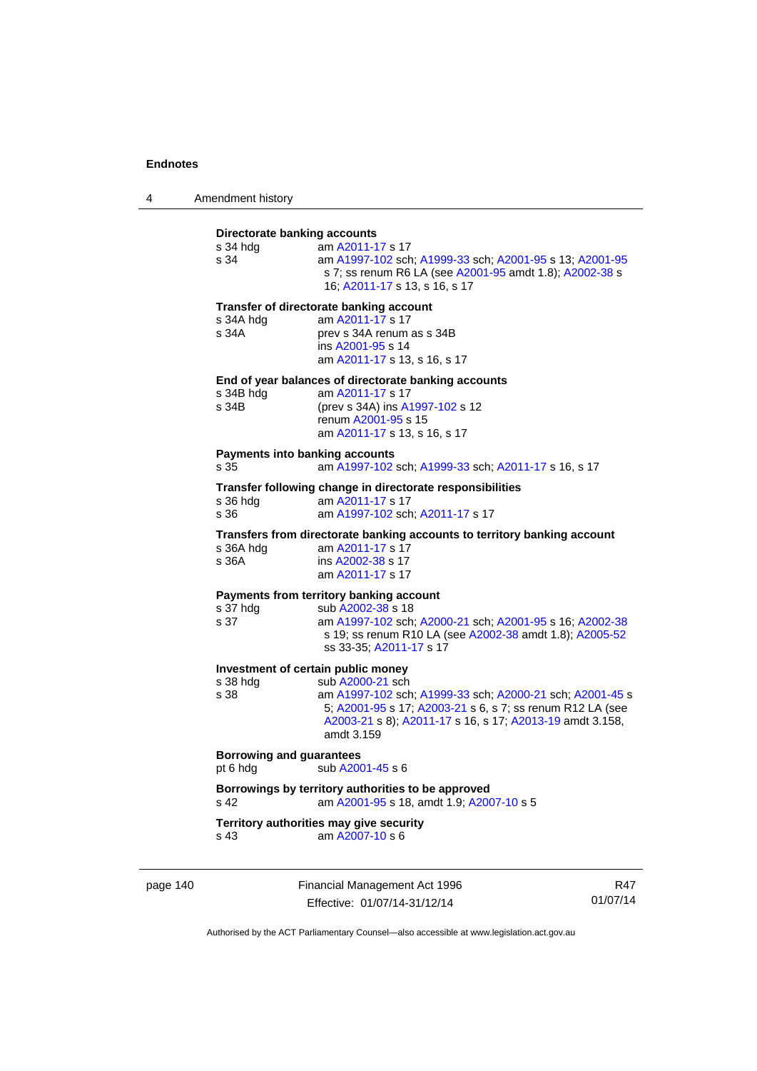**Directorate banking accounts**

s 34 hdg am A2011-17 s 17

s 34 am A1997-102 sch; A1999-33 sch; A2001-95 s 13; A2001-95 s 7; ss renum R6 LA (see A2001-95 amdt 1.8); A2002-38 s 16; A2011-17 s 13, s 16, s 17

**Transfer of directorate banking account**

s 34A hdg am A2011-17 s 17

s 34A prev s 34A renum as s 34B
ins A2001-95 s 14
am A2011-17 s 13, s 16, s 17

**End of year balances of directorate banking accounts**

s 34B hdg am A2011-17 s 17

s 34B (prev s 34A) ins A1997-102 s 12
renum A2001-95 s 15
am A2011-17 s 13, s 16, s 17

**Payments into banking accounts**

s 35 am A1997-102 sch; A1999-33 sch; A2011-17 s 16, s 17

**Transfer following change in directorate responsibilities**

s 36 hdg am A2011-17 s 17

s 36 am A1997-102 sch; A2011-17 s 17

**Transfers from directorate banking accounts to territory banking account**

s 36A hdg am A2011-17 s 17

s 36A ins A2002-38 s 17
am A2011-17 s 17

**Payments from territory banking account**

s 37 hdg sub A2002-38 s 18

s 37 am A1997-102 sch; A2000-21 sch; A2001-95 s 16; A2002-38 s 19; ss renum R10 LA (see A2002-38 amdt 1.8); A2005-52 ss 33-35; A2011-17 s 17

**Investment of certain public money**

s 38 hdg sub A2000-21 sch

s 38 am A1997-102 sch; A1999-33 sch; A2000-21 sch; A2001-45 s 5; A2001-95 s 17; A2003-21 s 6, s 7; ss renum R12 LA (see A2003-21 s 8); A2011-17 s 16, s 17; A2013-19 amdt 3.158, amdt 3.159

**Borrowing and guarantees**

pt 6 hdg sub A2001-45 s 6

**Borrowings by territory authorities to be approved**

s 42 am A2001-95 s 18, amdt 1.9; A2007-10 s 5

**Territory authorities may give security**

s 43 am A2007-10 s 6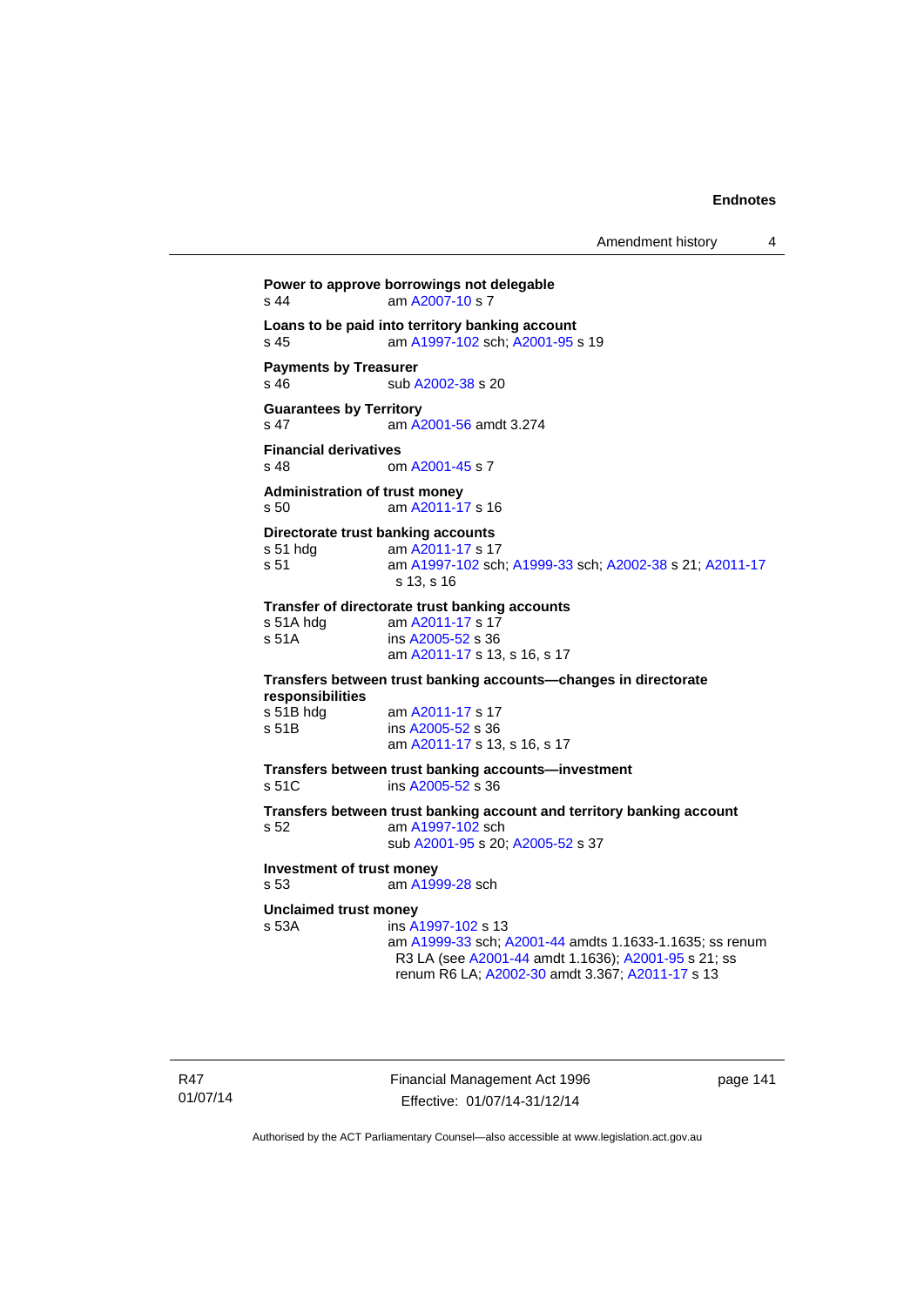**Power to approve borrowings not delegable**
s 44 am A2007-10 s 7

**Loans to be paid into territory banking account**
s 45 am A1997-102 sch; A2001-95 s 19

**Payments by Treasurer**
s 46 sub A2002-38 s 20

**Guarantees by Territory**
s 47 am A2001-56 amdt 3.274

**Financial derivatives**
s 48 om A2001-45 s 7

**Administration of trust money**
s 50 am A2011-17 s 16

**Directorate trust banking accounts**
s 51 hdg am A2011-17 s 17
s 51 am A1997-102 sch; A1999-33 sch; A2002-38 s 21; A2011-17 s 13, s 16

**Transfer of directorate trust banking accounts**
s 51A hdg am A2011-17 s 17
s 51A ins A2005-52 s 36
am A2011-17 s 13, s 16, s 17

**Transfers between trust banking accounts—changes in directorate responsibilities**
s 51B hdg am A2011-17 s 17
s 51B ins A2005-52 s 36
am A2011-17 s 13, s 16, s 17

**Transfers between trust banking accounts—investment**
s 51C ins A2005-52 s 36

**Transfers between trust banking account and territory banking account**
s 52 am A1997-102 sch
sub A2001-95 s 20; A2005-52 s 37

**Investment of trust money**
s 53 am A1999-28 sch

**Unclaimed trust money**
s 53A ins A1997-102 s 13
am A1999-33 sch; A2001-44 amdts 1.1633-1.1635; ss renum R3 LA (see A2001-44 amdt 1.1636); A2001-95 s 21; ss renum R6 LA; A2002-30 amdt 3.367; A2011-17 s 13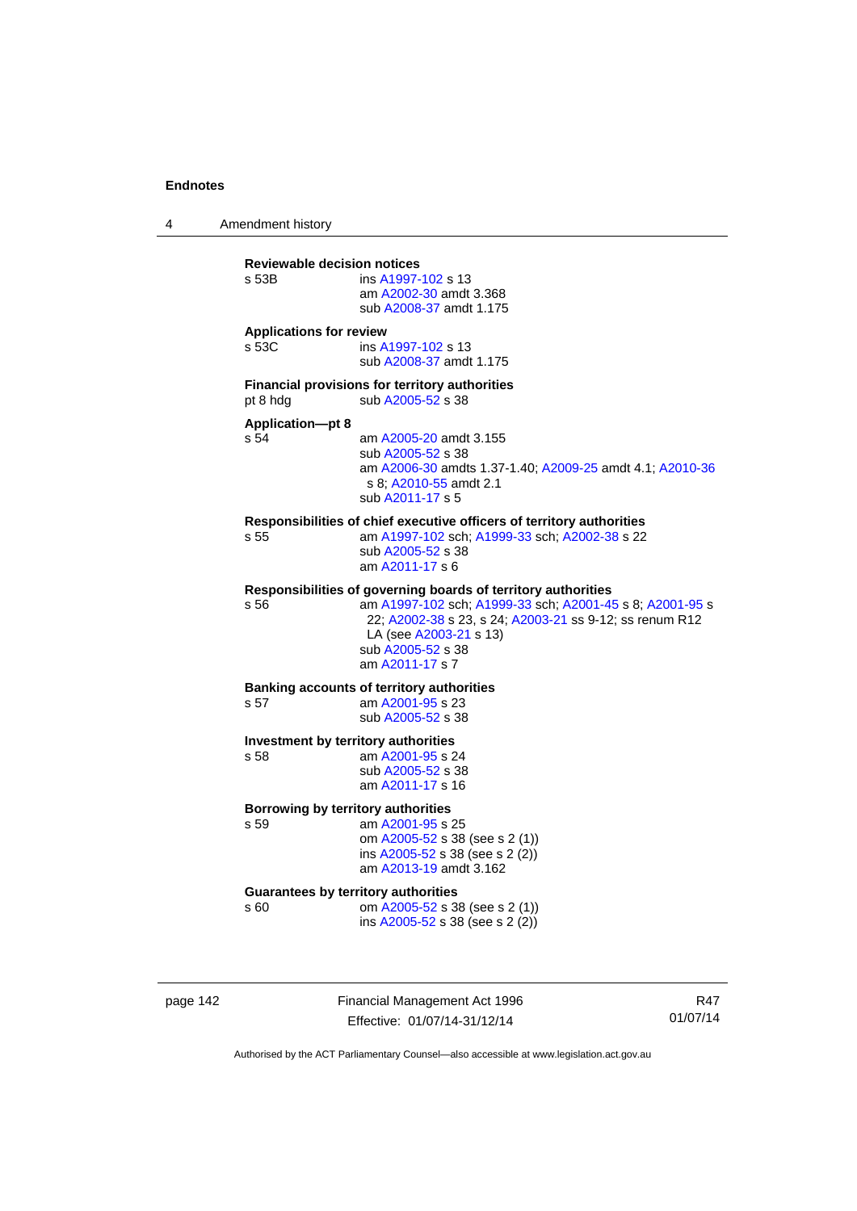**Reviewable decision notices**

s 53B ins A1997-102 s 13
am A2002-30 amdt 3.368
sub A2008-37 amdt 1.175

**Applications for review**

s 53C ins A1997-102 s 13
sub A2008-37 amdt 1.175

**Financial provisions for territory authorities**

pt 8 hdg sub A2005-52 s 38

**Application—pt 8**

s 54 am A2005-20 amdt 3.155
sub A2005-52 s 38
am A2006-30 amdts 1.37-1.40; A2009-25 amdt 4.1; A2010-36 s 8; A2010-55 amdt 2.1
sub A2011-17 s 5

**Responsibilities of chief executive officers of territory authorities**

s 55 am A1997-102 sch; A1999-33 sch; A2002-38 s 22
sub A2005-52 s 38
am A2011-17 s 6

**Responsibilities of governing boards of territory authorities**

s 56 am A1997-102 sch; A1999-33 sch; A2001-45 s 8; A2001-95 s 22; A2002-38 s 23, s 24; A2003-21 ss 9-12; ss renum R12 LA (see A2003-21 s 13)
sub A2005-52 s 38
am A2011-17 s 7

**Banking accounts of territory authorities**

s 57 am A2001-95 s 23
sub A2005-52 s 38

**Investment by territory authorities**

s 58 am A2001-95 s 24
sub A2005-52 s 38
am A2011-17 s 16

**Borrowing by territory authorities**

s 59 am A2001-95 s 25
om A2005-52 s 38 (see s 2 (1))
ins A2005-52 s 38 (see s 2 (2))
am A2013-19 amdt 3.162

**Guarantees by territory authorities**

s 60 om A2005-52 s 38 (see s 2 (1))
ins A2005-52 s 38 (see s 2 (2))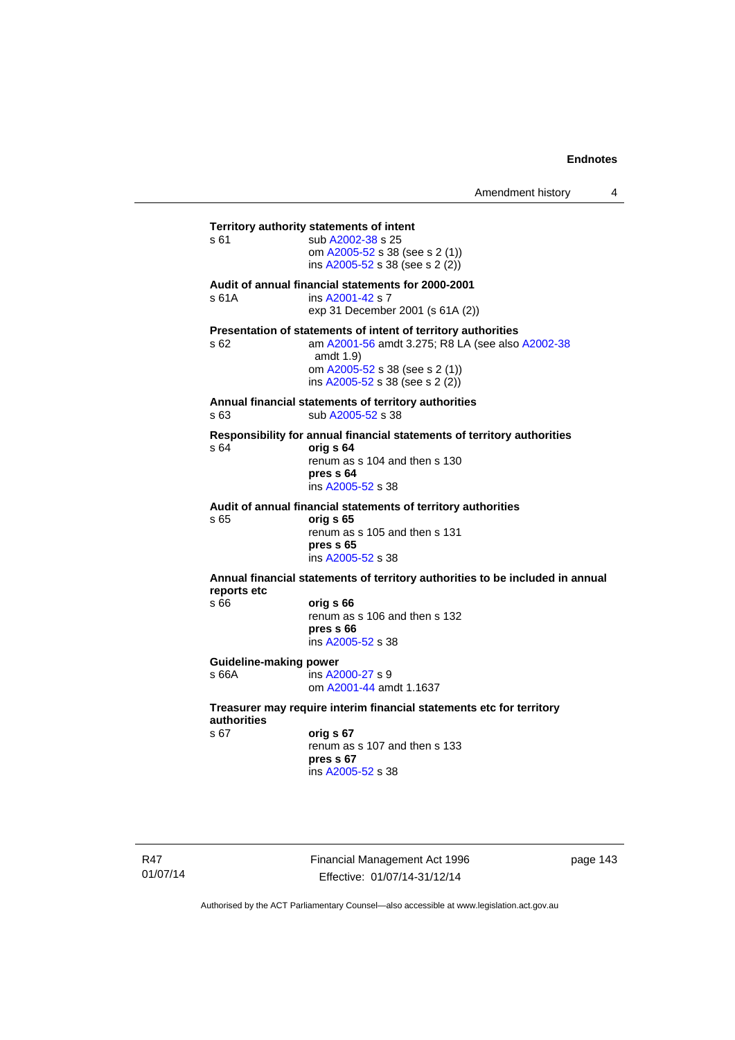**Territory authority statements of intent**

s 61 sub A2002-38 s 25
om A2005-52 s 38 (see s 2 (1))
ins A2005-52 s 38 (see s 2 (2))

**Audit of annual financial statements for 2000-2001**

s 61A ins A2001-42 s 7
exp 31 December 2001 (s 61A (2))

**Presentation of statements of intent of territory authorities**

s 62 am A2001-56 amdt 3.275; R8 LA (see also A2002-38 amdt 1.9)
om A2005-52 s 38 (see s 2 (1))
ins A2005-52 s 38 (see s 2 (2))

**Annual financial statements of territory authorities**

s 63 sub A2005-52 s 38

**Responsibility for annual financial statements of territory authorities**

s 64 **orig s 64**
renum as s 104 and then s 130
**pres s 64**
ins A2005-52 s 38

**Audit of annual financial statements of territory authorities**

s 65 **orig s 65**
renum as s 105 and then s 131
**pres s 65**
ins A2005-52 s 38

**Annual financial statements of territory authorities to be included in annual reports etc**

s 66 **orig s 66**
renum as s 106 and then s 132
**pres s 66**
ins A2005-52 s 38

**Guideline-making power**

s 66A ins A2000-27 s 9
om A2001-44 amdt 1.1637

**Treasurer may require interim financial statements etc for territory authorities**

s 67 **orig s 67**
renum as s 107 and then s 133
**pres s 67**
ins A2005-52 s 38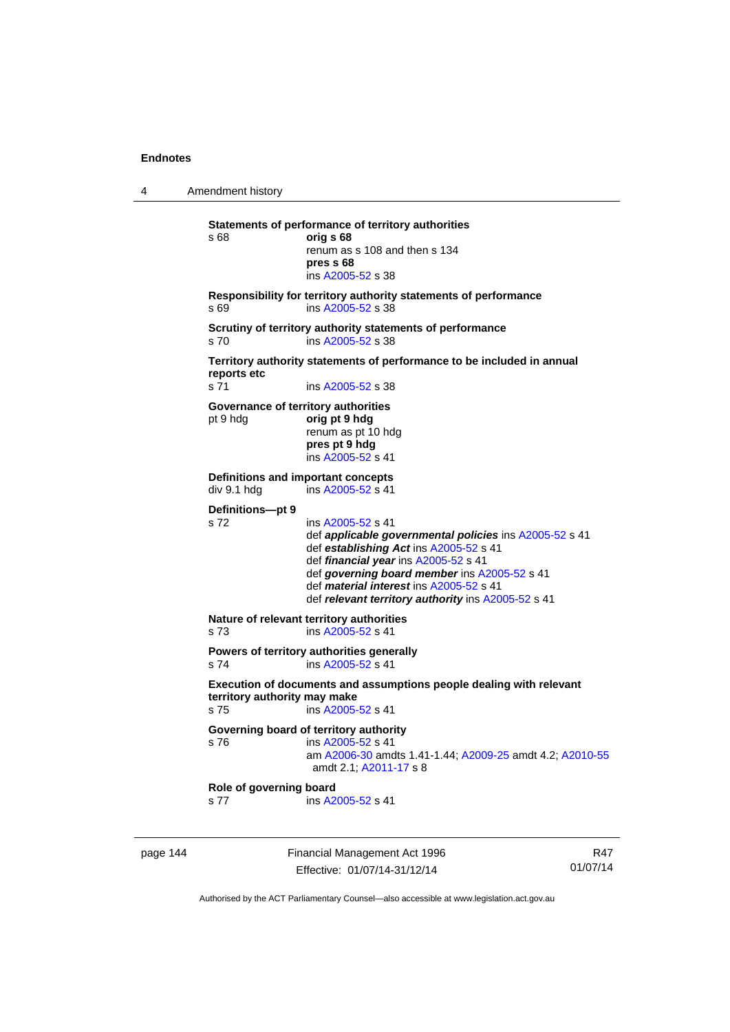**Statements of performance of territory authorities**

s 68 **orig s 68**
renum as s 108 and then s 134
**pres s 68**
ins A2005-52 s 38

**Responsibility for territory authority statements of performance**

s 69 ins A2005-52 s 38

**Scrutiny of territory authority statements of performance**

s 70 ins A2005-52 s 38

**Territory authority statements of performance to be included in annual reports etc**

s 71 ins A2005-52 s 38

**Governance of territory authorities**

pt 9 hdg **orig pt 9 hdg**
renum as pt 10 hdg
**pres pt 9 hdg**
ins A2005-52 s 41

**Definitions and important concepts**

div 9.1 hdg ins A2005-52 s 41

**Definitions—pt 9**

s 72 ins A2005-52 s 41
def ***applicable governmental policies*** ins A2005-52 s 41
def ***establishing Act*** ins A2005-52 s 41
def ***financial year*** ins A2005-52 s 41
def ***governing board member*** ins A2005-52 s 41
def ***material interest*** ins A2005-52 s 41
def ***relevant territory authority*** ins A2005-52 s 41

**Nature of relevant territory authorities**

s 73 ins A2005-52 s 41

**Powers of territory authorities generally**

s 74 ins A2005-52 s 41

**Execution of documents and assumptions people dealing with relevant territory authority may make**

s 75 ins A2005-52 s 41

**Governing board of territory authority**

s 76 ins A2005-52 s 41
am A2006-30 amdts 1.41-1.44; A2009-25 amdt 4.2; A2010-55 amdt 2.1; A2011-17 s 8

**Role of governing board**

s 77 ins A2005-52 s 41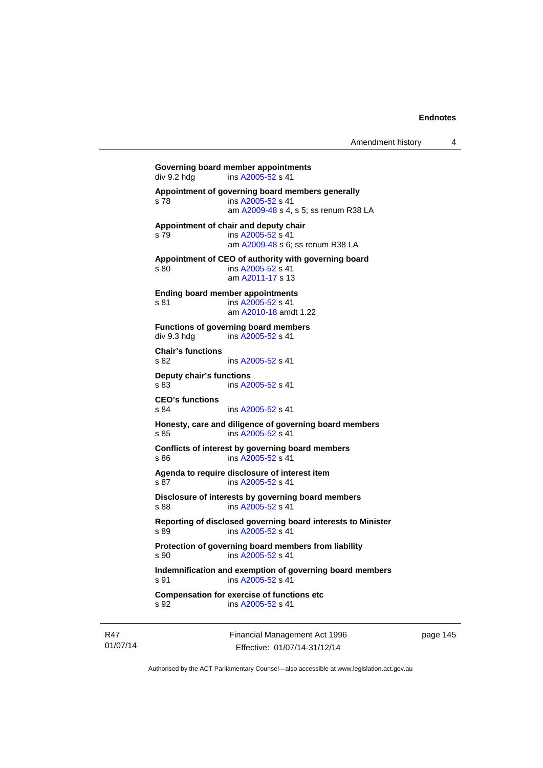**Governing board member appointments**
div 9.2 hdg ins A2005-52 s 41

**Appointment of governing board members generally**
s 78 ins A2005-52 s 41
am A2009-48 s 4, s 5; ss renum R38 LA

**Appointment of chair and deputy chair**
s 79 ins A2005-52 s 41
am A2009-48 s 6; ss renum R38 LA

**Appointment of CEO of authority with governing board**
s 80 ins A2005-52 s 41
am A2011-17 s 13

**Ending board member appointments**
s 81 ins A2005-52 s 41
am A2010-18 amdt 1.22

**Functions of governing board members**
div 9.3 hdg ins A2005-52 s 41

**Chair's functions**
s 82 ins A2005-52 s 41

**Deputy chair's functions**
s 83 ins A2005-52 s 41

**CEO's functions**
s 84 ins A2005-52 s 41

**Honesty, care and diligence of governing board members**
s 85 ins A2005-52 s 41

**Conflicts of interest by governing board members**
s 86 ins A2005-52 s 41

**Agenda to require disclosure of interest item**
s 87 ins A2005-52 s 41

**Disclosure of interests by governing board members**
s 88 ins A2005-52 s 41

**Reporting of disclosed governing board interests to Minister**
s 89 ins A2005-52 s 41

**Protection of governing board members from liability**
s 90 ins A2005-52 s 41

**Indemnification and exemption of governing board members**
s 91 ins A2005-52 s 41

**Compensation for exercise of functions etc**
s 92 ins A2005-52 s 41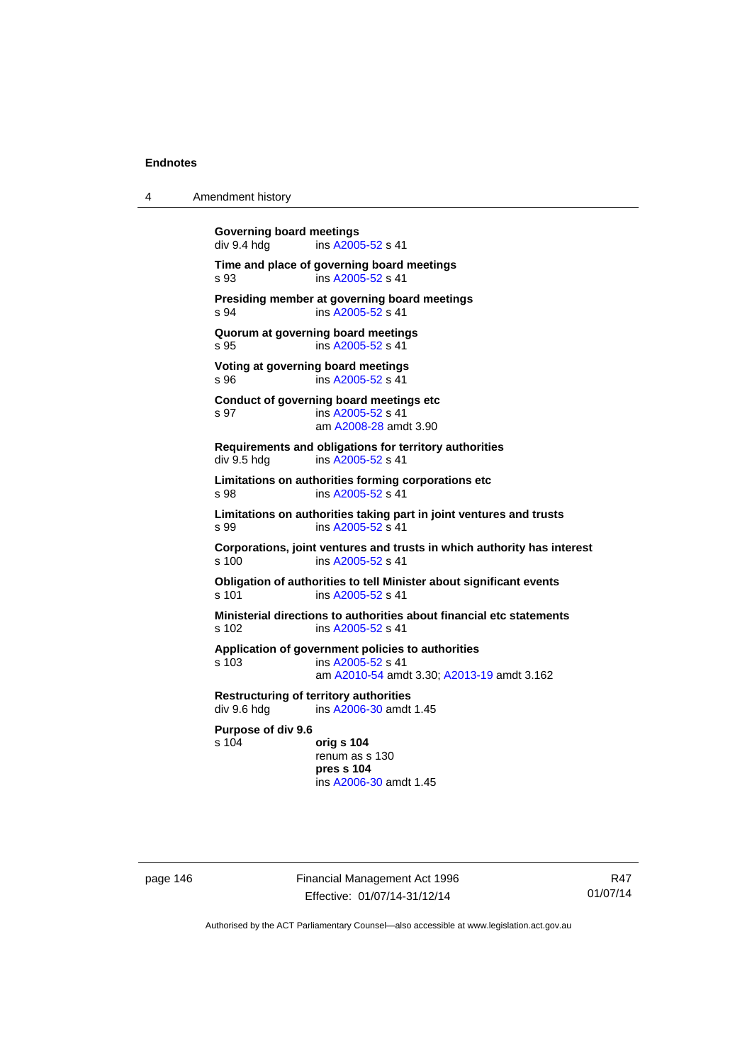**Governing board meetings**
div 9.4 hdg ins A2005-52 s 41

**Time and place of governing board meetings**
s 93 ins A2005-52 s 41

**Presiding member at governing board meetings**
s 94 ins A2005-52 s 41

**Quorum at governing board meetings**
s 95 ins A2005-52 s 41

**Voting at governing board meetings**
s 96 ins A2005-52 s 41

**Conduct of governing board meetings etc**
s 97 ins A2005-52 s 41
am A2008-28 amdt 3.90

**Requirements and obligations for territory authorities**
div 9.5 hdg ins A2005-52 s 41

**Limitations on authorities forming corporations etc**
s 98 ins A2005-52 s 41

**Limitations on authorities taking part in joint ventures and trusts**
s 99 ins A2005-52 s 41

**Corporations, joint ventures and trusts in which authority has interest**
s 100 ins A2005-52 s 41

**Obligation of authorities to tell Minister about significant events**
s 101 ins A2005-52 s 41

**Ministerial directions to authorities about financial etc statements**
s 102 ins A2005-52 s 41

**Application of government policies to authorities**
s 103 ins A2005-52 s 41
am A2010-54 amdt 3.30; A2013-19 amdt 3.162

**Restructuring of territory authorities**
div 9.6 hdg ins A2006-30 amdt 1.45

**Purpose of div 9.6**
s 104 **orig s 104**
renum as s 130
**pres s 104**
ins A2006-30 amdt 1.45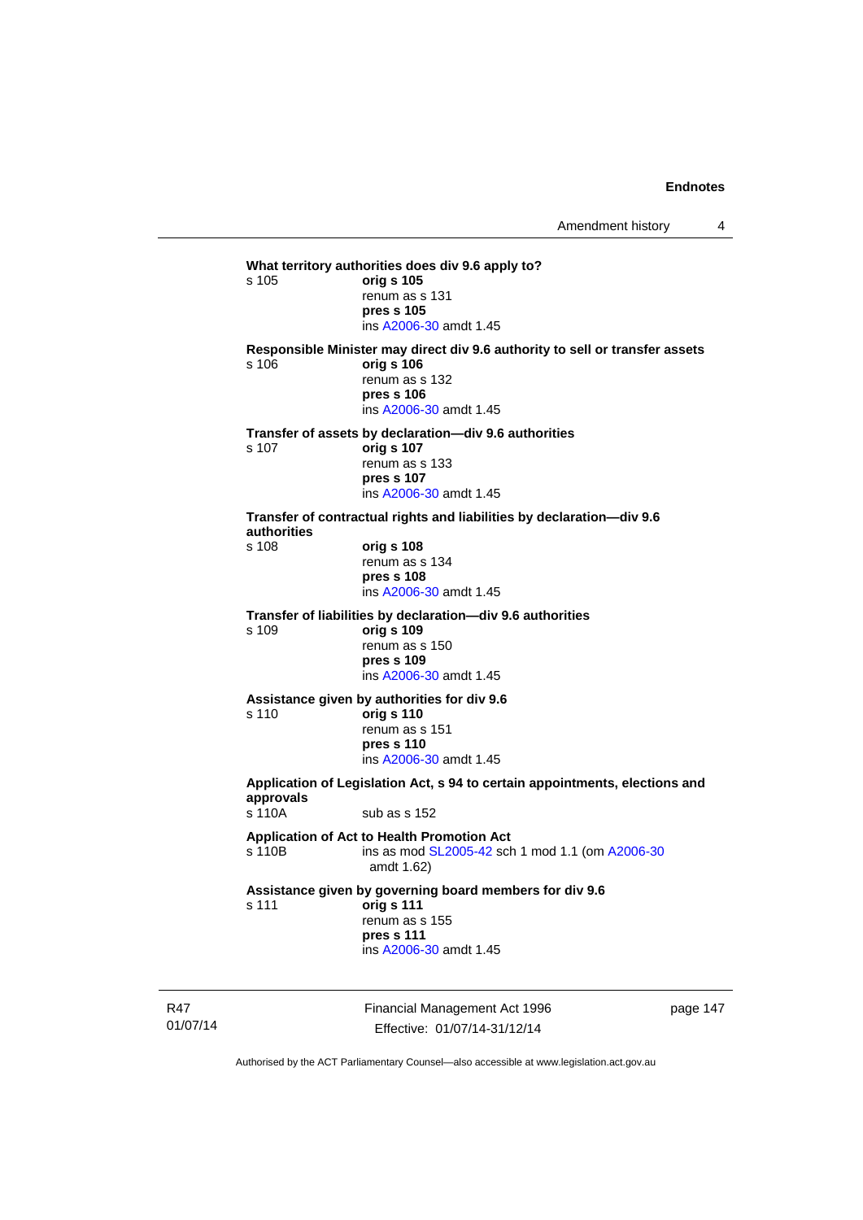**What territory authorities does div 9.6 apply to?**

s 105 **orig s 105**

renum as s 131

**pres s 105**

ins A2006-30 amdt 1.45

**Responsible Minister may direct div 9.6 authority to sell or transfer assets**

s 106 **orig s 106**

renum as s 132

**pres s 106**

ins A2006-30 amdt 1.45

**Transfer of assets by declaration—div 9.6 authorities**

s 107 **orig s 107**

renum as s 133

**pres s 107**

ins A2006-30 amdt 1.45

**Transfer of contractual rights and liabilities by declaration—div 9.6 authorities**

s 108 **orig s 108**

renum as s 134

**pres s 108**

ins A2006-30 amdt 1.45

**Transfer of liabilities by declaration—div 9.6 authorities**

s 109 **orig s 109**

renum as s 150

**pres s 109**

ins A2006-30 amdt 1.45

**Assistance given by authorities for div 9.6**

s 110 **orig s 110**

renum as s 151

**pres s 110**

ins A2006-30 amdt 1.45

**Application of Legislation Act, s 94 to certain appointments, elections and approvals**

s 110A sub as s 152

**Application of Act to Health Promotion Act**

s 110B ins as mod SL2005-42 sch 1 mod 1.1 (om A2006-30 amdt 1.62)

**Assistance given by governing board members for div 9.6**

s 111 **orig s 111**

renum as s 155

**pres s 111**

ins A2006-30 amdt 1.45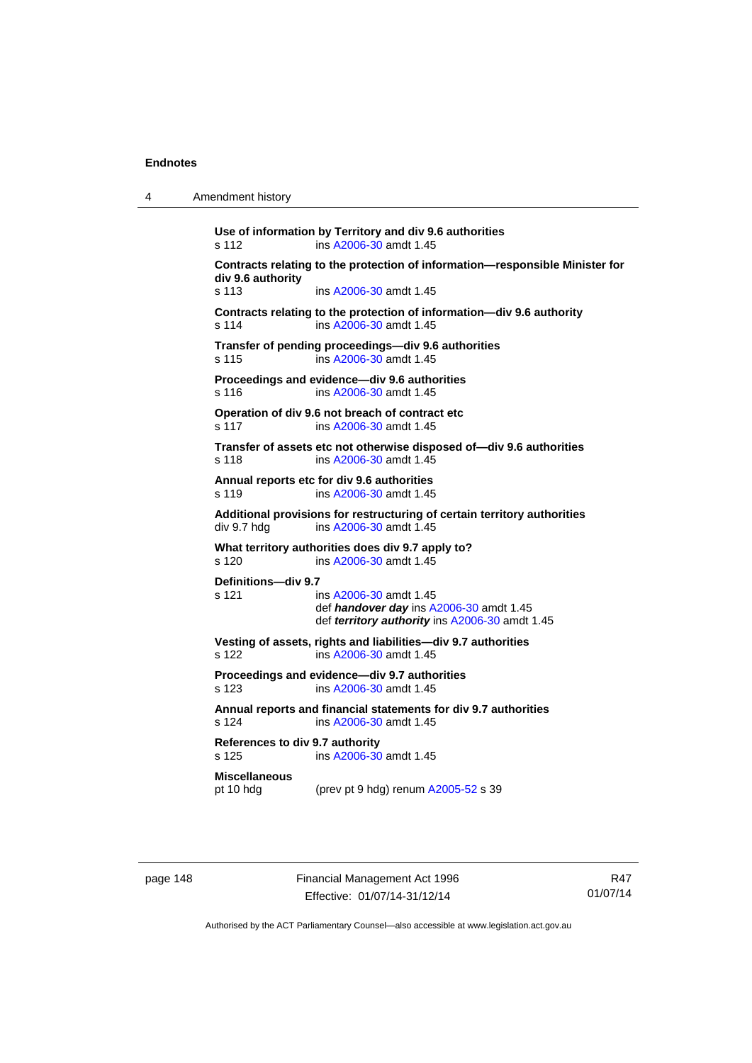**Use of information by Territory and div 9.6 authorities**
s 112 ins A2006-30 amdt 1.45

**Contracts relating to the protection of information—responsible Minister for div 9.6 authority**
s 113 ins A2006-30 amdt 1.45

**Contracts relating to the protection of information—div 9.6 authority**
s 114 ins A2006-30 amdt 1.45

**Transfer of pending proceedings—div 9.6 authorities**
s 115 ins A2006-30 amdt 1.45

**Proceedings and evidence—div 9.6 authorities**
s 116 ins A2006-30 amdt 1.45

**Operation of div 9.6 not breach of contract etc**
s 117 ins A2006-30 amdt 1.45

**Transfer of assets etc not otherwise disposed of—div 9.6 authorities**
s 118 ins A2006-30 amdt 1.45

**Annual reports etc for div 9.6 authorities**
s 119 ins A2006-30 amdt 1.45

**Additional provisions for restructuring of certain territory authorities**
div 9.7 hdg ins A2006-30 amdt 1.45

**What territory authorities does div 9.7 apply to?**
s 120 ins A2006-30 amdt 1.45

**Definitions—div 9.7**
s 121 ins A2006-30 amdt 1.45
def ***handover day*** ins A2006-30 amdt 1.45
def ***territory authority*** ins A2006-30 amdt 1.45

**Vesting of assets, rights and liabilities—div 9.7 authorities**
s 122 ins A2006-30 amdt 1.45

**Proceedings and evidence—div 9.7 authorities**
s 123 ins A2006-30 amdt 1.45

**Annual reports and financial statements for div 9.7 authorities**
s 124 ins A2006-30 amdt 1.45

**References to div 9.7 authority**
s 125 ins A2006-30 amdt 1.45

**Miscellaneous**
pt 10 hdg (prev pt 9 hdg) renum A2005-52 s 39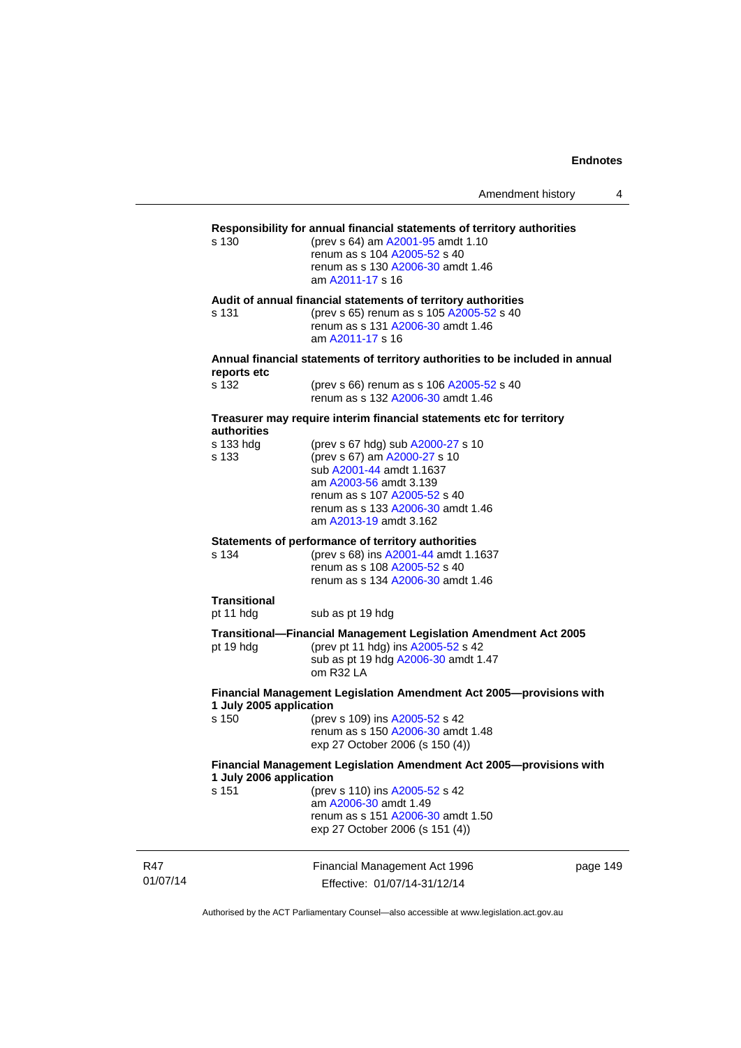**Responsibility for annual financial statements of territory authorities**

s 130 (prev s 64) am A2001-95 amdt 1.10
renum as s 104 A2005-52 s 40
renum as s 130 A2006-30 amdt 1.46
am A2011-17 s 16

**Audit of annual financial statements of territory authorities**

s 131 (prev s 65) renum as s 105 A2005-52 s 40
renum as s 131 A2006-30 amdt 1.46
am A2011-17 s 16

**Annual financial statements of territory authorities to be included in annual reports etc**

s 132 (prev s 66) renum as s 106 A2005-52 s 40
renum as s 132 A2006-30 amdt 1.46

**Treasurer may require interim financial statements etc for territory authorities**

s 133 hdg (prev s 67 hdg) sub A2000-27 s 10

s 133 (prev s 67) am A2000-27 s 10
sub A2001-44 amdt 1.1637
am A2003-56 amdt 3.139
renum as s 107 A2005-52 s 40
renum as s 133 A2006-30 amdt 1.46
am A2013-19 amdt 3.162

**Statements of performance of territory authorities**

s 134 (prev s 68) ins A2001-44 amdt 1.1637
renum as s 108 A2005-52 s 40
renum as s 134 A2006-30 amdt 1.46

**Transitional**

pt 11 hdg sub as pt 19 hdg

**Transitional—Financial Management Legislation Amendment Act 2005**

pt 19 hdg (prev pt 11 hdg) ins A2005-52 s 42
sub as pt 19 hdg A2006-30 amdt 1.47
om R32 LA

**Financial Management Legislation Amendment Act 2005—provisions with 1 July 2005 application**

s 150 (prev s 109) ins A2005-52 s 42
renum as s 150 A2006-30 amdt 1.48
exp 27 October 2006 (s 150 (4))

**Financial Management Legislation Amendment Act 2005—provisions with 1 July 2006 application**

s 151 (prev s 110) ins A2005-52 s 42
am A2006-30 amdt 1.49
renum as s 151 A2006-30 amdt 1.50
exp 27 October 2006 (s 151 (4))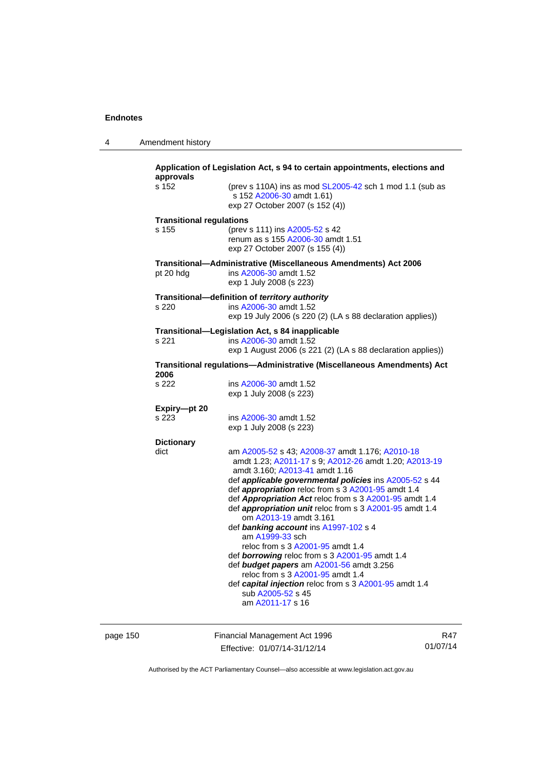**Application of Legislation Act, s 94 to certain appointments, elections and approvals**

s 152 (prev s 110A) ins as mod SL2005-42 sch 1 mod 1.1 (sub as s 152 A2006-30 amdt 1.61)
exp 27 October 2007 (s 152 (4))

**Transitional regulations**

s 155 (prev s 111) ins A2005-52 s 42
renum as s 155 A2006-30 amdt 1.51
exp 27 October 2007 (s 155 (4))

**Transitional—Administrative (Miscellaneous Amendments) Act 2006**

pt 20 hdg ins A2006-30 amdt 1.52
exp 1 July 2008 (s 223)

**Transitional—definition of *territory authority***

s 220 ins A2006-30 amdt 1.52
exp 19 July 2006 (s 220 (2) (LA s 88 declaration applies))

**Transitional—Legislation Act, s 84 inapplicable**

s 221 ins A2006-30 amdt 1.52
exp 1 August 2006 (s 221 (2) (LA s 88 declaration applies))

**Transitional regulations—Administrative (Miscellaneous Amendments) Act 2006**

s 222 ins A2006-30 amdt 1.52
exp 1 July 2008 (s 223)

**Expiry—pt 20**

s 223 ins A2006-30 amdt 1.52
exp 1 July 2008 (s 223)

**Dictionary**

dict am A2005-52 s 43; A2008-37 amdt 1.176; A2010-18 amdt 1.23; A2011-17 s 9; A2012-26 amdt 1.20; A2013-19 amdt 3.160; A2013-41 amdt 1.16
def ***applicable governmental policies*** ins A2005-52 s 44
def ***appropriation*** reloc from s 3 A2001-95 amdt 1.4
def ***Appropriation Act*** reloc from s 3 A2001-95 amdt 1.4
def ***appropriation unit*** reloc from s 3 A2001-95 amdt 1.4
om A2013-19 amdt 3.161
def ***banking account*** ins A1997-102 s 4
am A1999-33 sch
reloc from s 3 A2001-95 amdt 1.4
def ***borrowing*** reloc from s 3 A2001-95 amdt 1.4
def ***budget papers*** am A2001-56 amdt 3.256
reloc from s 3 A2001-95 amdt 1.4
def ***capital injection*** reloc from s 3 A2001-95 amdt 1.4
sub A2005-52 s 45
am A2011-17 s 16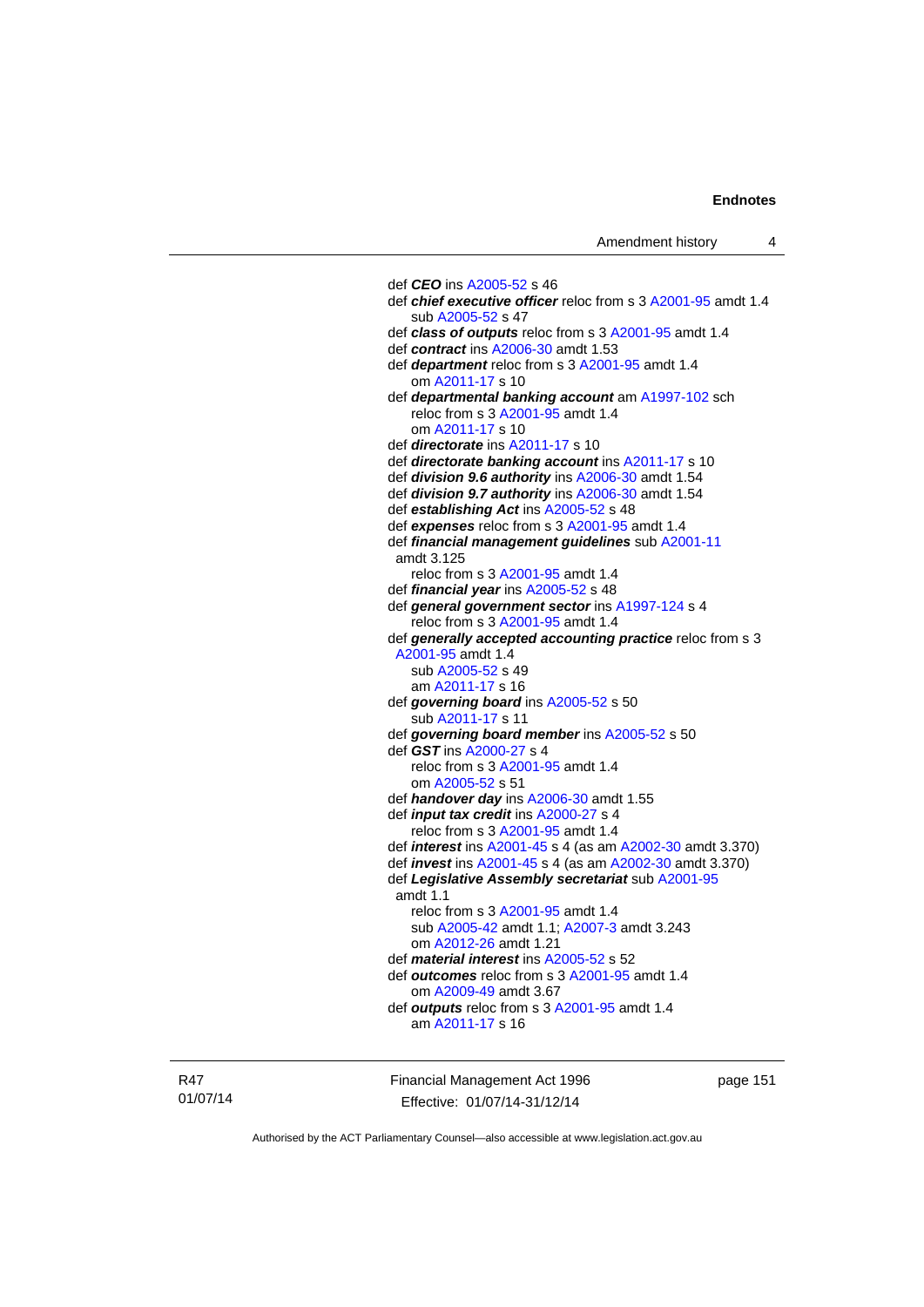def ***CEO*** ins A2005-52 s 46

def ***chief executive officer*** reloc from s 3 A2001-95 amdt 1.4
    sub A2005-52 s 47

def ***class of outputs*** reloc from s 3 A2001-95 amdt 1.4

def ***contract*** ins A2006-30 amdt 1.53

def ***department*** reloc from s 3 A2001-95 amdt 1.4
    om A2011-17 s 10

def ***departmental banking account*** am A1997-102 sch
    reloc from s 3 A2001-95 amdt 1.4
    om A2011-17 s 10

def ***directorate*** ins A2011-17 s 10

def ***directorate banking account*** ins A2011-17 s 10

def ***division 9.6 authority*** ins A2006-30 amdt 1.54

def ***division 9.7 authority*** ins A2006-30 amdt 1.54

def ***establishing Act*** ins A2005-52 s 48

def ***expenses*** reloc from s 3 A2001-95 amdt 1.4

def ***financial management guidelines*** sub A2001-11 amdt 3.125
    reloc from s 3 A2001-95 amdt 1.4

def ***financial year*** ins A2005-52 s 48

def ***general government sector*** ins A1997-124 s 4
    reloc from s 3 A2001-95 amdt 1.4

def ***generally accepted accounting practice*** reloc from s 3 A2001-95 amdt 1.4
    sub A2005-52 s 49
    am A2011-17 s 16

def ***governing board*** ins A2005-52 s 50
    sub A2011-17 s 11

def ***governing board member*** ins A2005-52 s 50

def ***GST*** ins A2000-27 s 4
    reloc from s 3 A2001-95 amdt 1.4
    om A2005-52 s 51

def ***handover day*** ins A2006-30 amdt 1.55

def ***input tax credit*** ins A2000-27 s 4
    reloc from s 3 A2001-95 amdt 1.4

def ***interest*** ins A2001-45 s 4 (as am A2002-30 amdt 3.370)

def ***invest*** ins A2001-45 s 4 (as am A2002-30 amdt 3.370)

def ***Legislative Assembly secretariat*** sub A2001-95 amdt 1.1
    reloc from s 3 A2001-95 amdt 1.4
    sub A2005-42 amdt 1.1; A2007-3 amdt 3.243
    om A2012-26 amdt 1.21

def ***material interest*** ins A2005-52 s 52

def ***outcomes*** reloc from s 3 A2001-95 amdt 1.4
    om A2009-49 amdt 3.67

def ***outputs*** reloc from s 3 A2001-95 amdt 1.4
    am A2011-17 s 16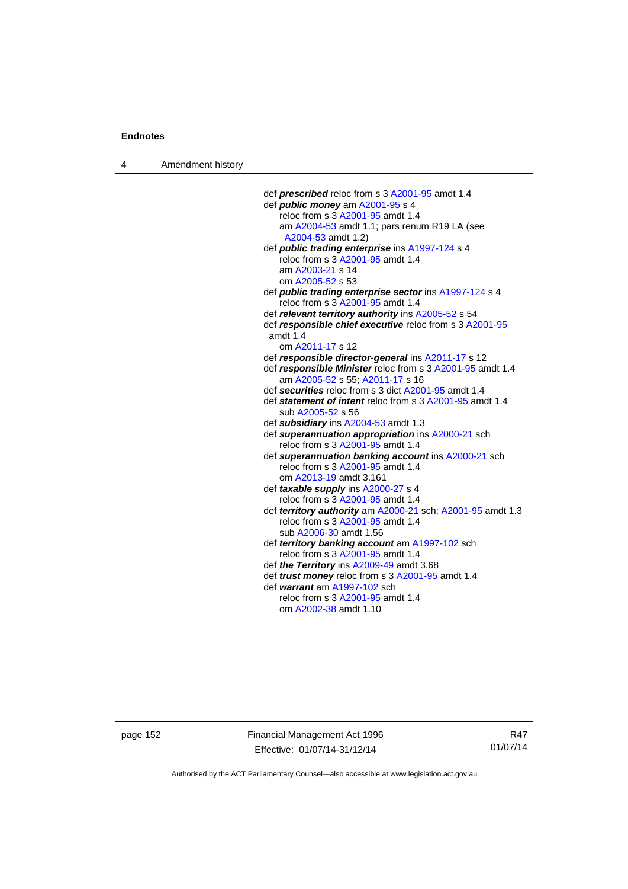def ***prescribed*** reloc from s 3 A2001-95 amdt 1.4
def ***public money*** am A2001-95 s 4
  reloc from s 3 A2001-95 amdt 1.4
  am A2004-53 amdt 1.1; pars renum R19 LA (see A2004-53 amdt 1.2)
def ***public trading enterprise*** ins A1997-124 s 4
  reloc from s 3 A2001-95 amdt 1.4
  am A2003-21 s 14
  om A2005-52 s 53
def ***public trading enterprise sector*** ins A1997-124 s 4
  reloc from s 3 A2001-95 amdt 1.4
def ***relevant territory authority*** ins A2005-52 s 54
def ***responsible chief executive*** reloc from s 3 A2001-95 amdt 1.4
  om A2011-17 s 12
def ***responsible director-general*** ins A2011-17 s 12
def ***responsible Minister*** reloc from s 3 A2001-95 amdt 1.4
  am A2005-52 s 55; A2011-17 s 16
def ***securities*** reloc from s 3 dict A2001-95 amdt 1.4
def ***statement of intent*** reloc from s 3 A2001-95 amdt 1.4
  sub A2005-52 s 56
def ***subsidiary*** ins A2004-53 amdt 1.3
def ***superannuation appropriation*** ins A2000-21 sch
  reloc from s 3 A2001-95 amdt 1.4
def ***superannuation banking account*** ins A2000-21 sch
  reloc from s 3 A2001-95 amdt 1.4
  om A2013-19 amdt 3.161
def ***taxable supply*** ins A2000-27 s 4
  reloc from s 3 A2001-95 amdt 1.4
def ***territory authority*** am A2000-21 sch; A2001-95 amdt 1.3
  reloc from s 3 A2001-95 amdt 1.4
  sub A2006-30 amdt 1.56
def ***territory banking account*** am A1997-102 sch
  reloc from s 3 A2001-95 amdt 1.4
def ***the Territory*** ins A2009-49 amdt 3.68
def ***trust money*** reloc from s 3 A2001-95 amdt 1.4
def ***warrant*** am A1997-102 sch
  reloc from s 3 A2001-95 amdt 1.4
  om A2002-38 amdt 1.10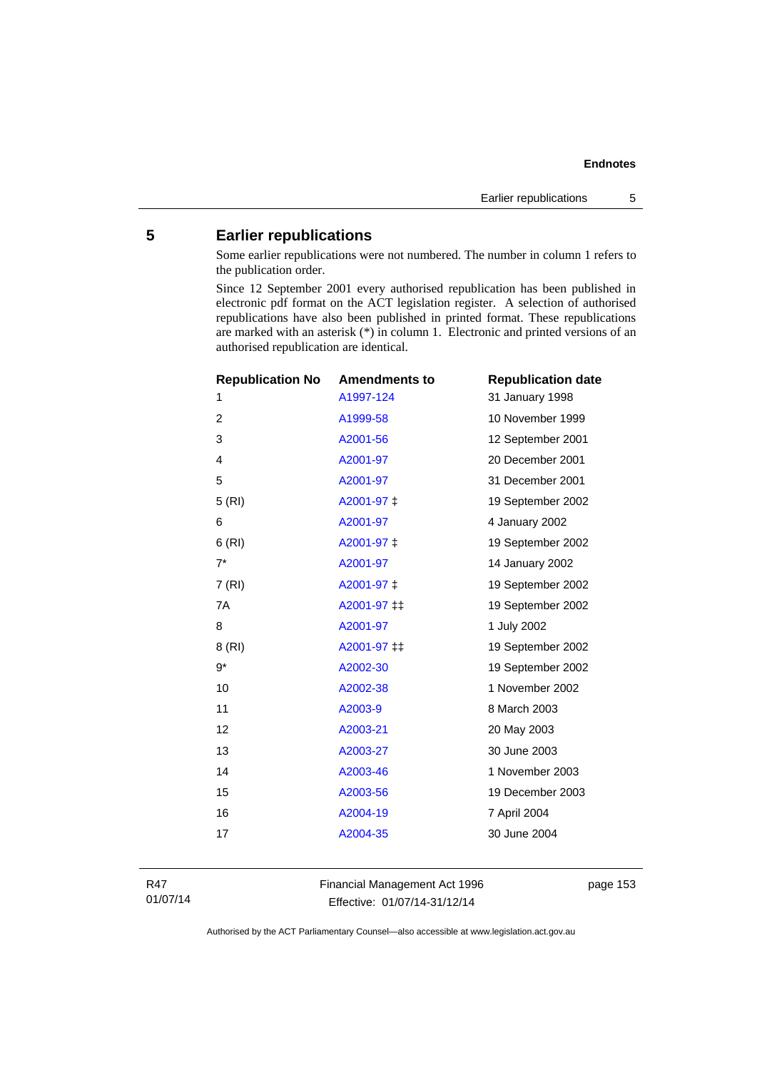## 5 Earlier republications

Some earlier republications were not numbered. The number in column 1 refers to the publication order.

Since 12 September 2001 every authorised republication has been published in electronic pdf format on the ACT legislation register. A selection of authorised republications have also been published in printed format. These republications are marked with an asterisk (*) in column 1. Electronic and printed versions of an authorised republication are identical.

| Republication No | Amendments to | Republication date |
|---|---|---|
| 1 | A1997-124 | 31 January 1998 |
| 2 | A1999-58 | 10 November 1999 |
| 3 | A2001-56 | 12 September 2001 |
| 4 | A2001-97 | 20 December 2001 |
| 5 | A2001-97 | 31 December 2001 |
| 5 (RI) | A2001-97 ‡ | 19 September 2002 |
| 6 | A2001-97 | 4 January 2002 |
| 6 (RI) | A2001-97 ‡ | 19 September 2002 |
| 7* | A2001-97 | 14 January 2002 |
| 7 (RI) | A2001-97 ‡ | 19 September 2002 |
| 7A | A2001-97 ‡‡ | 19 September 2002 |
| 8 | A2001-97 | 1 July 2002 |
| 8 (RI) | A2001-97 ‡‡ | 19 September 2002 |
| 9* | A2002-30 | 19 September 2002 |
| 10 | A2002-38 | 1 November 2002 |
| 11 | A2003-9 | 8 March 2003 |
| 12 | A2003-21 | 20 May 2003 |
| 13 | A2003-27 | 30 June 2003 |
| 14 | A2003-46 | 1 November 2003 |
| 15 | A2003-56 | 19 December 2003 |
| 16 | A2004-19 | 7 April 2004 |
| 17 | A2004-35 | 30 June 2004 |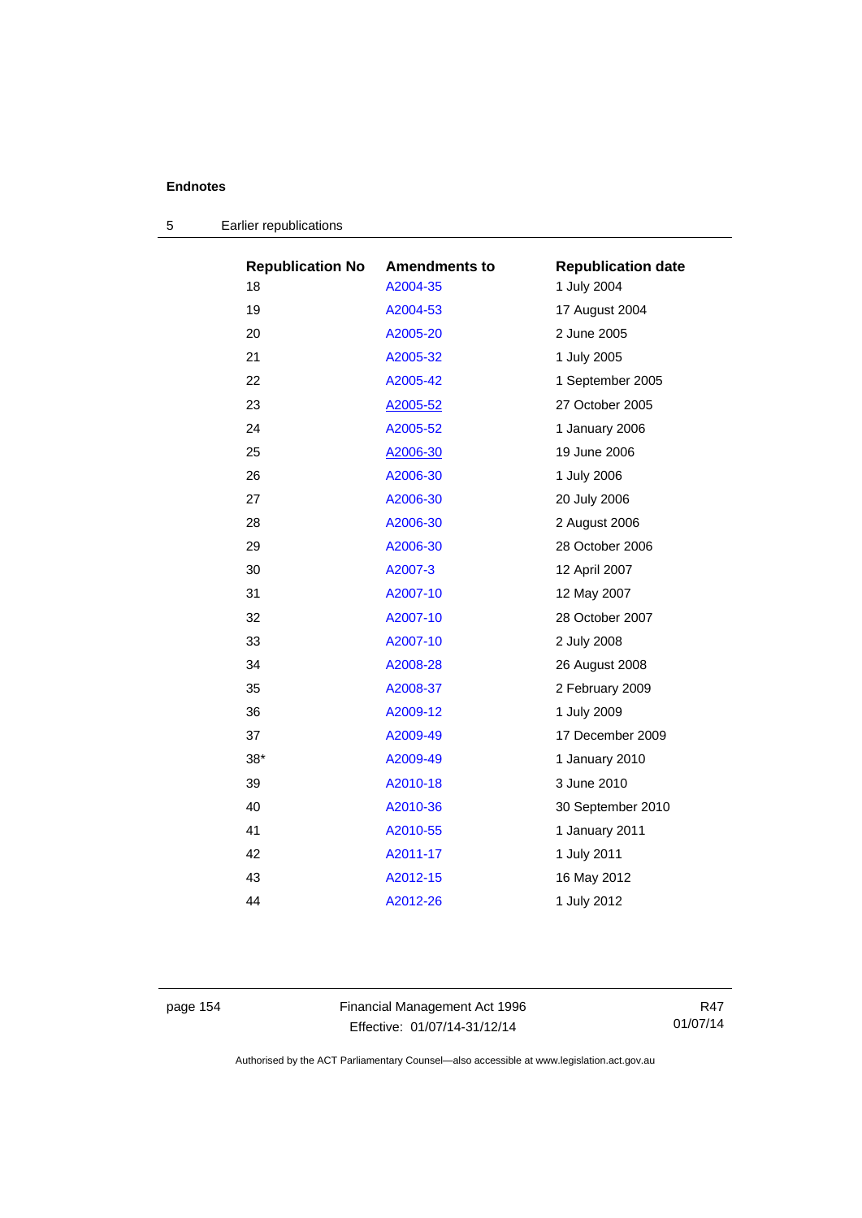## Endnotes

### 5 Earlier republications

| Republication No | Amendments to | Republication date |
|---|---|---|
| 18 | A2004-35 | 1 July 2004 |
| 19 | A2004-53 | 17 August 2004 |
| 20 | A2005-20 | 2 June 2005 |
| 21 | A2005-32 | 1 July 2005 |
| 22 | A2005-42 | 1 September 2005 |
| 23 | A2005-52 | 27 October 2005 |
| 24 | A2005-52 | 1 January 2006 |
| 25 | A2006-30 | 19 June 2006 |
| 26 | A2006-30 | 1 July 2006 |
| 27 | A2006-30 | 20 July 2006 |
| 28 | A2006-30 | 2 August 2006 |
| 29 | A2006-30 | 28 October 2006 |
| 30 | A2007-3 | 12 April 2007 |
| 31 | A2007-10 | 12 May 2007 |
| 32 | A2007-10 | 28 October 2007 |
| 33 | A2007-10 | 2 July 2008 |
| 34 | A2008-28 | 26 August 2008 |
| 35 | A2008-37 | 2 February 2009 |
| 36 | A2009-12 | 1 July 2009 |
| 37 | A2009-49 | 17 December 2009 |
| 38* | A2009-49 | 1 January 2010 |
| 39 | A2010-18 | 3 June 2010 |
| 40 | A2010-36 | 30 September 2010 |
| 41 | A2010-55 | 1 January 2011 |
| 42 | A2011-17 | 1 July 2011 |
| 43 | A2012-15 | 16 May 2012 |
| 44 | A2012-26 | 1 July 2012 |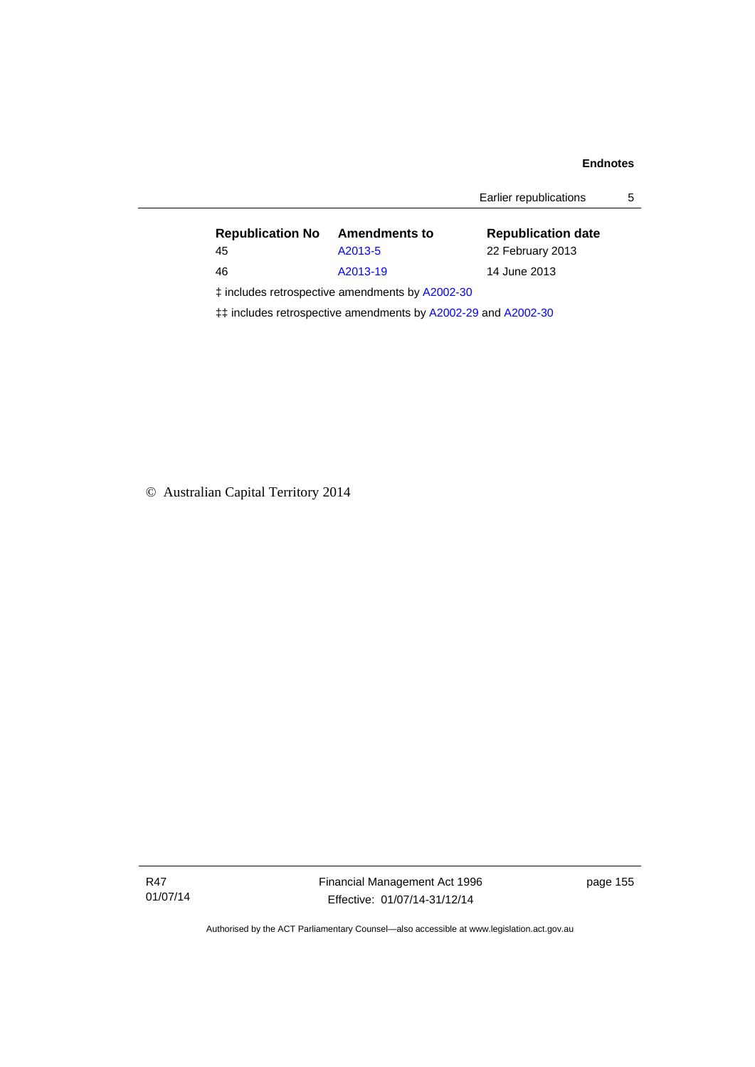| Republication No | Amendments to | Republication date |
|---|---|---|
| 45 | A2013-5 | 22 February 2013 |
| 46 | A2013-19 | 14 June 2013 |

‡ includes retrospective amendments by A2002-30

‡‡ includes retrospective amendments by A2002-29 and A2002-30

© Australian Capital Territory 2014